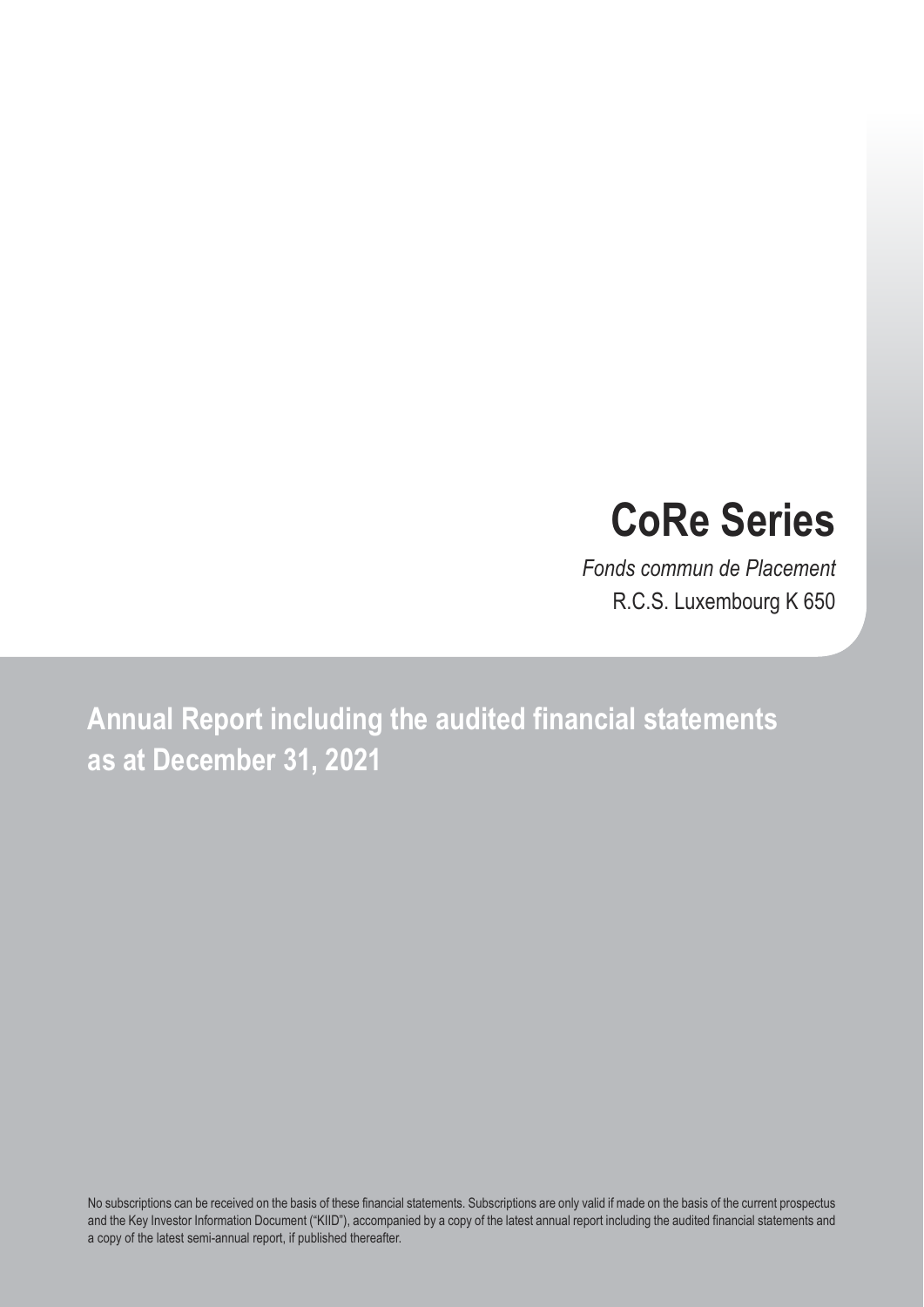# CoRe Series

*Fonds commun de Placement*

R.C.S. Luxembourg K 650

## Annual Report including the audited financial statements as at December 31, 2021

No subscriptions can be received on the basis of these financial statements. Subscriptions are only valid if made on the basis of the current prospectus and the Key Investor Information Document ("KIID"), accompanied by a copy of the latest annual report including the audited financial statements and a copy of the latest semi-annual report, if published thereafter.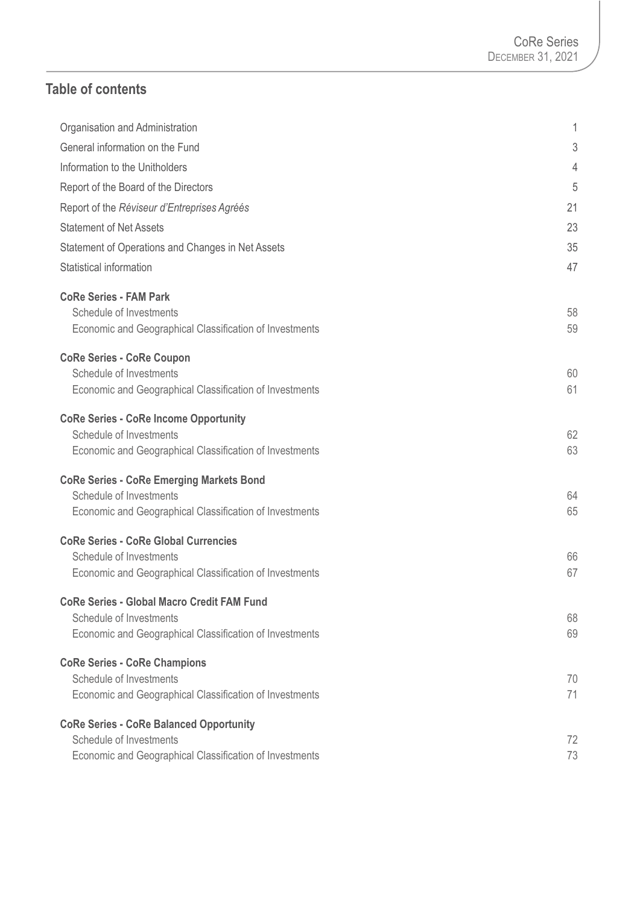# Table of contents

| | |
|---|---|
| Organisation and Administration | 1 |
| General information on the Fund | 3 |
| Information to the Unitholders | 4 |
| Report of the Board of the Directors | 5 |
| Report of the *Réviseur d'Entreprises Agréés* | 21 |
| Statement of Net Assets | 23 |
| Statement of Operations and Changes in Net Assets | 35 |
| Statistical information | 47 |
| **CoRe Series - FAM Park** | |
| Schedule of Investments | 58 |
| Economic and Geographical Classification of Investments | 59 |
| **CoRe Series - CoRe Coupon** | |
| Schedule of Investments | 60 |
| Economic and Geographical Classification of Investments | 61 |
| **CoRe Series - CoRe Income Opportunity** | |
| Schedule of Investments | 62 |
| Economic and Geographical Classification of Investments | 63 |
| **CoRe Series - CoRe Emerging Markets Bond** | |
| Schedule of Investments | 64 |
| Economic and Geographical Classification of Investments | 65 |
| **CoRe Series - CoRe Global Currencies** | |
| Schedule of Investments | 66 |
| Economic and Geographical Classification of Investments | 67 |
| **CoRe Series - Global Macro Credit FAM Fund** | |
| Schedule of Investments | 68 |
| Economic and Geographical Classification of Investments | 69 |
| **CoRe Series - CoRe Champions** | |
| Schedule of Investments | 70 |
| Economic and Geographical Classification of Investments | 71 |
| **CoRe Series - CoRe Balanced Opportunity** | |
| Schedule of Investments | 72 |
| Economic and Geographical Classification of Investments | 73 |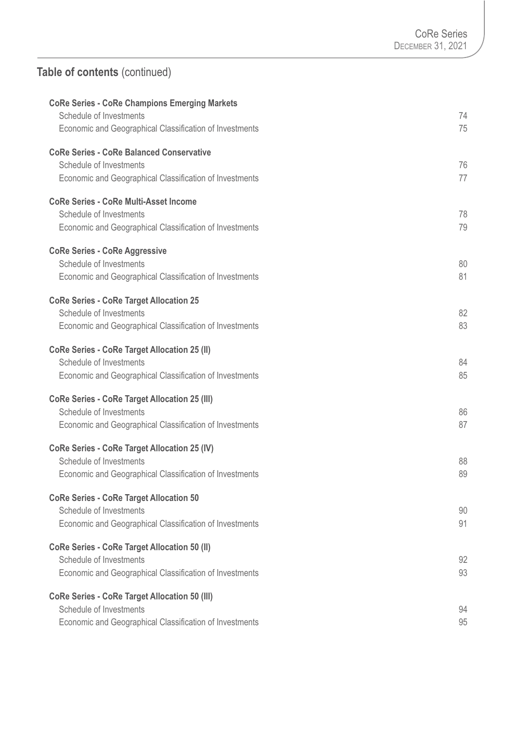## Table of contents (continued)

| | |
|---|---|
| **CoRe Series - CoRe Champions Emerging Markets** | |
| Schedule of Investments | 74 |
| Economic and Geographical Classification of Investments | 75 |
| **CoRe Series - CoRe Balanced Conservative** | |
| Schedule of Investments | 76 |
| Economic and Geographical Classification of Investments | 77 |
| **CoRe Series - CoRe Multi-Asset Income** | |
| Schedule of Investments | 78 |
| Economic and Geographical Classification of Investments | 79 |
| **CoRe Series - CoRe Aggressive** | |
| Schedule of Investments | 80 |
| Economic and Geographical Classification of Investments | 81 |
| **CoRe Series - CoRe Target Allocation 25** | |
| Schedule of Investments | 82 |
| Economic and Geographical Classification of Investments | 83 |
| **CoRe Series - CoRe Target Allocation 25 (II)** | |
| Schedule of Investments | 84 |
| Economic and Geographical Classification of Investments | 85 |
| **CoRe Series - CoRe Target Allocation 25 (III)** | |
| Schedule of Investments | 86 |
| Economic and Geographical Classification of Investments | 87 |
| **CoRe Series - CoRe Target Allocation 25 (IV)** | |
| Schedule of Investments | 88 |
| Economic and Geographical Classification of Investments | 89 |
| **CoRe Series - CoRe Target Allocation 50** | |
| Schedule of Investments | 90 |
| Economic and Geographical Classification of Investments | 91 |
| **CoRe Series - CoRe Target Allocation 50 (II)** | |
| Schedule of Investments | 92 |
| Economic and Geographical Classification of Investments | 93 |
| **CoRe Series - CoRe Target Allocation 50 (III)** | |
| Schedule of Investments | 94 |
| Economic and Geographical Classification of Investments | 95 |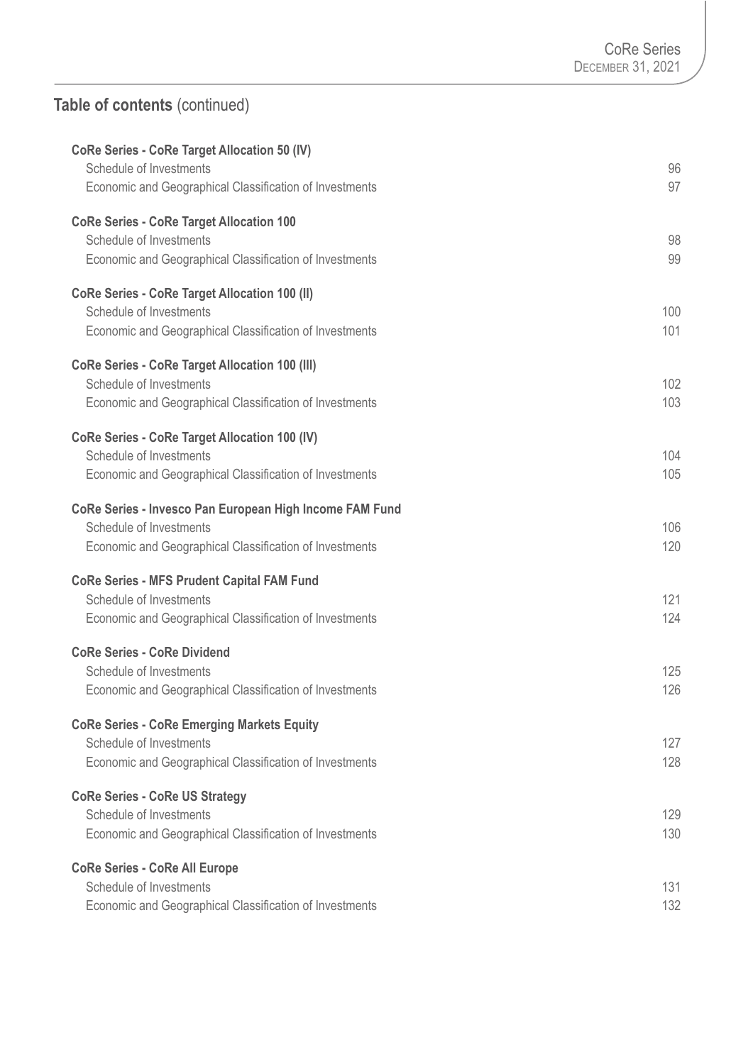## Table of contents (continued)

| | |
|---|---|
| **CoRe Series - CoRe Target Allocation 50 (IV)** | |
| Schedule of Investments | 96 |
| Economic and Geographical Classification of Investments | 97 |
| **CoRe Series - CoRe Target Allocation 100** | |
| Schedule of Investments | 98 |
| Economic and Geographical Classification of Investments | 99 |
| **CoRe Series - CoRe Target Allocation 100 (II)** | |
| Schedule of Investments | 100 |
| Economic and Geographical Classification of Investments | 101 |
| **CoRe Series - CoRe Target Allocation 100 (III)** | |
| Schedule of Investments | 102 |
| Economic and Geographical Classification of Investments | 103 |
| **CoRe Series - CoRe Target Allocation 100 (IV)** | |
| Schedule of Investments | 104 |
| Economic and Geographical Classification of Investments | 105 |
| **CoRe Series - Invesco Pan European High Income FAM Fund** | |
| Schedule of Investments | 106 |
| Economic and Geographical Classification of Investments | 120 |
| **CoRe Series - MFS Prudent Capital FAM Fund** | |
| Schedule of Investments | 121 |
| Economic and Geographical Classification of Investments | 124 |
| **CoRe Series - CoRe Dividend** | |
| Schedule of Investments | 125 |
| Economic and Geographical Classification of Investments | 126 |
| **CoRe Series - CoRe Emerging Markets Equity** | |
| Schedule of Investments | 127 |
| Economic and Geographical Classification of Investments | 128 |
| **CoRe Series - CoRe US Strategy** | |
| Schedule of Investments | 129 |
| Economic and Geographical Classification of Investments | 130 |
| **CoRe Series - CoRe All Europe** | |
| Schedule of Investments | 131 |
| Economic and Geographical Classification of Investments | 132 |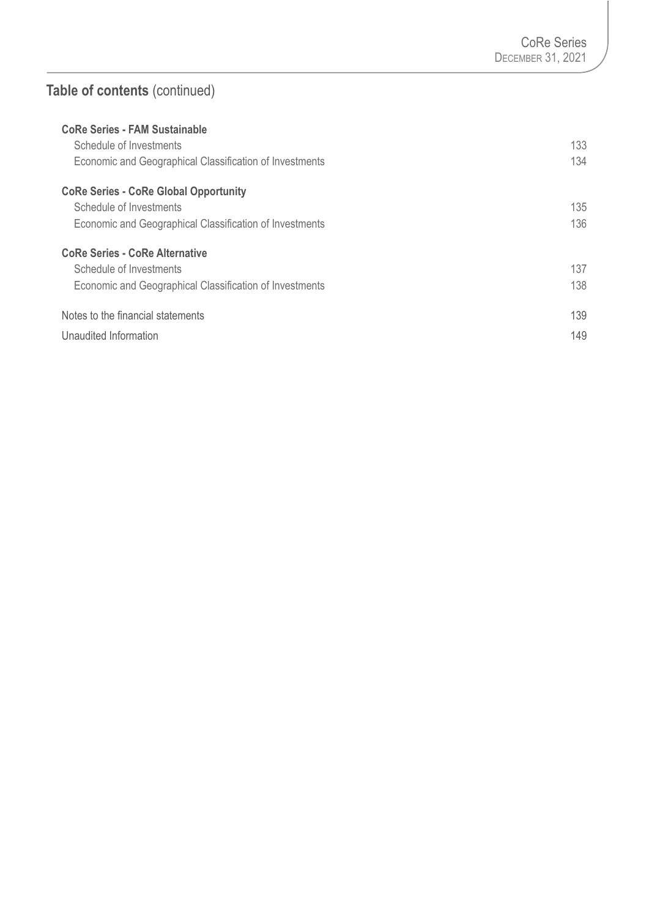## Table of contents (continued)

| | |
|---|---|
| **CoRe Series - FAM Sustainable** | |
| Schedule of Investments | 133 |
| Economic and Geographical Classification of Investments | 134 |
| **CoRe Series - CoRe Global Opportunity** | |
| Schedule of Investments | 135 |
| Economic and Geographical Classification of Investments | 136 |
| **CoRe Series - CoRe Alternative** | |
| Schedule of Investments | 137 |
| Economic and Geographical Classification of Investments | 138 |
| Notes to the financial statements | 139 |
| Unaudited Information | 149 |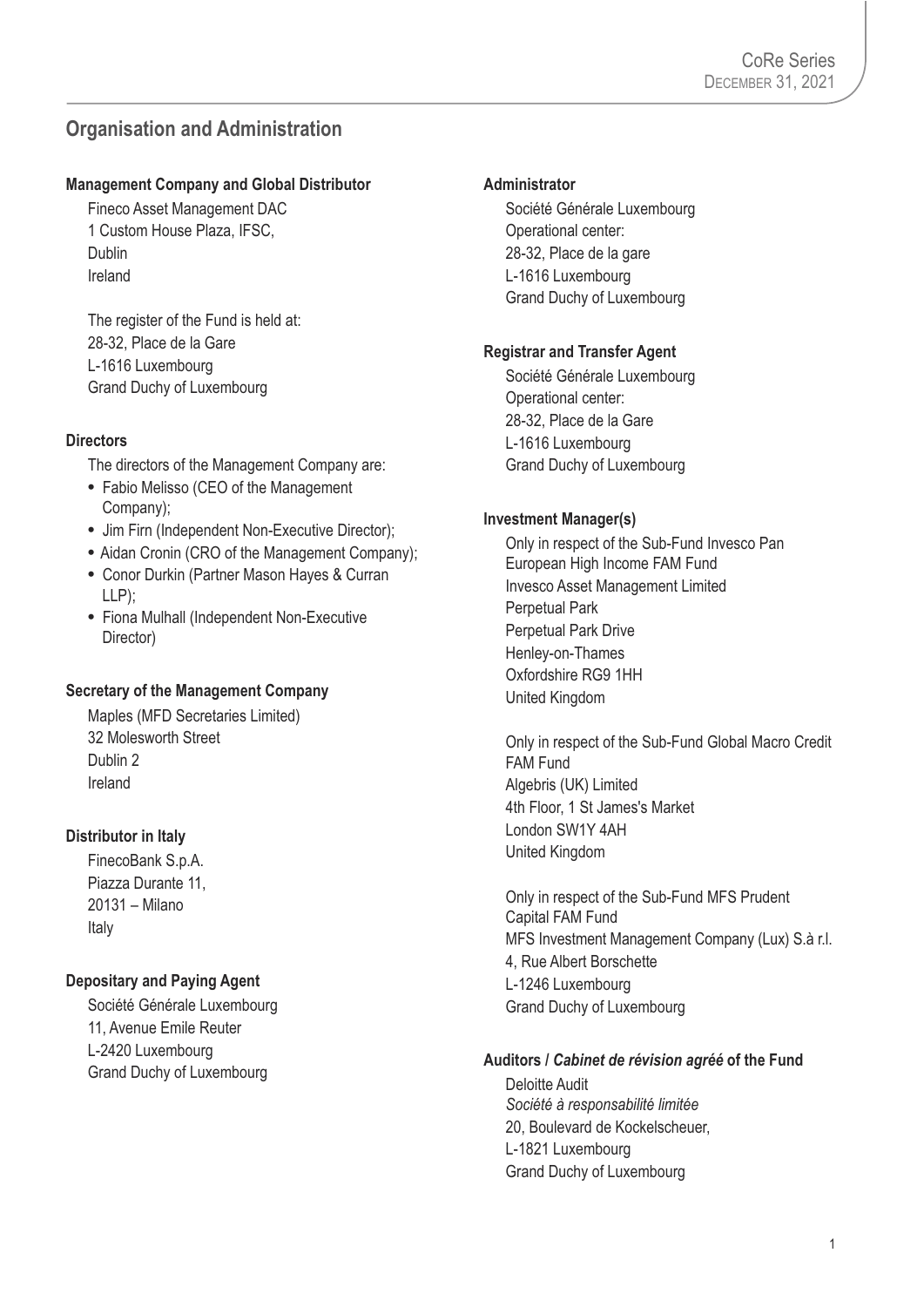## Organisation and Administration

**Management Company and Global Distributor**

Fineco Asset Management DAC
1 Custom House Plaza, IFSC,
Dublin
Ireland

The register of the Fund is held at:
28-32, Place de la Gare
L-1616 Luxembourg
Grand Duchy of Luxembourg

**Directors**

The directors of the Management Company are:

- Fabio Melisso (CEO of the Management Company);
- Jim Firn (Independent Non-Executive Director);
- Aidan Cronin (CRO of the Management Company);
- Conor Durkin (Partner Mason Hayes & Curran LLP);
- Fiona Mulhall (Independent Non-Executive Director)

**Secretary of the Management Company**

Maples (MFD Secretaries Limited)
32 Molesworth Street
Dublin 2
Ireland

**Distributor in Italy**

FinecoBank S.p.A.
Piazza Durante 11,
20131 – Milano
Italy

**Depositary and Paying Agent**

Société Générale Luxembourg
11, Avenue Emile Reuter
L-2420 Luxembourg
Grand Duchy of Luxembourg

**Administrator**

Société Générale Luxembourg
Operational center:
28-32, Place de la gare
L-1616 Luxembourg
Grand Duchy of Luxembourg

**Registrar and Transfer Agent**

Société Générale Luxembourg
Operational center:
28-32, Place de la Gare
L-1616 Luxembourg
Grand Duchy of Luxembourg

**Investment Manager(s)**

Only in respect of the Sub-Fund Invesco Pan European High Income FAM Fund
Invesco Asset Management Limited
Perpetual Park
Perpetual Park Drive
Henley-on-Thames
Oxfordshire RG9 1HH
United Kingdom

Only in respect of the Sub-Fund Global Macro Credit FAM Fund
Algebris (UK) Limited
4th Floor, 1 St James's Market
London SW1Y 4AH
United Kingdom

Only in respect of the Sub-Fund MFS Prudent Capital FAM Fund
MFS Investment Management Company (Lux) S.à r.l.
4, Rue Albert Borschette
L-1246 Luxembourg
Grand Duchy of Luxembourg

**Auditors / *Cabinet de révision agréé* of the Fund**

Deloitte Audit
*Société à responsabilité limitée*
20, Boulevard de Kockelscheuer,
L-1821 Luxembourg
Grand Duchy of Luxembourg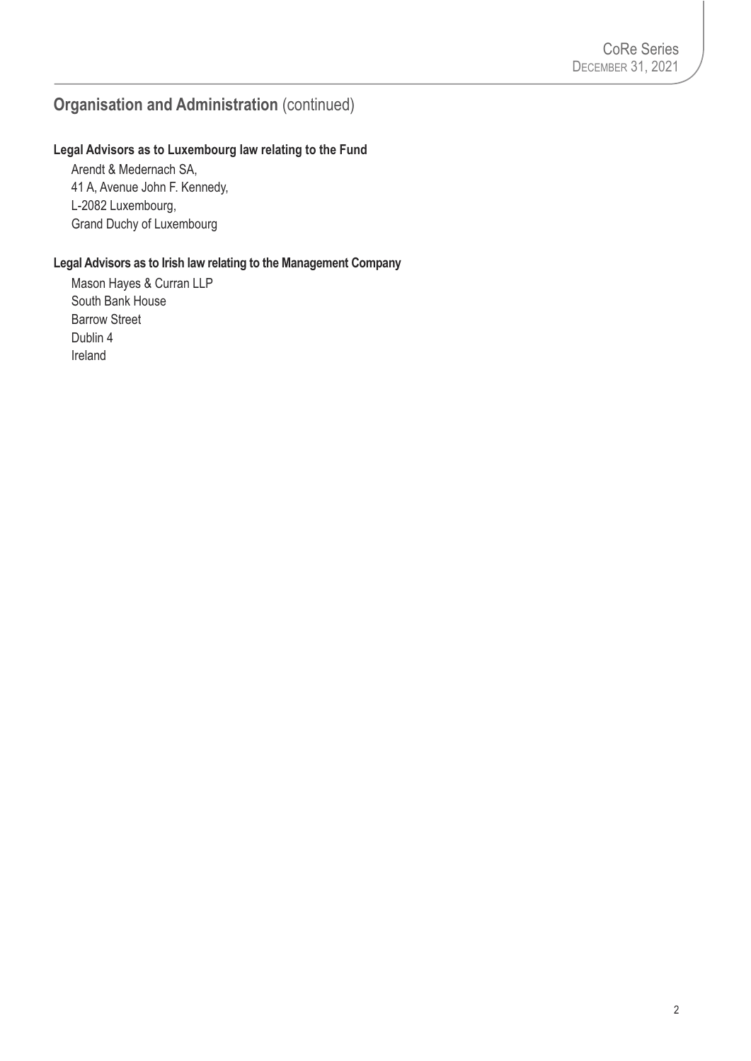## Organisation and Administration (continued)

**Legal Advisors as to Luxembourg law relating to the Fund**

Arendt & Medernach SA,
41 A, Avenue John F. Kennedy,
L-2082 Luxembourg,
Grand Duchy of Luxembourg

**Legal Advisors as to Irish law relating to the Management Company**

Mason Hayes & Curran LLP
South Bank House
Barrow Street
Dublin 4
Ireland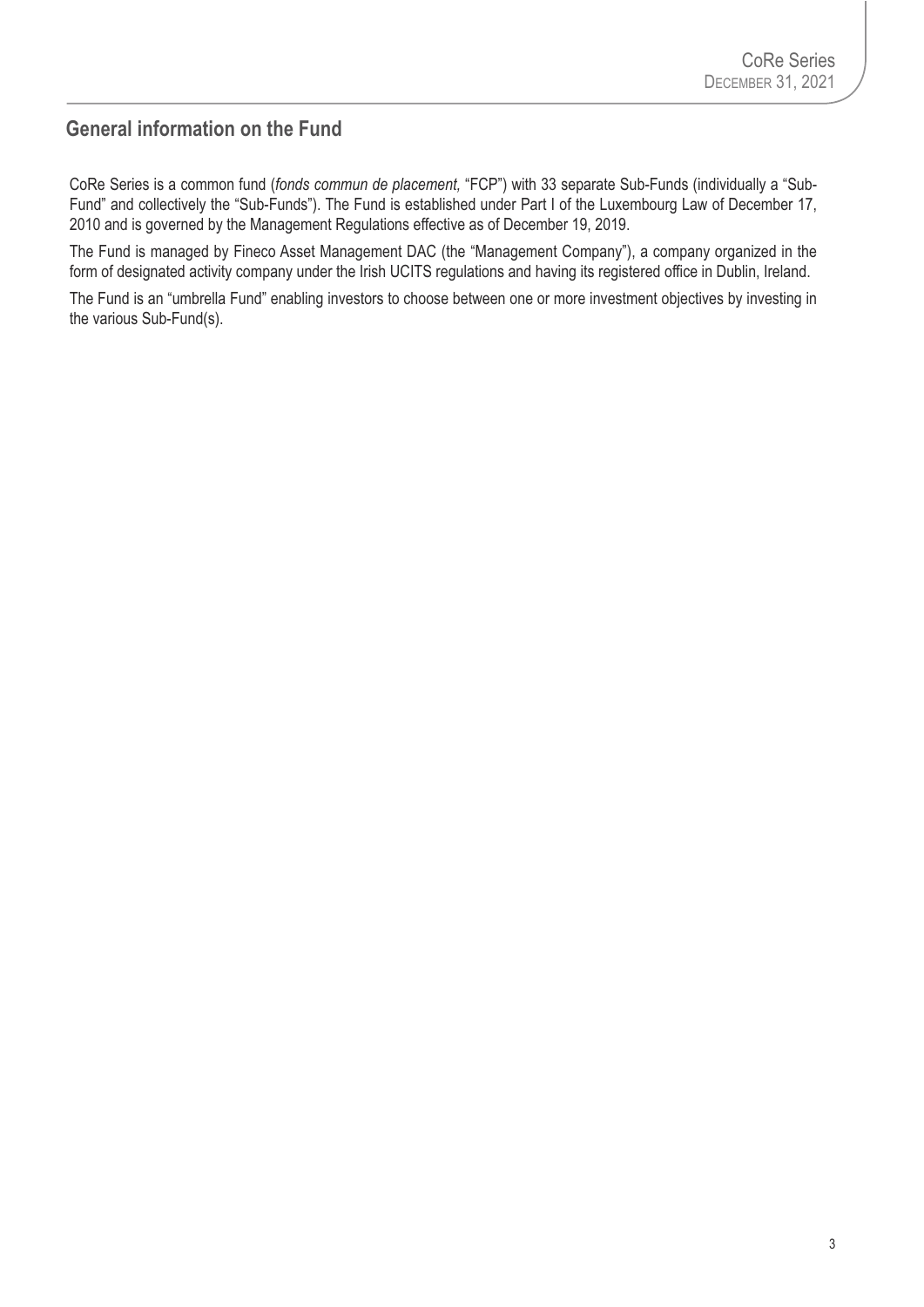## General information on the Fund

CoRe Series is a common fund (*fonds commun de placement,* "FCP") with 33 separate Sub-Funds (individually a "Sub-Fund" and collectively the "Sub-Funds"). The Fund is established under Part I of the Luxembourg Law of December 17, 2010 and is governed by the Management Regulations effective as of December 19, 2019.

The Fund is managed by Fineco Asset Management DAC (the "Management Company"), a company organized in the form of designated activity company under the Irish UCITS regulations and having its registered office in Dublin, Ireland.

The Fund is an "umbrella Fund" enabling investors to choose between one or more investment objectives by investing in the various Sub-Fund(s).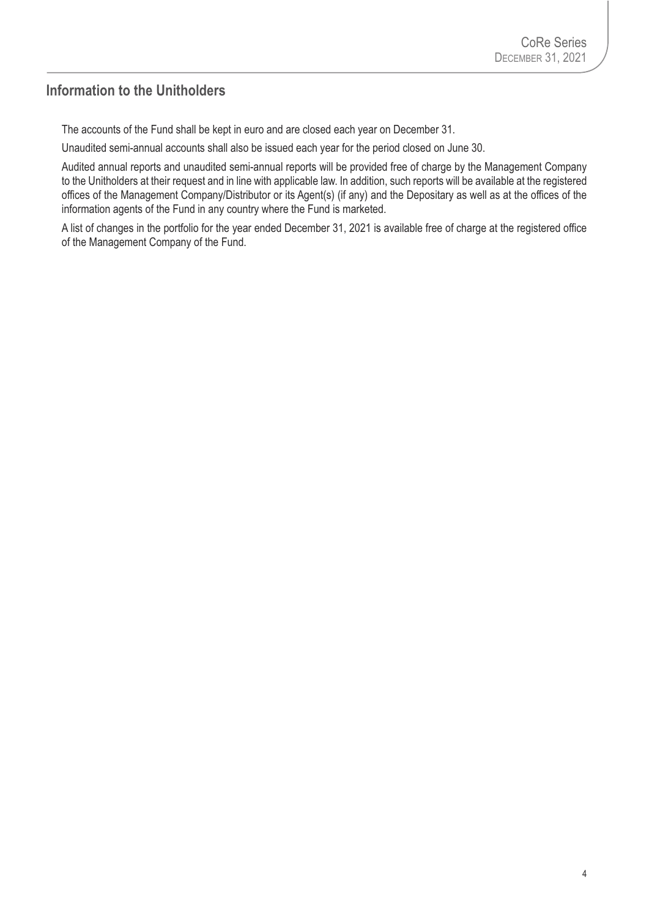## Information to the Unitholders

The accounts of the Fund shall be kept in euro and are closed each year on December 31.

Unaudited semi-annual accounts shall also be issued each year for the period closed on June 30.

Audited annual reports and unaudited semi-annual reports will be provided free of charge by the Management Company to the Unitholders at their request and in line with applicable law. In addition, such reports will be available at the registered offices of the Management Company/Distributor or its Agent(s) (if any) and the Depositary as well as at the offices of the information agents of the Fund in any country where the Fund is marketed.

A list of changes in the portfolio for the year ended December 31, 2021 is available free of charge at the registered office of the Management Company of the Fund.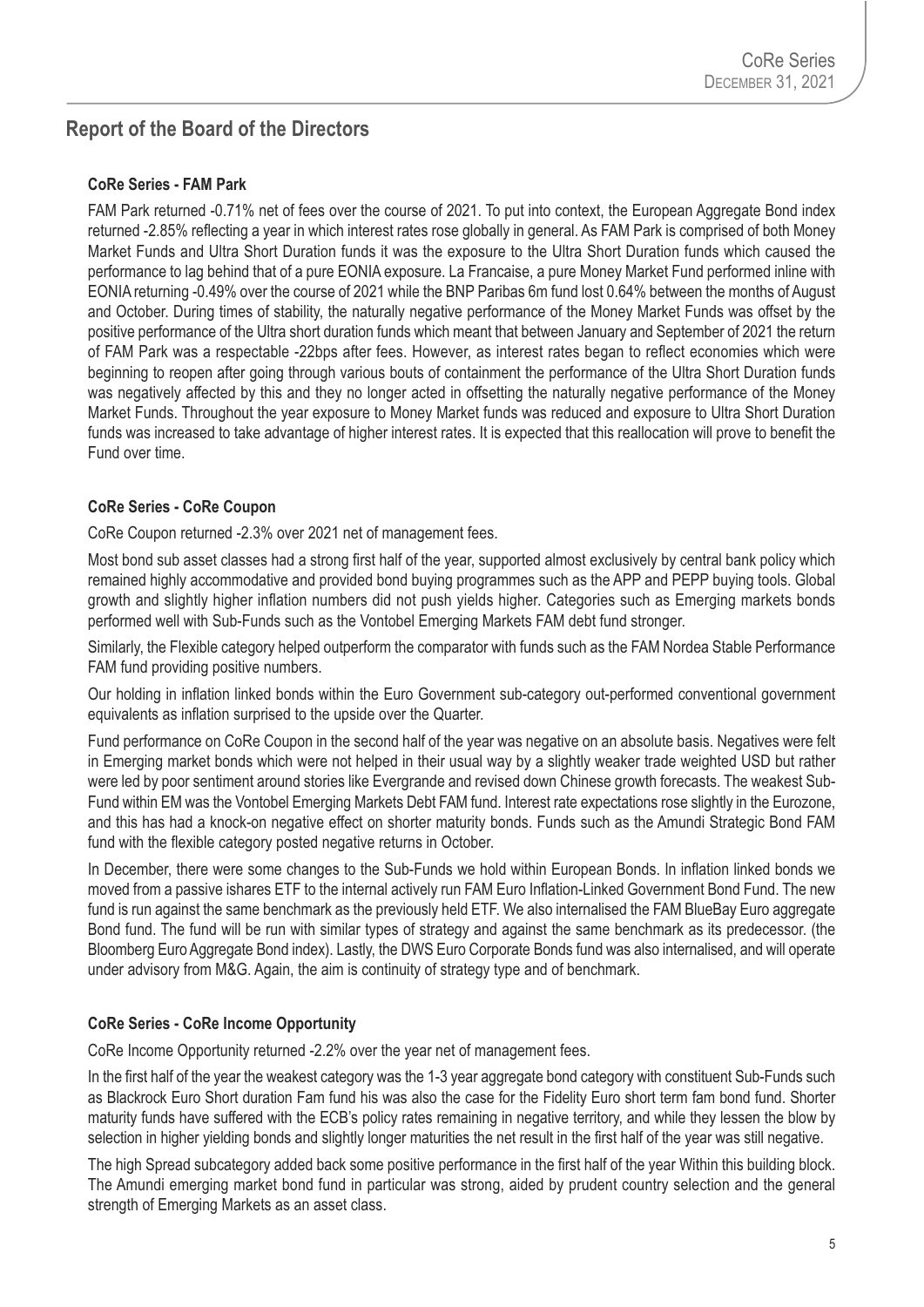## Report of the Board of the Directors

**CoRe Series - FAM Park**

FAM Park returned -0.71% net of fees over the course of 2021. To put into context, the European Aggregate Bond index returned -2.85% reflecting a year in which interest rates rose globally in general. As FAM Park is comprised of both Money Market Funds and Ultra Short Duration funds it was the exposure to the Ultra Short Duration funds which caused the performance to lag behind that of a pure EONIA exposure. La Francaise, a pure Money Market Fund performed inline with EONIA returning -0.49% over the course of 2021 while the BNP Paribas 6m fund lost 0.64% between the months of August and October. During times of stability, the naturally negative performance of the Money Market Funds was offset by the positive performance of the Ultra short duration funds which meant that between January and September of 2021 the return of FAM Park was a respectable -22bps after fees. However, as interest rates began to reflect economies which were beginning to reopen after going through various bouts of containment the performance of the Ultra Short Duration funds was negatively affected by this and they no longer acted in offsetting the naturally negative performance of the Money Market Funds. Throughout the year exposure to Money Market funds was reduced and exposure to Ultra Short Duration funds was increased to take advantage of higher interest rates. It is expected that this reallocation will prove to benefit the Fund over time.

**CoRe Series - CoRe Coupon**

CoRe Coupon returned -2.3% over 2021 net of management fees.

Most bond sub asset classes had a strong first half of the year, supported almost exclusively by central bank policy which remained highly accommodative and provided bond buying programmes such as the APP and PEPP buying tools. Global growth and slightly higher inflation numbers did not push yields higher. Categories such as Emerging markets bonds performed well with Sub-Funds such as the Vontobel Emerging Markets FAM debt fund stronger.

Similarly, the Flexible category helped outperform the comparator with funds such as the FAM Nordea Stable Performance FAM fund providing positive numbers.

Our holding in inflation linked bonds within the Euro Government sub-category out-performed conventional government equivalents as inflation surprised to the upside over the Quarter.

Fund performance on CoRe Coupon in the second half of the year was negative on an absolute basis. Negatives were felt in Emerging market bonds which were not helped in their usual way by a slightly weaker trade weighted USD but rather were led by poor sentiment around stories like Evergrande and revised down Chinese growth forecasts. The weakest Sub-Fund within EM was the Vontobel Emerging Markets Debt FAM fund. Interest rate expectations rose slightly in the Eurozone, and this has had a knock-on negative effect on shorter maturity bonds. Funds such as the Amundi Strategic Bond FAM fund with the flexible category posted negative returns in October.

In December, there were some changes to the Sub-Funds we hold within European Bonds. In inflation linked bonds we moved from a passive ishares ETF to the internal actively run FAM Euro Inflation-Linked Government Bond Fund. The new fund is run against the same benchmark as the previously held ETF. We also internalised the FAM BlueBay Euro aggregate Bond fund. The fund will be run with similar types of strategy and against the same benchmark as its predecessor. (the Bloomberg Euro Aggregate Bond index). Lastly, the DWS Euro Corporate Bonds fund was also internalised, and will operate under advisory from M&G. Again, the aim is continuity of strategy type and of benchmark.

**CoRe Series - CoRe Income Opportunity**

CoRe Income Opportunity returned -2.2% over the year net of management fees.

In the first half of the year the weakest category was the 1-3 year aggregate bond category with constituent Sub-Funds such as Blackrock Euro Short duration Fam fund his was also the case for the Fidelity Euro short term fam bond fund. Shorter maturity funds have suffered with the ECB's policy rates remaining in negative territory, and while they lessen the blow by selection in higher yielding bonds and slightly longer maturities the net result in the first half of the year was still negative.

The high Spread subcategory added back some positive performance in the first half of the year Within this building block. The Amundi emerging market bond fund in particular was strong, aided by prudent country selection and the general strength of Emerging Markets as an asset class.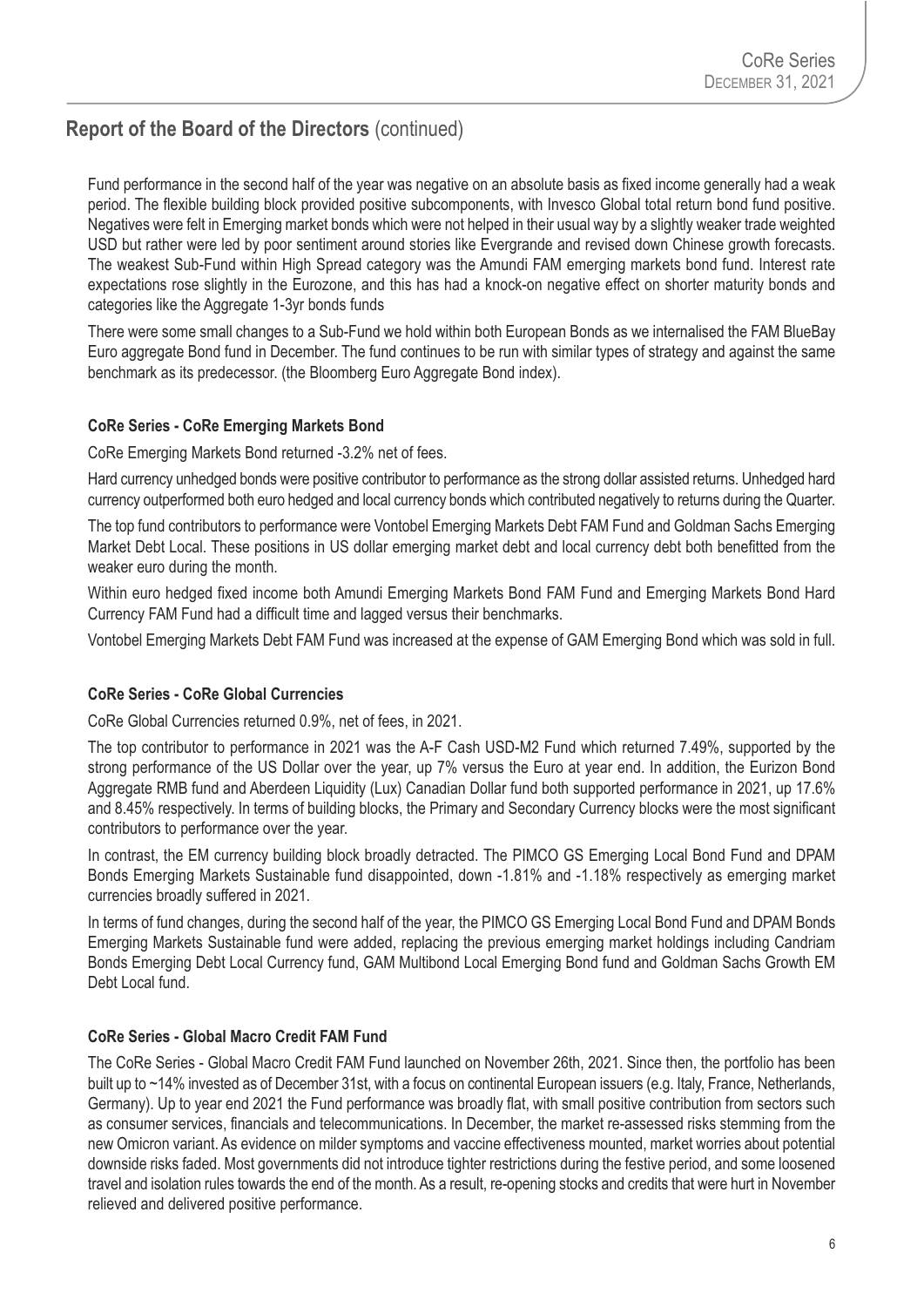## Report of the Board of the Directors (continued)

Fund performance in the second half of the year was negative on an absolute basis as fixed income generally had a weak period. The flexible building block provided positive subcomponents, with Invesco Global total return bond fund positive. Negatives were felt in Emerging market bonds which were not helped in their usual way by a slightly weaker trade weighted USD but rather were led by poor sentiment around stories like Evergrande and revised down Chinese growth forecasts. The weakest Sub-Fund within High Spread category was the Amundi FAM emerging markets bond fund. Interest rate expectations rose slightly in the Eurozone, and this has had a knock-on negative effect on shorter maturity bonds and categories like the Aggregate 1-3yr bonds funds

There were some small changes to a Sub-Fund we hold within both European Bonds as we internalised the FAM BlueBay Euro aggregate Bond fund in December. The fund continues to be run with similar types of strategy and against the same benchmark as its predecessor. (the Bloomberg Euro Aggregate Bond index).

### CoRe Series - CoRe Emerging Markets Bond

CoRe Emerging Markets Bond returned -3.2% net of fees.

Hard currency unhedged bonds were positive contributor to performance as the strong dollar assisted returns. Unhedged hard currency outperformed both euro hedged and local currency bonds which contributed negatively to returns during the Quarter.

The top fund contributors to performance were Vontobel Emerging Markets Debt FAM Fund and Goldman Sachs Emerging Market Debt Local. These positions in US dollar emerging market debt and local currency debt both benefitted from the weaker euro during the month.

Within euro hedged fixed income both Amundi Emerging Markets Bond FAM Fund and Emerging Markets Bond Hard Currency FAM Fund had a difficult time and lagged versus their benchmarks.

Vontobel Emerging Markets Debt FAM Fund was increased at the expense of GAM Emerging Bond which was sold in full.

### CoRe Series - CoRe Global Currencies

CoRe Global Currencies returned 0.9%, net of fees, in 2021.

The top contributor to performance in 2021 was the A-F Cash USD-M2 Fund which returned 7.49%, supported by the strong performance of the US Dollar over the year, up 7% versus the Euro at year end. In addition, the Eurizon Bond Aggregate RMB fund and Aberdeen Liquidity (Lux) Canadian Dollar fund both supported performance in 2021, up 17.6% and 8.45% respectively. In terms of building blocks, the Primary and Secondary Currency blocks were the most significant contributors to performance over the year.

In contrast, the EM currency building block broadly detracted. The PIMCO GS Emerging Local Bond Fund and DPAM Bonds Emerging Markets Sustainable fund disappointed, down -1.81% and -1.18% respectively as emerging market currencies broadly suffered in 2021.

In terms of fund changes, during the second half of the year, the PIMCO GS Emerging Local Bond Fund and DPAM Bonds Emerging Markets Sustainable fund were added, replacing the previous emerging market holdings including Candriam Bonds Emerging Debt Local Currency fund, GAM Multibond Local Emerging Bond fund and Goldman Sachs Growth EM Debt Local fund.

### CoRe Series - Global Macro Credit FAM Fund

The CoRe Series - Global Macro Credit FAM Fund launched on November 26th, 2021. Since then, the portfolio has been built up to ~14% invested as of December 31st, with a focus on continental European issuers (e.g. Italy, France, Netherlands, Germany). Up to year end 2021 the Fund performance was broadly flat, with small positive contribution from sectors such as consumer services, financials and telecommunications. In December, the market re-assessed risks stemming from the new Omicron variant. As evidence on milder symptoms and vaccine effectiveness mounted, market worries about potential downside risks faded. Most governments did not introduce tighter restrictions during the festive period, and some loosened travel and isolation rules towards the end of the month. As a result, re-opening stocks and credits that were hurt in November relieved and delivered positive performance.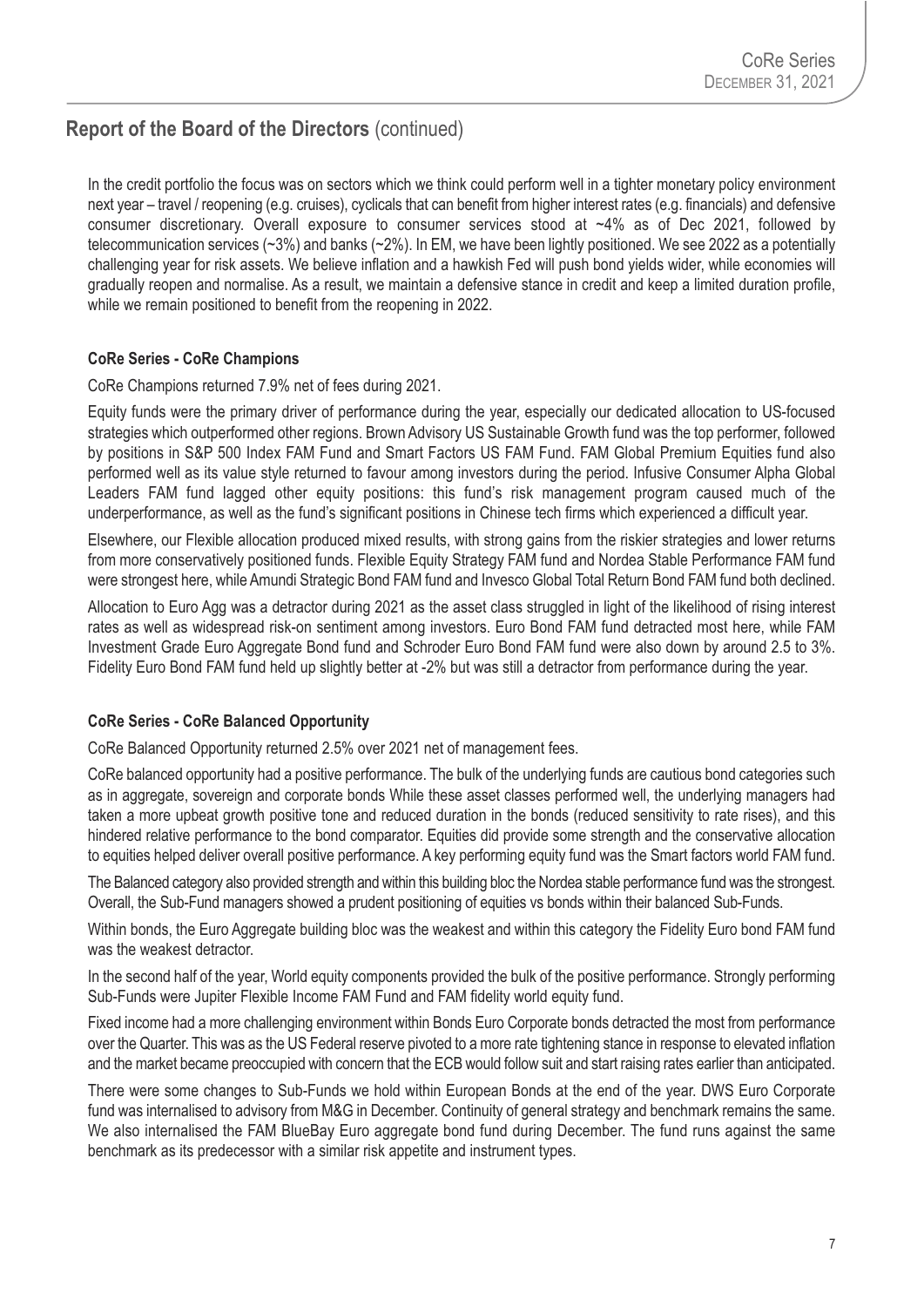## Report of the Board of the Directors (continued)

In the credit portfolio the focus was on sectors which we think could perform well in a tighter monetary policy environment next year – travel / reopening (e.g. cruises), cyclicals that can benefit from higher interest rates (e.g. financials) and defensive consumer discretionary. Overall exposure to consumer services stood at ~4% as of Dec 2021, followed by telecommunication services (~3%) and banks (~2%). In EM, we have been lightly positioned. We see 2022 as a potentially challenging year for risk assets. We believe inflation and a hawkish Fed will push bond yields wider, while economies will gradually reopen and normalise. As a result, we maintain a defensive stance in credit and keep a limited duration profile, while we remain positioned to benefit from the reopening in 2022.

### CoRe Series - CoRe Champions

CoRe Champions returned 7.9% net of fees during 2021.

Equity funds were the primary driver of performance during the year, especially our dedicated allocation to US-focused strategies which outperformed other regions. Brown Advisory US Sustainable Growth fund was the top performer, followed by positions in S&P 500 Index FAM Fund and Smart Factors US FAM Fund. FAM Global Premium Equities fund also performed well as its value style returned to favour among investors during the period. Infusive Consumer Alpha Global Leaders FAM fund lagged other equity positions: this fund's risk management program caused much of the underperformance, as well as the fund's significant positions in Chinese tech firms which experienced a difficult year.

Elsewhere, our Flexible allocation produced mixed results, with strong gains from the riskier strategies and lower returns from more conservatively positioned funds. Flexible Equity Strategy FAM fund and Nordea Stable Performance FAM fund were strongest here, while Amundi Strategic Bond FAM fund and Invesco Global Total Return Bond FAM fund both declined.

Allocation to Euro Agg was a detractor during 2021 as the asset class struggled in light of the likelihood of rising interest rates as well as widespread risk-on sentiment among investors. Euro Bond FAM fund detracted most here, while FAM Investment Grade Euro Aggregate Bond fund and Schroder Euro Bond FAM fund were also down by around 2.5 to 3%. Fidelity Euro Bond FAM fund held up slightly better at -2% but was still a detractor from performance during the year.

### CoRe Series - CoRe Balanced Opportunity

CoRe Balanced Opportunity returned 2.5% over 2021 net of management fees.

CoRe balanced opportunity had a positive performance. The bulk of the underlying funds are cautious bond categories such as in aggregate, sovereign and corporate bonds While these asset classes performed well, the underlying managers had taken a more upbeat growth positive tone and reduced duration in the bonds (reduced sensitivity to rate rises), and this hindered relative performance to the bond comparator. Equities did provide some strength and the conservative allocation to equities helped deliver overall positive performance. A key performing equity fund was the Smart factors world FAM fund.

The Balanced category also provided strength and within this building bloc the Nordea stable performance fund was the strongest. Overall, the Sub-Fund managers showed a prudent positioning of equities vs bonds within their balanced Sub-Funds.

Within bonds, the Euro Aggregate building bloc was the weakest and within this category the Fidelity Euro bond FAM fund was the weakest detractor.

In the second half of the year, World equity components provided the bulk of the positive performance. Strongly performing Sub-Funds were Jupiter Flexible Income FAM Fund and FAM fidelity world equity fund.

Fixed income had a more challenging environment within Bonds Euro Corporate bonds detracted the most from performance over the Quarter. This was as the US Federal reserve pivoted to a more rate tightening stance in response to elevated inflation and the market became preoccupied with concern that the ECB would follow suit and start raising rates earlier than anticipated.

There were some changes to Sub-Funds we hold within European Bonds at the end of the year. DWS Euro Corporate fund was internalised to advisory from M&G in December. Continuity of general strategy and benchmark remains the same. We also internalised the FAM BlueBay Euro aggregate bond fund during December. The fund runs against the same benchmark as its predecessor with a similar risk appetite and instrument types.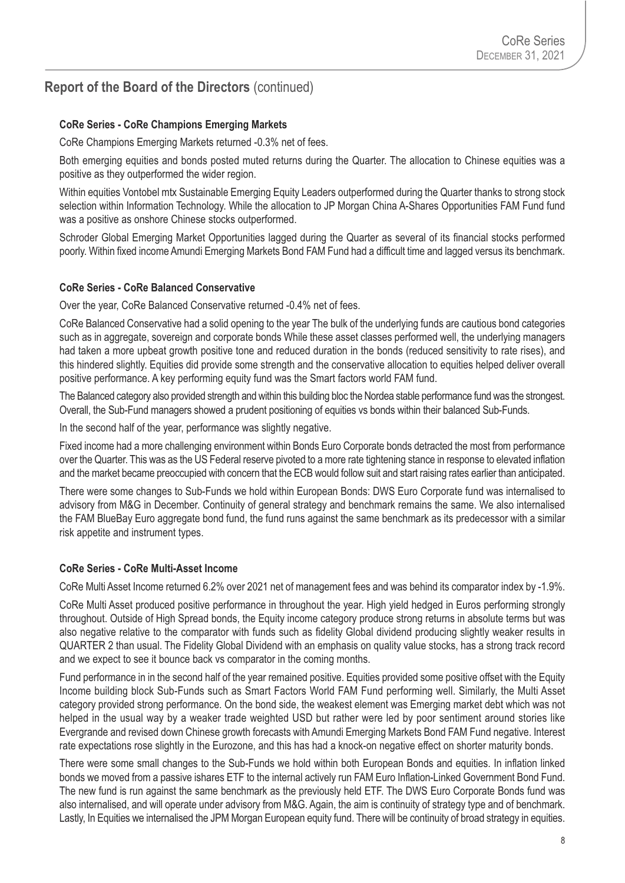## Report of the Board of the Directors (continued)

**CoRe Series - CoRe Champions Emerging Markets**

CoRe Champions Emerging Markets returned -0.3% net of fees.

Both emerging equities and bonds posted muted returns during the Quarter. The allocation to Chinese equities was a positive as they outperformed the wider region.

Within equities Vontobel mtx Sustainable Emerging Equity Leaders outperformed during the Quarter thanks to strong stock selection within Information Technology. While the allocation to JP Morgan China A-Shares Opportunities FAM Fund fund was a positive as onshore Chinese stocks outperformed.

Schroder Global Emerging Market Opportunities lagged during the Quarter as several of its financial stocks performed poorly. Within fixed income Amundi Emerging Markets Bond FAM Fund had a difficult time and lagged versus its benchmark.

**CoRe Series - CoRe Balanced Conservative**

Over the year, CoRe Balanced Conservative returned -0.4% net of fees.

CoRe Balanced Conservative had a solid opening to the year The bulk of the underlying funds are cautious bond categories such as in aggregate, sovereign and corporate bonds While these asset classes performed well, the underlying managers had taken a more upbeat growth positive tone and reduced duration in the bonds (reduced sensitivity to rate rises), and this hindered slightly. Equities did provide some strength and the conservative allocation to equities helped deliver overall positive performance. A key performing equity fund was the Smart factors world FAM fund.

The Balanced category also provided strength and within this building bloc the Nordea stable performance fund was the strongest. Overall, the Sub-Fund managers showed a prudent positioning of equities vs bonds within their balanced Sub-Funds.

In the second half of the year, performance was slightly negative.

Fixed income had a more challenging environment within Bonds Euro Corporate bonds detracted the most from performance over the Quarter. This was as the US Federal reserve pivoted to a more rate tightening stance in response to elevated inflation and the market became preoccupied with concern that the ECB would follow suit and start raising rates earlier than anticipated.

There were some changes to Sub-Funds we hold within European Bonds: DWS Euro Corporate fund was internalised to advisory from M&G in December. Continuity of general strategy and benchmark remains the same. We also internalised the FAM BlueBay Euro aggregate bond fund, the fund runs against the same benchmark as its predecessor with a similar risk appetite and instrument types.

**CoRe Series - CoRe Multi-Asset Income**

CoRe Multi Asset Income returned 6.2% over 2021 net of management fees and was behind its comparator index by -1.9%.

CoRe Multi Asset produced positive performance in throughout the year. High yield hedged in Euros performing strongly throughout. Outside of High Spread bonds, the Equity income category produce strong returns in absolute terms but was also negative relative to the comparator with funds such as fidelity Global dividend producing slightly weaker results in QUARTER 2 than usual. The Fidelity Global Dividend with an emphasis on quality value stocks, has a strong track record and we expect to see it bounce back vs comparator in the coming months.

Fund performance in in the second half of the year remained positive. Equities provided some positive offset with the Equity Income building block Sub-Funds such as Smart Factors World FAM Fund performing well. Similarly, the Multi Asset category provided strong performance. On the bond side, the weakest element was Emerging market debt which was not helped in the usual way by a weaker trade weighted USD but rather were led by poor sentiment around stories like Evergrande and revised down Chinese growth forecasts with Amundi Emerging Markets Bond FAM Fund negative. Interest rate expectations rose slightly in the Eurozone, and this has had a knock-on negative effect on shorter maturity bonds.

There were some small changes to the Sub-Funds we hold within both European Bonds and equities. In inflation linked bonds we moved from a passive ishares ETF to the internal actively run FAM Euro Inflation-Linked Government Bond Fund. The new fund is run against the same benchmark as the previously held ETF. The DWS Euro Corporate Bonds fund was also internalised, and will operate under advisory from M&G. Again, the aim is continuity of strategy type and of benchmark. Lastly, In Equities we internalised the JPM Morgan European equity fund. There will be continuity of broad strategy in equities.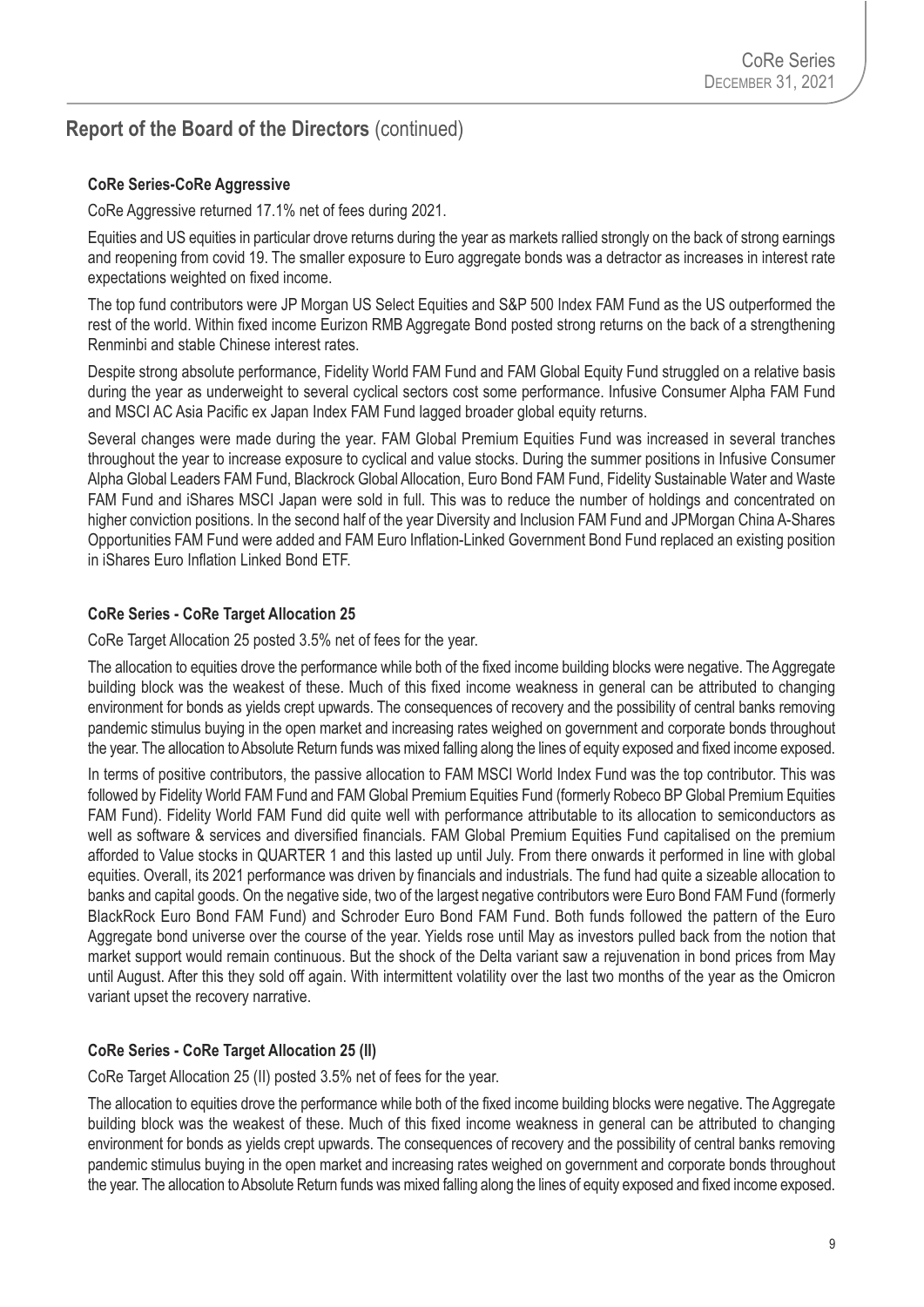## Report of the Board of the Directors (continued)

**CoRe Series-CoRe Aggressive**

CoRe Aggressive returned 17.1% net of fees during 2021.

Equities and US equities in particular drove returns during the year as markets rallied strongly on the back of strong earnings and reopening from covid 19. The smaller exposure to Euro aggregate bonds was a detractor as increases in interest rate expectations weighted on fixed income.

The top fund contributors were JP Morgan US Select Equities and S&P 500 Index FAM Fund as the US outperformed the rest of the world. Within fixed income Eurizon RMB Aggregate Bond posted strong returns on the back of a strengthening Renminbi and stable Chinese interest rates.

Despite strong absolute performance, Fidelity World FAM Fund and FAM Global Equity Fund struggled on a relative basis during the year as underweight to several cyclical sectors cost some performance. Infusive Consumer Alpha FAM Fund and MSCI AC Asia Pacific ex Japan Index FAM Fund lagged broader global equity returns.

Several changes were made during the year. FAM Global Premium Equities Fund was increased in several tranches throughout the year to increase exposure to cyclical and value stocks. During the summer positions in Infusive Consumer Alpha Global Leaders FAM Fund, Blackrock Global Allocation, Euro Bond FAM Fund, Fidelity Sustainable Water and Waste FAM Fund and iShares MSCI Japan were sold in full. This was to reduce the number of holdings and concentrated on higher conviction positions. In the second half of the year Diversity and Inclusion FAM Fund and JPMorgan China A-Shares Opportunities FAM Fund were added and FAM Euro Inflation-Linked Government Bond Fund replaced an existing position in iShares Euro Inflation Linked Bond ETF.

**CoRe Series - CoRe Target Allocation 25**

CoRe Target Allocation 25 posted 3.5% net of fees for the year.

The allocation to equities drove the performance while both of the fixed income building blocks were negative. The Aggregate building block was the weakest of these. Much of this fixed income weakness in general can be attributed to changing environment for bonds as yields crept upwards. The consequences of recovery and the possibility of central banks removing pandemic stimulus buying in the open market and increasing rates weighed on government and corporate bonds throughout the year. The allocation to Absolute Return funds was mixed falling along the lines of equity exposed and fixed income exposed.

In terms of positive contributors, the passive allocation to FAM MSCI World Index Fund was the top contributor. This was followed by Fidelity World FAM Fund and FAM Global Premium Equities Fund (formerly Robeco BP Global Premium Equities FAM Fund). Fidelity World FAM Fund did quite well with performance attributable to its allocation to semiconductors as well as software & services and diversified financials. FAM Global Premium Equities Fund capitalised on the premium afforded to Value stocks in QUARTER 1 and this lasted up until July. From there onwards it performed in line with global equities. Overall, its 2021 performance was driven by financials and industrials. The fund had quite a sizeable allocation to banks and capital goods. On the negative side, two of the largest negative contributors were Euro Bond FAM Fund (formerly BlackRock Euro Bond FAM Fund) and Schroder Euro Bond FAM Fund. Both funds followed the pattern of the Euro Aggregate bond universe over the course of the year. Yields rose until May as investors pulled back from the notion that market support would remain continuous. But the shock of the Delta variant saw a rejuvenation in bond prices from May until August. After this they sold off again. With intermittent volatility over the last two months of the year as the Omicron variant upset the recovery narrative.

**CoRe Series - CoRe Target Allocation 25 (II)**

CoRe Target Allocation 25 (II) posted 3.5% net of fees for the year.

The allocation to equities drove the performance while both of the fixed income building blocks were negative. The Aggregate building block was the weakest of these. Much of this fixed income weakness in general can be attributed to changing environment for bonds as yields crept upwards. The consequences of recovery and the possibility of central banks removing pandemic stimulus buying in the open market and increasing rates weighed on government and corporate bonds throughout the year. The allocation to Absolute Return funds was mixed falling along the lines of equity exposed and fixed income exposed.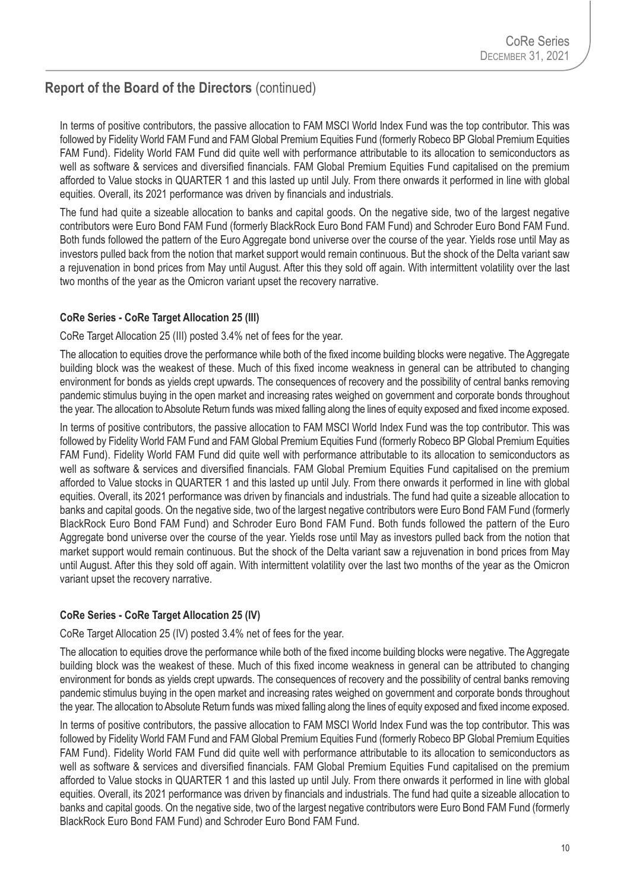## Report of the Board of the Directors (continued)

In terms of positive contributors, the passive allocation to FAM MSCI World Index Fund was the top contributor. This was followed by Fidelity World FAM Fund and FAM Global Premium Equities Fund (formerly Robeco BP Global Premium Equities FAM Fund). Fidelity World FAM Fund did quite well with performance attributable to its allocation to semiconductors as well as software & services and diversified financials. FAM Global Premium Equities Fund capitalised on the premium afforded to Value stocks in QUARTER 1 and this lasted up until July. From there onwards it performed in line with global equities. Overall, its 2021 performance was driven by financials and industrials.

The fund had quite a sizeable allocation to banks and capital goods. On the negative side, two of the largest negative contributors were Euro Bond FAM Fund (formerly BlackRock Euro Bond FAM Fund) and Schroder Euro Bond FAM Fund. Both funds followed the pattern of the Euro Aggregate bond universe over the course of the year. Yields rose until May as investors pulled back from the notion that market support would remain continuous. But the shock of the Delta variant saw a rejuvenation in bond prices from May until August. After this they sold off again. With intermittent volatility over the last two months of the year as the Omicron variant upset the recovery narrative.

**CoRe Series - CoRe Target Allocation 25 (III)**

CoRe Target Allocation 25 (III) posted 3.4% net of fees for the year.

The allocation to equities drove the performance while both of the fixed income building blocks were negative. The Aggregate building block was the weakest of these. Much of this fixed income weakness in general can be attributed to changing environment for bonds as yields crept upwards. The consequences of recovery and the possibility of central banks removing pandemic stimulus buying in the open market and increasing rates weighed on government and corporate bonds throughout the year. The allocation to Absolute Return funds was mixed falling along the lines of equity exposed and fixed income exposed.

In terms of positive contributors, the passive allocation to FAM MSCI World Index Fund was the top contributor. This was followed by Fidelity World FAM Fund and FAM Global Premium Equities Fund (formerly Robeco BP Global Premium Equities FAM Fund). Fidelity World FAM Fund did quite well with performance attributable to its allocation to semiconductors as well as software & services and diversified financials. FAM Global Premium Equities Fund capitalised on the premium afforded to Value stocks in QUARTER 1 and this lasted up until July. From there onwards it performed in line with global equities. Overall, its 2021 performance was driven by financials and industrials. The fund had quite a sizeable allocation to banks and capital goods. On the negative side, two of the largest negative contributors were Euro Bond FAM Fund (formerly BlackRock Euro Bond FAM Fund) and Schroder Euro Bond FAM Fund. Both funds followed the pattern of the Euro Aggregate bond universe over the course of the year. Yields rose until May as investors pulled back from the notion that market support would remain continuous. But the shock of the Delta variant saw a rejuvenation in bond prices from May until August. After this they sold off again. With intermittent volatility over the last two months of the year as the Omicron variant upset the recovery narrative.

**CoRe Series - CoRe Target Allocation 25 (IV)**

CoRe Target Allocation 25 (IV) posted 3.4% net of fees for the year.

The allocation to equities drove the performance while both of the fixed income building blocks were negative. The Aggregate building block was the weakest of these. Much of this fixed income weakness in general can be attributed to changing environment for bonds as yields crept upwards. The consequences of recovery and the possibility of central banks removing pandemic stimulus buying in the open market and increasing rates weighed on government and corporate bonds throughout the year. The allocation to Absolute Return funds was mixed falling along the lines of equity exposed and fixed income exposed.

In terms of positive contributors, the passive allocation to FAM MSCI World Index Fund was the top contributor. This was followed by Fidelity World FAM Fund and FAM Global Premium Equities Fund (formerly Robeco BP Global Premium Equities FAM Fund). Fidelity World FAM Fund did quite well with performance attributable to its allocation to semiconductors as well as software & services and diversified financials. FAM Global Premium Equities Fund capitalised on the premium afforded to Value stocks in QUARTER 1 and this lasted up until July. From there onwards it performed in line with global equities. Overall, its 2021 performance was driven by financials and industrials. The fund had quite a sizeable allocation to banks and capital goods. On the negative side, two of the largest negative contributors were Euro Bond FAM Fund (formerly BlackRock Euro Bond FAM Fund) and Schroder Euro Bond FAM Fund.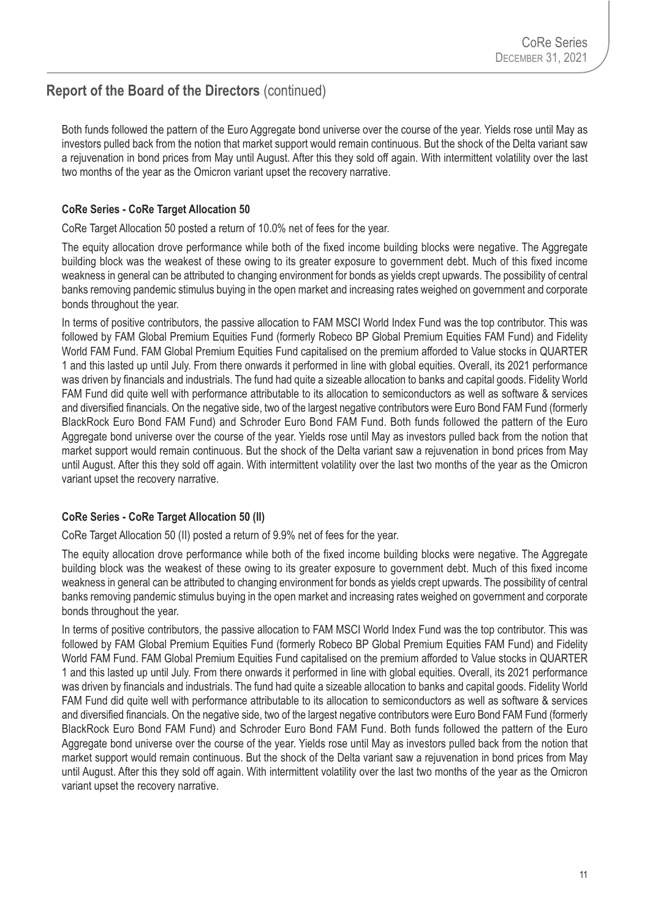## Report of the Board of the Directors (continued)

Both funds followed the pattern of the Euro Aggregate bond universe over the course of the year. Yields rose until May as investors pulled back from the notion that market support would remain continuous. But the shock of the Delta variant saw a rejuvenation in bond prices from May until August. After this they sold off again. With intermittent volatility over the last two months of the year as the Omicron variant upset the recovery narrative.

### CoRe Series - CoRe Target Allocation 50

CoRe Target Allocation 50 posted a return of 10.0% net of fees for the year.

The equity allocation drove performance while both of the fixed income building blocks were negative. The Aggregate building block was the weakest of these owing to its greater exposure to government debt. Much of this fixed income weakness in general can be attributed to changing environment for bonds as yields crept upwards. The possibility of central banks removing pandemic stimulus buying in the open market and increasing rates weighed on government and corporate bonds throughout the year.

In terms of positive contributors, the passive allocation to FAM MSCI World Index Fund was the top contributor. This was followed by FAM Global Premium Equities Fund (formerly Robeco BP Global Premium Equities FAM Fund) and Fidelity World FAM Fund. FAM Global Premium Equities Fund capitalised on the premium afforded to Value stocks in QUARTER 1 and this lasted up until July. From there onwards it performed in line with global equities. Overall, its 2021 performance was driven by financials and industrials. The fund had quite a sizeable allocation to banks and capital goods. Fidelity World FAM Fund did quite well with performance attributable to its allocation to semiconductors as well as software & services and diversified financials. On the negative side, two of the largest negative contributors were Euro Bond FAM Fund (formerly BlackRock Euro Bond FAM Fund) and Schroder Euro Bond FAM Fund. Both funds followed the pattern of the Euro Aggregate bond universe over the course of the year. Yields rose until May as investors pulled back from the notion that market support would remain continuous. But the shock of the Delta variant saw a rejuvenation in bond prices from May until August. After this they sold off again. With intermittent volatility over the last two months of the year as the Omicron variant upset the recovery narrative.

### CoRe Series - CoRe Target Allocation 50 (II)

CoRe Target Allocation 50 (II) posted a return of 9.9% net of fees for the year.

The equity allocation drove performance while both of the fixed income building blocks were negative. The Aggregate building block was the weakest of these owing to its greater exposure to government debt. Much of this fixed income weakness in general can be attributed to changing environment for bonds as yields crept upwards. The possibility of central banks removing pandemic stimulus buying in the open market and increasing rates weighed on government and corporate bonds throughout the year.

In terms of positive contributors, the passive allocation to FAM MSCI World Index Fund was the top contributor. This was followed by FAM Global Premium Equities Fund (formerly Robeco BP Global Premium Equities FAM Fund) and Fidelity World FAM Fund. FAM Global Premium Equities Fund capitalised on the premium afforded to Value stocks in QUARTER 1 and this lasted up until July. From there onwards it performed in line with global equities. Overall, its 2021 performance was driven by financials and industrials. The fund had quite a sizeable allocation to banks and capital goods. Fidelity World FAM Fund did quite well with performance attributable to its allocation to semiconductors as well as software & services and diversified financials. On the negative side, two of the largest negative contributors were Euro Bond FAM Fund (formerly BlackRock Euro Bond FAM Fund) and Schroder Euro Bond FAM Fund. Both funds followed the pattern of the Euro Aggregate bond universe over the course of the year. Yields rose until May as investors pulled back from the notion that market support would remain continuous. But the shock of the Delta variant saw a rejuvenation in bond prices from May until August. After this they sold off again. With intermittent volatility over the last two months of the year as the Omicron variant upset the recovery narrative.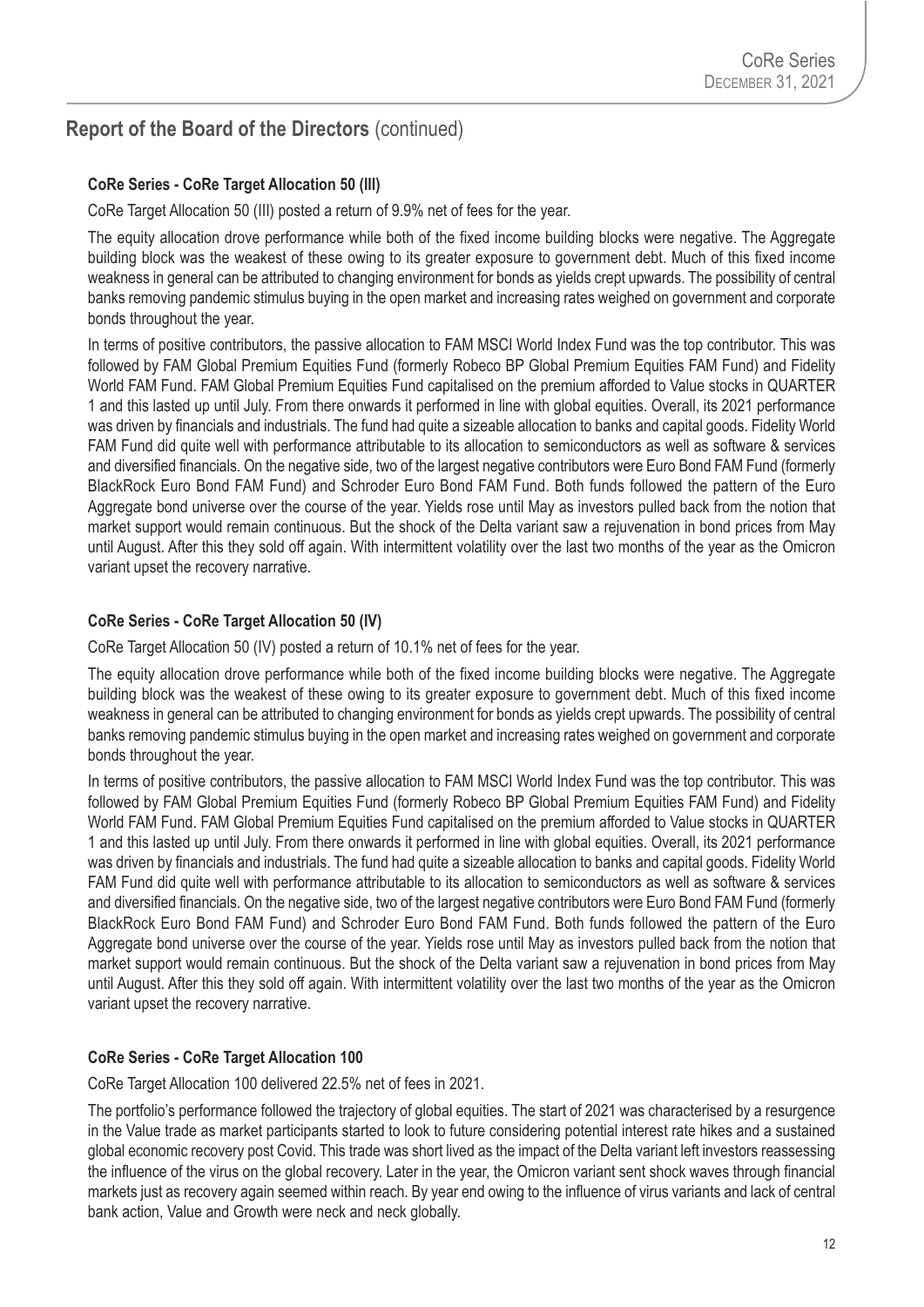## Report of the Board of the Directors (continued)

### CoRe Series - CoRe Target Allocation 50 (III)

CoRe Target Allocation 50 (III) posted a return of 9.9% net of fees for the year.

The equity allocation drove performance while both of the fixed income building blocks were negative. The Aggregate building block was the weakest of these owing to its greater exposure to government debt. Much of this fixed income weakness in general can be attributed to changing environment for bonds as yields crept upwards. The possibility of central banks removing pandemic stimulus buying in the open market and increasing rates weighed on government and corporate bonds throughout the year.

In terms of positive contributors, the passive allocation to FAM MSCI World Index Fund was the top contributor. This was followed by FAM Global Premium Equities Fund (formerly Robeco BP Global Premium Equities FAM Fund) and Fidelity World FAM Fund. FAM Global Premium Equities Fund capitalised on the premium afforded to Value stocks in QUARTER 1 and this lasted up until July. From there onwards it performed in line with global equities. Overall, its 2021 performance was driven by financials and industrials. The fund had quite a sizeable allocation to banks and capital goods. Fidelity World FAM Fund did quite well with performance attributable to its allocation to semiconductors as well as software & services and diversified financials. On the negative side, two of the largest negative contributors were Euro Bond FAM Fund (formerly BlackRock Euro Bond FAM Fund) and Schroder Euro Bond FAM Fund. Both funds followed the pattern of the Euro Aggregate bond universe over the course of the year. Yields rose until May as investors pulled back from the notion that market support would remain continuous. But the shock of the Delta variant saw a rejuvenation in bond prices from May until August. After this they sold off again. With intermittent volatility over the last two months of the year as the Omicron variant upset the recovery narrative.

### CoRe Series - CoRe Target Allocation 50 (IV)

CoRe Target Allocation 50 (IV) posted a return of 10.1% net of fees for the year.

The equity allocation drove performance while both of the fixed income building blocks were negative. The Aggregate building block was the weakest of these owing to its greater exposure to government debt. Much of this fixed income weakness in general can be attributed to changing environment for bonds as yields crept upwards. The possibility of central banks removing pandemic stimulus buying in the open market and increasing rates weighed on government and corporate bonds throughout the year.

In terms of positive contributors, the passive allocation to FAM MSCI World Index Fund was the top contributor. This was followed by FAM Global Premium Equities Fund (formerly Robeco BP Global Premium Equities FAM Fund) and Fidelity World FAM Fund. FAM Global Premium Equities Fund capitalised on the premium afforded to Value stocks in QUARTER 1 and this lasted up until July. From there onwards it performed in line with global equities. Overall, its 2021 performance was driven by financials and industrials. The fund had quite a sizeable allocation to banks and capital goods. Fidelity World FAM Fund did quite well with performance attributable to its allocation to semiconductors as well as software & services and diversified financials. On the negative side, two of the largest negative contributors were Euro Bond FAM Fund (formerly BlackRock Euro Bond FAM Fund) and Schroder Euro Bond FAM Fund. Both funds followed the pattern of the Euro Aggregate bond universe over the course of the year. Yields rose until May as investors pulled back from the notion that market support would remain continuous. But the shock of the Delta variant saw a rejuvenation in bond prices from May until August. After this they sold off again. With intermittent volatility over the last two months of the year as the Omicron variant upset the recovery narrative.

### CoRe Series - CoRe Target Allocation 100

CoRe Target Allocation 100 delivered 22.5% net of fees in 2021.

The portfolio's performance followed the trajectory of global equities. The start of 2021 was characterised by a resurgence in the Value trade as market participants started to look to future considering potential interest rate hikes and a sustained global economic recovery post Covid. This trade was short lived as the impact of the Delta variant left investors reassessing the influence of the virus on the global recovery. Later in the year, the Omicron variant sent shock waves through financial markets just as recovery again seemed within reach. By year end owing to the influence of virus variants and lack of central bank action, Value and Growth were neck and neck globally.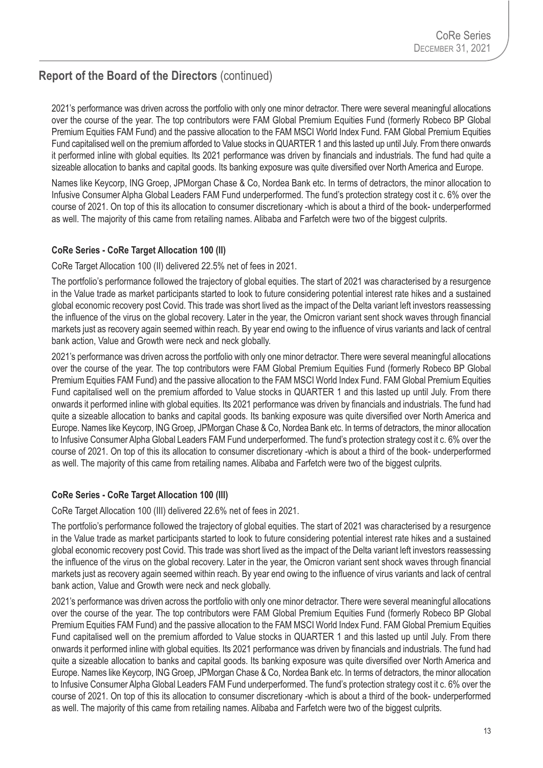## Report of the Board of the Directors (continued)

2021's performance was driven across the portfolio with only one minor detractor. There were several meaningful allocations over the course of the year. The top contributors were FAM Global Premium Equities Fund (formerly Robeco BP Global Premium Equities FAM Fund) and the passive allocation to the FAM MSCI World Index Fund. FAM Global Premium Equities Fund capitalised well on the premium afforded to Value stocks in QUARTER 1 and this lasted up until July. From there onwards it performed inline with global equities. Its 2021 performance was driven by financials and industrials. The fund had quite a sizeable allocation to banks and capital goods. Its banking exposure was quite diversified over North America and Europe.

Names like Keycorp, ING Groep, JPMorgan Chase & Co, Nordea Bank etc. In terms of detractors, the minor allocation to Infusive Consumer Alpha Global Leaders FAM Fund underperformed. The fund's protection strategy cost it c. 6% over the course of 2021. On top of this its allocation to consumer discretionary -which is about a third of the book- underperformed as well. The majority of this came from retailing names. Alibaba and Farfetch were two of the biggest culprits.

### CoRe Series - CoRe Target Allocation 100 (II)

CoRe Target Allocation 100 (II) delivered 22.5% net of fees in 2021.

The portfolio's performance followed the trajectory of global equities. The start of 2021 was characterised by a resurgence in the Value trade as market participants started to look to future considering potential interest rate hikes and a sustained global economic recovery post Covid. This trade was short lived as the impact of the Delta variant left investors reassessing the influence of the virus on the global recovery. Later in the year, the Omicron variant sent shock waves through financial markets just as recovery again seemed within reach. By year end owing to the influence of virus variants and lack of central bank action, Value and Growth were neck and neck globally.

2021's performance was driven across the portfolio with only one minor detractor. There were several meaningful allocations over the course of the year. The top contributors were FAM Global Premium Equities Fund (formerly Robeco BP Global Premium Equities FAM Fund) and the passive allocation to the FAM MSCI World Index Fund. FAM Global Premium Equities Fund capitalised well on the premium afforded to Value stocks in QUARTER 1 and this lasted up until July. From there onwards it performed inline with global equities. Its 2021 performance was driven by financials and industrials. The fund had quite a sizeable allocation to banks and capital goods. Its banking exposure was quite diversified over North America and Europe. Names like Keycorp, ING Groep, JPMorgan Chase & Co, Nordea Bank etc. In terms of detractors, the minor allocation to Infusive Consumer Alpha Global Leaders FAM Fund underperformed. The fund's protection strategy cost it c. 6% over the course of 2021. On top of this its allocation to consumer discretionary -which is about a third of the book- underperformed as well. The majority of this came from retailing names. Alibaba and Farfetch were two of the biggest culprits.

### CoRe Series - CoRe Target Allocation 100 (III)

CoRe Target Allocation 100 (III) delivered 22.6% net of fees in 2021.

The portfolio's performance followed the trajectory of global equities. The start of 2021 was characterised by a resurgence in the Value trade as market participants started to look to future considering potential interest rate hikes and a sustained global economic recovery post Covid. This trade was short lived as the impact of the Delta variant left investors reassessing the influence of the virus on the global recovery. Later in the year, the Omicron variant sent shock waves through financial markets just as recovery again seemed within reach. By year end owing to the influence of virus variants and lack of central bank action, Value and Growth were neck and neck globally.

2021's performance was driven across the portfolio with only one minor detractor. There were several meaningful allocations over the course of the year. The top contributors were FAM Global Premium Equities Fund (formerly Robeco BP Global Premium Equities FAM Fund) and the passive allocation to the FAM MSCI World Index Fund. FAM Global Premium Equities Fund capitalised well on the premium afforded to Value stocks in QUARTER 1 and this lasted up until July. From there onwards it performed inline with global equities. Its 2021 performance was driven by financials and industrials. The fund had quite a sizeable allocation to banks and capital goods. Its banking exposure was quite diversified over North America and Europe. Names like Keycorp, ING Groep, JPMorgan Chase & Co, Nordea Bank etc. In terms of detractors, the minor allocation to Infusive Consumer Alpha Global Leaders FAM Fund underperformed. The fund's protection strategy cost it c. 6% over the course of 2021. On top of this its allocation to consumer discretionary -which is about a third of the book- underperformed as well. The majority of this came from retailing names. Alibaba and Farfetch were two of the biggest culprits.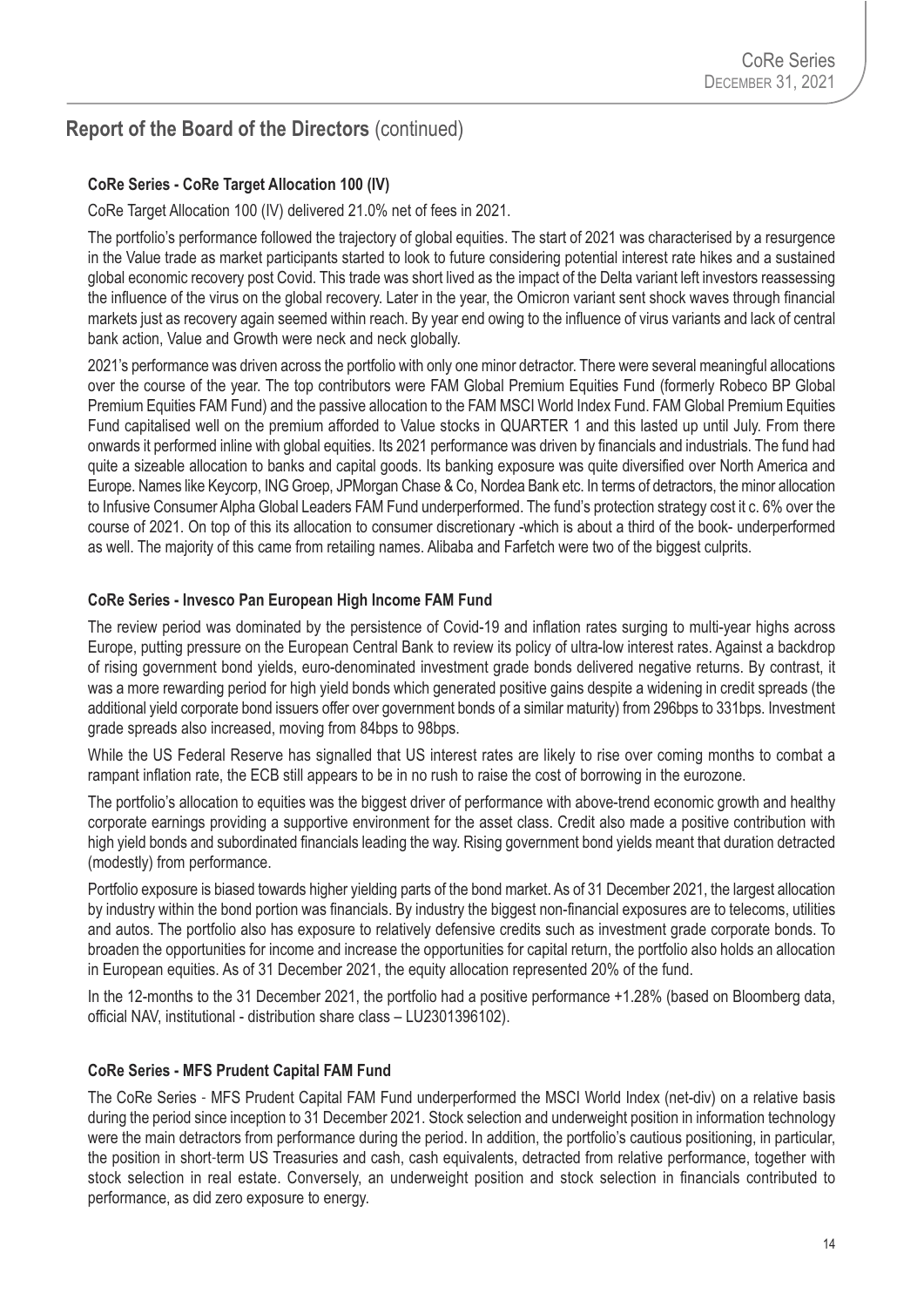## Report of the Board of the Directors (continued)

### CoRe Series - CoRe Target Allocation 100 (IV)

CoRe Target Allocation 100 (IV) delivered 21.0% net of fees in 2021.

The portfolio's performance followed the trajectory of global equities. The start of 2021 was characterised by a resurgence in the Value trade as market participants started to look to future considering potential interest rate hikes and a sustained global economic recovery post Covid. This trade was short lived as the impact of the Delta variant left investors reassessing the influence of the virus on the global recovery. Later in the year, the Omicron variant sent shock waves through financial markets just as recovery again seemed within reach. By year end owing to the influence of virus variants and lack of central bank action, Value and Growth were neck and neck globally.

2021's performance was driven across the portfolio with only one minor detractor. There were several meaningful allocations over the course of the year. The top contributors were FAM Global Premium Equities Fund (formerly Robeco BP Global Premium Equities FAM Fund) and the passive allocation to the FAM MSCI World Index Fund. FAM Global Premium Equities Fund capitalised well on the premium afforded to Value stocks in QUARTER 1 and this lasted up until July. From there onwards it performed inline with global equities. Its 2021 performance was driven by financials and industrials. The fund had quite a sizeable allocation to banks and capital goods. Its banking exposure was quite diversified over North America and Europe. Names like Keycorp, ING Groep, JPMorgan Chase & Co, Nordea Bank etc. In terms of detractors, the minor allocation to Infusive Consumer Alpha Global Leaders FAM Fund underperformed. The fund's protection strategy cost it c. 6% over the course of 2021. On top of this its allocation to consumer discretionary -which is about a third of the book- underperformed as well. The majority of this came from retailing names. Alibaba and Farfetch were two of the biggest culprits.

### CoRe Series - Invesco Pan European High Income FAM Fund

The review period was dominated by the persistence of Covid-19 and inflation rates surging to multi-year highs across Europe, putting pressure on the European Central Bank to review its policy of ultra-low interest rates. Against a backdrop of rising government bond yields, euro-denominated investment grade bonds delivered negative returns. By contrast, it was a more rewarding period for high yield bonds which generated positive gains despite a widening in credit spreads (the additional yield corporate bond issuers offer over government bonds of a similar maturity) from 296bps to 331bps. Investment grade spreads also increased, moving from 84bps to 98bps.

While the US Federal Reserve has signalled that US interest rates are likely to rise over coming months to combat a rampant inflation rate, the ECB still appears to be in no rush to raise the cost of borrowing in the eurozone.

The portfolio's allocation to equities was the biggest driver of performance with above-trend economic growth and healthy corporate earnings providing a supportive environment for the asset class. Credit also made a positive contribution with high yield bonds and subordinated financials leading the way. Rising government bond yields meant that duration detracted (modestly) from performance.

Portfolio exposure is biased towards higher yielding parts of the bond market. As of 31 December 2021, the largest allocation by industry within the bond portion was financials. By industry the biggest non-financial exposures are to telecoms, utilities and autos. The portfolio also has exposure to relatively defensive credits such as investment grade corporate bonds. To broaden the opportunities for income and increase the opportunities for capital return, the portfolio also holds an allocation in European equities. As of 31 December 2021, the equity allocation represented 20% of the fund.

In the 12-months to the 31 December 2021, the portfolio had a positive performance +1.28% (based on Bloomberg data, official NAV, institutional - distribution share class – LU2301396102).

### CoRe Series - MFS Prudent Capital FAM Fund

The CoRe Series - MFS Prudent Capital FAM Fund underperformed the MSCI World Index (net-div) on a relative basis during the period since inception to 31 December 2021. Stock selection and underweight position in information technology were the main detractors from performance during the period. In addition, the portfolio's cautious positioning, in particular, the position in short-term US Treasuries and cash, cash equivalents, detracted from relative performance, together with stock selection in real estate. Conversely, an underweight position and stock selection in financials contributed to performance, as did zero exposure to energy.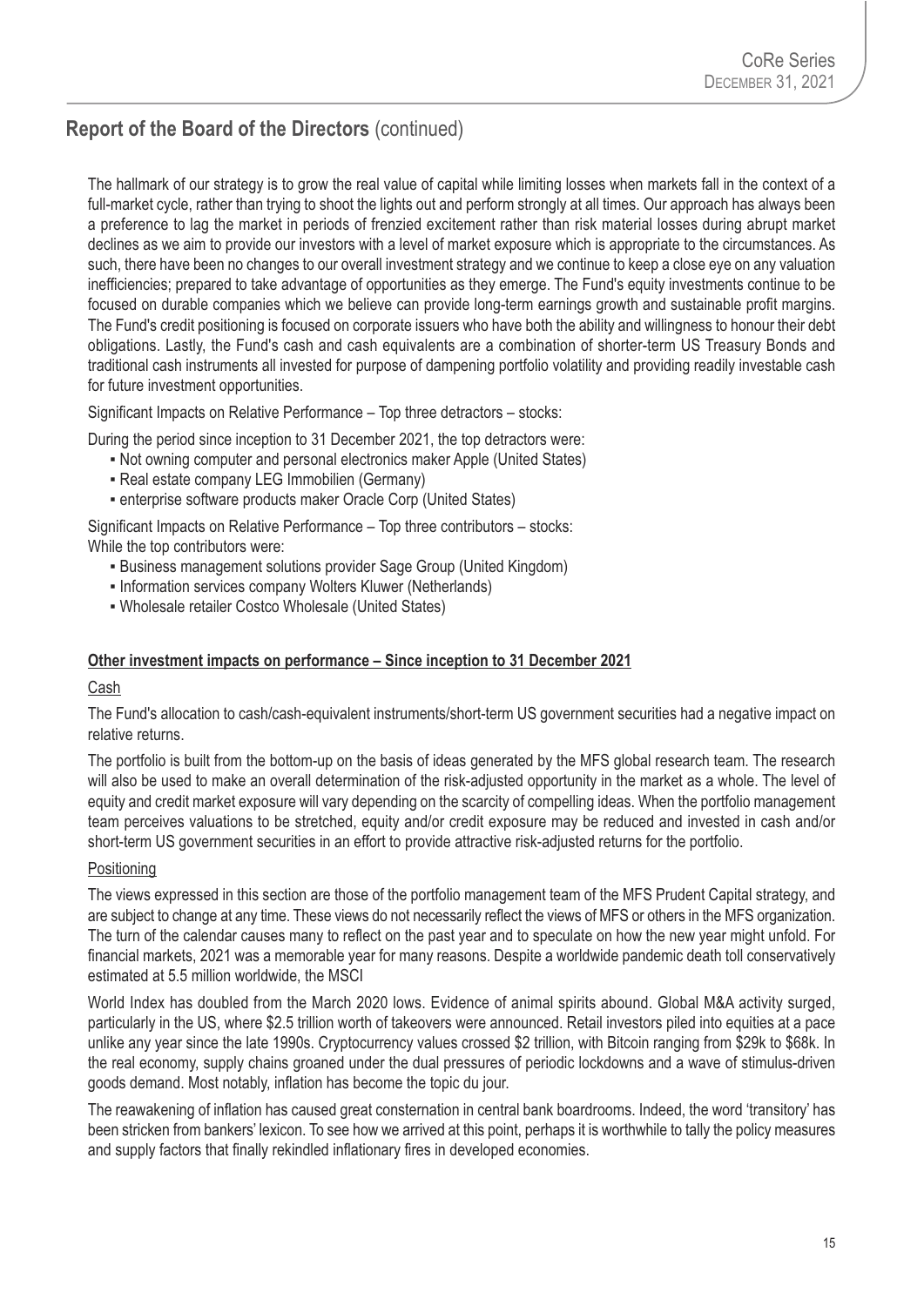## Report of the Board of the Directors (continued)

The hallmark of our strategy is to grow the real value of capital while limiting losses when markets fall in the context of a full-market cycle, rather than trying to shoot the lights out and perform strongly at all times. Our approach has always been a preference to lag the market in periods of frenzied excitement rather than risk material losses during abrupt market declines as we aim to provide our investors with a level of market exposure which is appropriate to the circumstances. As such, there have been no changes to our overall investment strategy and we continue to keep a close eye on any valuation inefficiencies; prepared to take advantage of opportunities as they emerge. The Fund's equity investments continue to be focused on durable companies which we believe can provide long-term earnings growth and sustainable profit margins. The Fund's credit positioning is focused on corporate issuers who have both the ability and willingness to honour their debt obligations. Lastly, the Fund's cash and cash equivalents are a combination of shorter-term US Treasury Bonds and traditional cash instruments all invested for purpose of dampening portfolio volatility and providing readily investable cash for future investment opportunities.

Significant Impacts on Relative Performance – Top three detractors – stocks:

During the period since inception to 31 December 2021, the top detractors were:

- Not owning computer and personal electronics maker Apple (United States)
- Real estate company LEG Immobilien (Germany)
- enterprise software products maker Oracle Corp (United States)

Significant Impacts on Relative Performance – Top three contributors – stocks:
While the top contributors were:

- Business management solutions provider Sage Group (United Kingdom)
- Information services company Wolters Kluwer (Netherlands)
- Wholesale retailer Costco Wholesale (United States)

**Other investment impacts on performance – Since inception to 31 December 2021**

Cash

The Fund's allocation to cash/cash-equivalent instruments/short-term US government securities had a negative impact on relative returns.

The portfolio is built from the bottom-up on the basis of ideas generated by the MFS global research team. The research will also be used to make an overall determination of the risk-adjusted opportunity in the market as a whole. The level of equity and credit market exposure will vary depending on the scarcity of compelling ideas. When the portfolio management team perceives valuations to be stretched, equity and/or credit exposure may be reduced and invested in cash and/or short-term US government securities in an effort to provide attractive risk-adjusted returns for the portfolio.

Positioning

The views expressed in this section are those of the portfolio management team of the MFS Prudent Capital strategy, and are subject to change at any time. These views do not necessarily reflect the views of MFS or others in the MFS organization. The turn of the calendar causes many to reflect on the past year and to speculate on how the new year might unfold. For financial markets, 2021 was a memorable year for many reasons. Despite a worldwide pandemic death toll conservatively estimated at 5.5 million worldwide, the MSCI

World Index has doubled from the March 2020 lows. Evidence of animal spirits abound. Global M&A activity surged, particularly in the US, where $2.5 trillion worth of takeovers were announced. Retail investors piled into equities at a pace unlike any year since the late 1990s. Cryptocurrency values crossed $2 trillion, with Bitcoin ranging from $29k to $68k. In the real economy, supply chains groaned under the dual pressures of periodic lockdowns and a wave of stimulus-driven goods demand. Most notably, inflation has become the topic du jour.

The reawakening of inflation has caused great consternation in central bank boardrooms. Indeed, the word 'transitory' has been stricken from bankers' lexicon. To see how we arrived at this point, perhaps it is worthwhile to tally the policy measures and supply factors that finally rekindled inflationary fires in developed economies.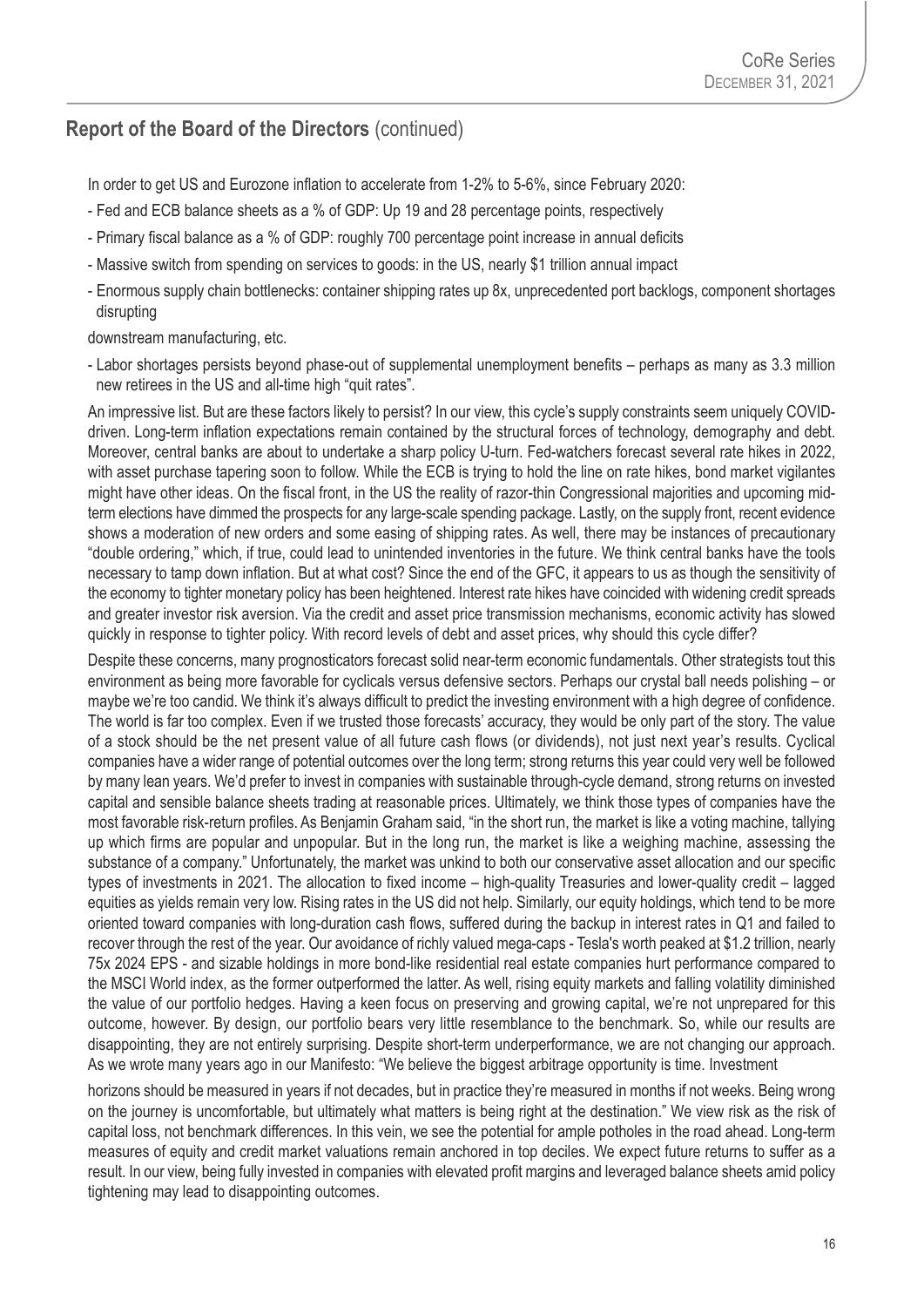## Report of the Board of the Directors (continued)

In order to get US and Eurozone inflation to accelerate from 1-2% to 5-6%, since February 2020:

- Fed and ECB balance sheets as a % of GDP: Up 19 and 28 percentage points, respectively
- Primary fiscal balance as a % of GDP: roughly 700 percentage point increase in annual deficits
- Massive switch from spending on services to goods: in the US, nearly $1 trillion annual impact
- Enormous supply chain bottlenecks: container shipping rates up 8x, unprecedented port backlogs, component shortages disrupting

downstream manufacturing, etc.

- Labor shortages persists beyond phase-out of supplemental unemployment benefits – perhaps as many as 3.3 million new retirees in the US and all-time high "quit rates".

An impressive list. But are these factors likely to persist? In our view, this cycle's supply constraints seem uniquely COVID-driven. Long-term inflation expectations remain contained by the structural forces of technology, demography and debt. Moreover, central banks are about to undertake a sharp policy U-turn. Fed-watchers forecast several rate hikes in 2022, with asset purchase tapering soon to follow. While the ECB is trying to hold the line on rate hikes, bond market vigilantes might have other ideas. On the fiscal front, in the US the reality of razor-thin Congressional majorities and upcoming mid-term elections have dimmed the prospects for any large-scale spending package. Lastly, on the supply front, recent evidence shows a moderation of new orders and some easing of shipping rates. As well, there may be instances of precautionary "double ordering," which, if true, could lead to unintended inventories in the future. We think central banks have the tools necessary to tamp down inflation. But at what cost? Since the end of the GFC, it appears to us as though the sensitivity of the economy to tighter monetary policy has been heightened. Interest rate hikes have coincided with widening credit spreads and greater investor risk aversion. Via the credit and asset price transmission mechanisms, economic activity has slowed quickly in response to tighter policy. With record levels of debt and asset prices, why should this cycle differ?

Despite these concerns, many prognosticators forecast solid near-term economic fundamentals. Other strategists tout this environment as being more favorable for cyclicals versus defensive sectors. Perhaps our crystal ball needs polishing – or maybe we're too candid. We think it's always difficult to predict the investing environment with a high degree of confidence. The world is far too complex. Even if we trusted those forecasts' accuracy, they would be only part of the story. The value of a stock should be the net present value of all future cash flows (or dividends), not just next year's results. Cyclical companies have a wider range of potential outcomes over the long term; strong returns this year could very well be followed by many lean years. We'd prefer to invest in companies with sustainable through-cycle demand, strong returns on invested capital and sensible balance sheets trading at reasonable prices. Ultimately, we think those types of companies have the most favorable risk-return profiles. As Benjamin Graham said, "in the short run, the market is like a voting machine, tallying up which firms are popular and unpopular. But in the long run, the market is like a weighing machine, assessing the substance of a company." Unfortunately, the market was unkind to both our conservative asset allocation and our specific types of investments in 2021. The allocation to fixed income – high-quality Treasuries and lower-quality credit – lagged equities as yields remain very low. Rising rates in the US did not help. Similarly, our equity holdings, which tend to be more oriented toward companies with long-duration cash flows, suffered during the backup in interest rates in Q1 and failed to recover through the rest of the year. Our avoidance of richly valued mega-caps - Tesla's worth peaked at $1.2 trillion, nearly 75x 2024 EPS - and sizable holdings in more bond-like residential real estate companies hurt performance compared to the MSCI World index, as the former outperformed the latter. As well, rising equity markets and falling volatility diminished the value of our portfolio hedges. Having a keen focus on preserving and growing capital, we're not unprepared for this outcome, however. By design, our portfolio bears very little resemblance to the benchmark. So, while our results are disappointing, they are not entirely surprising. Despite short-term underperformance, we are not changing our approach. As we wrote many years ago in our Manifesto: "We believe the biggest arbitrage opportunity is time. Investment horizons should be measured in years if not decades, but in practice they're measured in months if not weeks. Being wrong on the journey is uncomfortable, but ultimately what matters is being right at the destination." We view risk as the risk of capital loss, not benchmark differences. In this vein, we see the potential for ample potholes in the road ahead. Long-term measures of equity and credit market valuations remain anchored in top deciles. We expect future returns to suffer as a result. In our view, being fully invested in companies with elevated profit margins and leveraged balance sheets amid policy tightening may lead to disappointing outcomes.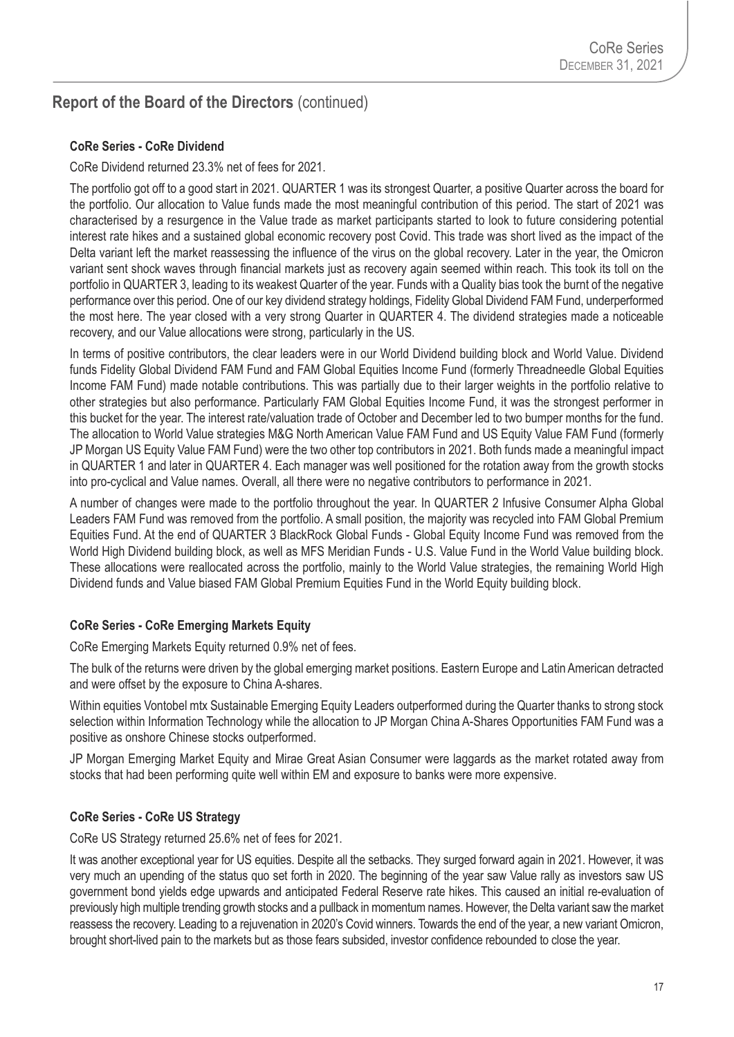## Report of the Board of the Directors (continued)

### CoRe Series - CoRe Dividend

CoRe Dividend returned 23.3% net of fees for 2021.

The portfolio got off to a good start in 2021. QUARTER 1 was its strongest Quarter, a positive Quarter across the board for the portfolio. Our allocation to Value funds made the most meaningful contribution of this period. The start of 2021 was characterised by a resurgence in the Value trade as market participants started to look to future considering potential interest rate hikes and a sustained global economic recovery post Covid. This trade was short lived as the impact of the Delta variant left the market reassessing the influence of the virus on the global recovery. Later in the year, the Omicron variant sent shock waves through financial markets just as recovery again seemed within reach. This took its toll on the portfolio in QUARTER 3, leading to its weakest Quarter of the year. Funds with a Quality bias took the burnt of the negative performance over this period. One of our key dividend strategy holdings, Fidelity Global Dividend FAM Fund, underperformed the most here. The year closed with a very strong Quarter in QUARTER 4. The dividend strategies made a noticeable recovery, and our Value allocations were strong, particularly in the US.

In terms of positive contributors, the clear leaders were in our World Dividend building block and World Value. Dividend funds Fidelity Global Dividend FAM Fund and FAM Global Equities Income Fund (formerly Threadneedle Global Equities Income FAM Fund) made notable contributions. This was partially due to their larger weights in the portfolio relative to other strategies but also performance. Particularly FAM Global Equities Income Fund, it was the strongest performer in this bucket for the year. The interest rate/valuation trade of October and December led to two bumper months for the fund. The allocation to World Value strategies M&G North American Value FAM Fund and US Equity Value FAM Fund (formerly JP Morgan US Equity Value FAM Fund) were the two other top contributors in 2021. Both funds made a meaningful impact in QUARTER 1 and later in QUARTER 4. Each manager was well positioned for the rotation away from the growth stocks into pro-cyclical and Value names. Overall, all there were no negative contributors to performance in 2021.

A number of changes were made to the portfolio throughout the year. In QUARTER 2 Infusive Consumer Alpha Global Leaders FAM Fund was removed from the portfolio. A small position, the majority was recycled into FAM Global Premium Equities Fund. At the end of QUARTER 3 BlackRock Global Funds - Global Equity Income Fund was removed from the World High Dividend building block, as well as MFS Meridian Funds - U.S. Value Fund in the World Value building block. These allocations were reallocated across the portfolio, mainly to the World Value strategies, the remaining World High Dividend funds and Value biased FAM Global Premium Equities Fund in the World Equity building block.

### CoRe Series - CoRe Emerging Markets Equity

CoRe Emerging Markets Equity returned 0.9% net of fees.

The bulk of the returns were driven by the global emerging market positions. Eastern Europe and Latin American detracted and were offset by the exposure to China A-shares.

Within equities Vontobel mtx Sustainable Emerging Equity Leaders outperformed during the Quarter thanks to strong stock selection within Information Technology while the allocation to JP Morgan China A-Shares Opportunities FAM Fund was a positive as onshore Chinese stocks outperformed.

JP Morgan Emerging Market Equity and Mirae Great Asian Consumer were laggards as the market rotated away from stocks that had been performing quite well within EM and exposure to banks were more expensive.

### CoRe Series - CoRe US Strategy

CoRe US Strategy returned 25.6% net of fees for 2021.

It was another exceptional year for US equities. Despite all the setbacks. They surged forward again in 2021. However, it was very much an upending of the status quo set forth in 2020. The beginning of the year saw Value rally as investors saw US government bond yields edge upwards and anticipated Federal Reserve rate hikes. This caused an initial re-evaluation of previously high multiple trending growth stocks and a pullback in momentum names. However, the Delta variant saw the market reassess the recovery. Leading to a rejuvenation in 2020's Covid winners. Towards the end of the year, a new variant Omicron, brought short-lived pain to the markets but as those fears subsided, investor confidence rebounded to close the year.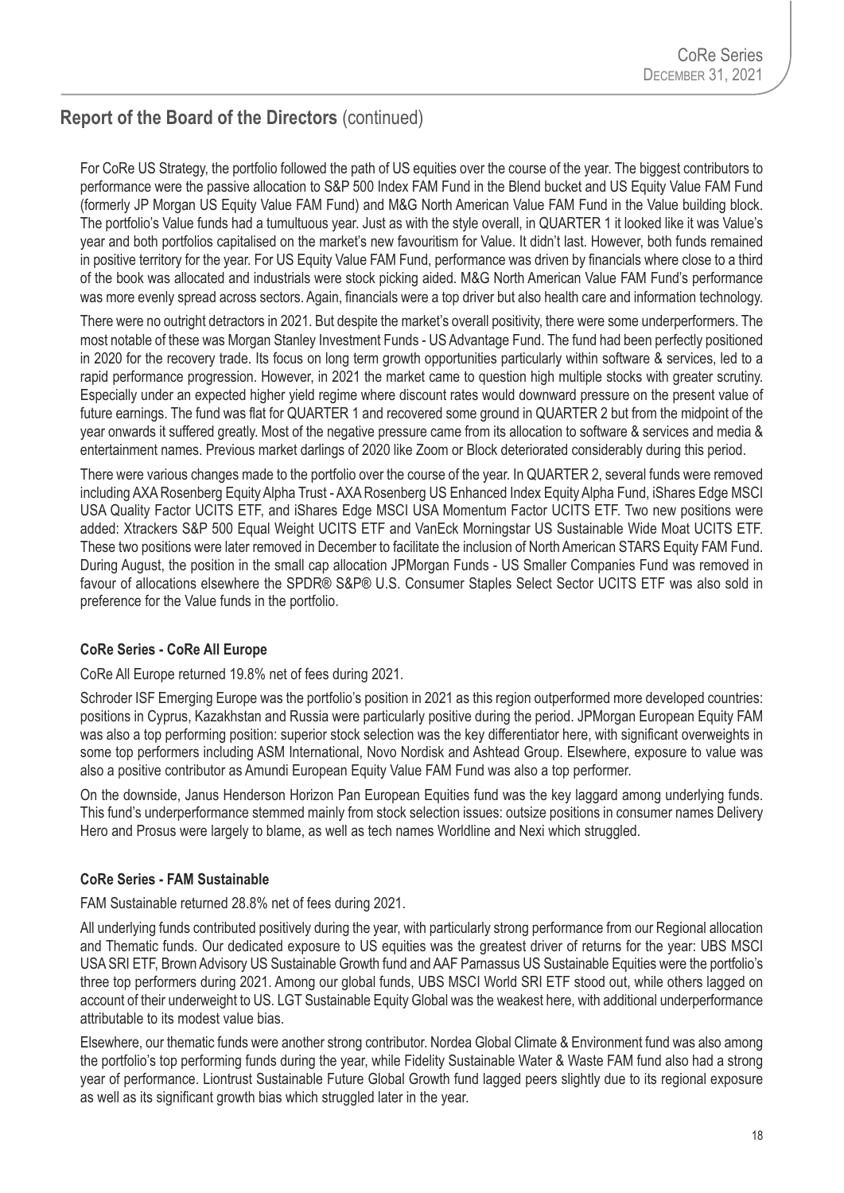## Report of the Board of the Directors (continued)

For CoRe US Strategy, the portfolio followed the path of US equities over the course of the year. The biggest contributors to performance were the passive allocation to S&P 500 Index FAM Fund in the Blend bucket and US Equity Value FAM Fund (formerly JP Morgan US Equity Value FAM Fund) and M&G North American Value FAM Fund in the Value building block. The portfolio's Value funds had a tumultuous year. Just as with the style overall, in QUARTER 1 it looked like it was Value's year and both portfolios capitalised on the market's new favouritism for Value. It didn't last. However, both funds remained in positive territory for the year. For US Equity Value FAM Fund, performance was driven by financials where close to a third of the book was allocated and industrials were stock picking aided. M&G North American Value FAM Fund's performance was more evenly spread across sectors. Again, financials were a top driver but also health care and information technology.

There were no outright detractors in 2021. But despite the market's overall positivity, there were some underperformers. The most notable of these was Morgan Stanley Investment Funds - US Advantage Fund. The fund had been perfectly positioned in 2020 for the recovery trade. Its focus on long term growth opportunities particularly within software & services, led to a rapid performance progression. However, in 2021 the market came to question high multiple stocks with greater scrutiny. Especially under an expected higher yield regime where discount rates would downward pressure on the present value of future earnings. The fund was flat for QUARTER 1 and recovered some ground in QUARTER 2 but from the midpoint of the year onwards it suffered greatly. Most of the negative pressure came from its allocation to software & services and media & entertainment names. Previous market darlings of 2020 like Zoom or Block deteriorated considerably during this period.

There were various changes made to the portfolio over the course of the year. In QUARTER 2, several funds were removed including AXA Rosenberg Equity Alpha Trust - AXA Rosenberg US Enhanced Index Equity Alpha Fund, iShares Edge MSCI USA Quality Factor UCITS ETF, and iShares Edge MSCI USA Momentum Factor UCITS ETF. Two new positions were added: Xtrackers S&P 500 Equal Weight UCITS ETF and VanEck Morningstar US Sustainable Wide Moat UCITS ETF. These two positions were later removed in December to facilitate the inclusion of North American STARS Equity FAM Fund. During August, the position in the small cap allocation JPMorgan Funds - US Smaller Companies Fund was removed in favour of allocations elsewhere the SPDR® S&P® U.S. Consumer Staples Select Sector UCITS ETF was also sold in preference for the Value funds in the portfolio.

**CoRe Series - CoRe All Europe**

CoRe All Europe returned 19.8% net of fees during 2021.

Schroder ISF Emerging Europe was the portfolio's position in 2021 as this region outperformed more developed countries: positions in Cyprus, Kazakhstan and Russia were particularly positive during the period. JPMorgan European Equity FAM was also a top performing position: superior stock selection was the key differentiator here, with significant overweights in some top performers including ASM International, Novo Nordisk and Ashtead Group. Elsewhere, exposure to value was also a positive contributor as Amundi European Equity Value FAM Fund was also a top performer.

On the downside, Janus Henderson Horizon Pan European Equities fund was the key laggard among underlying funds. This fund's underperformance stemmed mainly from stock selection issues: outsize positions in consumer names Delivery Hero and Prosus were largely to blame, as well as tech names Worldline and Nexi which struggled.

**CoRe Series - FAM Sustainable**

FAM Sustainable returned 28.8% net of fees during 2021.

All underlying funds contributed positively during the year, with particularly strong performance from our Regional allocation and Thematic funds. Our dedicated exposure to US equities was the greatest driver of returns for the year: UBS MSCI USA SRI ETF, Brown Advisory US Sustainable Growth fund and AAF Parnassus US Sustainable Equities were the portfolio's three top performers during 2021. Among our global funds, UBS MSCI World SRI ETF stood out, while others lagged on account of their underweight to US. LGT Sustainable Equity Global was the weakest here, with additional underperformance attributable to its modest value bias.

Elsewhere, our thematic funds were another strong contributor. Nordea Global Climate & Environment fund was also among the portfolio's top performing funds during the year, while Fidelity Sustainable Water & Waste FAM fund also had a strong year of performance. Liontrust Sustainable Future Global Growth fund lagged peers slightly due to its regional exposure as well as its significant growth bias which struggled later in the year.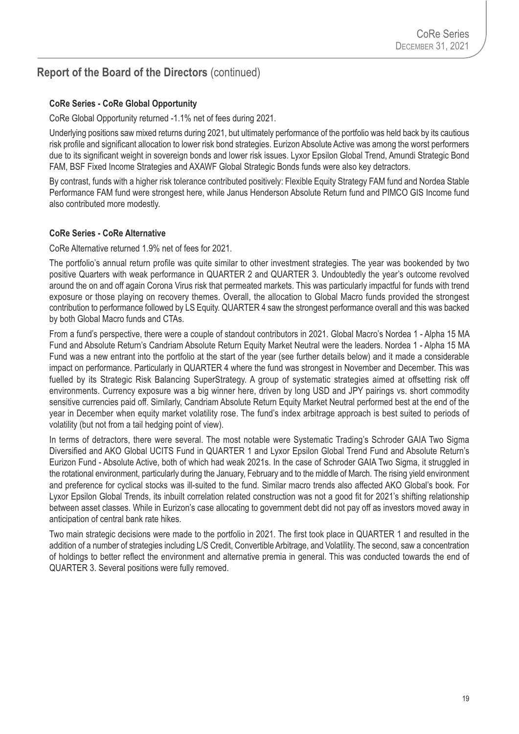## Report of the Board of the Directors (continued)

**CoRe Series - CoRe Global Opportunity**

CoRe Global Opportunity returned -1.1% net of fees during 2021.

Underlying positions saw mixed returns during 2021, but ultimately performance of the portfolio was held back by its cautious risk profile and significant allocation to lower risk bond strategies. Eurizon Absolute Active was among the worst performers due to its significant weight in sovereign bonds and lower risk issues. Lyxor Epsilon Global Trend, Amundi Strategic Bond FAM, BSF Fixed Income Strategies and AXAWF Global Strategic Bonds funds were also key detractors.

By contrast, funds with a higher risk tolerance contributed positively: Flexible Equity Strategy FAM fund and Nordea Stable Performance FAM fund were strongest here, while Janus Henderson Absolute Return fund and PIMCO GIS Income fund also contributed more modestly.

**CoRe Series - CoRe Alternative**

CoRe Alternative returned 1.9% net of fees for 2021.

The portfolio's annual return profile was quite similar to other investment strategies. The year was bookended by two positive Quarters with weak performance in QUARTER 2 and QUARTER 3. Undoubtedly the year's outcome revolved around the on and off again Corona Virus risk that permeated markets. This was particularly impactful for funds with trend exposure or those playing on recovery themes. Overall, the allocation to Global Macro funds provided the strongest contribution to performance followed by LS Equity. QUARTER 4 saw the strongest performance overall and this was backed by both Global Macro funds and CTAs.

From a fund's perspective, there were a couple of standout contributors in 2021. Global Macro's Nordea 1 - Alpha 15 MA Fund and Absolute Return's Candriam Absolute Return Equity Market Neutral were the leaders. Nordea 1 - Alpha 15 MA Fund was a new entrant into the portfolio at the start of the year (see further details below) and it made a considerable impact on performance. Particularly in QUARTER 4 where the fund was strongest in November and December. This was fuelled by its Strategic Risk Balancing SuperStrategy. A group of systematic strategies aimed at offsetting risk off environments. Currency exposure was a big winner here, driven by long USD and JPY pairings vs. short commodity sensitive currencies paid off. Similarly, Candriam Absolute Return Equity Market Neutral performed best at the end of the year in December when equity market volatility rose. The fund's index arbitrage approach is best suited to periods of volatility (but not from a tail hedging point of view).

In terms of detractors, there were several. The most notable were Systematic Trading's Schroder GAIA Two Sigma Diversified and AKO Global UCITS Fund in QUARTER 1 and Lyxor Epsilon Global Trend Fund and Absolute Return's Eurizon Fund - Absolute Active, both of which had weak 2021s. In the case of Schroder GAIA Two Sigma, it struggled in the rotational environment, particularly during the January, February and to the middle of March. The rising yield environment and preference for cyclical stocks was ill-suited to the fund. Similar macro trends also affected AKO Global's book. For Lyxor Epsilon Global Trends, its inbuilt correlation related construction was not a good fit for 2021's shifting relationship between asset classes. While in Eurizon's case allocating to government debt did not pay off as investors moved away in anticipation of central bank rate hikes.

Two main strategic decisions were made to the portfolio in 2021. The first took place in QUARTER 1 and resulted in the addition of a number of strategies including L/S Credit, Convertible Arbitrage, and Volatility. The second, saw a concentration of holdings to better reflect the environment and alternative premia in general. This was conducted towards the end of QUARTER 3. Several positions were fully removed.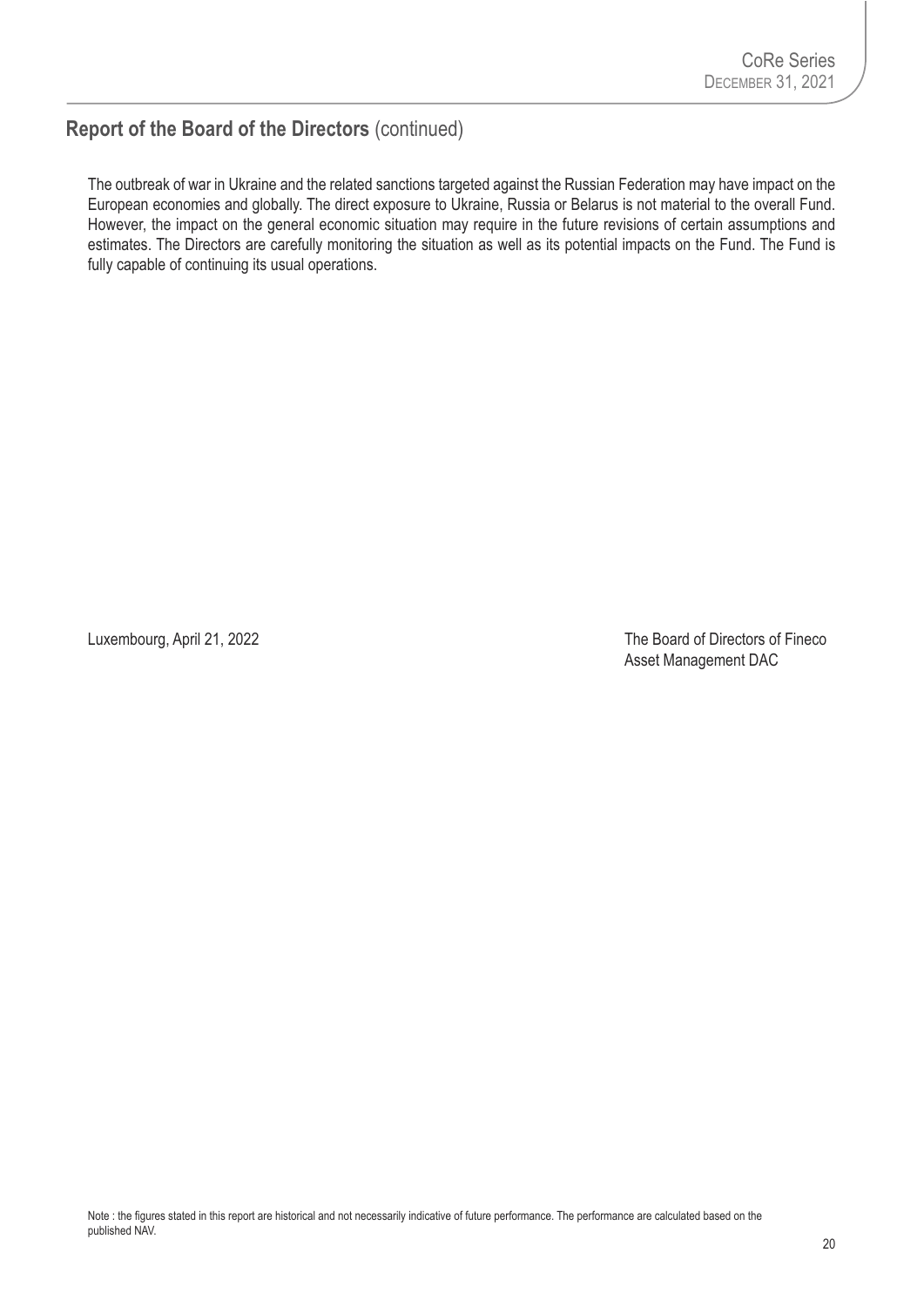## Report of the Board of the Directors (continued)

The outbreak of war in Ukraine and the related sanctions targeted against the Russian Federation may have impact on the European economies and globally. The direct exposure to Ukraine, Russia or Belarus is not material to the overall Fund. However, the impact on the general economic situation may require in the future revisions of certain assumptions and estimates. The Directors are carefully monitoring the situation as well as its potential impacts on the Fund. The Fund is fully capable of continuing its usual operations.

Luxembourg, April 21, 2022

The Board of Directors of Fineco Asset Management DAC

Note : the figures stated in this report are historical and not necessarily indicative of future performance. The performance are calculated based on the published NAV.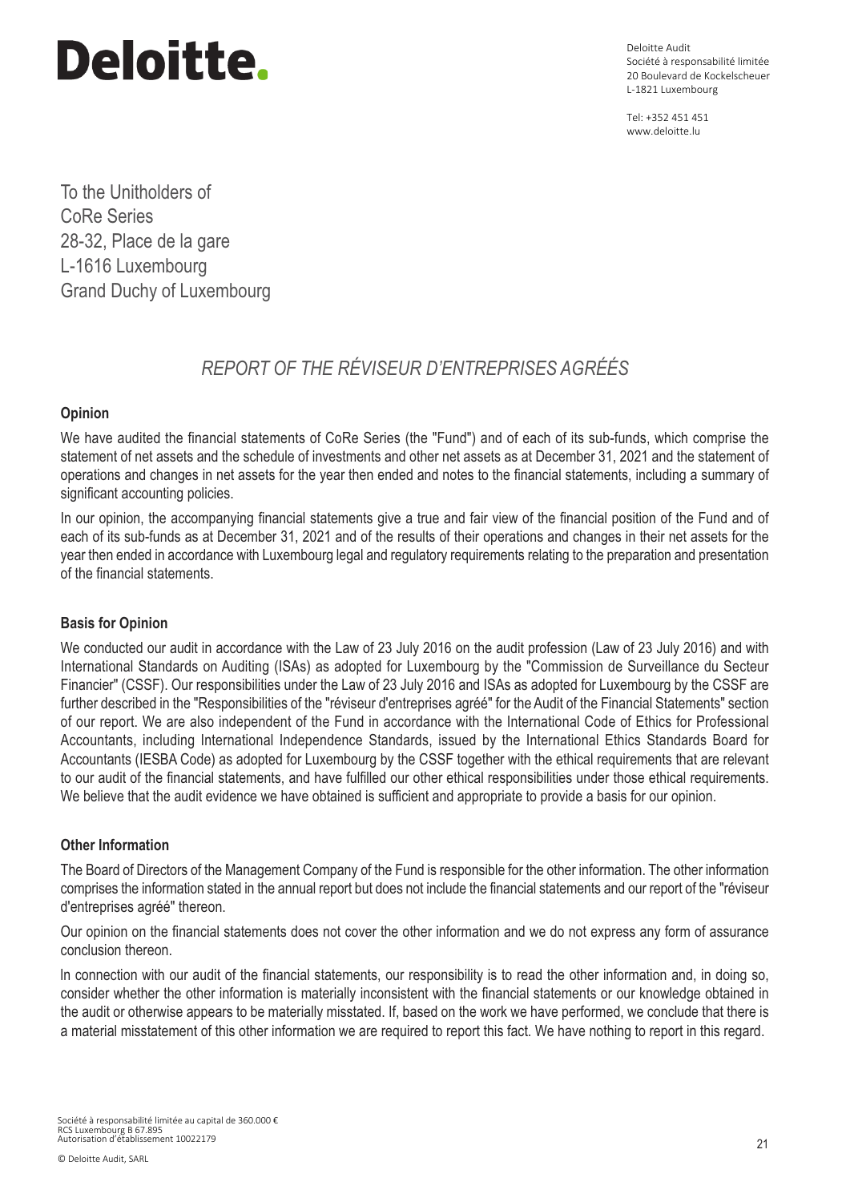Deloitte.

Deloitte Audit
Société à responsabilité limitée
20 Boulevard de Kockelscheuer
L-1821 Luxembourg

Tel: +352 451 451
www.deloitte.lu

To the Unitholders of
CoRe Series
28-32, Place de la gare
L-1616 Luxembourg
Grand Duchy of Luxembourg

# *REPORT OF THE RÉVISEUR D'ENTREPRISES AGRÉÉS*

**Opinion**

We have audited the financial statements of CoRe Series (the "Fund") and of each of its sub-funds, which comprise the statement of net assets and the schedule of investments and other net assets as at December 31, 2021 and the statement of operations and changes in net assets for the year then ended and notes to the financial statements, including a summary of significant accounting policies.

In our opinion, the accompanying financial statements give a true and fair view of the financial position of the Fund and of each of its sub-funds as at December 31, 2021 and of the results of their operations and changes in their net assets for the year then ended in accordance with Luxembourg legal and regulatory requirements relating to the preparation and presentation of the financial statements.

**Basis for Opinion**

We conducted our audit in accordance with the Law of 23 July 2016 on the audit profession (Law of 23 July 2016) and with International Standards on Auditing (ISAs) as adopted for Luxembourg by the "Commission de Surveillance du Secteur Financier" (CSSF). Our responsibilities under the Law of 23 July 2016 and ISAs as adopted for Luxembourg by the CSSF are further described in the "Responsibilities of the "réviseur d'entreprises agréé" for the Audit of the Financial Statements" section of our report. We are also independent of the Fund in accordance with the International Code of Ethics for Professional Accountants, including International Independence Standards, issued by the International Ethics Standards Board for Accountants (IESBA Code) as adopted for Luxembourg by the CSSF together with the ethical requirements that are relevant to our audit of the financial statements, and have fulfilled our other ethical responsibilities under those ethical requirements. We believe that the audit evidence we have obtained is sufficient and appropriate to provide a basis for our opinion.

**Other Information**

The Board of Directors of the Management Company of the Fund is responsible for the other information. The other information comprises the information stated in the annual report but does not include the financial statements and our report of the "réviseur d'entreprises agréé" thereon.

Our opinion on the financial statements does not cover the other information and we do not express any form of assurance conclusion thereon.

In connection with our audit of the financial statements, our responsibility is to read the other information and, in doing so, consider whether the other information is materially inconsistent with the financial statements or our knowledge obtained in the audit or otherwise appears to be materially misstated. If, based on the work we have performed, we conclude that there is a material misstatement of this other information we are required to report this fact. We have nothing to report in this regard.

Société à responsabilité limitée au capital de 360.000 €
RCS Luxembourg B 67.895
Autorisation d'établissement 10022179

© Deloitte Audit, SARL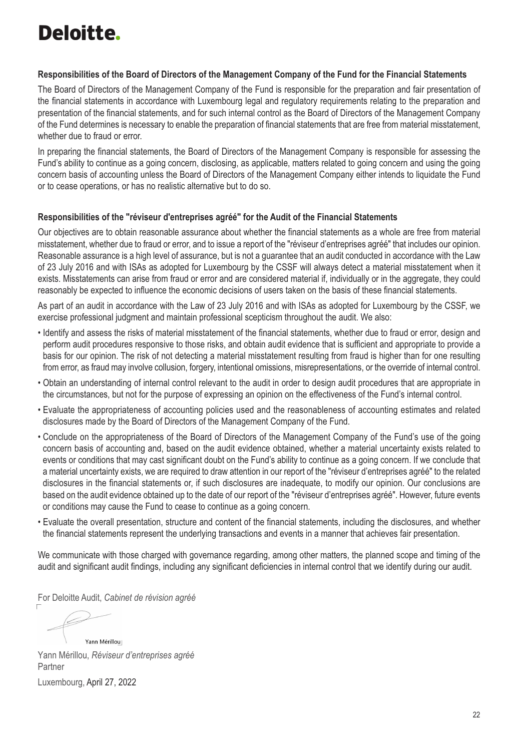**Deloitte.**

### Responsibilities of the Board of Directors of the Management Company of the Fund for the Financial Statements

The Board of Directors of the Management Company of the Fund is responsible for the preparation and fair presentation of the financial statements in accordance with Luxembourg legal and regulatory requirements relating to the preparation and presentation of the financial statements, and for such internal control as the Board of Directors of the Management Company of the Fund determines is necessary to enable the preparation of financial statements that are free from material misstatement, whether due to fraud or error.

In preparing the financial statements, the Board of Directors of the Management Company is responsible for assessing the Fund's ability to continue as a going concern, disclosing, as applicable, matters related to going concern and using the going concern basis of accounting unless the Board of Directors of the Management Company either intends to liquidate the Fund or to cease operations, or has no realistic alternative but to do so.

### Responsibilities of the "réviseur d'entreprises agréé" for the Audit of the Financial Statements

Our objectives are to obtain reasonable assurance about whether the financial statements as a whole are free from material misstatement, whether due to fraud or error, and to issue a report of the "réviseur d'entreprises agréé" that includes our opinion. Reasonable assurance is a high level of assurance, but is not a guarantee that an audit conducted in accordance with the Law of 23 July 2016 and with ISAs as adopted for Luxembourg by the CSSF will always detect a material misstatement when it exists. Misstatements can arise from fraud or error and are considered material if, individually or in the aggregate, they could reasonably be expected to influence the economic decisions of users taken on the basis of these financial statements.

As part of an audit in accordance with the Law of 23 July 2016 and with ISAs as adopted for Luxembourg by the CSSF, we exercise professional judgment and maintain professional scepticism throughout the audit. We also:

- Identify and assess the risks of material misstatement of the financial statements, whether due to fraud or error, design and perform audit procedures responsive to those risks, and obtain audit evidence that is sufficient and appropriate to provide a basis for our opinion. The risk of not detecting a material misstatement resulting from fraud is higher than for one resulting from error, as fraud may involve collusion, forgery, intentional omissions, misrepresentations, or the override of internal control.
- Obtain an understanding of internal control relevant to the audit in order to design audit procedures that are appropriate in the circumstances, but not for the purpose of expressing an opinion on the effectiveness of the Fund's internal control.
- Evaluate the appropriateness of accounting policies used and the reasonableness of accounting estimates and related disclosures made by the Board of Directors of the Management Company of the Fund.
- Conclude on the appropriateness of the Board of Directors of the Management Company of the Fund's use of the going concern basis of accounting and, based on the audit evidence obtained, whether a material uncertainty exists related to events or conditions that may cast significant doubt on the Fund's ability to continue as a going concern. If we conclude that a material uncertainty exists, we are required to draw attention in our report of the "réviseur d'entreprises agréé" to the related disclosures in the financial statements or, if such disclosures are inadequate, to modify our opinion. Our conclusions are based on the audit evidence obtained up to the date of our report of the "réviseur d'entreprises agréé". However, future events or conditions may cause the Fund to cease to continue as a going concern.
- Evaluate the overall presentation, structure and content of the financial statements, including the disclosures, and whether the financial statements represent the underlying transactions and events in a manner that achieves fair presentation.

We communicate with those charged with governance regarding, among other matters, the planned scope and timing of the audit and significant audit findings, including any significant deficiencies in internal control that we identify during our audit.

For Deloitte Audit, *Cabinet de révision agréé*

Yann Mérillou

Yann Mérillou, *Réviseur d'entreprises agréé*
Partner

Luxembourg, April 27, 2022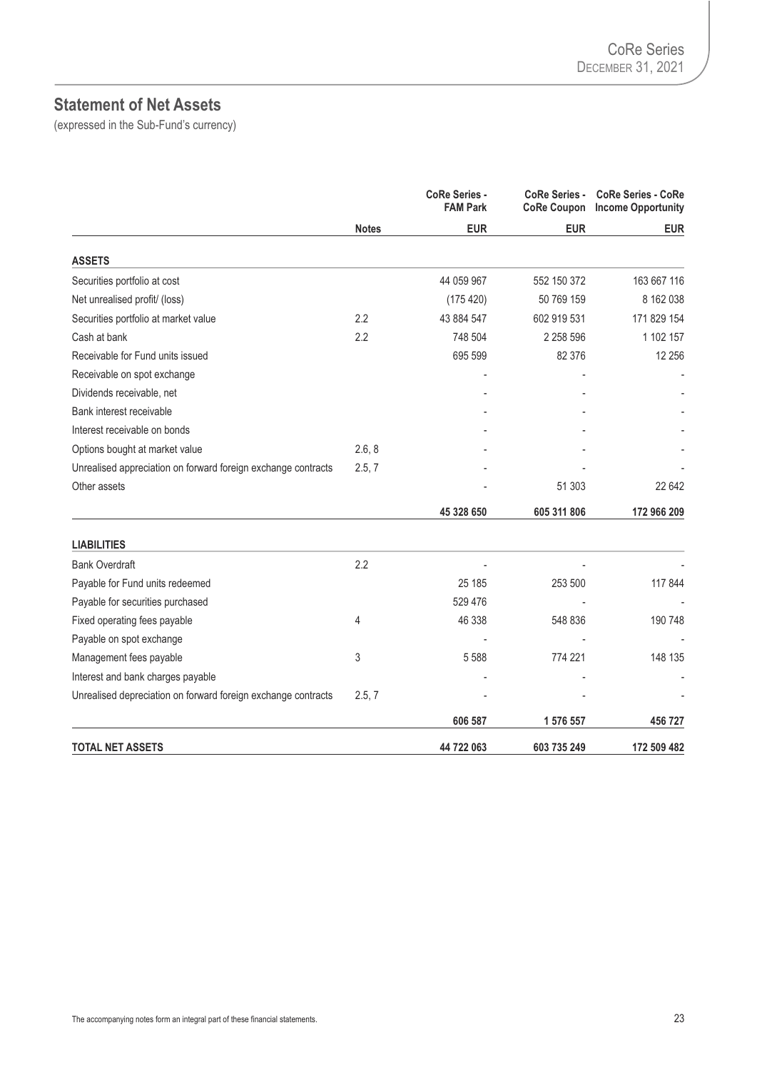## Statement of Net Assets

(expressed in the Sub-Fund's currency)

| | Notes | CoRe Series - FAM Park | CoRe Series - CoRe Coupon | CoRe Series - CoRe Income Opportunity |
|---|---|---|---|---|
| | | EUR | EUR | EUR |
| **ASSETS** | | | | |
| Securities portfolio at cost | | 44 059 967 | 552 150 372 | 163 667 116 |
| Net unrealised profit/ (loss) | | (175 420) | 50 769 159 | 8 162 038 |
| Securities portfolio at market value | 2.2 | 43 884 547 | 602 919 531 | 171 829 154 |
| Cash at bank | 2.2 | 748 504 | 2 258 596 | 1 102 157 |
| Receivable for Fund units issued | | 695 599 | 82 376 | 12 256 |
| Receivable on spot exchange | | - | - | - |
| Dividends receivable, net | | - | - | - |
| Bank interest receivable | | - | - | - |
| Interest receivable on bonds | | - | - | - |
| Options bought at market value | 2.6, 8 | - | - | - |
| Unrealised appreciation on forward foreign exchange contracts | 2.5, 7 | - | - | - |
| Other assets | | - | 51 303 | 22 642 |
| | | **45 328 650** | **605 311 806** | **172 966 209** |
| **LIABILITIES** | | | | |
| Bank Overdraft | 2.2 | - | - | - |
| Payable for Fund units redeemed | | 25 185 | 253 500 | 117 844 |
| Payable for securities purchased | | 529 476 | - | - |
| Fixed operating fees payable | 4 | 46 338 | 548 836 | 190 748 |
| Payable on spot exchange | | - | - | - |
| Management fees payable | 3 | 5 588 | 774 221 | 148 135 |
| Interest and bank charges payable | | - | - | - |
| Unrealised depreciation on forward foreign exchange contracts | 2.5, 7 | - | - | - |
| | | **606 587** | **1 576 557** | **456 727** |
| **TOTAL NET ASSETS** | | **44 722 063** | **603 735 249** | **172 509 482** |

The accompanying notes form an integral part of these financial statements.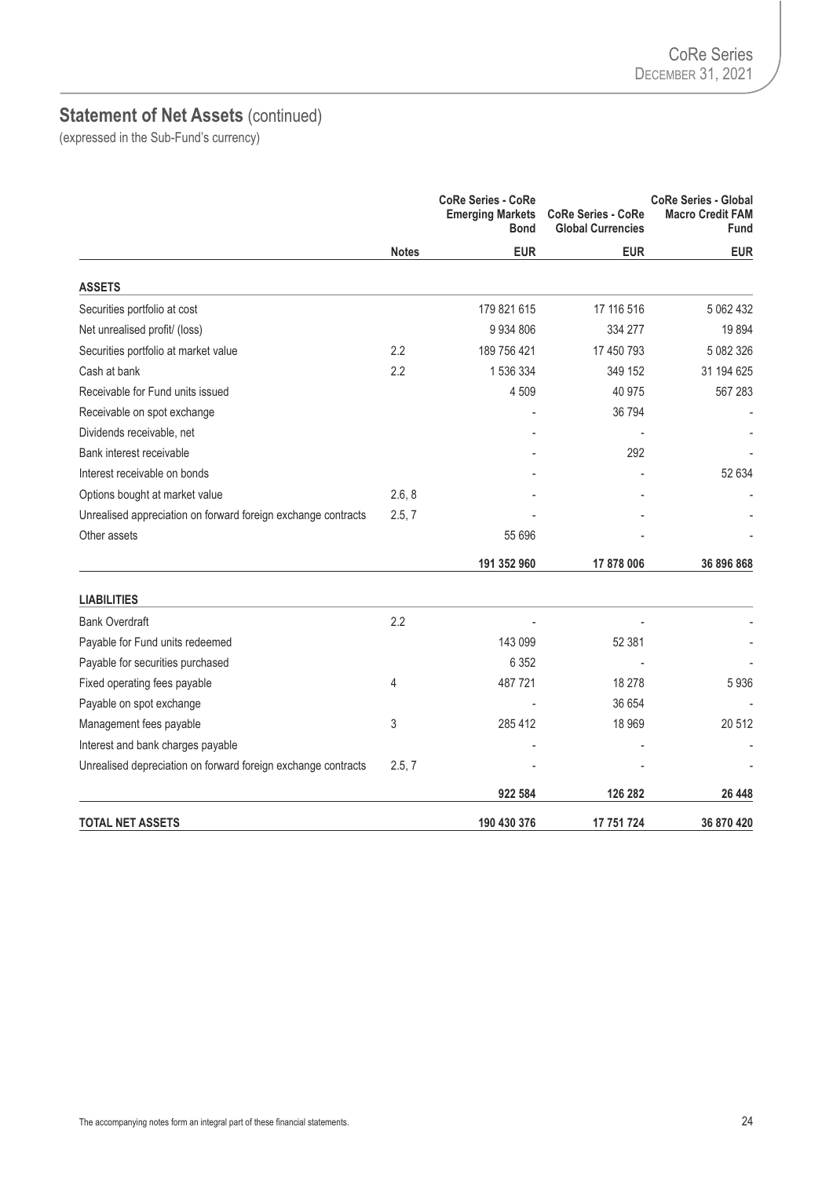## Statement of Net Assets (continued)

(expressed in the Sub-Fund's currency)

| | Notes | CoRe Series - CoRe Emerging Markets Bond | CoRe Series - CoRe Global Currencies | CoRe Series - Global Macro Credit FAM Fund |
|---|---|---|---|---|
| | | **EUR** | **EUR** | **EUR** |
| **ASSETS** | | | | |
| Securities portfolio at cost | | 179 821 615 | 17 116 516 | 5 062 432 |
| Net unrealised profit/ (loss) | | 9 934 806 | 334 277 | 19 894 |
| Securities portfolio at market value | 2.2 | 189 756 421 | 17 450 793 | 5 082 326 |
| Cash at bank | 2.2 | 1 536 334 | 349 152 | 31 194 625 |
| Receivable for Fund units issued | | 4 509 | 40 975 | 567 283 |
| Receivable on spot exchange | | - | 36 794 | - |
| Dividends receivable, net | | - | - | - |
| Bank interest receivable | | - | 292 | - |
| Interest receivable on bonds | | - | - | 52 634 |
| Options bought at market value | 2.6, 8 | - | - | - |
| Unrealised appreciation on forward foreign exchange contracts | 2.5, 7 | - | - | - |
| Other assets | | 55 696 | - | - |
| | | **191 352 960** | **17 878 006** | **36 896 868** |
| **LIABILITIES** | | | | |
| Bank Overdraft | 2.2 | - | - | - |
| Payable for Fund units redeemed | | 143 099 | 52 381 | - |
| Payable for securities purchased | | 6 352 | - | - |
| Fixed operating fees payable | 4 | 487 721 | 18 278 | 5 936 |
| Payable on spot exchange | | - | 36 654 | - |
| Management fees payable | 3 | 285 412 | 18 969 | 20 512 |
| Interest and bank charges payable | | - | - | - |
| Unrealised depreciation on forward foreign exchange contracts | 2.5, 7 | - | - | - |
| | | **922 584** | **126 282** | **26 448** |
| **TOTAL NET ASSETS** | | **190 430 376** | **17 751 724** | **36 870 420** |

The accompanying notes form an integral part of these financial statements.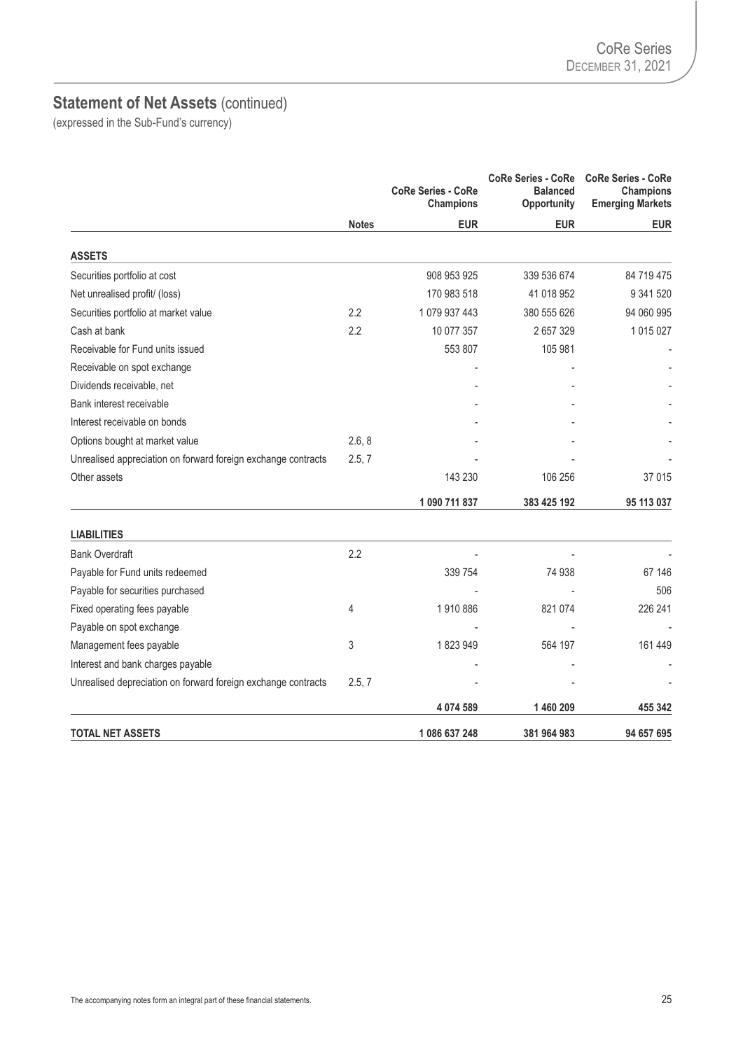## Statement of Net Assets (continued)

(expressed in the Sub-Fund's currency)

| | Notes | CoRe Series - CoRe Champions | CoRe Series - CoRe Balanced Opportunity | CoRe Series - CoRe Champions Emerging Markets |
|---|---|---|---|---|
| | | EUR | EUR | EUR |
| **ASSETS** | | | | |
| Securities portfolio at cost | | 908 953 925 | 339 536 674 | 84 719 475 |
| Net unrealised profit/ (loss) | | 170 983 518 | 41 018 952 | 9 341 520 |
| Securities portfolio at market value | 2.2 | 1 079 937 443 | 380 555 626 | 94 060 995 |
| Cash at bank | 2.2 | 10 077 357 | 2 657 329 | 1 015 027 |
| Receivable for Fund units issued | | 553 807 | 105 981 | - |
| Receivable on spot exchange | | - | - | - |
| Dividends receivable, net | | - | - | - |
| Bank interest receivable | | - | - | - |
| Interest receivable on bonds | | - | - | - |
| Options bought at market value | 2.6, 8 | - | - | - |
| Unrealised appreciation on forward foreign exchange contracts | 2.5, 7 | - | - | - |
| Other assets | | 143 230 | 106 256 | 37 015 |
| | | **1 090 711 837** | **383 425 192** | **95 113 037** |
| **LIABILITIES** | | | | |
| Bank Overdraft | 2.2 | - | - | - |
| Payable for Fund units redeemed | | 339 754 | 74 938 | 67 146 |
| Payable for securities purchased | | - | - | 506 |
| Fixed operating fees payable | 4 | 1 910 886 | 821 074 | 226 241 |
| Payable on spot exchange | | - | - | - |
| Management fees payable | 3 | 1 823 949 | 564 197 | 161 449 |
| Interest and bank charges payable | | - | - | - |
| Unrealised depreciation on forward foreign exchange contracts | 2.5, 7 | - | - | - |
| | | **4 074 589** | **1 460 209** | **455 342** |
| **TOTAL NET ASSETS** | | **1 086 637 248** | **381 964 983** | **94 657 695** |

The accompanying notes form an integral part of these financial statements.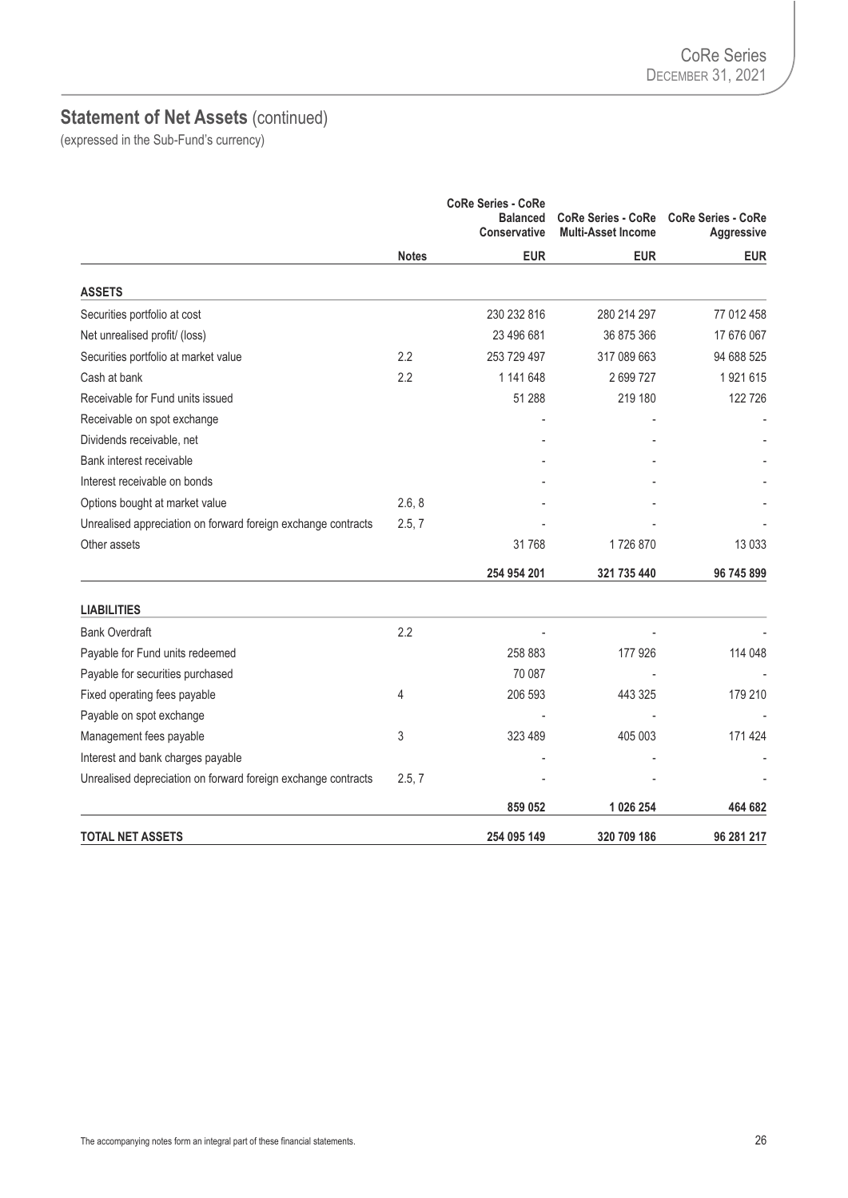## Statement of Net Assets (continued)

(expressed in the Sub-Fund's currency)

| | Notes | CoRe Series - CoRe Balanced Conservative | CoRe Series - CoRe Multi-Asset Income | CoRe Series - CoRe Aggressive |
|---|---|---|---|---|
| | | EUR | EUR | EUR |
| **ASSETS** | | | | |
| Securities portfolio at cost | | 230 232 816 | 280 214 297 | 77 012 458 |
| Net unrealised profit/ (loss) | | 23 496 681 | 36 875 366 | 17 676 067 |
| Securities portfolio at market value | 2.2 | 253 729 497 | 317 089 663 | 94 688 525 |
| Cash at bank | 2.2 | 1 141 648 | 2 699 727 | 1 921 615 |
| Receivable for Fund units issued | | 51 288 | 219 180 | 122 726 |
| Receivable on spot exchange | | - | - | - |
| Dividends receivable, net | | - | - | - |
| Bank interest receivable | | - | - | - |
| Interest receivable on bonds | | - | - | - |
| Options bought at market value | 2.6, 8 | - | - | - |
| Unrealised appreciation on forward foreign exchange contracts | 2.5, 7 | - | - | - |
| Other assets | | 31 768 | 1 726 870 | 13 033 |
| | | **254 954 201** | **321 735 440** | **96 745 899** |
| **LIABILITIES** | | | | |
| Bank Overdraft | 2.2 | - | - | - |
| Payable for Fund units redeemed | | 258 883 | 177 926 | 114 048 |
| Payable for securities purchased | | 70 087 | - | - |
| Fixed operating fees payable | 4 | 206 593 | 443 325 | 179 210 |
| Payable on spot exchange | | - | - | - |
| Management fees payable | 3 | 323 489 | 405 003 | 171 424 |
| Interest and bank charges payable | | - | - | - |
| Unrealised depreciation on forward foreign exchange contracts | 2.5, 7 | - | - | - |
| | | **859 052** | **1 026 254** | **464 682** |
| **TOTAL NET ASSETS** | | **254 095 149** | **320 709 186** | **96 281 217** |

The accompanying notes form an integral part of these financial statements.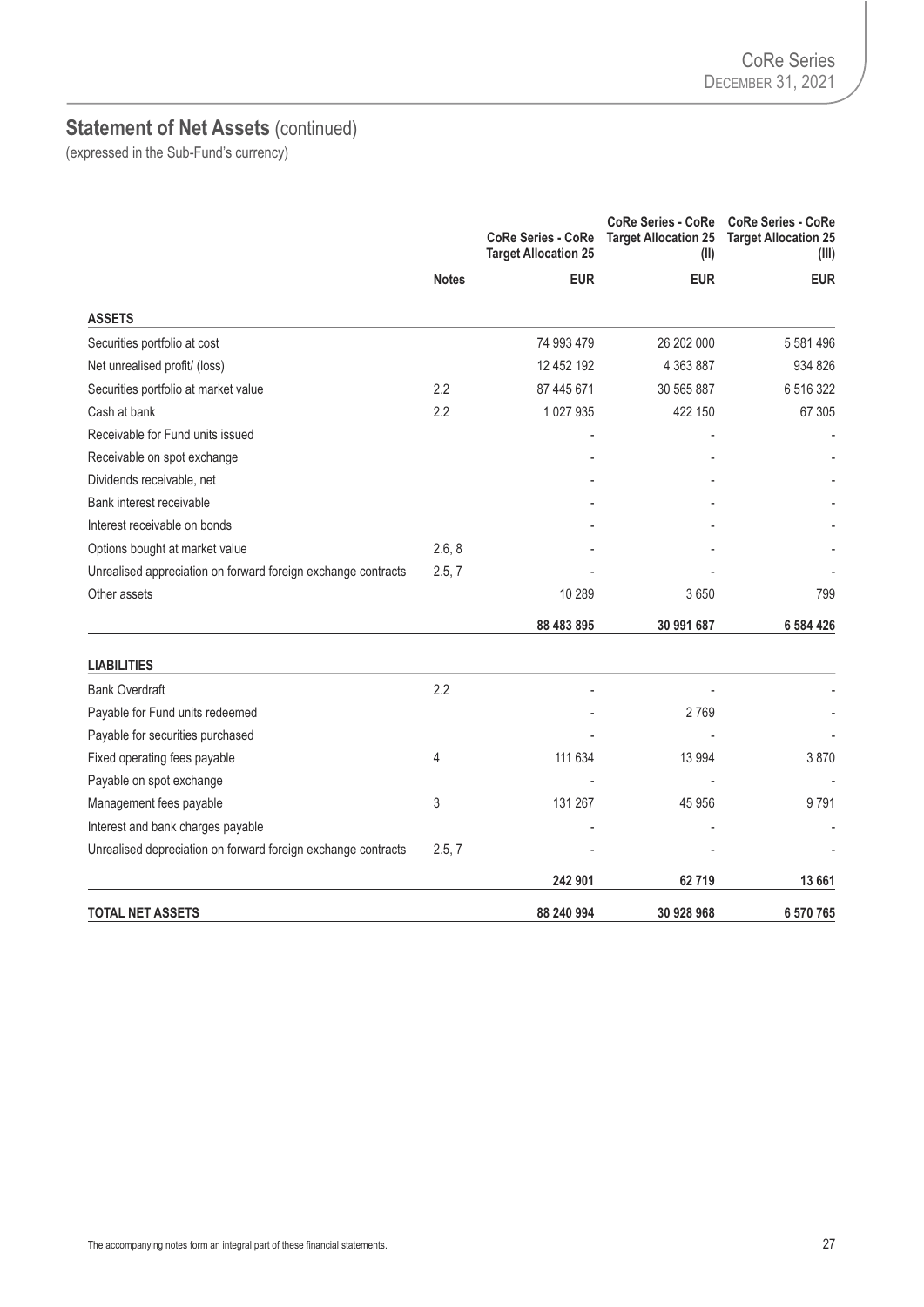## Statement of Net Assets (continued)

(expressed in the Sub-Fund's currency)

| | Notes | CoRe Series - CoRe Target Allocation 25 | CoRe Series - CoRe Target Allocation 25 (II) | CoRe Series - CoRe Target Allocation 25 (III) |
|---|---|---|---|---|
| | | EUR | EUR | EUR |
| **ASSETS** | | | | |
| Securities portfolio at cost | | 74 993 479 | 26 202 000 | 5 581 496 |
| Net unrealised profit/ (loss) | | 12 452 192 | 4 363 887 | 934 826 |
| Securities portfolio at market value | 2.2 | 87 445 671 | 30 565 887 | 6 516 322 |
| Cash at bank | 2.2 | 1 027 935 | 422 150 | 67 305 |
| Receivable for Fund units issued | | - | - | - |
| Receivable on spot exchange | | - | - | - |
| Dividends receivable, net | | - | - | - |
| Bank interest receivable | | - | - | - |
| Interest receivable on bonds | | - | - | - |
| Options bought at market value | 2.6, 8 | - | - | - |
| Unrealised appreciation on forward foreign exchange contracts | 2.5, 7 | - | - | - |
| Other assets | | 10 289 | 3 650 | 799 |
| | | **88 483 895** | **30 991 687** | **6 584 426** |
| **LIABILITIES** | | | | |
| Bank Overdraft | 2.2 | - | - | - |
| Payable for Fund units redeemed | | - | 2 769 | - |
| Payable for securities purchased | | - | - | - |
| Fixed operating fees payable | 4 | 111 634 | 13 994 | 3 870 |
| Payable on spot exchange | | - | - | - |
| Management fees payable | 3 | 131 267 | 45 956 | 9 791 |
| Interest and bank charges payable | | - | - | - |
| Unrealised depreciation on forward foreign exchange contracts | 2.5, 7 | - | - | - |
| | | **242 901** | **62 719** | **13 661** |
| **TOTAL NET ASSETS** | | **88 240 994** | **30 928 968** | **6 570 765** |

The accompanying notes form an integral part of these financial statements.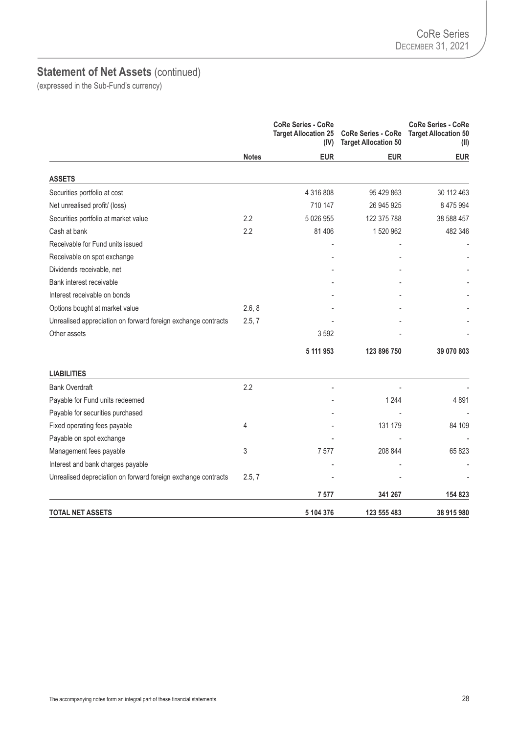## Statement of Net Assets (continued)

(expressed in the Sub-Fund's currency)

| | Notes | CoRe Series - CoRe Target Allocation 25 (IV) | CoRe Series - CoRe Target Allocation 50 | CoRe Series - CoRe Target Allocation 50 (II) |
|---|---|---|---|---|
| | | EUR | EUR | EUR |
| **ASSETS** | | | | |
| Securities portfolio at cost | | 4 316 808 | 95 429 863 | 30 112 463 |
| Net unrealised profit/ (loss) | | 710 147 | 26 945 925 | 8 475 994 |
| Securities portfolio at market value | 2.2 | 5 026 955 | 122 375 788 | 38 588 457 |
| Cash at bank | 2.2 | 81 406 | 1 520 962 | 482 346 |
| Receivable for Fund units issued | | - | - | - |
| Receivable on spot exchange | | - | - | - |
| Dividends receivable, net | | - | - | - |
| Bank interest receivable | | - | - | - |
| Interest receivable on bonds | | - | - | - |
| Options bought at market value | 2.6, 8 | - | - | - |
| Unrealised appreciation on forward foreign exchange contracts | 2.5, 7 | - | - | - |
| Other assets | | 3 592 | - | - |
| | | **5 111 953** | **123 896 750** | **39 070 803** |
| **LIABILITIES** | | | | |
| Bank Overdraft | 2.2 | - | - | - |
| Payable for Fund units redeemed | | - | 1 244 | 4 891 |
| Payable for securities purchased | | - | - | - |
| Fixed operating fees payable | 4 | - | 131 179 | 84 109 |
| Payable on spot exchange | | - | - | - |
| Management fees payable | 3 | 7 577 | 208 844 | 65 823 |
| Interest and bank charges payable | | - | - | - |
| Unrealised depreciation on forward foreign exchange contracts | 2.5, 7 | - | - | - |
| | | **7 577** | **341 267** | **154 823** |
| **TOTAL NET ASSETS** | | **5 104 376** | **123 555 483** | **38 915 980** |

The accompanying notes form an integral part of these financial statements.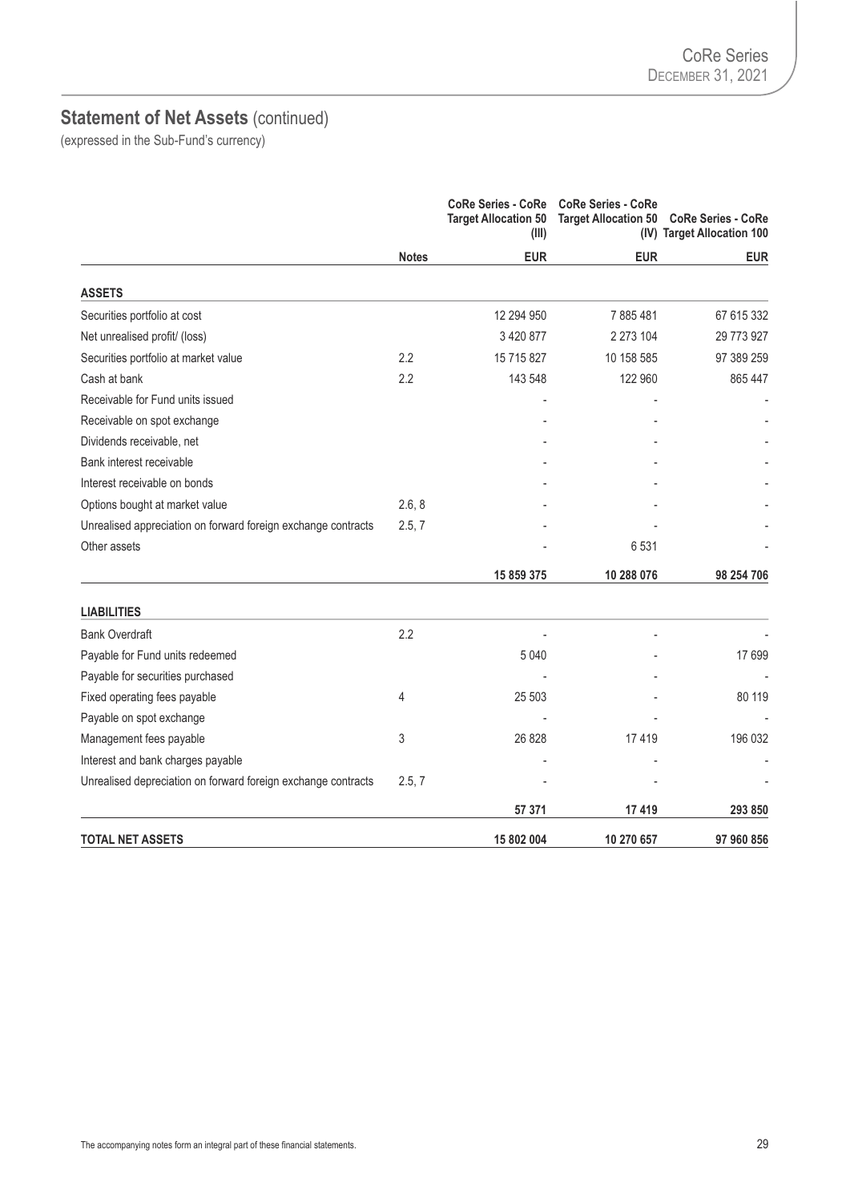## Statement of Net Assets (continued)

(expressed in the Sub-Fund's currency)

| | Notes | CoRe Series - CoRe Target Allocation 50 (III) | CoRe Series - CoRe Target Allocation 50 (IV) | CoRe Series - CoRe Target Allocation 100 |
|---|---|---|---|---|
| | | EUR | EUR | EUR |
| **ASSETS** | | | | |
| Securities portfolio at cost | | 12 294 950 | 7 885 481 | 67 615 332 |
| Net unrealised profit/ (loss) | | 3 420 877 | 2 273 104 | 29 773 927 |
| Securities portfolio at market value | 2.2 | 15 715 827 | 10 158 585 | 97 389 259 |
| Cash at bank | 2.2 | 143 548 | 122 960 | 865 447 |
| Receivable for Fund units issued | | - | - | - |
| Receivable on spot exchange | | - | - | - |
| Dividends receivable, net | | - | - | - |
| Bank interest receivable | | - | - | - |
| Interest receivable on bonds | | - | - | - |
| Options bought at market value | 2.6, 8 | - | - | - |
| Unrealised appreciation on forward foreign exchange contracts | 2.5, 7 | - | - | - |
| Other assets | | - | 6 531 | - |
| | | **15 859 375** | **10 288 076** | **98 254 706** |
| **LIABILITIES** | | | | |
| Bank Overdraft | 2.2 | - | - | - |
| Payable for Fund units redeemed | | 5 040 | - | 17 699 |
| Payable for securities purchased | | - | - | - |
| Fixed operating fees payable | 4 | 25 503 | - | 80 119 |
| Payable on spot exchange | | - | - | - |
| Management fees payable | 3 | 26 828 | 17 419 | 196 032 |
| Interest and bank charges payable | | - | - | - |
| Unrealised depreciation on forward foreign exchange contracts | 2.5, 7 | - | - | - |
| | | **57 371** | **17 419** | **293 850** |
| **TOTAL NET ASSETS** | | **15 802 004** | **10 270 657** | **97 960 856** |

The accompanying notes form an integral part of these financial statements.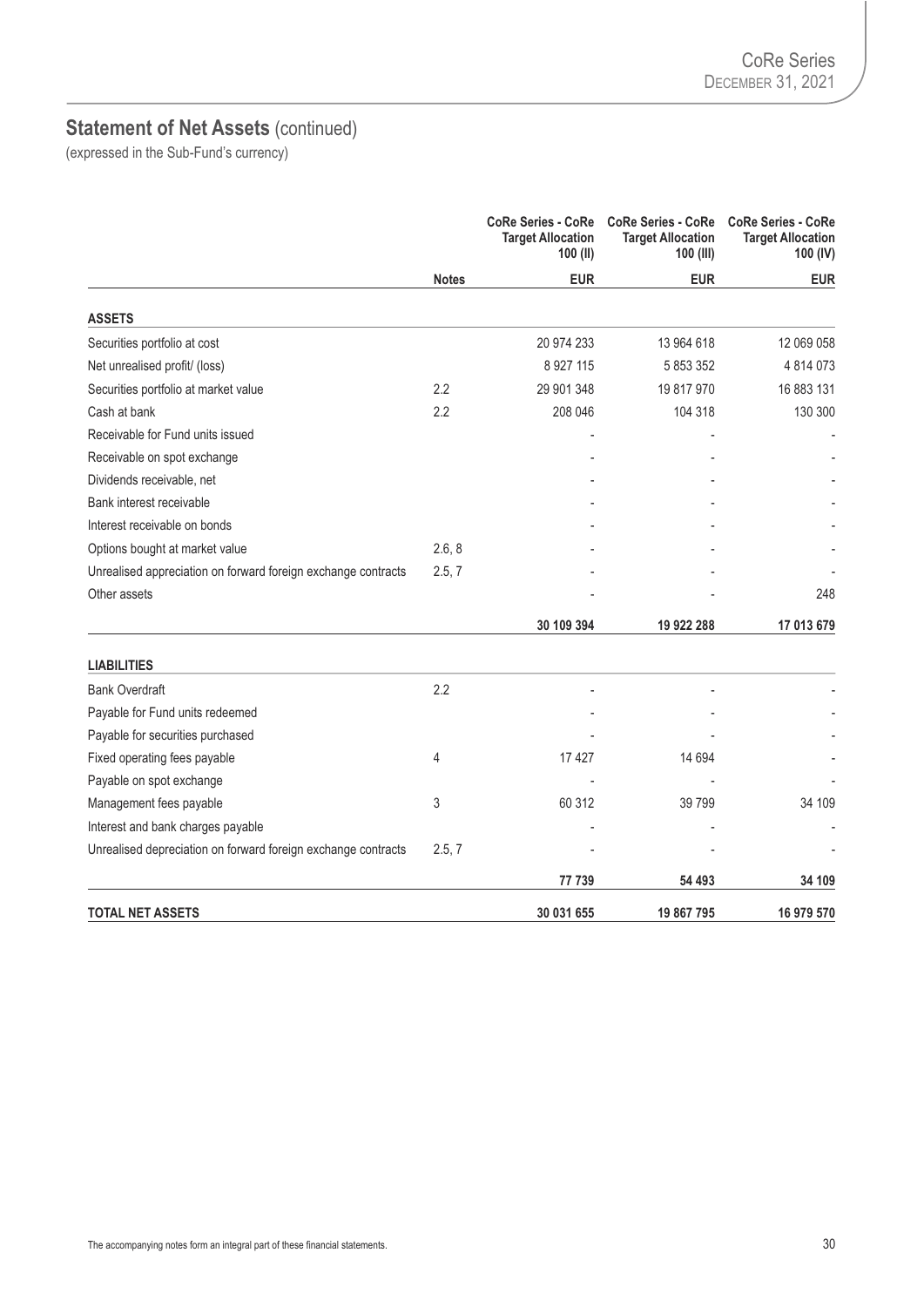## Statement of Net Assets (continued)

(expressed in the Sub-Fund's currency)

| | Notes | CoRe Series - CoRe Target Allocation 100 (II) | CoRe Series - CoRe Target Allocation 100 (III) | CoRe Series - CoRe Target Allocation 100 (IV) |
|---|---|---|---|---|
| | | **EUR** | **EUR** | **EUR** |
| **ASSETS** | | | | |
| Securities portfolio at cost | | 20 974 233 | 13 964 618 | 12 069 058 |
| Net unrealised profit/ (loss) | | 8 927 115 | 5 853 352 | 4 814 073 |
| Securities portfolio at market value | 2.2 | 29 901 348 | 19 817 970 | 16 883 131 |
| Cash at bank | 2.2 | 208 046 | 104 318 | 130 300 |
| Receivable for Fund units issued | | - | - | - |
| Receivable on spot exchange | | - | - | - |
| Dividends receivable, net | | - | - | - |
| Bank interest receivable | | - | - | - |
| Interest receivable on bonds | | - | - | - |
| Options bought at market value | 2.6, 8 | - | - | - |
| Unrealised appreciation on forward foreign exchange contracts | 2.5, 7 | - | - | - |
| Other assets | | - | - | 248 |
| | | **30 109 394** | **19 922 288** | **17 013 679** |
| **LIABILITIES** | | | | |
| Bank Overdraft | 2.2 | - | - | - |
| Payable for Fund units redeemed | | - | - | - |
| Payable for securities purchased | | - | - | - |
| Fixed operating fees payable | 4 | 17 427 | 14 694 | - |
| Payable on spot exchange | | - | - | - |
| Management fees payable | 3 | 60 312 | 39 799 | 34 109 |
| Interest and bank charges payable | | - | - | - |
| Unrealised depreciation on forward foreign exchange contracts | 2.5, 7 | - | - | - |
| | | **77 739** | **54 493** | **34 109** |
| **TOTAL NET ASSETS** | | **30 031 655** | **19 867 795** | **16 979 570** |

The accompanying notes form an integral part of these financial statements.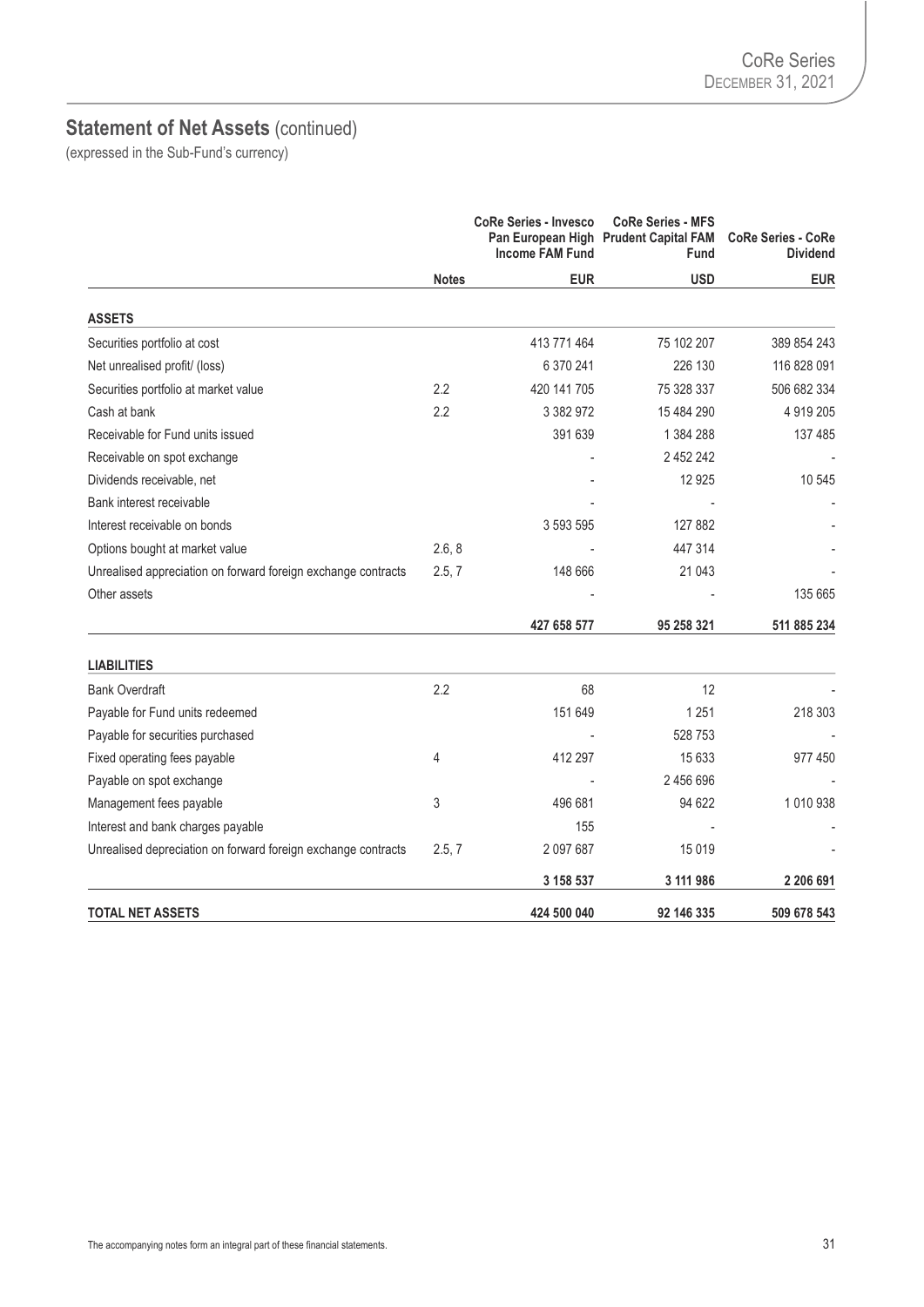## Statement of Net Assets (continued)

(expressed in the Sub-Fund's currency)

| | Notes | CoRe Series - Invesco Pan European High Income FAM Fund | CoRe Series - MFS Prudent Capital FAM Fund | CoRe Series - CoRe Dividend |
|---|---|---|---|---|
| | | EUR | USD | EUR |
| **ASSETS** | | | | |
| Securities portfolio at cost | | 413 771 464 | 75 102 207 | 389 854 243 |
| Net unrealised profit/ (loss) | | 6 370 241 | 226 130 | 116 828 091 |
| Securities portfolio at market value | 2.2 | 420 141 705 | 75 328 337 | 506 682 334 |
| Cash at bank | 2.2 | 3 382 972 | 15 484 290 | 4 919 205 |
| Receivable for Fund units issued | | 391 639 | 1 384 288 | 137 485 |
| Receivable on spot exchange | | - | 2 452 242 | - |
| Dividends receivable, net | | - | 12 925 | 10 545 |
| Bank interest receivable | | - | - | - |
| Interest receivable on bonds | | 3 593 595 | 127 882 | - |
| Options bought at market value | 2.6, 8 | - | 447 314 | - |
| Unrealised appreciation on forward foreign exchange contracts | 2.5, 7 | 148 666 | 21 043 | - |
| Other assets | | - | - | 135 665 |
| | | **427 658 577** | **95 258 321** | **511 885 234** |
| **LIABILITIES** | | | | |
| Bank Overdraft | 2.2 | 68 | 12 | - |
| Payable for Fund units redeemed | | 151 649 | 1 251 | 218 303 |
| Payable for securities purchased | | - | 528 753 | - |
| Fixed operating fees payable | 4 | 412 297 | 15 633 | 977 450 |
| Payable on spot exchange | | - | 2 456 696 | - |
| Management fees payable | 3 | 496 681 | 94 622 | 1 010 938 |
| Interest and bank charges payable | | 155 | - | - |
| Unrealised depreciation on forward foreign exchange contracts | 2.5, 7 | 2 097 687 | 15 019 | - |
| | | **3 158 537** | **3 111 986** | **2 206 691** |
| **TOTAL NET ASSETS** | | **424 500 040** | **92 146 335** | **509 678 543** |

The accompanying notes form an integral part of these financial statements.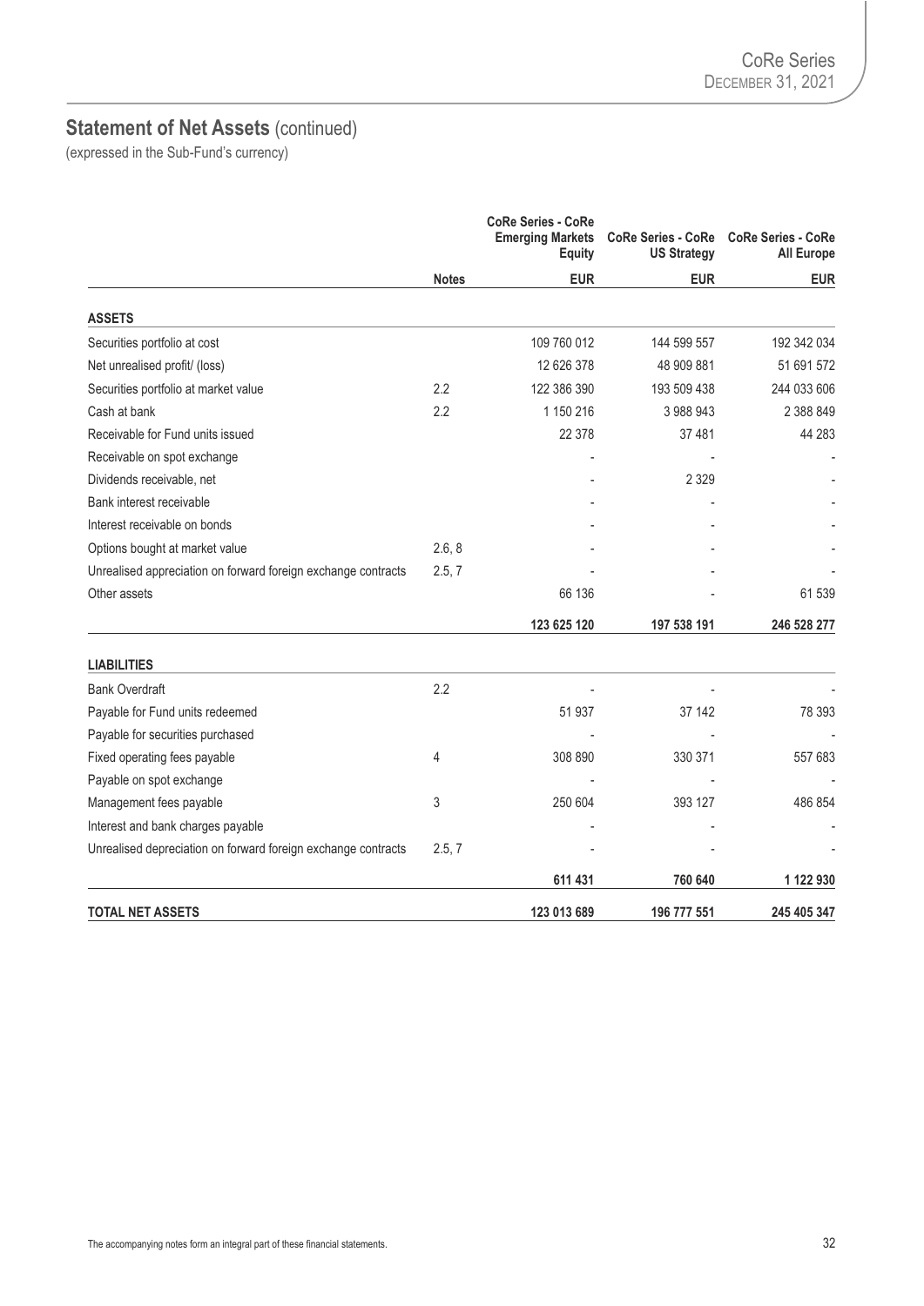## Statement of Net Assets (continued)

(expressed in the Sub-Fund's currency)

| | Notes | CoRe Series - CoRe Emerging Markets Equity | CoRe Series - CoRe US Strategy | CoRe Series - CoRe All Europe |
|---|---|---|---|---|
| | | EUR | EUR | EUR |
| **ASSETS** | | | | |
| Securities portfolio at cost | | 109 760 012 | 144 599 557 | 192 342 034 |
| Net unrealised profit/ (loss) | | 12 626 378 | 48 909 881 | 51 691 572 |
| Securities portfolio at market value | 2.2 | 122 386 390 | 193 509 438 | 244 033 606 |
| Cash at bank | 2.2 | 1 150 216 | 3 988 943 | 2 388 849 |
| Receivable for Fund units issued | | 22 378 | 37 481 | 44 283 |
| Receivable on spot exchange | | - | - | - |
| Dividends receivable, net | | - | 2 329 | - |
| Bank interest receivable | | - | - | - |
| Interest receivable on bonds | | - | - | - |
| Options bought at market value | 2.6, 8 | - | - | - |
| Unrealised appreciation on forward foreign exchange contracts | 2.5, 7 | - | - | - |
| Other assets | | 66 136 | - | 61 539 |
| | | **123 625 120** | **197 538 191** | **246 528 277** |
| **LIABILITIES** | | | | |
| Bank Overdraft | 2.2 | - | - | - |
| Payable for Fund units redeemed | | 51 937 | 37 142 | 78 393 |
| Payable for securities purchased | | - | - | - |
| Fixed operating fees payable | 4 | 308 890 | 330 371 | 557 683 |
| Payable on spot exchange | | - | - | - |
| Management fees payable | 3 | 250 604 | 393 127 | 486 854 |
| Interest and bank charges payable | | - | - | - |
| Unrealised depreciation on forward foreign exchange contracts | 2.5, 7 | - | - | - |
| | | **611 431** | **760 640** | **1 122 930** |
| **TOTAL NET ASSETS** | | **123 013 689** | **196 777 551** | **245 405 347** |

The accompanying notes form an integral part of these financial statements.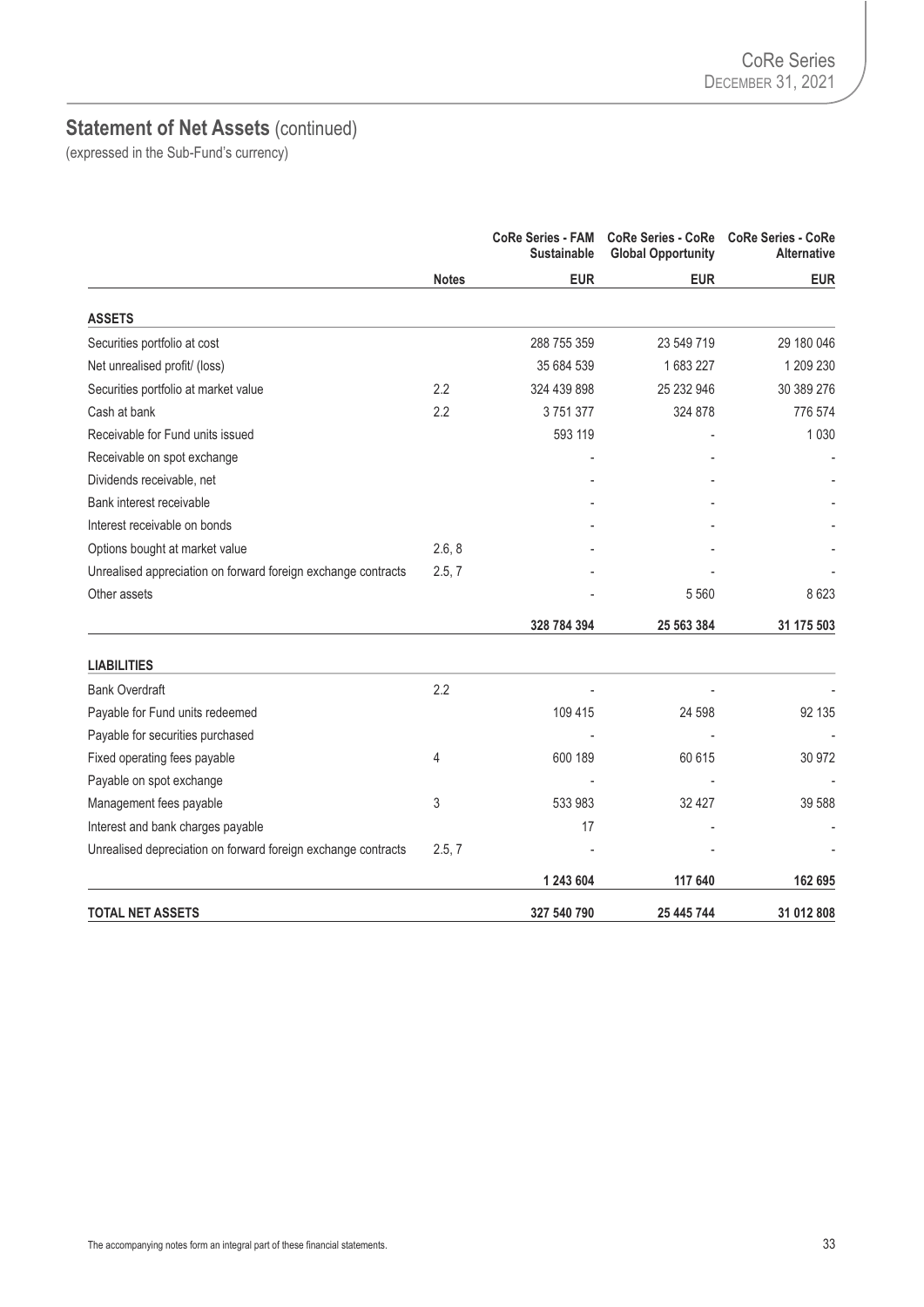## Statement of Net Assets (continued)

(expressed in the Sub-Fund's currency)

| | Notes | CoRe Series - FAM Sustainable | CoRe Series - CoRe Global Opportunity | CoRe Series - CoRe Alternative |
|---|---|---|---|---|
| | | EUR | EUR | EUR |
| **ASSETS** | | | | |
| Securities portfolio at cost | | 288 755 359 | 23 549 719 | 29 180 046 |
| Net unrealised profit/ (loss) | | 35 684 539 | 1 683 227 | 1 209 230 |
| Securities portfolio at market value | 2.2 | 324 439 898 | 25 232 946 | 30 389 276 |
| Cash at bank | 2.2 | 3 751 377 | 324 878 | 776 574 |
| Receivable for Fund units issued | | 593 119 | - | 1 030 |
| Receivable on spot exchange | | - | - | - |
| Dividends receivable, net | | - | - | - |
| Bank interest receivable | | - | - | - |
| Interest receivable on bonds | | - | - | - |
| Options bought at market value | 2.6, 8 | - | - | - |
| Unrealised appreciation on forward foreign exchange contracts | 2.5, 7 | - | - | - |
| Other assets | | - | 5 560 | 8 623 |
| | | **328 784 394** | **25 563 384** | **31 175 503** |
| **LIABILITIES** | | | | |
| Bank Overdraft | 2.2 | - | - | - |
| Payable for Fund units redeemed | | 109 415 | 24 598 | 92 135 |
| Payable for securities purchased | | - | - | - |
| Fixed operating fees payable | 4 | 600 189 | 60 615 | 30 972 |
| Payable on spot exchange | | - | - | - |
| Management fees payable | 3 | 533 983 | 32 427 | 39 588 |
| Interest and bank charges payable | | 17 | - | - |
| Unrealised depreciation on forward foreign exchange contracts | 2.5, 7 | - | - | - |
| | | **1 243 604** | **117 640** | **162 695** |
| **TOTAL NET ASSETS** | | **327 540 790** | **25 445 744** | **31 012 808** |

The accompanying notes form an integral part of these financial statements.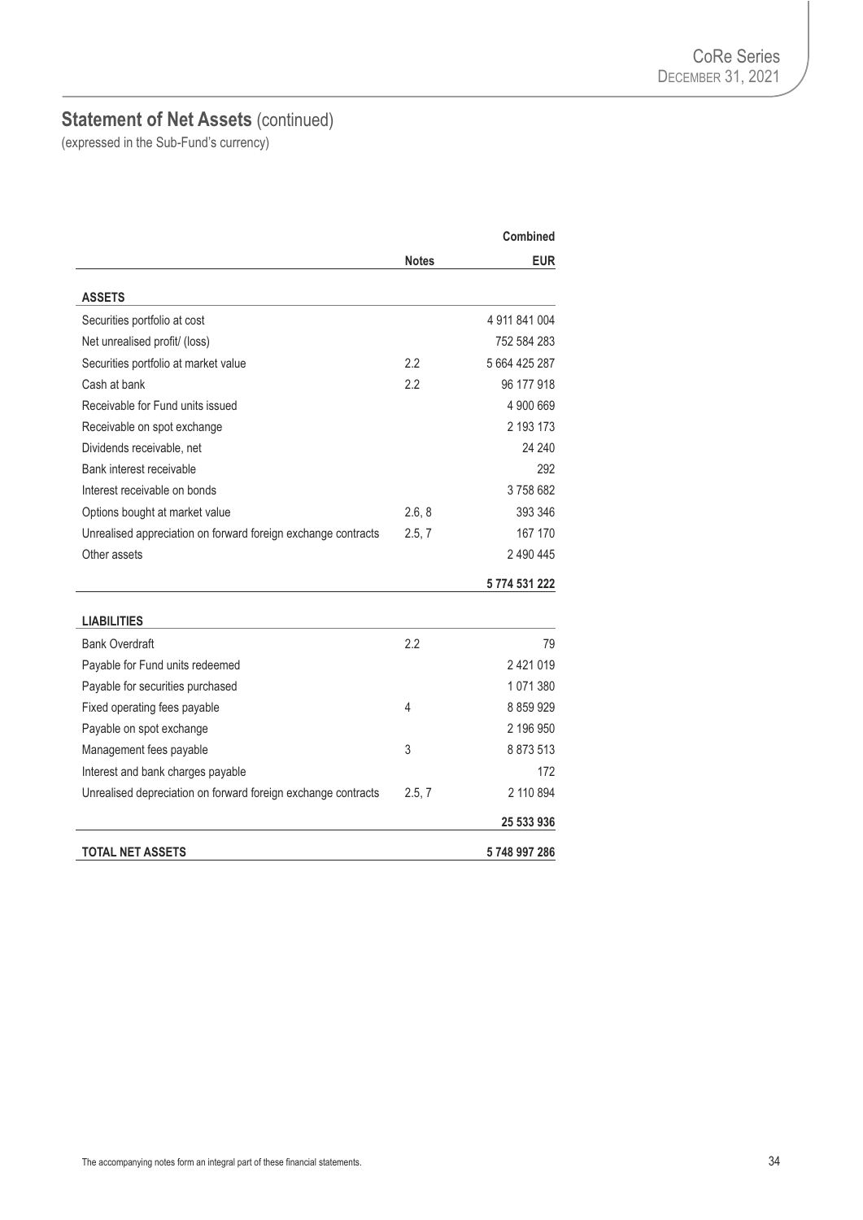## Statement of Net Assets (continued)

(expressed in the Sub-Fund's currency)

| | Notes | Combined EUR |
|---|---|---|
| **ASSETS** | | |
| Securities portfolio at cost | | 4 911 841 004 |
| Net unrealised profit/ (loss) | | 752 584 283 |
| Securities portfolio at market value | 2.2 | 5 664 425 287 |
| Cash at bank | 2.2 | 96 177 918 |
| Receivable for Fund units issued | | 4 900 669 |
| Receivable on spot exchange | | 2 193 173 |
| Dividends receivable, net | | 24 240 |
| Bank interest receivable | | 292 |
| Interest receivable on bonds | | 3 758 682 |
| Options bought at market value | 2.6, 8 | 393 346 |
| Unrealised appreciation on forward foreign exchange contracts | 2.5, 7 | 167 170 |
| Other assets | | 2 490 445 |
| | | **5 774 531 222** |
| **LIABILITIES** | | |
| Bank Overdraft | 2.2 | 79 |
| Payable for Fund units redeemed | | 2 421 019 |
| Payable for securities purchased | | 1 071 380 |
| Fixed operating fees payable | 4 | 8 859 929 |
| Payable on spot exchange | | 2 196 950 |
| Management fees payable | 3 | 8 873 513 |
| Interest and bank charges payable | | 172 |
| Unrealised depreciation on forward foreign exchange contracts | 2.5, 7 | 2 110 894 |
| | | **25 533 936** |
| **TOTAL NET ASSETS** | | **5 748 997 286** |

The accompanying notes form an integral part of these financial statements.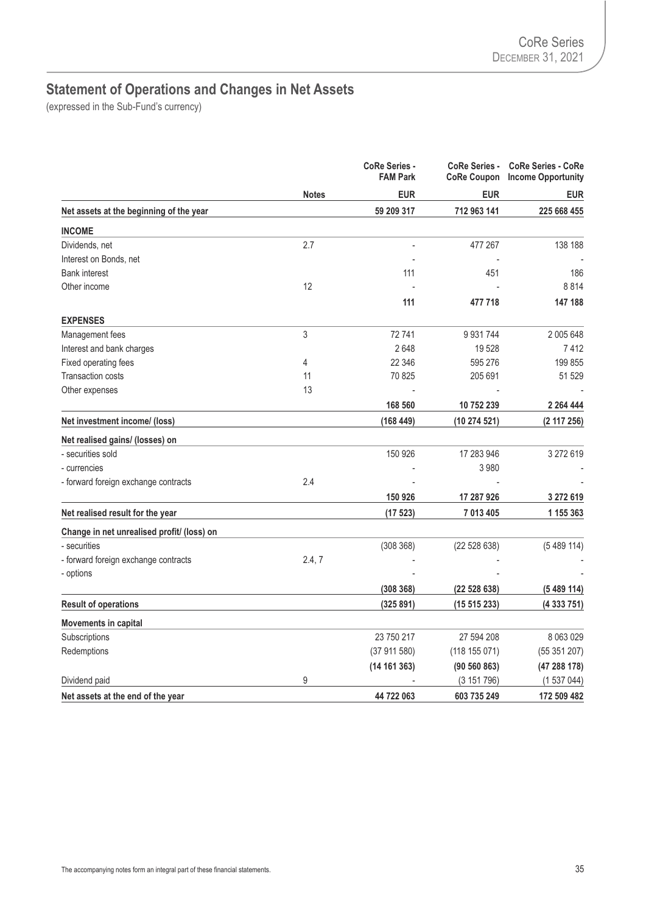## Statement of Operations and Changes in Net Assets

(expressed in the Sub-Fund's currency)

| | Notes | CoRe Series - FAM Park | CoRe Series - CoRe Coupon | CoRe Series - CoRe Income Opportunity |
|---|---|---|---|---|
| | | EUR | EUR | EUR |
| **Net assets at the beginning of the year** | | **59 209 317** | **712 963 141** | **225 668 455** |
| **INCOME** | | | | |
| Dividends, net | 2.7 | - | 477 267 | 138 188 |
| Interest on Bonds, net | | - | - | - |
| Bank interest | | 111 | 451 | 186 |
| Other income | 12 | - | - | 8 814 |
| | | **111** | **477 718** | **147 188** |
| **EXPENSES** | | | | |
| Management fees | 3 | 72 741 | 9 931 744 | 2 005 648 |
| Interest and bank charges | | 2 648 | 19 528 | 7 412 |
| Fixed operating fees | 4 | 22 346 | 595 276 | 199 855 |
| Transaction costs | 11 | 70 825 | 205 691 | 51 529 |
| Other expenses | 13 | - | - | - |
| | | **168 560** | **10 752 239** | **2 264 444** |
| **Net investment income/ (loss)** | | **(168 449)** | **(10 274 521)** | **(2 117 256)** |
| **Net realised gains/ (losses) on** | | | | |
| - securities sold | | 150 926 | 17 283 946 | 3 272 619 |
| - currencies | | - | 3 980 | - |
| - forward foreign exchange contracts | 2.4 | - | - | - |
| | | **150 926** | **17 287 926** | **3 272 619** |
| **Net realised result for the year** | | **(17 523)** | **7 013 405** | **1 155 363** |
| **Change in net unrealised profit/ (loss) on** | | | | |
| - securities | | (308 368) | (22 528 638) | (5 489 114) |
| - forward foreign exchange contracts | 2.4, 7 | - | - | - |
| - options | | - | - | - |
| | | **(308 368)** | **(22 528 638)** | **(5 489 114)** |
| **Result of operations** | | **(325 891)** | **(15 515 233)** | **(4 333 751)** |
| **Movements in capital** | | | | |
| Subscriptions | | 23 750 217 | 27 594 208 | 8 063 029 |
| Redemptions | | (37 911 580) | (118 155 071) | (55 351 207) |
| | | **(14 161 363)** | **(90 560 863)** | **(47 288 178)** |
| Dividend paid | 9 | - | (3 151 796) | (1 537 044) |
| **Net assets at the end of the year** | | **44 722 063** | **603 735 249** | **172 509 482** |

The accompanying notes form an integral part of these financial statements.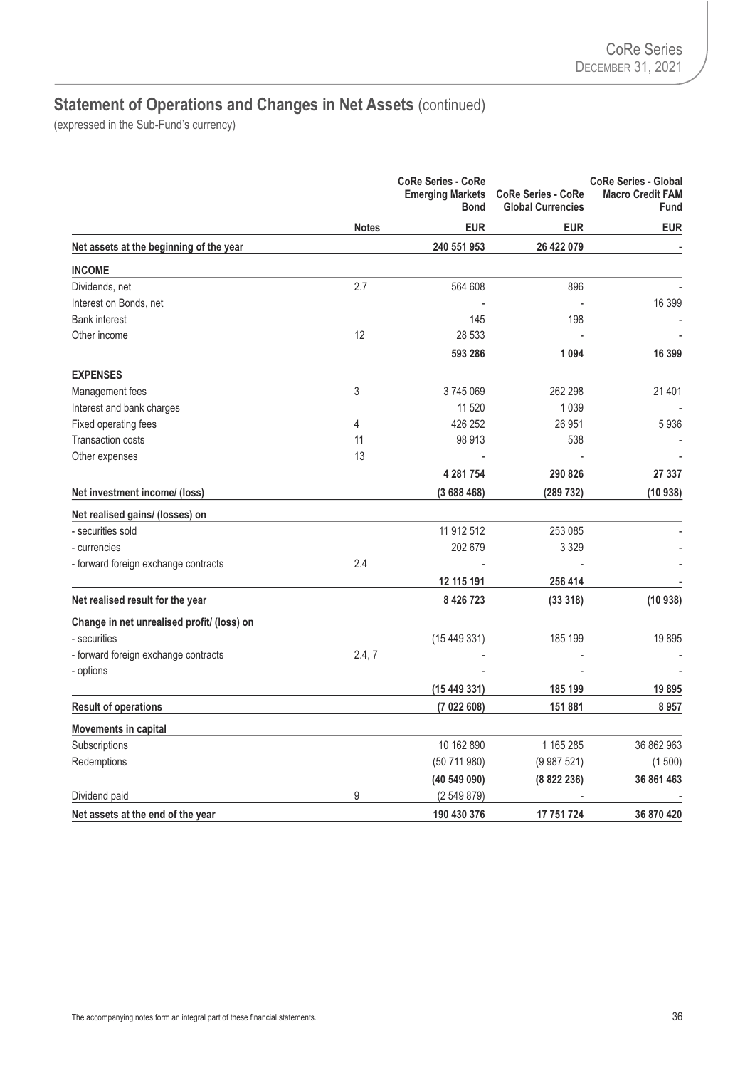## Statement of Operations and Changes in Net Assets (continued)

(expressed in the Sub-Fund's currency)

| | Notes | CoRe Series - CoRe Emerging Markets Bond | CoRe Series - CoRe Global Currencies | CoRe Series - Global Macro Credit FAM Fund |
|---|---|---|---|---|
| | | EUR | EUR | EUR |
| **Net assets at the beginning of the year** | | **240 551 953** | **26 422 079** | **-** |
| **INCOME** | | | | |
| Dividends, net | 2.7 | 564 608 | 896 | - |
| Interest on Bonds, net | | - | - | 16 399 |
| Bank interest | | 145 | 198 | - |
| Other income | 12 | 28 533 | - | - |
| | | **593 286** | **1 094** | **16 399** |
| **EXPENSES** | | | | |
| Management fees | 3 | 3 745 069 | 262 298 | 21 401 |
| Interest and bank charges | | 11 520 | 1 039 | - |
| Fixed operating fees | 4 | 426 252 | 26 951 | 5 936 |
| Transaction costs | 11 | 98 913 | 538 | - |
| Other expenses | 13 | - | - | - |
| | | **4 281 754** | **290 826** | **27 337** |
| **Net investment income/ (loss)** | | **(3 688 468)** | **(289 732)** | **(10 938)** |
| **Net realised gains/ (losses) on** | | | | |
| - securities sold | | 11 912 512 | 253 085 | - |
| - currencies | | 202 679 | 3 329 | - |
| - forward foreign exchange contracts | 2.4 | - | - | - |
| | | **12 115 191** | **256 414** | **-** |
| **Net realised result for the year** | | **8 426 723** | **(33 318)** | **(10 938)** |
| **Change in net unrealised profit/ (loss) on** | | | | |
| - securities | | (15 449 331) | 185 199 | 19 895 |
| - forward foreign exchange contracts | 2.4, 7 | - | - | - |
| - options | | - | - | - |
| | | **(15 449 331)** | **185 199** | **19 895** |
| **Result of operations** | | **(7 022 608)** | **151 881** | **8 957** |
| **Movements in capital** | | | | |
| Subscriptions | | 10 162 890 | 1 165 285 | 36 862 963 |
| Redemptions | | (50 711 980) | (9 987 521) | (1 500) |
| | | **(40 549 090)** | **(8 822 236)** | **36 861 463** |
| Dividend paid | 9 | (2 549 879) | - | - |
| **Net assets at the end of the year** | | **190 430 376** | **17 751 724** | **36 870 420** |

The accompanying notes form an integral part of these financial statements.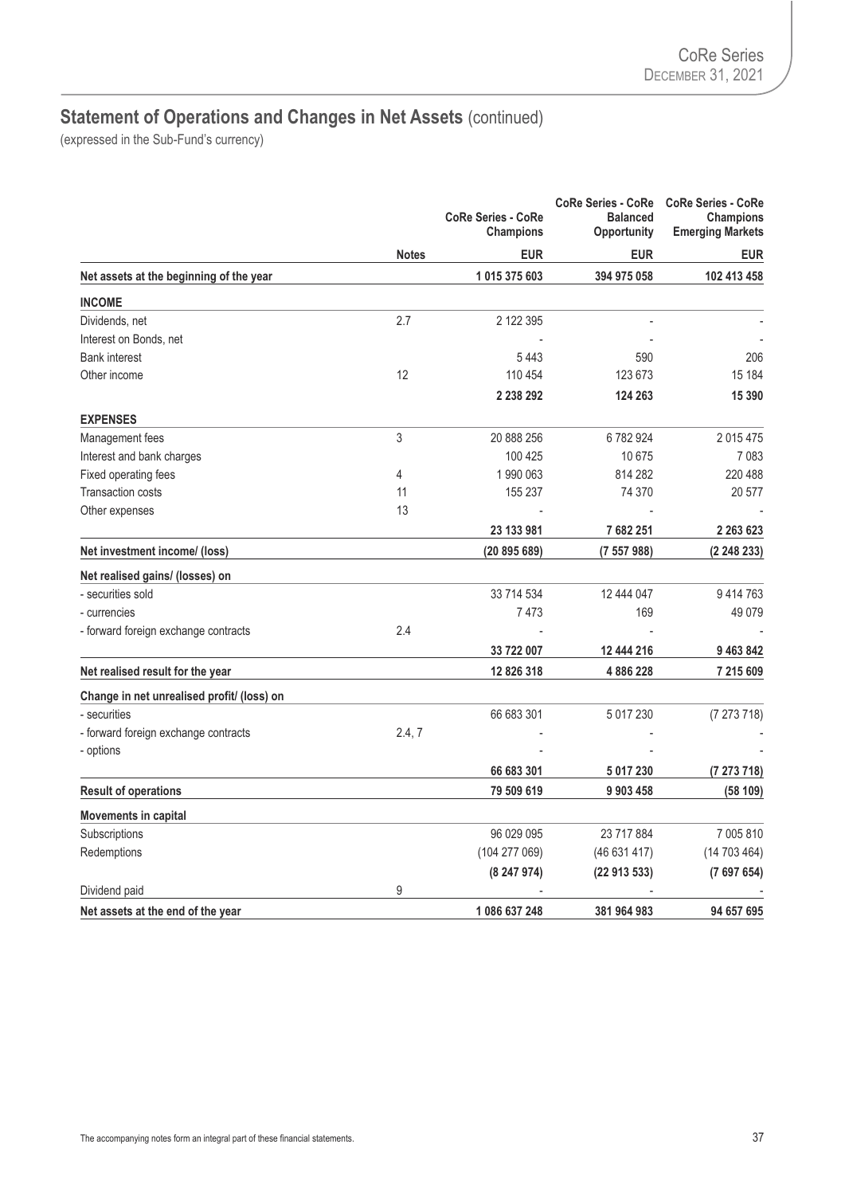## Statement of Operations and Changes in Net Assets (continued)

(expressed in the Sub-Fund's currency)

| | Notes | CoRe Series - CoRe Champions | CoRe Series - CoRe Balanced Opportunity | CoRe Series - CoRe Champions Emerging Markets |
|---|---|---|---|---|
| | | EUR | EUR | EUR |
| **Net assets at the beginning of the year** | | **1 015 375 603** | **394 975 058** | **102 413 458** |
| **INCOME** | | | | |
| Dividends, net | 2.7 | 2 122 395 | - | - |
| Interest on Bonds, net | | - | - | - |
| Bank interest | | 5 443 | 590 | 206 |
| Other income | 12 | 110 454 | 123 673 | 15 184 |
| | | **2 238 292** | **124 263** | **15 390** |
| **EXPENSES** | | | | |
| Management fees | 3 | 20 888 256 | 6 782 924 | 2 015 475 |
| Interest and bank charges | | 100 425 | 10 675 | 7 083 |
| Fixed operating fees | 4 | 1 990 063 | 814 282 | 220 488 |
| Transaction costs | 11 | 155 237 | 74 370 | 20 577 |
| Other expenses | 13 | - | - | - |
| | | **23 133 981** | **7 682 251** | **2 263 623** |
| **Net investment income/ (loss)** | | **(20 895 689)** | **(7 557 988)** | **(2 248 233)** |
| **Net realised gains/ (losses) on** | | | | |
| - securities sold | | 33 714 534 | 12 444 047 | 9 414 763 |
| - currencies | | 7 473 | 169 | 49 079 |
| - forward foreign exchange contracts | 2.4 | - | - | - |
| | | **33 722 007** | **12 444 216** | **9 463 842** |
| **Net realised result for the year** | | **12 826 318** | **4 886 228** | **7 215 609** |
| **Change in net unrealised profit/ (loss) on** | | | | |
| - securities | | 66 683 301 | 5 017 230 | (7 273 718) |
| - forward foreign exchange contracts | 2.4, 7 | - | - | - |
| - options | | - | - | - |
| | | **66 683 301** | **5 017 230** | **(7 273 718)** |
| **Result of operations** | | **79 509 619** | **9 903 458** | **(58 109)** |
| **Movements in capital** | | | | |
| Subscriptions | | 96 029 095 | 23 717 884 | 7 005 810 |
| Redemptions | | (104 277 069) | (46 631 417) | (14 703 464) |
| | | **(8 247 974)** | **(22 913 533)** | **(7 697 654)** |
| Dividend paid | 9 | - | - | - |
| **Net assets at the end of the year** | | **1 086 637 248** | **381 964 983** | **94 657 695** |

The accompanying notes form an integral part of these financial statements.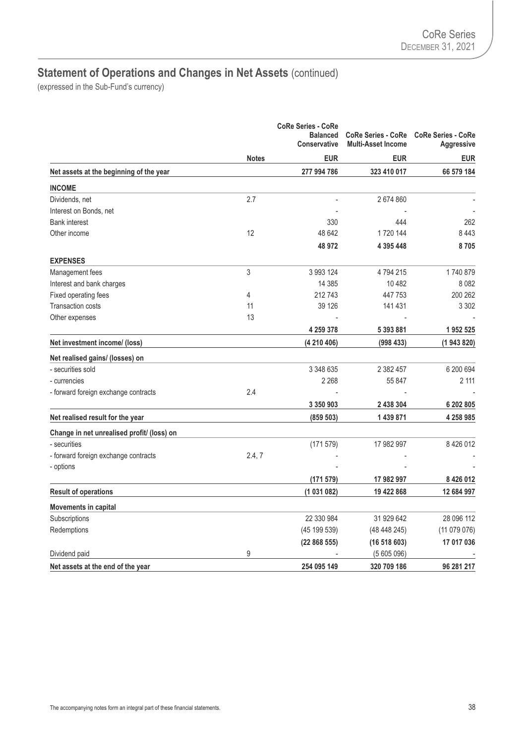## Statement of Operations and Changes in Net Assets (continued)

(expressed in the Sub-Fund's currency)

| | Notes | CoRe Series - CoRe Balanced Conservative | CoRe Series - CoRe Multi-Asset Income | CoRe Series - CoRe Aggressive |
|---|---|---|---|---|
| | | EUR | EUR | EUR |
| **Net assets at the beginning of the year** | | **277 994 786** | **323 410 017** | **66 579 184** |
| **INCOME** | | | | |
| Dividends, net | 2.7 | - | 2 674 860 | - |
| Interest on Bonds, net | | - | - | - |
| Bank interest | | 330 | 444 | 262 |
| Other income | 12 | 48 642 | 1 720 144 | 8 443 |
| | | **48 972** | **4 395 448** | **8 705** |
| **EXPENSES** | | | | |
| Management fees | 3 | 3 993 124 | 4 794 215 | 1 740 879 |
| Interest and bank charges | | 14 385 | 10 482 | 8 082 |
| Fixed operating fees | 4 | 212 743 | 447 753 | 200 262 |
| Transaction costs | 11 | 39 126 | 141 431 | 3 302 |
| Other expenses | 13 | - | - | - |
| | | **4 259 378** | **5 393 881** | **1 952 525** |
| **Net investment income/ (loss)** | | **(4 210 406)** | **(998 433)** | **(1 943 820)** |
| **Net realised gains/ (losses) on** | | | | |
| - securities sold | | 3 348 635 | 2 382 457 | 6 200 694 |
| - currencies | | 2 268 | 55 847 | 2 111 |
| - forward foreign exchange contracts | 2.4 | - | - | - |
| | | **3 350 903** | **2 438 304** | **6 202 805** |
| **Net realised result for the year** | | **(859 503)** | **1 439 871** | **4 258 985** |
| **Change in net unrealised profit/ (loss) on** | | | | |
| - securities | | (171 579) | 17 982 997 | 8 426 012 |
| - forward foreign exchange contracts | 2.4, 7 | - | - | - |
| - options | | - | - | - |
| | | **(171 579)** | **17 982 997** | **8 426 012** |
| **Result of operations** | | **(1 031 082)** | **19 422 868** | **12 684 997** |
| **Movements in capital** | | | | |
| Subscriptions | | 22 330 984 | 31 929 642 | 28 096 112 |
| Redemptions | | (45 199 539) | (48 448 245) | (11 079 076) |
| | | **(22 868 555)** | **(16 518 603)** | **17 017 036** |
| Dividend paid | 9 | - | (5 605 096) | - |
| **Net assets at the end of the year** | | **254 095 149** | **320 709 186** | **96 281 217** |

The accompanying notes form an integral part of these financial statements.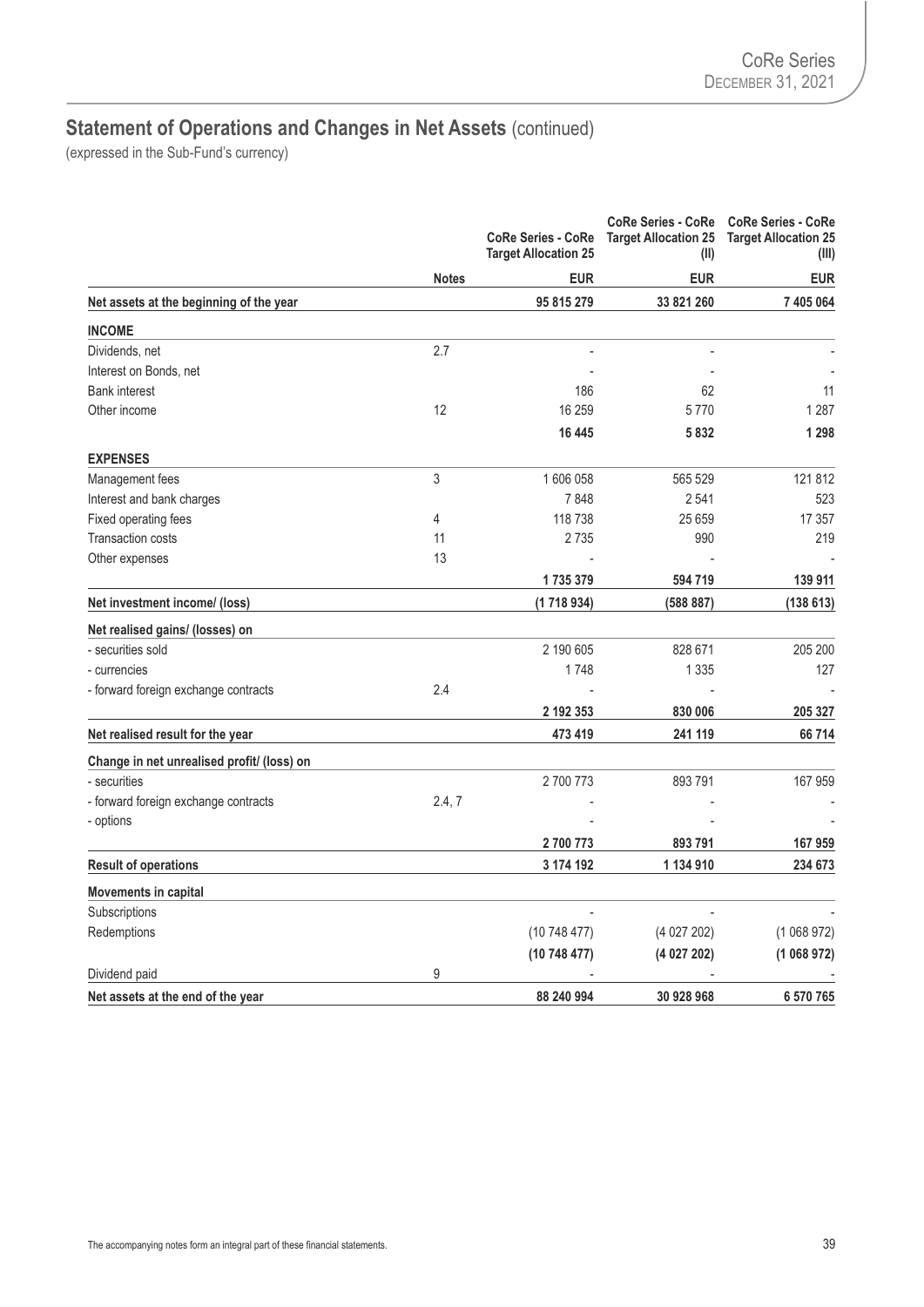## Statement of Operations and Changes in Net Assets (continued)

(expressed in the Sub-Fund's currency)

| | Notes | CoRe Series - CoRe Target Allocation 25 | CoRe Series - CoRe Target Allocation 25 (II) | CoRe Series - CoRe Target Allocation 25 (III) |
|---|---|---|---|---|
| | | EUR | EUR | EUR |
| **Net assets at the beginning of the year** | | **95 815 279** | **33 821 260** | **7 405 064** |
| **INCOME** | | | | |
| Dividends, net | 2.7 | - | - | - |
| Interest on Bonds, net | | - | - | - |
| Bank interest | | 186 | 62 | 11 |
| Other income | 12 | 16 259 | 5 770 | 1 287 |
| | | **16 445** | **5 832** | **1 298** |
| **EXPENSES** | | | | |
| Management fees | 3 | 1 606 058 | 565 529 | 121 812 |
| Interest and bank charges | | 7 848 | 2 541 | 523 |
| Fixed operating fees | 4 | 118 738 | 25 659 | 17 357 |
| Transaction costs | 11 | 2 735 | 990 | 219 |
| Other expenses | 13 | - | - | - |
| | | **1 735 379** | **594 719** | **139 911** |
| **Net investment income/ (loss)** | | **(1 718 934)** | **(588 887)** | **(138 613)** |
| **Net realised gains/ (losses) on** | | | | |
| - securities sold | | 2 190 605 | 828 671 | 205 200 |
| - currencies | | 1 748 | 1 335 | 127 |
| - forward foreign exchange contracts | 2.4 | - | - | - |
| | | **2 192 353** | **830 006** | **205 327** |
| **Net realised result for the year** | | **473 419** | **241 119** | **66 714** |
| **Change in net unrealised profit/ (loss) on** | | | | |
| - securities | | 2 700 773 | 893 791 | 167 959 |
| - forward foreign exchange contracts | 2.4, 7 | - | - | - |
| - options | | - | - | - |
| | | **2 700 773** | **893 791** | **167 959** |
| **Result of operations** | | **3 174 192** | **1 134 910** | **234 673** |
| **Movements in capital** | | | | |
| Subscriptions | | - | - | - |
| Redemptions | | (10 748 477) | (4 027 202) | (1 068 972) |
| | | **(10 748 477)** | **(4 027 202)** | **(1 068 972)** |
| Dividend paid | 9 | - | - | - |
| **Net assets at the end of the year** | | **88 240 994** | **30 928 968** | **6 570 765** |

The accompanying notes form an integral part of these financial statements.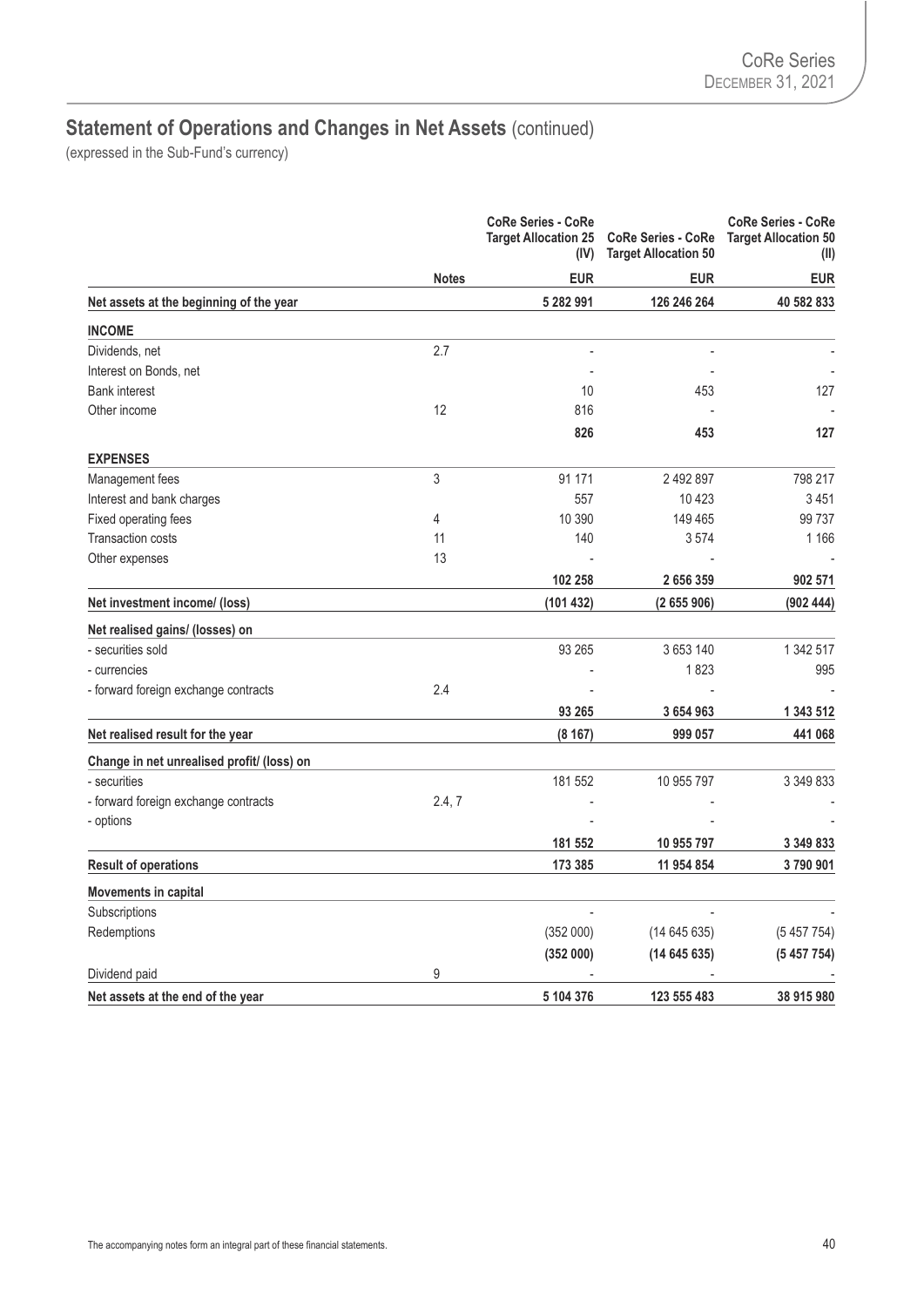## Statement of Operations and Changes in Net Assets (continued)

(expressed in the Sub-Fund's currency)

| | Notes | CoRe Series - CoRe Target Allocation 25 (IV) | CoRe Series - CoRe Target Allocation 50 | CoRe Series - CoRe Target Allocation 50 (II) |
|---|---|---|---|---|
| | | EUR | EUR | EUR |
| **Net assets at the beginning of the year** | | **5 282 991** | **126 246 264** | **40 582 833** |
| **INCOME** | | | | |
| Dividends, net | 2.7 | - | - | - |
| Interest on Bonds, net | | - | - | - |
| Bank interest | | 10 | 453 | 127 |
| Other income | 12 | 816 | - | - |
| | | **826** | **453** | **127** |
| **EXPENSES** | | | | |
| Management fees | 3 | 91 171 | 2 492 897 | 798 217 |
| Interest and bank charges | | 557 | 10 423 | 3 451 |
| Fixed operating fees | 4 | 10 390 | 149 465 | 99 737 |
| Transaction costs | 11 | 140 | 3 574 | 1 166 |
| Other expenses | 13 | - | - | - |
| | | **102 258** | **2 656 359** | **902 571** |
| **Net investment income/ (loss)** | | **(101 432)** | **(2 655 906)** | **(902 444)** |
| **Net realised gains/ (losses) on** | | | | |
| - securities sold | | 93 265 | 3 653 140 | 1 342 517 |
| - currencies | | - | 1 823 | 995 |
| - forward foreign exchange contracts | 2.4 | - | - | - |
| | | **93 265** | **3 654 963** | **1 343 512** |
| **Net realised result for the year** | | **(8 167)** | **999 057** | **441 068** |
| **Change in net unrealised profit/ (loss) on** | | | | |
| - securities | | 181 552 | 10 955 797 | 3 349 833 |
| - forward foreign exchange contracts | 2.4, 7 | - | - | - |
| - options | | - | - | - |
| | | **181 552** | **10 955 797** | **3 349 833** |
| **Result of operations** | | **173 385** | **11 954 854** | **3 790 901** |
| **Movements in capital** | | | | |
| Subscriptions | | - | - | - |
| Redemptions | | (352 000) | (14 645 635) | (5 457 754) |
| | | **(352 000)** | **(14 645 635)** | **(5 457 754)** |
| Dividend paid | 9 | - | - | - |
| **Net assets at the end of the year** | | **5 104 376** | **123 555 483** | **38 915 980** |

The accompanying notes form an integral part of these financial statements.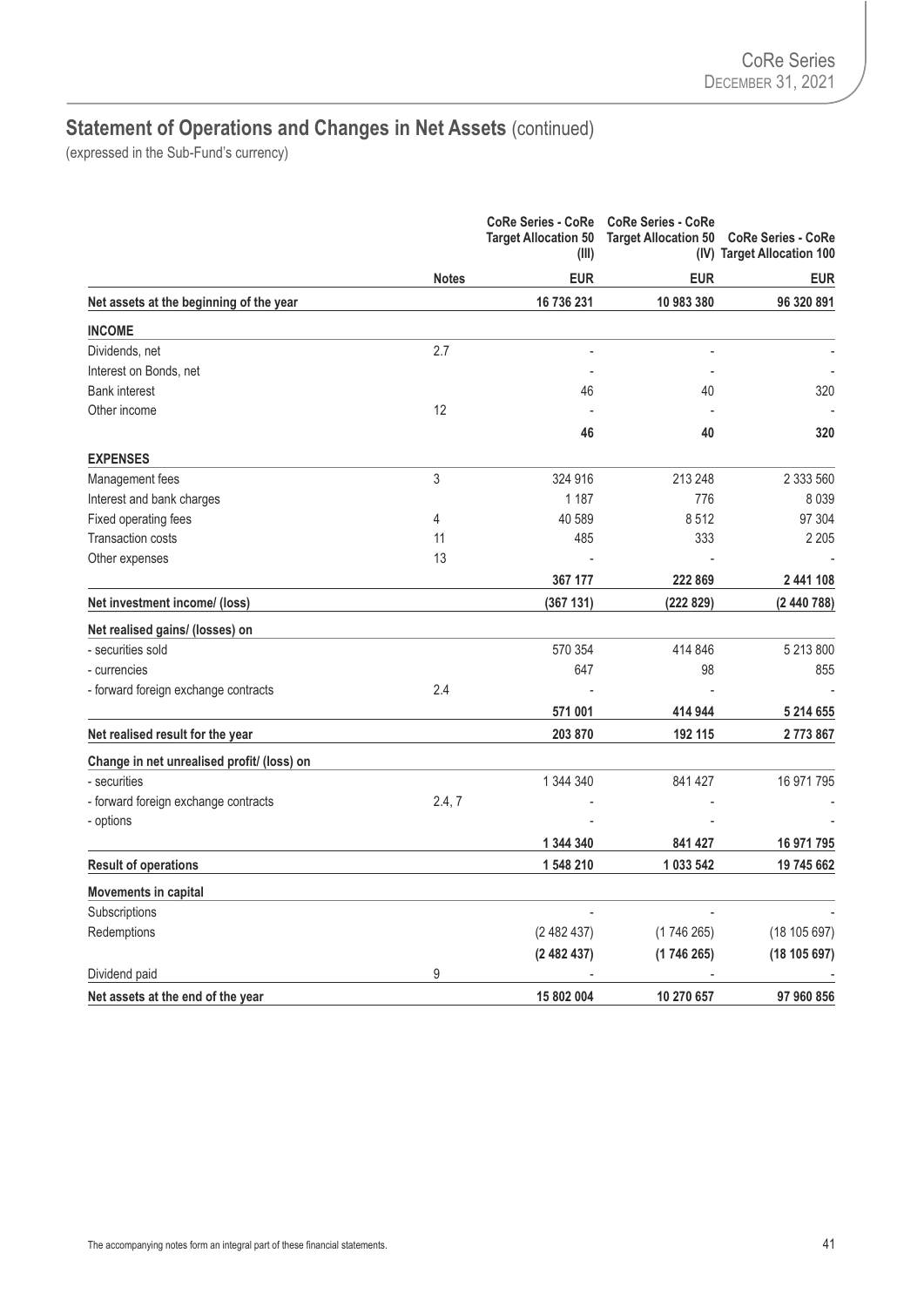## Statement of Operations and Changes in Net Assets (continued)

(expressed in the Sub-Fund's currency)

| | Notes | CoRe Series - CoRe Target Allocation 50 (III) | CoRe Series - CoRe Target Allocation 50 (IV) | CoRe Series - CoRe Target Allocation 100 |
|---|---|---|---|---|
| | | EUR | EUR | EUR |
| **Net assets at the beginning of the year** | | **16 736 231** | **10 983 380** | **96 320 891** |
| **INCOME** | | | | |
| Dividends, net | 2.7 | - | - | - |
| Interest on Bonds, net | | - | - | - |
| Bank interest | | 46 | 40 | 320 |
| Other income | 12 | - | - | - |
| | | **46** | **40** | **320** |
| **EXPENSES** | | | | |
| Management fees | 3 | 324 916 | 213 248 | 2 333 560 |
| Interest and bank charges | | 1 187 | 776 | 8 039 |
| Fixed operating fees | 4 | 40 589 | 8 512 | 97 304 |
| Transaction costs | 11 | 485 | 333 | 2 205 |
| Other expenses | 13 | - | - | - |
| | | **367 177** | **222 869** | **2 441 108** |
| **Net investment income/ (loss)** | | **(367 131)** | **(222 829)** | **(2 440 788)** |
| **Net realised gains/ (losses) on** | | | | |
| - securities sold | | 570 354 | 414 846 | 5 213 800 |
| - currencies | | 647 | 98 | 855 |
| - forward foreign exchange contracts | 2.4 | - | - | - |
| | | **571 001** | **414 944** | **5 214 655** |
| **Net realised result for the year** | | **203 870** | **192 115** | **2 773 867** |
| **Change in net unrealised profit/ (loss) on** | | | | |
| - securities | | 1 344 340 | 841 427 | 16 971 795 |
| - forward foreign exchange contracts | 2.4, 7 | - | - | - |
| - options | | - | - | - |
| | | **1 344 340** | **841 427** | **16 971 795** |
| **Result of operations** | | **1 548 210** | **1 033 542** | **19 745 662** |
| **Movements in capital** | | | | |
| Subscriptions | | - | - | - |
| Redemptions | | (2 482 437) | (1 746 265) | (18 105 697) |
| | | **(2 482 437)** | **(1 746 265)** | **(18 105 697)** |
| Dividend paid | 9 | - | - | - |
| **Net assets at the end of the year** | | **15 802 004** | **10 270 657** | **97 960 856** |

The accompanying notes form an integral part of these financial statements.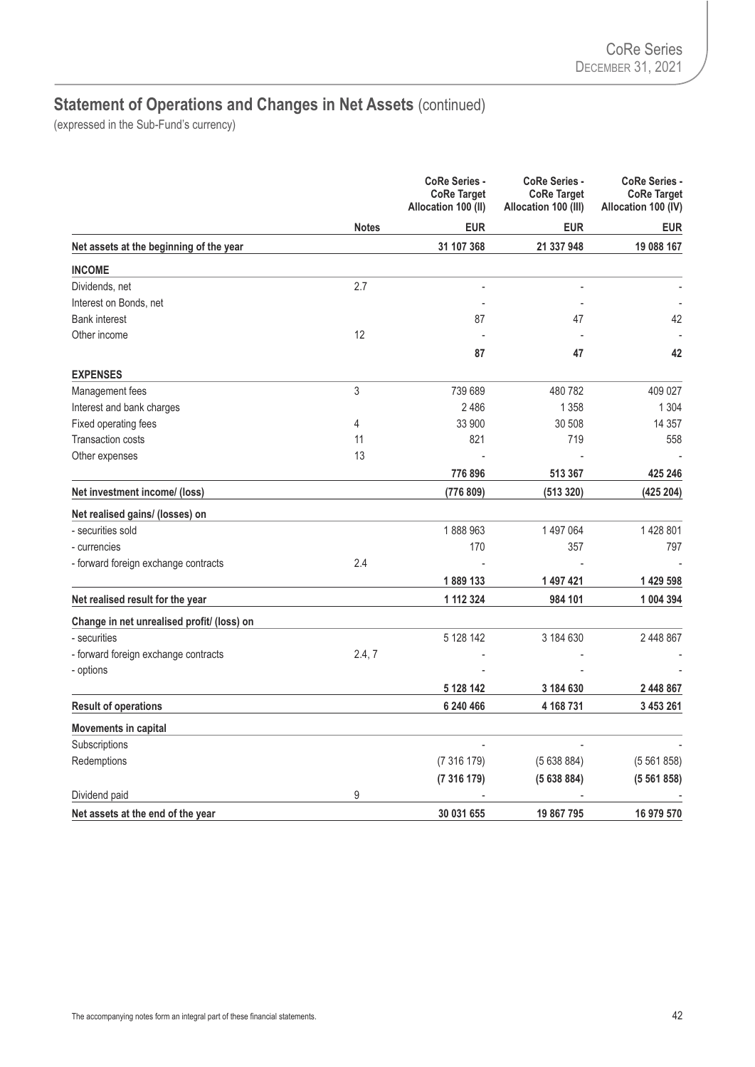## Statement of Operations and Changes in Net Assets (continued)

(expressed in the Sub-Fund's currency)

| | Notes | CoRe Series - CoRe Target Allocation 100 (II) | CoRe Series - CoRe Target Allocation 100 (III) | CoRe Series - CoRe Target Allocation 100 (IV) |
|---|---|---|---|---|
| | | EUR | EUR | EUR |
| **Net assets at the beginning of the year** | | **31 107 368** | **21 337 948** | **19 088 167** |
| **INCOME** | | | | |
| Dividends, net | 2.7 | - | - | - |
| Interest on Bonds, net | | - | - | - |
| Bank interest | | 87 | 47 | 42 |
| Other income | 12 | - | - | - |
| | | **87** | **47** | **42** |
| **EXPENSES** | | | | |
| Management fees | 3 | 739 689 | 480 782 | 409 027 |
| Interest and bank charges | | 2 486 | 1 358 | 1 304 |
| Fixed operating fees | 4 | 33 900 | 30 508 | 14 357 |
| Transaction costs | 11 | 821 | 719 | 558 |
| Other expenses | 13 | - | - | - |
| | | **776 896** | **513 367** | **425 246** |
| **Net investment income/ (loss)** | | **(776 809)** | **(513 320)** | **(425 204)** |
| **Net realised gains/ (losses) on** | | | | |
| - securities sold | | 1 888 963 | 1 497 064 | 1 428 801 |
| - currencies | | 170 | 357 | 797 |
| - forward foreign exchange contracts | 2.4 | - | - | - |
| | | **1 889 133** | **1 497 421** | **1 429 598** |
| **Net realised result for the year** | | **1 112 324** | **984 101** | **1 004 394** |
| **Change in net unrealised profit/ (loss) on** | | | | |
| - securities | | 5 128 142 | 3 184 630 | 2 448 867 |
| - forward foreign exchange contracts | 2.4, 7 | - | - | - |
| - options | | - | - | - |
| | | **5 128 142** | **3 184 630** | **2 448 867** |
| **Result of operations** | | **6 240 466** | **4 168 731** | **3 453 261** |
| **Movements in capital** | | | | |
| Subscriptions | | - | - | - |
| Redemptions | | (7 316 179) | (5 638 884) | (5 561 858) |
| | | **(7 316 179)** | **(5 638 884)** | **(5 561 858)** |
| Dividend paid | 9 | - | - | - |
| **Net assets at the end of the year** | | **30 031 655** | **19 867 795** | **16 979 570** |

The accompanying notes form an integral part of these financial statements.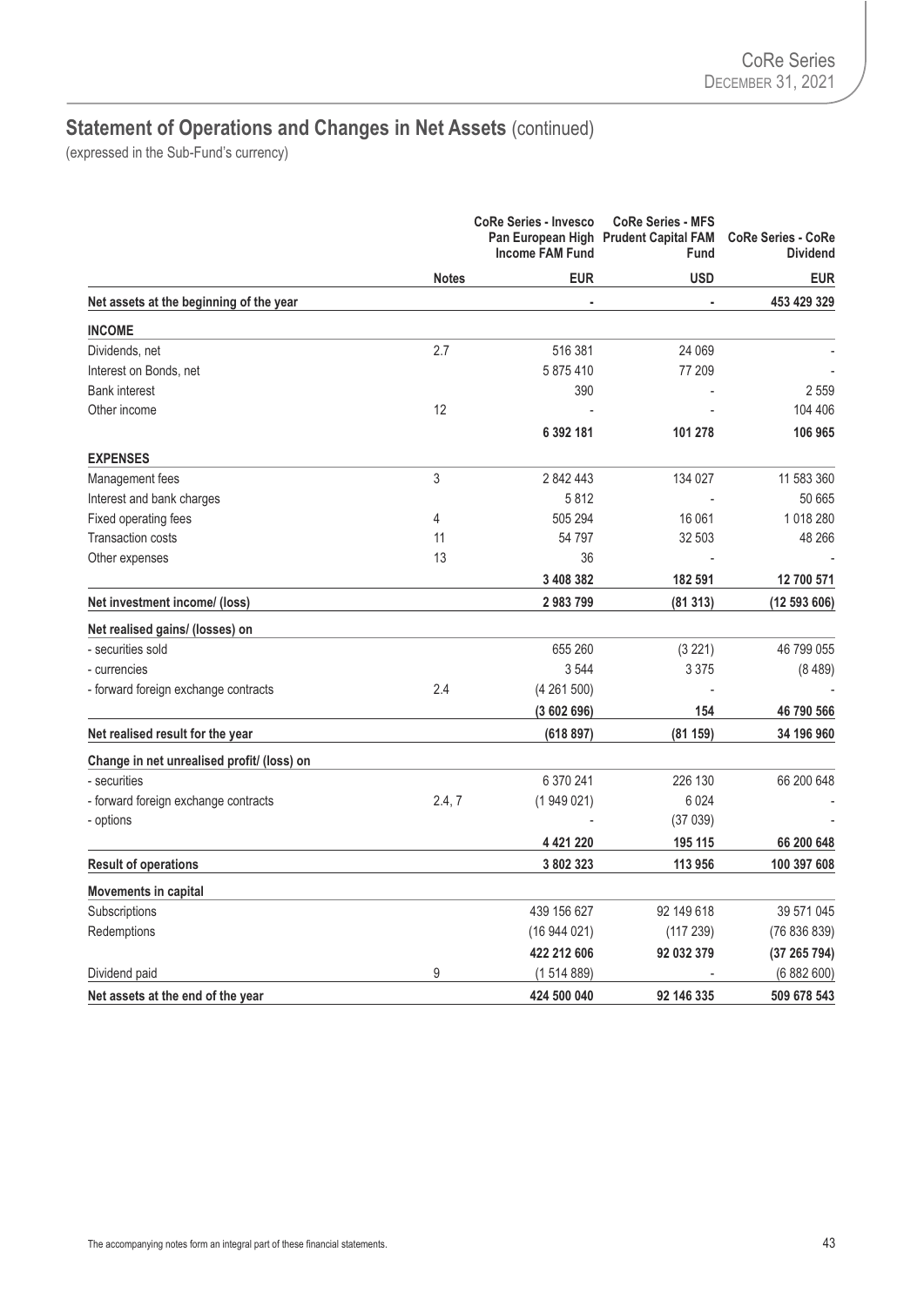## Statement of Operations and Changes in Net Assets (continued)

(expressed in the Sub-Fund's currency)

| | Notes | CoRe Series - Invesco Pan European High Income FAM Fund | CoRe Series - MFS Prudent Capital FAM Fund | CoRe Series - CoRe Dividend |
|---|---|---|---|---|
| | | **EUR** | **USD** | **EUR** |
| **Net assets at the beginning of the year** | | - | - | **453 429 329** |
| **INCOME** | | | | |
| Dividends, net | 2.7 | 516 381 | 24 069 | - |
| Interest on Bonds, net | | 5 875 410 | 77 209 | - |
| Bank interest | | 390 | - | 2 559 |
| Other income | 12 | - | - | 104 406 |
| | | **6 392 181** | **101 278** | **106 965** |
| **EXPENSES** | | | | |
| Management fees | 3 | 2 842 443 | 134 027 | 11 583 360 |
| Interest and bank charges | | 5 812 | - | 50 665 |
| Fixed operating fees | 4 | 505 294 | 16 061 | 1 018 280 |
| Transaction costs | 11 | 54 797 | 32 503 | 48 266 |
| Other expenses | 13 | 36 | - | - |
| | | **3 408 382** | **182 591** | **12 700 571** |
| **Net investment income/ (loss)** | | **2 983 799** | **(81 313)** | **(12 593 606)** |
| **Net realised gains/ (losses) on** | | | | |
| - securities sold | | 655 260 | (3 221) | 46 799 055 |
| - currencies | | 3 544 | 3 375 | (8 489) |
| - forward foreign exchange contracts | 2.4 | (4 261 500) | - | - |
| | | **(3 602 696)** | **154** | **46 790 566** |
| **Net realised result for the year** | | **(618 897)** | **(81 159)** | **34 196 960** |
| **Change in net unrealised profit/ (loss) on** | | | | |
| - securities | | 6 370 241 | 226 130 | 66 200 648 |
| - forward foreign exchange contracts | 2.4, 7 | (1 949 021) | 6 024 | - |
| - options | | - | (37 039) | - |
| | | **4 421 220** | **195 115** | **66 200 648** |
| **Result of operations** | | **3 802 323** | **113 956** | **100 397 608** |
| **Movements in capital** | | | | |
| Subscriptions | | 439 156 627 | 92 149 618 | 39 571 045 |
| Redemptions | | (16 944 021) | (117 239) | (76 836 839) |
| | | **422 212 606** | **92 032 379** | **(37 265 794)** |
| Dividend paid | 9 | (1 514 889) | - | (6 882 600) |
| **Net assets at the end of the year** | | **424 500 040** | **92 146 335** | **509 678 543** |

The accompanying notes form an integral part of these financial statements.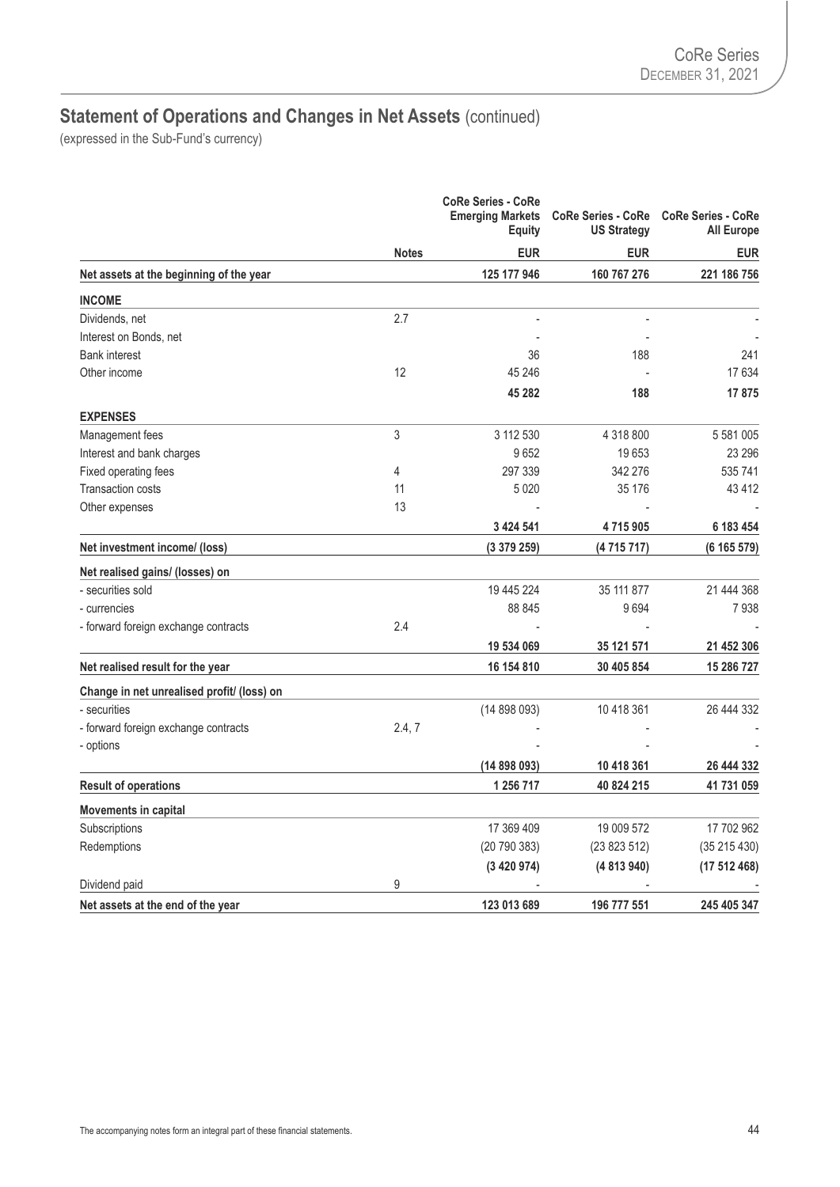## Statement of Operations and Changes in Net Assets (continued)

(expressed in the Sub-Fund's currency)

| | Notes | CoRe Series - CoRe Emerging Markets Equity | CoRe Series - CoRe US Strategy | CoRe Series - CoRe All Europe |
|---|---|---|---|---|
| | | EUR | EUR | EUR |
| **Net assets at the beginning of the year** | | **125 177 946** | **160 767 276** | **221 186 756** |
| **INCOME** | | | | |
| Dividends, net | 2.7 | - | - | - |
| Interest on Bonds, net | | - | - | - |
| Bank interest | | 36 | 188 | 241 |
| Other income | 12 | 45 246 | - | 17 634 |
| | | **45 282** | **188** | **17 875** |
| **EXPENSES** | | | | |
| Management fees | 3 | 3 112 530 | 4 318 800 | 5 581 005 |
| Interest and bank charges | | 9 652 | 19 653 | 23 296 |
| Fixed operating fees | 4 | 297 339 | 342 276 | 535 741 |
| Transaction costs | 11 | 5 020 | 35 176 | 43 412 |
| Other expenses | 13 | - | - | - |
| | | **3 424 541** | **4 715 905** | **6 183 454** |
| **Net investment income/ (loss)** | | **(3 379 259)** | **(4 715 717)** | **(6 165 579)** |
| **Net realised gains/ (losses) on** | | | | |
| - securities sold | | 19 445 224 | 35 111 877 | 21 444 368 |
| - currencies | | 88 845 | 9 694 | 7 938 |
| - forward foreign exchange contracts | 2.4 | - | - | - |
| | | **19 534 069** | **35 121 571** | **21 452 306** |
| **Net realised result for the year** | | **16 154 810** | **30 405 854** | **15 286 727** |
| **Change in net unrealised profit/ (loss) on** | | | | |
| - securities | | (14 898 093) | 10 418 361 | 26 444 332 |
| - forward foreign exchange contracts | 2.4, 7 | - | - | - |
| - options | | - | - | - |
| | | **(14 898 093)** | **10 418 361** | **26 444 332** |
| **Result of operations** | | **1 256 717** | **40 824 215** | **41 731 059** |
| **Movements in capital** | | | | |
| Subscriptions | | 17 369 409 | 19 009 572 | 17 702 962 |
| Redemptions | | (20 790 383) | (23 823 512) | (35 215 430) |
| | | **(3 420 974)** | **(4 813 940)** | **(17 512 468)** |
| Dividend paid | 9 | - | - | - |
| **Net assets at the end of the year** | | **123 013 689** | **196 777 551** | **245 405 347** |

The accompanying notes form an integral part of these financial statements.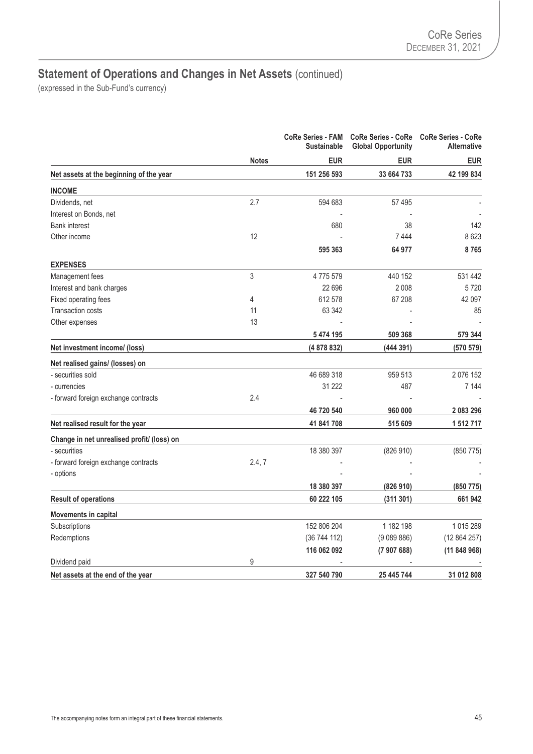## Statement of Operations and Changes in Net Assets (continued)

(expressed in the Sub-Fund's currency)

| | Notes | CoRe Series - FAM Sustainable | CoRe Series - CoRe Global Opportunity | CoRe Series - CoRe Alternative |
|---|---|---|---|---|
| | | **EUR** | **EUR** | **EUR** |
| **Net assets at the beginning of the year** | | **151 256 593** | **33 664 733** | **42 199 834** |
| **INCOME** | | | | |
| Dividends, net | 2.7 | 594 683 | 57 495 | - |
| Interest on Bonds, net | | - | - | - |
| Bank interest | | 680 | 38 | 142 |
| Other income | 12 | - | 7 444 | 8 623 |
| | | **595 363** | **64 977** | **8 765** |
| **EXPENSES** | | | | |
| Management fees | 3 | 4 775 579 | 440 152 | 531 442 |
| Interest and bank charges | | 22 696 | 2 008 | 5 720 |
| Fixed operating fees | 4 | 612 578 | 67 208 | 42 097 |
| Transaction costs | 11 | 63 342 | - | 85 |
| Other expenses | 13 | - | - | - |
| | | **5 474 195** | **509 368** | **579 344** |
| **Net investment income/ (loss)** | | **(4 878 832)** | **(444 391)** | **(570 579)** |
| **Net realised gains/ (losses) on** | | | | |
| - securities sold | | 46 689 318 | 959 513 | 2 076 152 |
| - currencies | | 31 222 | 487 | 7 144 |
| - forward foreign exchange contracts | 2.4 | - | - | - |
| | | **46 720 540** | **960 000** | **2 083 296** |
| **Net realised result for the year** | | **41 841 708** | **515 609** | **1 512 717** |
| **Change in net unrealised profit/ (loss) on** | | | | |
| - securities | | 18 380 397 | (826 910) | (850 775) |
| - forward foreign exchange contracts | 2.4, 7 | - | - | - |
| - options | | - | - | - |
| | | **18 380 397** | **(826 910)** | **(850 775)** |
| **Result of operations** | | **60 222 105** | **(311 301)** | **661 942** |
| **Movements in capital** | | | | |
| Subscriptions | | 152 806 204 | 1 182 198 | 1 015 289 |
| Redemptions | | (36 744 112) | (9 089 886) | (12 864 257) |
| | | **116 062 092** | **(7 907 688)** | **(11 848 968)** |
| Dividend paid | 9 | - | - | - |
| **Net assets at the end of the year** | | **327 540 790** | **25 445 744** | **31 012 808** |

The accompanying notes form an integral part of these financial statements.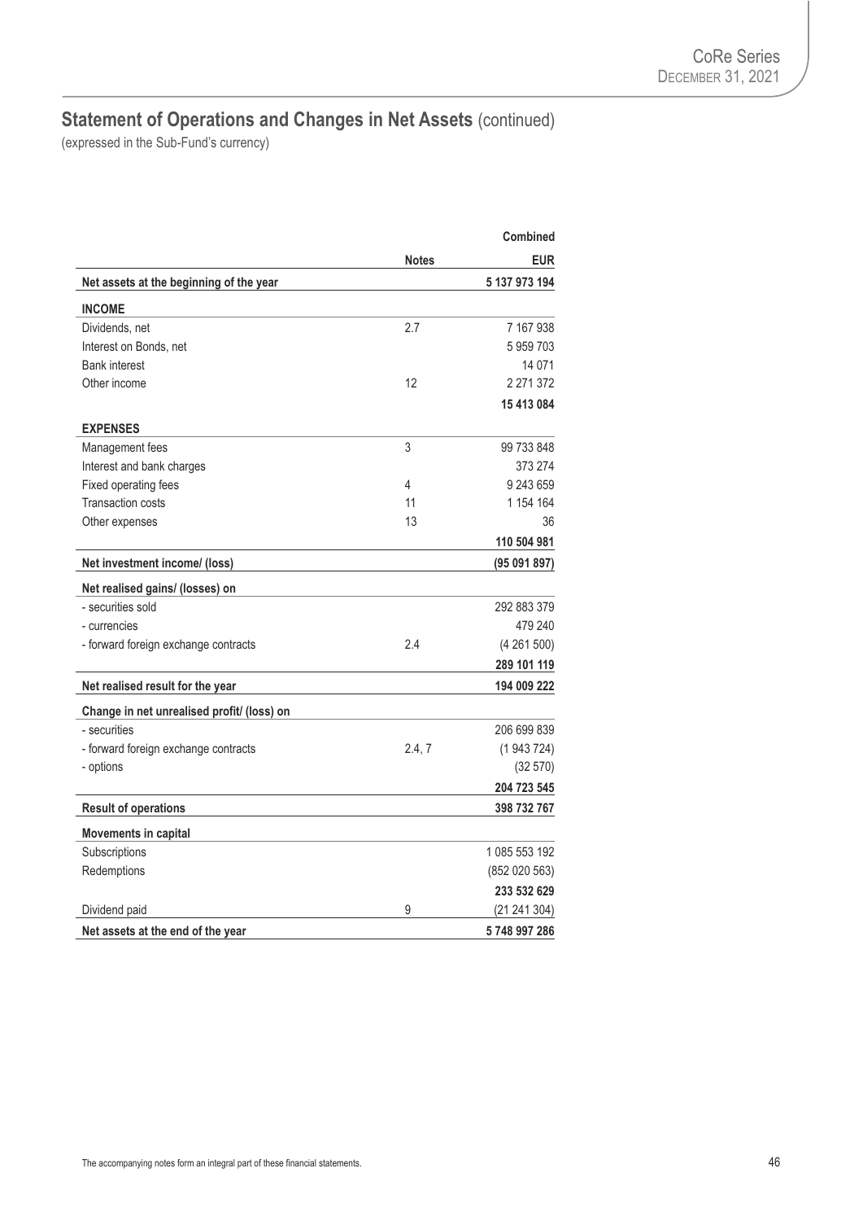## Statement of Operations and Changes in Net Assets (continued)

(expressed in the Sub-Fund's currency)

| | Notes | Combined EUR |
|---|---|---|
| **Net assets at the beginning of the year** | | **5 137 973 194** |
| **INCOME** | | |
| Dividends, net | 2.7 | 7 167 938 |
| Interest on Bonds, net | | 5 959 703 |
| Bank interest | | 14 071 |
| Other income | 12 | 2 271 372 |
| | | **15 413 084** |
| **EXPENSES** | | |
| Management fees | 3 | 99 733 848 |
| Interest and bank charges | | 373 274 |
| Fixed operating fees | 4 | 9 243 659 |
| Transaction costs | 11 | 1 154 164 |
| Other expenses | 13 | 36 |
| | | **110 504 981** |
| **Net investment income/ (loss)** | | **(95 091 897)** |
| **Net realised gains/ (losses) on** | | |
| - securities sold | | 292 883 379 |
| - currencies | | 479 240 |
| - forward foreign exchange contracts | 2.4 | (4 261 500) |
| | | **289 101 119** |
| **Net realised result for the year** | | **194 009 222** |
| **Change in net unrealised profit/ (loss) on** | | |
| - securities | | 206 699 839 |
| - forward foreign exchange contracts | 2.4, 7 | (1 943 724) |
| - options | | (32 570) |
| | | **204 723 545** |
| **Result of operations** | | **398 732 767** |
| **Movements in capital** | | |
| Subscriptions | | 1 085 553 192 |
| Redemptions | | (852 020 563) |
| | | **233 532 629** |
| Dividend paid | 9 | (21 241 304) |
| **Net assets at the end of the year** | | **5 748 997 286** |

The accompanying notes form an integral part of these financial statements.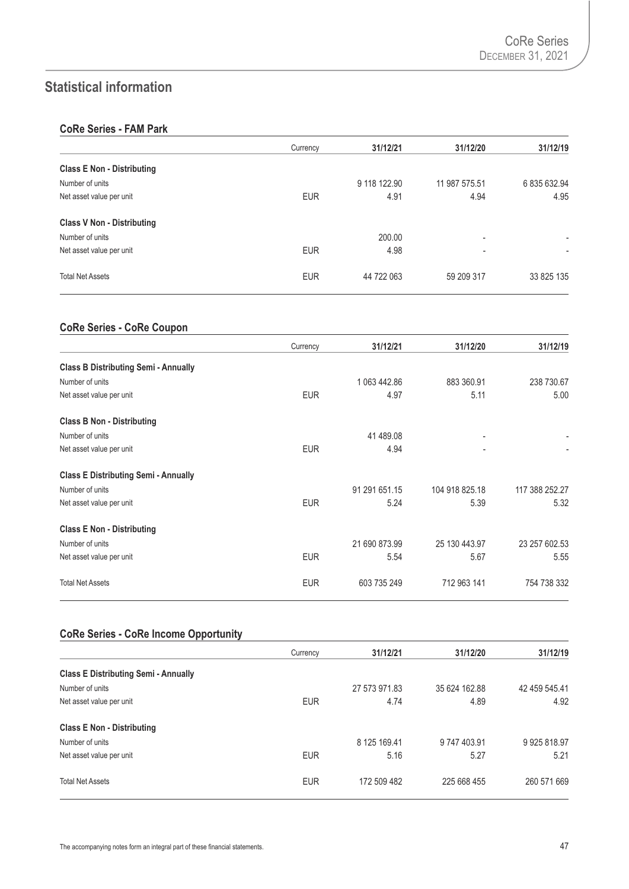## Statistical information

### CoRe Series - FAM Park

| | Currency | 31/12/21 | 31/12/20 | 31/12/19 |
|---|---|---|---|---|
| **Class E Non - Distributing** | | | | |
| Number of units | | 9 118 122.90 | 11 987 575.51 | 6 835 632.94 |
| Net asset value per unit | EUR | 4.91 | 4.94 | 4.95 |
| **Class V Non - Distributing** | | | | |
| Number of units | | 200.00 | - | - |
| Net asset value per unit | EUR | 4.98 | - | - |
| Total Net Assets | EUR | 44 722 063 | 59 209 317 | 33 825 135 |

### CoRe Series - CoRe Coupon

| | Currency | 31/12/21 | 31/12/20 | 31/12/19 |
|---|---|---|---|---|
| **Class B Distributing Semi - Annually** | | | | |
| Number of units | | 1 063 442.86 | 883 360.91 | 238 730.67 |
| Net asset value per unit | EUR | 4.97 | 5.11 | 5.00 |
| **Class B Non - Distributing** | | | | |
| Number of units | | 41 489.08 | - | - |
| Net asset value per unit | EUR | 4.94 | - | - |
| **Class E Distributing Semi - Annually** | | | | |
| Number of units | | 91 291 651.15 | 104 918 825.18 | 117 388 252.27 |
| Net asset value per unit | EUR | 5.24 | 5.39 | 5.32 |
| **Class E Non - Distributing** | | | | |
| Number of units | | 21 690 873.99 | 25 130 443.97 | 23 257 602.53 |
| Net asset value per unit | EUR | 5.54 | 5.67 | 5.55 |
| Total Net Assets | EUR | 603 735 249 | 712 963 141 | 754 738 332 |

### CoRe Series - CoRe Income Opportunity

| | Currency | 31/12/21 | 31/12/20 | 31/12/19 |
|---|---|---|---|---|
| **Class E Distributing Semi - Annually** | | | | |
| Number of units | | 27 573 971.83 | 35 624 162.88 | 42 459 545.41 |
| Net asset value per unit | EUR | 4.74 | 4.89 | 4.92 |
| **Class E Non - Distributing** | | | | |
| Number of units | | 8 125 169.41 | 9 747 403.91 | 9 925 818.97 |
| Net asset value per unit | EUR | 5.16 | 5.27 | 5.21 |
| Total Net Assets | EUR | 172 509 482 | 225 668 455 | 260 571 669 |

The accompanying notes form an integral part of these financial statements.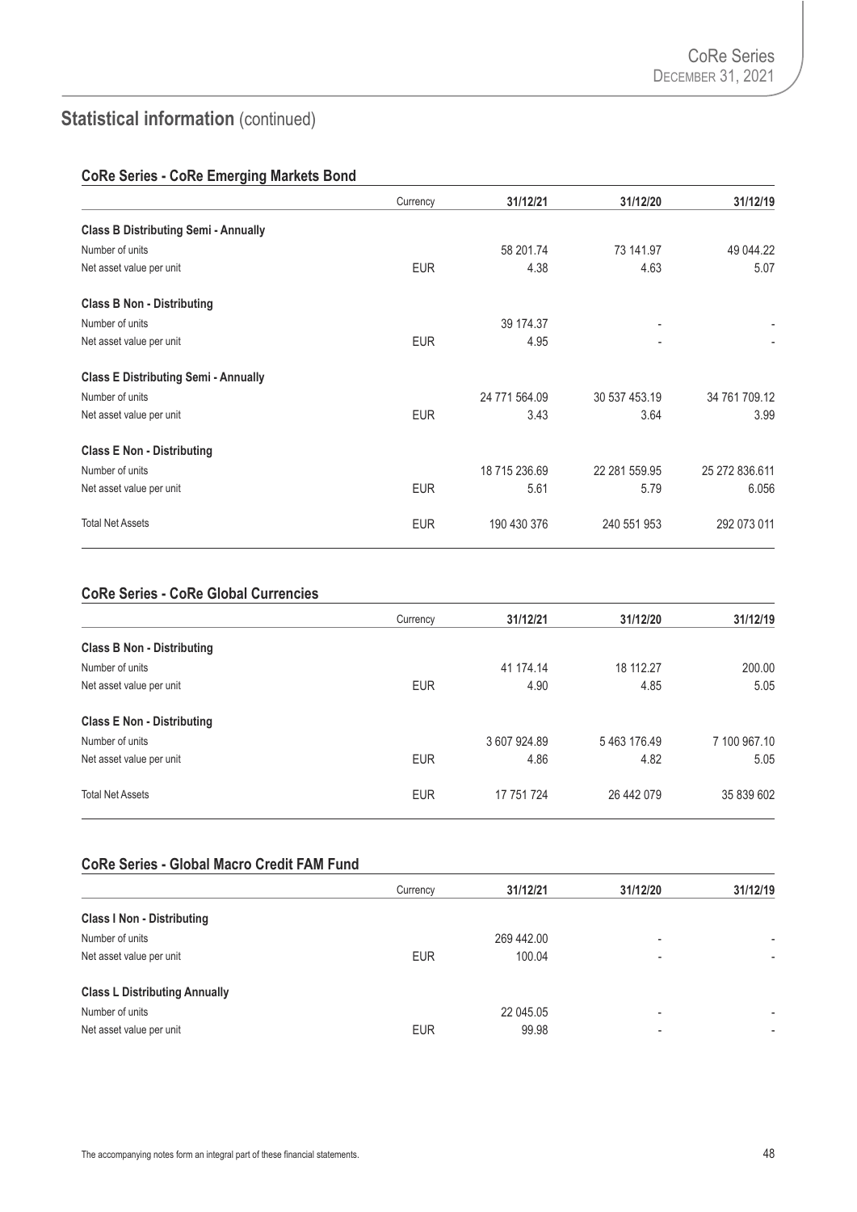## Statistical information (continued)

### CoRe Series - CoRe Emerging Markets Bond

| | Currency | 31/12/21 | 31/12/20 | 31/12/19 |
|---|---|---|---|---|
| **Class B Distributing Semi - Annually** | | | | |
| Number of units | | 58 201.74 | 73 141.97 | 49 044.22 |
| Net asset value per unit | EUR | 4.38 | 4.63 | 5.07 |
| **Class B Non - Distributing** | | | | |
| Number of units | | 39 174.37 | - | - |
| Net asset value per unit | EUR | 4.95 | - | - |
| **Class E Distributing Semi - Annually** | | | | |
| Number of units | | 24 771 564.09 | 30 537 453.19 | 34 761 709.12 |
| Net asset value per unit | EUR | 3.43 | 3.64 | 3.99 |
| **Class E Non - Distributing** | | | | |
| Number of units | | 18 715 236.69 | 22 281 559.95 | 25 272 836.611 |
| Net asset value per unit | EUR | 5.61 | 5.79 | 6.056 |
| Total Net Assets | EUR | 190 430 376 | 240 551 953 | 292 073 011 |

### CoRe Series - CoRe Global Currencies

| | Currency | 31/12/21 | 31/12/20 | 31/12/19 |
|---|---|---|---|---|
| **Class B Non - Distributing** | | | | |
| Number of units | | 41 174.14 | 18 112.27 | 200.00 |
| Net asset value per unit | EUR | 4.90 | 4.85 | 5.05 |
| **Class E Non - Distributing** | | | | |
| Number of units | | 3 607 924.89 | 5 463 176.49 | 7 100 967.10 |
| Net asset value per unit | EUR | 4.86 | 4.82 | 5.05 |
| Total Net Assets | EUR | 17 751 724 | 26 442 079 | 35 839 602 |

### CoRe Series - Global Macro Credit FAM Fund

| | Currency | 31/12/21 | 31/12/20 | 31/12/19 |
|---|---|---|---|---|
| **Class I Non - Distributing** | | | | |
| Number of units | | 269 442.00 | - | - |
| Net asset value per unit | EUR | 100.04 | - | - |
| **Class L Distributing Annually** | | | | |
| Number of units | | 22 045.05 | - | - |
| Net asset value per unit | EUR | 99.98 | - | - |

The accompanying notes form an integral part of these financial statements.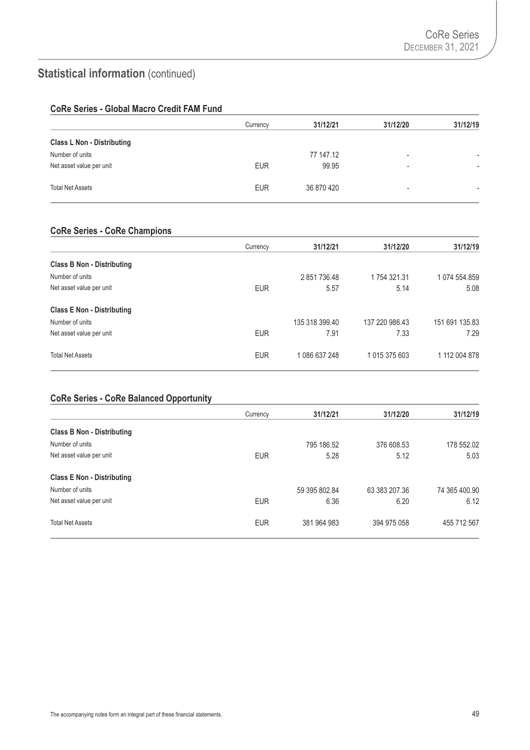## Statistical information (continued)

### CoRe Series - Global Macro Credit FAM Fund

| | Currency | 31/12/21 | 31/12/20 | 31/12/19 |
|---|---|---|---|---|
| **Class L Non - Distributing** | | | | |
| Number of units | | 77 147.12 | - | - |
| Net asset value per unit | EUR | 99.95 | - | - |
| Total Net Assets | EUR | 36 870 420 | - | - |

### CoRe Series - CoRe Champions

| | Currency | 31/12/21 | 31/12/20 | 31/12/19 |
|---|---|---|---|---|
| **Class B Non - Distributing** | | | | |
| Number of units | | 2 851 736.48 | 1 754 321.31 | 1 074 554.859 |
| Net asset value per unit | EUR | 5.57 | 5.14 | 5.08 |
| **Class E Non - Distributing** | | | | |
| Number of units | | 135 318 399.40 | 137 220 986.43 | 151 691 135.83 |
| Net asset value per unit | EUR | 7.91 | 7.33 | 7.29 |
| Total Net Assets | EUR | 1 086 637 248 | 1 015 375 603 | 1 112 004 878 |

### CoRe Series - CoRe Balanced Opportunity

| | Currency | 31/12/21 | 31/12/20 | 31/12/19 |
|---|---|---|---|---|
| **Class B Non - Distributing** | | | | |
| Number of units | | 795 186.52 | 376 608.53 | 178 552.02 |
| Net asset value per unit | EUR | 5.28 | 5.12 | 5.03 |
| **Class E Non - Distributing** | | | | |
| Number of units | | 59 395 802.84 | 63 383 207.36 | 74 365 400.90 |
| Net asset value per unit | EUR | 6.36 | 6.20 | 6.12 |
| Total Net Assets | EUR | 381 964 983 | 394 975 058 | 455 712 567 |

The accompanying notes form an integral part of these financial statements.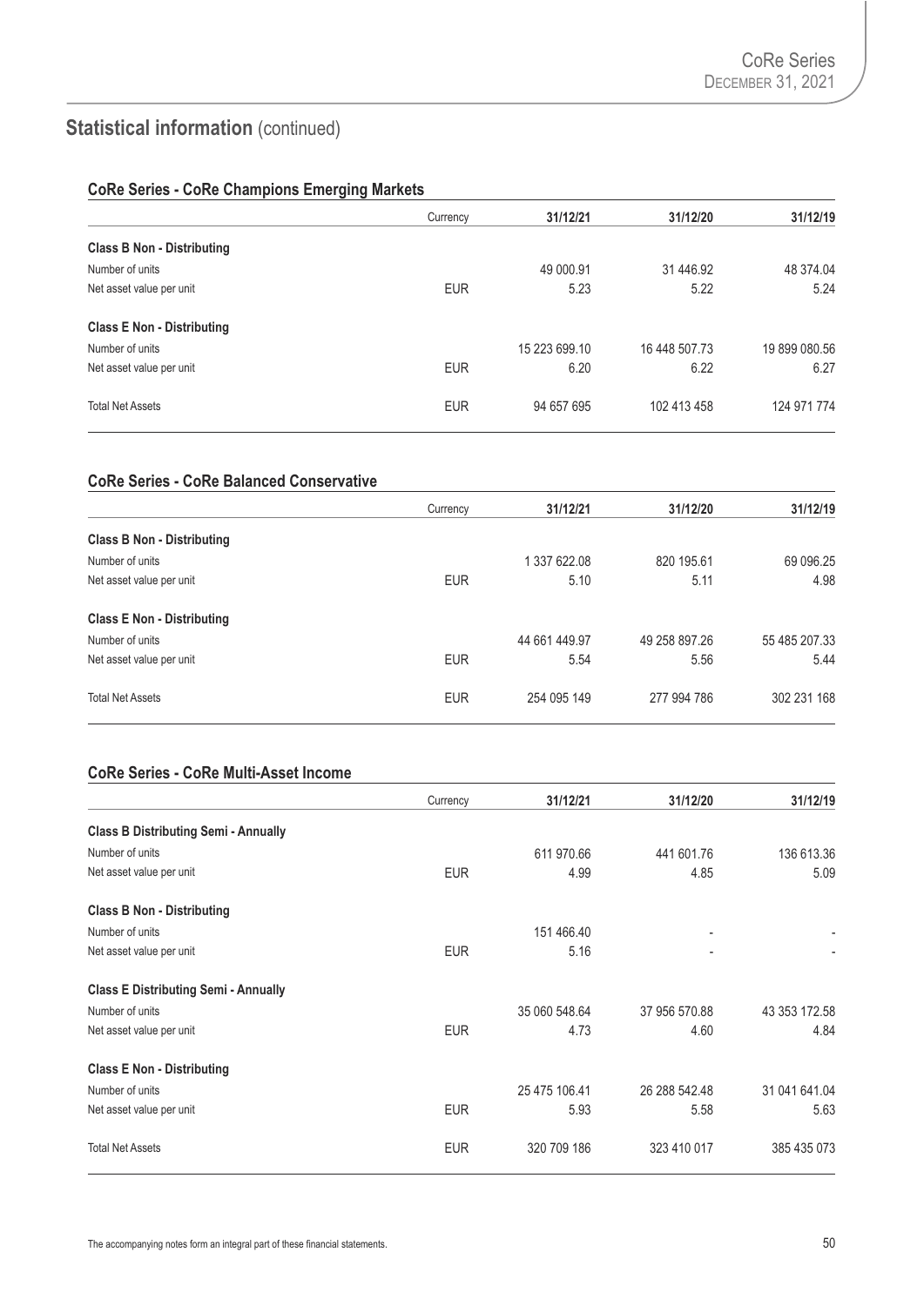## Statistical information (continued)

### CoRe Series - CoRe Champions Emerging Markets

| | Currency | 31/12/21 | 31/12/20 | 31/12/19 |
|---|---|---|---|---|
| **Class B Non - Distributing** | | | | |
| Number of units | | 49 000.91 | 31 446.92 | 48 374.04 |
| Net asset value per unit | EUR | 5.23 | 5.22 | 5.24 |
| **Class E Non - Distributing** | | | | |
| Number of units | | 15 223 699.10 | 16 448 507.73 | 19 899 080.56 |
| Net asset value per unit | EUR | 6.20 | 6.22 | 6.27 |
| Total Net Assets | EUR | 94 657 695 | 102 413 458 | 124 971 774 |

### CoRe Series - CoRe Balanced Conservative

| | Currency | 31/12/21 | 31/12/20 | 31/12/19 |
|---|---|---|---|---|
| **Class B Non - Distributing** | | | | |
| Number of units | | 1 337 622.08 | 820 195.61 | 69 096.25 |
| Net asset value per unit | EUR | 5.10 | 5.11 | 4.98 |
| **Class E Non - Distributing** | | | | |
| Number of units | | 44 661 449.97 | 49 258 897.26 | 55 485 207.33 |
| Net asset value per unit | EUR | 5.54 | 5.56 | 5.44 |
| Total Net Assets | EUR | 254 095 149 | 277 994 786 | 302 231 168 |

### CoRe Series - CoRe Multi-Asset Income

| | Currency | 31/12/21 | 31/12/20 | 31/12/19 |
|---|---|---|---|---|
| **Class B Distributing Semi - Annually** | | | | |
| Number of units | | 611 970.66 | 441 601.76 | 136 613.36 |
| Net asset value per unit | EUR | 4.99 | 4.85 | 5.09 |
| **Class B Non - Distributing** | | | | |
| Number of units | | 151 466.40 | - | - |
| Net asset value per unit | EUR | 5.16 | - | - |
| **Class E Distributing Semi - Annually** | | | | |
| Number of units | | 35 060 548.64 | 37 956 570.88 | 43 353 172.58 |
| Net asset value per unit | EUR | 4.73 | 4.60 | 4.84 |
| **Class E Non - Distributing** | | | | |
| Number of units | | 25 475 106.41 | 26 288 542.48 | 31 041 641.04 |
| Net asset value per unit | EUR | 5.93 | 5.58 | 5.63 |
| Total Net Assets | EUR | 320 709 186 | 323 410 017 | 385 435 073 |

The accompanying notes form an integral part of these financial statements.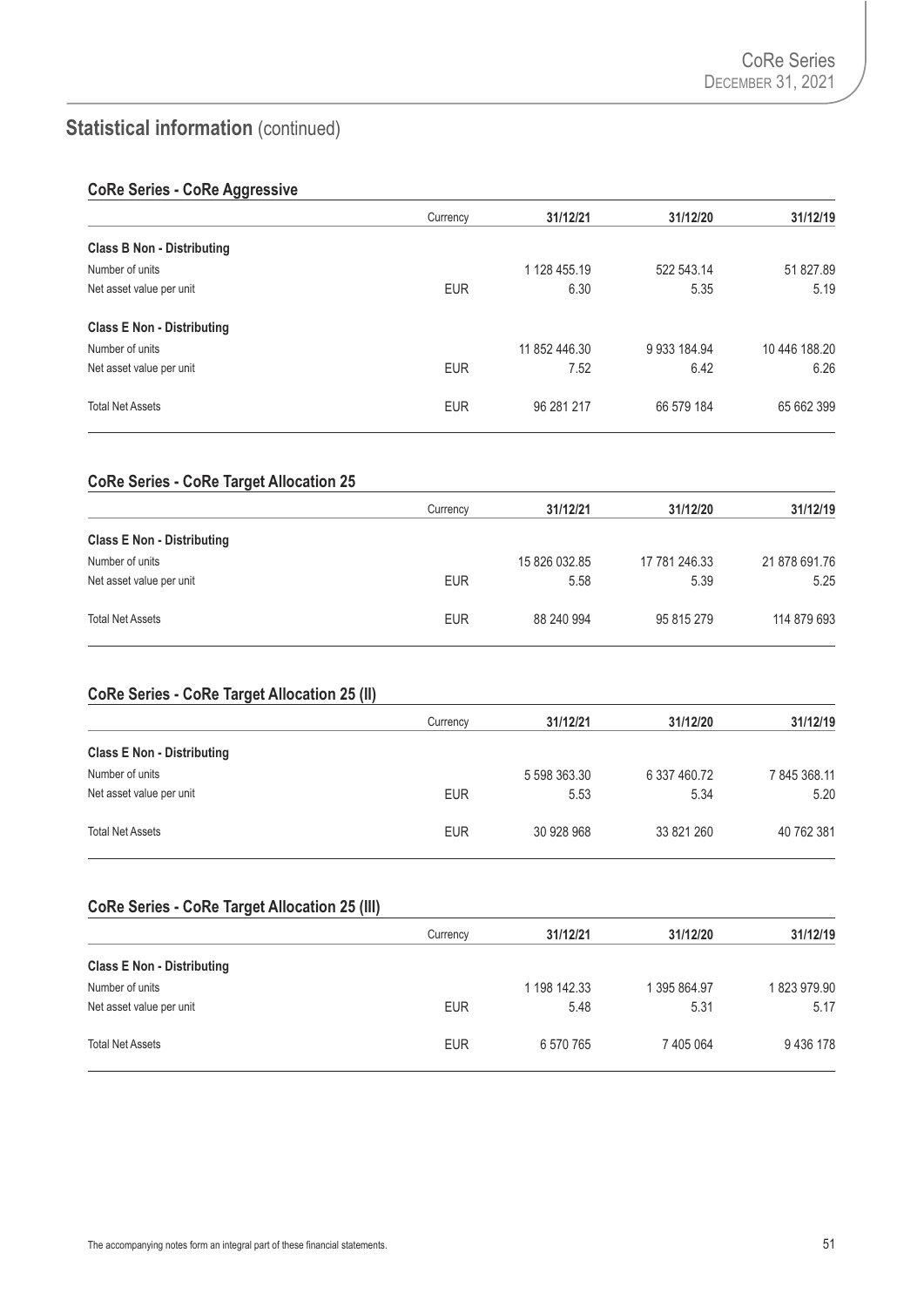## Statistical information (continued)

### CoRe Series - CoRe Aggressive

| | Currency | 31/12/21 | 31/12/20 | 31/12/19 |
|---|---|---|---|---|
| **Class B Non - Distributing** | | | | |
| Number of units | | 1 128 455.19 | 522 543.14 | 51 827.89 |
| Net asset value per unit | EUR | 6.30 | 5.35 | 5.19 |
| **Class E Non - Distributing** | | | | |
| Number of units | | 11 852 446.30 | 9 933 184.94 | 10 446 188.20 |
| Net asset value per unit | EUR | 7.52 | 6.42 | 6.26 |
| Total Net Assets | EUR | 96 281 217 | 66 579 184 | 65 662 399 |

### CoRe Series - CoRe Target Allocation 25

| | Currency | 31/12/21 | 31/12/20 | 31/12/19 |
|---|---|---|---|---|
| **Class E Non - Distributing** | | | | |
| Number of units | | 15 826 032.85 | 17 781 246.33 | 21 878 691.76 |
| Net asset value per unit | EUR | 5.58 | 5.39 | 5.25 |
| Total Net Assets | EUR | 88 240 994 | 95 815 279 | 114 879 693 |

### CoRe Series - CoRe Target Allocation 25 (II)

| | Currency | 31/12/21 | 31/12/20 | 31/12/19 |
|---|---|---|---|---|
| **Class E Non - Distributing** | | | | |
| Number of units | | 5 598 363.30 | 6 337 460.72 | 7 845 368.11 |
| Net asset value per unit | EUR | 5.53 | 5.34 | 5.20 |
| Total Net Assets | EUR | 30 928 968 | 33 821 260 | 40 762 381 |

### CoRe Series - CoRe Target Allocation 25 (III)

| | Currency | 31/12/21 | 31/12/20 | 31/12/19 |
|---|---|---|---|---|
| **Class E Non - Distributing** | | | | |
| Number of units | | 1 198 142.33 | 1 395 864.97 | 1 823 979.90 |
| Net asset value per unit | EUR | 5.48 | 5.31 | 5.17 |
| Total Net Assets | EUR | 6 570 765 | 7 405 064 | 9 436 178 |

The accompanying notes form an integral part of these financial statements.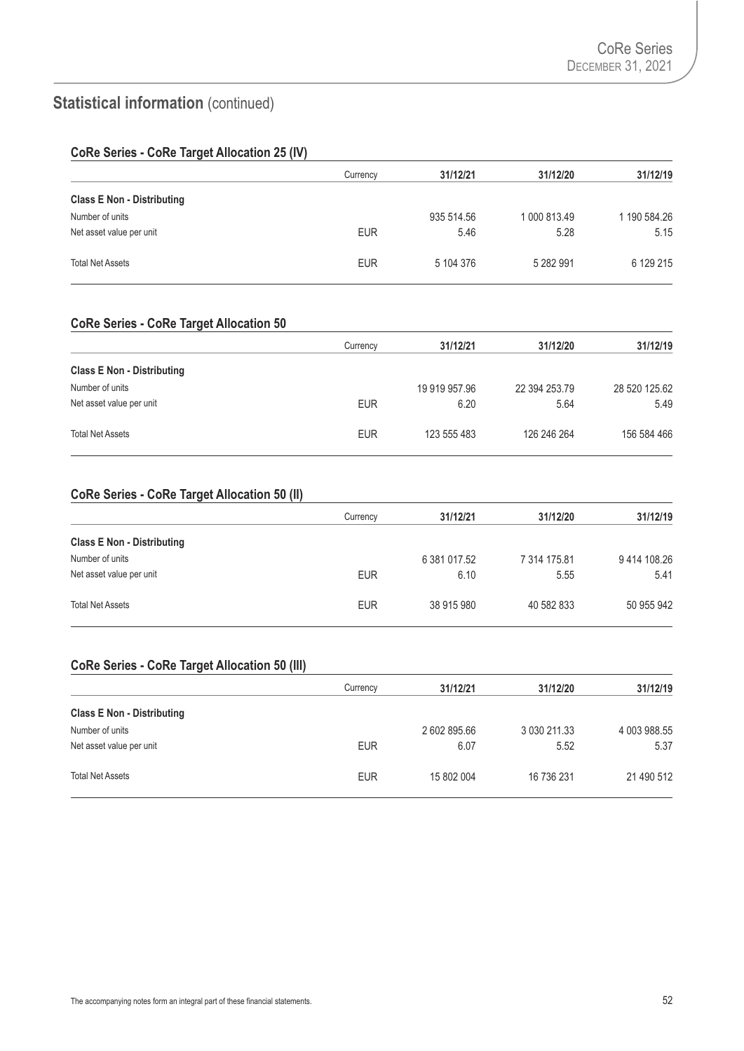## Statistical information (continued)

### CoRe Series - CoRe Target Allocation 25 (IV)

| | Currency | 31/12/21 | 31/12/20 | 31/12/19 |
|---|---|---|---|---|
| **Class E Non - Distributing** | | | | |
| Number of units | | 935 514.56 | 1 000 813.49 | 1 190 584.26 |
| Net asset value per unit | EUR | 5.46 | 5.28 | 5.15 |
| Total Net Assets | EUR | 5 104 376 | 5 282 991 | 6 129 215 |

### CoRe Series - CoRe Target Allocation 50

| | Currency | 31/12/21 | 31/12/20 | 31/12/19 |
|---|---|---|---|---|
| **Class E Non - Distributing** | | | | |
| Number of units | | 19 919 957.96 | 22 394 253.79 | 28 520 125.62 |
| Net asset value per unit | EUR | 6.20 | 5.64 | 5.49 |
| Total Net Assets | EUR | 123 555 483 | 126 246 264 | 156 584 466 |

### CoRe Series - CoRe Target Allocation 50 (II)

| | Currency | 31/12/21 | 31/12/20 | 31/12/19 |
|---|---|---|---|---|
| **Class E Non - Distributing** | | | | |
| Number of units | | 6 381 017.52 | 7 314 175.81 | 9 414 108.26 |
| Net asset value per unit | EUR | 6.10 | 5.55 | 5.41 |
| Total Net Assets | EUR | 38 915 980 | 40 582 833 | 50 955 942 |

### CoRe Series - CoRe Target Allocation 50 (III)

| | Currency | 31/12/21 | 31/12/20 | 31/12/19 |
|---|---|---|---|---|
| **Class E Non - Distributing** | | | | |
| Number of units | | 2 602 895.66 | 3 030 211.33 | 4 003 988.55 |
| Net asset value per unit | EUR | 6.07 | 5.52 | 5.37 |
| Total Net Assets | EUR | 15 802 004 | 16 736 231 | 21 490 512 |

The accompanying notes form an integral part of these financial statements.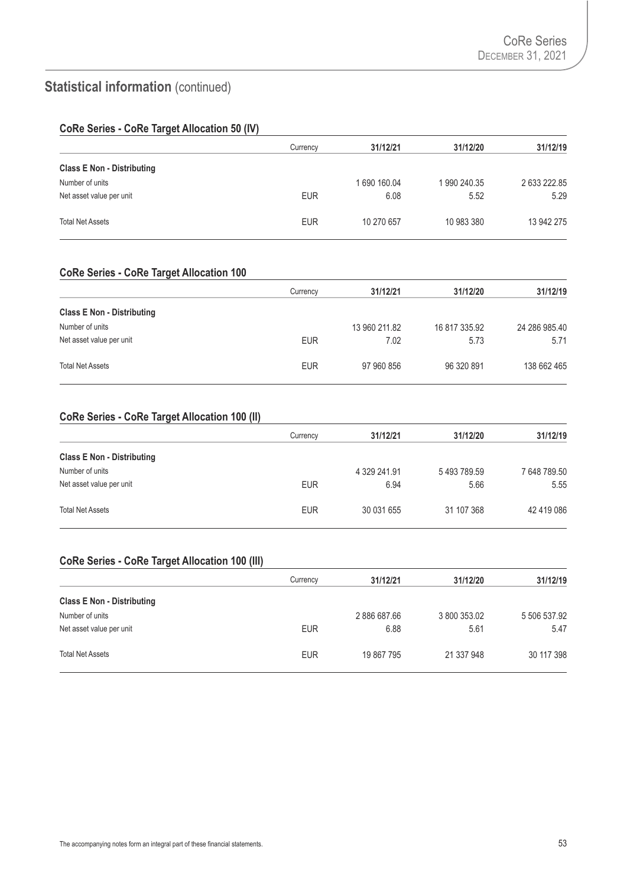## Statistical information (continued)

### CoRe Series - CoRe Target Allocation 50 (IV)

| | Currency | 31/12/21 | 31/12/20 | 31/12/19 |
|---|---|---|---|---|
| **Class E Non - Distributing** | | | | |
| Number of units | | 1 690 160.04 | 1 990 240.35 | 2 633 222.85 |
| Net asset value per unit | EUR | 6.08 | 5.52 | 5.29 |
| Total Net Assets | EUR | 10 270 657 | 10 983 380 | 13 942 275 |

### CoRe Series - CoRe Target Allocation 100

| | Currency | 31/12/21 | 31/12/20 | 31/12/19 |
|---|---|---|---|---|
| **Class E Non - Distributing** | | | | |
| Number of units | | 13 960 211.82 | 16 817 335.92 | 24 286 985.40 |
| Net asset value per unit | EUR | 7.02 | 5.73 | 5.71 |
| Total Net Assets | EUR | 97 960 856 | 96 320 891 | 138 662 465 |

### CoRe Series - CoRe Target Allocation 100 (II)

| | Currency | 31/12/21 | 31/12/20 | 31/12/19 |
|---|---|---|---|---|
| **Class E Non - Distributing** | | | | |
| Number of units | | 4 329 241.91 | 5 493 789.59 | 7 648 789.50 |
| Net asset value per unit | EUR | 6.94 | 5.66 | 5.55 |
| Total Net Assets | EUR | 30 031 655 | 31 107 368 | 42 419 086 |

### CoRe Series - CoRe Target Allocation 100 (III)

| | Currency | 31/12/21 | 31/12/20 | 31/12/19 |
|---|---|---|---|---|
| **Class E Non - Distributing** | | | | |
| Number of units | | 2 886 687.66 | 3 800 353.02 | 5 506 537.92 |
| Net asset value per unit | EUR | 6.88 | 5.61 | 5.47 |
| Total Net Assets | EUR | 19 867 795 | 21 337 948 | 30 117 398 |

The accompanying notes form an integral part of these financial statements.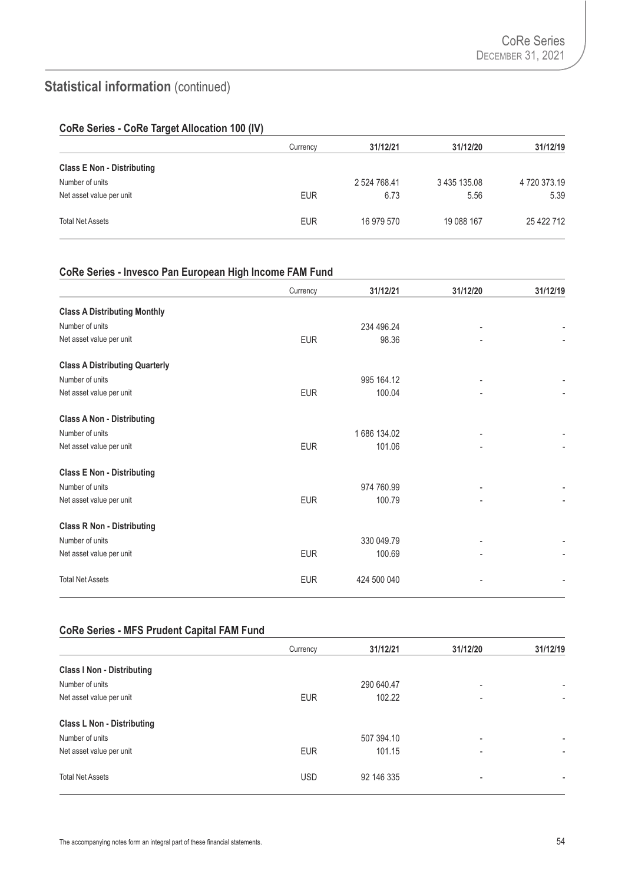## Statistical information (continued)

### CoRe Series - CoRe Target Allocation 100 (IV)

| | Currency | 31/12/21 | 31/12/20 | 31/12/19 |
|---|---|---|---|---|
| **Class E Non - Distributing** | | | | |
| Number of units | | 2 524 768.41 | 3 435 135.08 | 4 720 373.19 |
| Net asset value per unit | EUR | 6.73 | 5.56 | 5.39 |
| Total Net Assets | EUR | 16 979 570 | 19 088 167 | 25 422 712 |

### CoRe Series - Invesco Pan European High Income FAM Fund

| | Currency | 31/12/21 | 31/12/20 | 31/12/19 |
|---|---|---|---|---|
| **Class A Distributing Monthly** | | | | |
| Number of units | | 234 496.24 | - | - |
| Net asset value per unit | EUR | 98.36 | - | - |
| **Class A Distributing Quarterly** | | | | |
| Number of units | | 995 164.12 | - | - |
| Net asset value per unit | EUR | 100.04 | - | - |
| **Class A Non - Distributing** | | | | |
| Number of units | | 1 686 134.02 | - | - |
| Net asset value per unit | EUR | 101.06 | - | - |
| **Class E Non - Distributing** | | | | |
| Number of units | | 974 760.99 | - | - |
| Net asset value per unit | EUR | 100.79 | - | - |
| **Class R Non - Distributing** | | | | |
| Number of units | | 330 049.79 | - | - |
| Net asset value per unit | EUR | 100.69 | - | - |
| Total Net Assets | EUR | 424 500 040 | - | - |

### CoRe Series - MFS Prudent Capital FAM Fund

| | Currency | 31/12/21 | 31/12/20 | 31/12/19 |
|---|---|---|---|---|
| **Class I Non - Distributing** | | | | |
| Number of units | | 290 640.47 | - | - |
| Net asset value per unit | EUR | 102.22 | - | - |
| **Class L Non - Distributing** | | | | |
| Number of units | | 507 394.10 | - | - |
| Net asset value per unit | EUR | 101.15 | - | - |
| Total Net Assets | USD | 92 146 335 | - | - |

The accompanying notes form an integral part of these financial statements.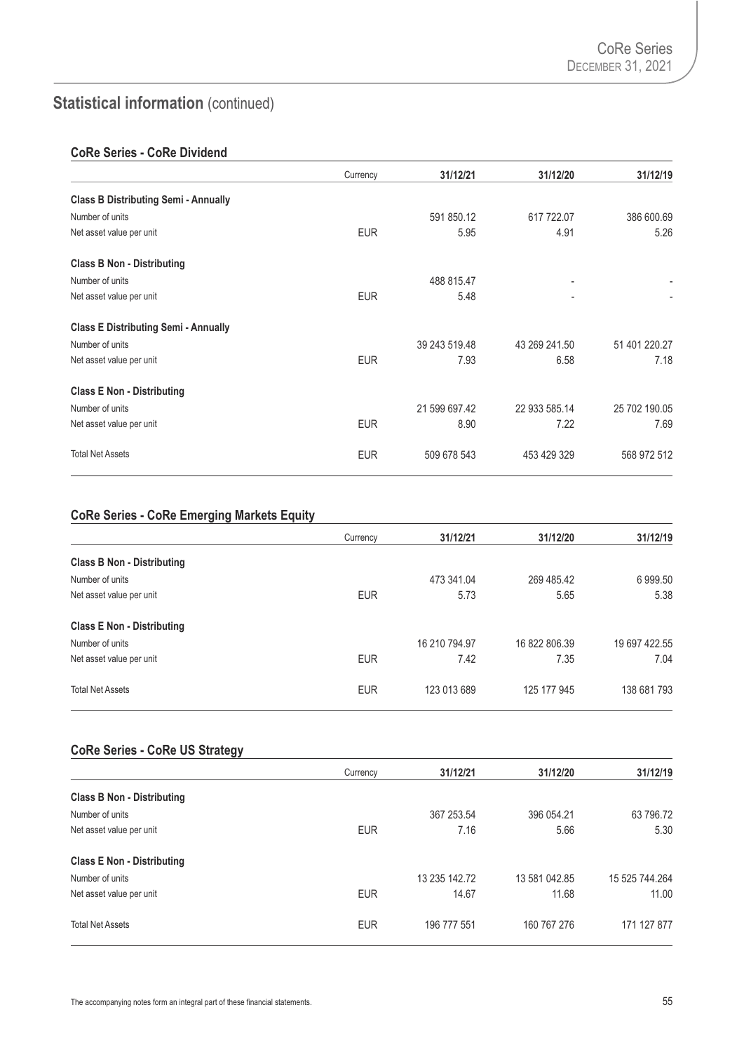## Statistical information (continued)

### CoRe Series - CoRe Dividend

| | Currency | 31/12/21 | 31/12/20 | 31/12/19 |
|---|---|---|---|---|
| **Class B Distributing Semi - Annually** | | | | |
| Number of units | | 591 850.12 | 617 722.07 | 386 600.69 |
| Net asset value per unit | EUR | 5.95 | 4.91 | 5.26 |
| **Class B Non - Distributing** | | | | |
| Number of units | | 488 815.47 | - | - |
| Net asset value per unit | EUR | 5.48 | - | - |
| **Class E Distributing Semi - Annually** | | | | |
| Number of units | | 39 243 519.48 | 43 269 241.50 | 51 401 220.27 |
| Net asset value per unit | EUR | 7.93 | 6.58 | 7.18 |
| **Class E Non - Distributing** | | | | |
| Number of units | | 21 599 697.42 | 22 933 585.14 | 25 702 190.05 |
| Net asset value per unit | EUR | 8.90 | 7.22 | 7.69 |
| Total Net Assets | EUR | 509 678 543 | 453 429 329 | 568 972 512 |

### CoRe Series - CoRe Emerging Markets Equity

| | Currency | 31/12/21 | 31/12/20 | 31/12/19 |
|---|---|---|---|---|
| **Class B Non - Distributing** | | | | |
| Number of units | | 473 341.04 | 269 485.42 | 6 999.50 |
| Net asset value per unit | EUR | 5.73 | 5.65 | 5.38 |
| **Class E Non - Distributing** | | | | |
| Number of units | | 16 210 794.97 | 16 822 806.39 | 19 697 422.55 |
| Net asset value per unit | EUR | 7.42 | 7.35 | 7.04 |
| Total Net Assets | EUR | 123 013 689 | 125 177 945 | 138 681 793 |

### CoRe Series - CoRe US Strategy

| | Currency | 31/12/21 | 31/12/20 | 31/12/19 |
|---|---|---|---|---|
| **Class B Non - Distributing** | | | | |
| Number of units | | 367 253.54 | 396 054.21 | 63 796.72 |
| Net asset value per unit | EUR | 7.16 | 5.66 | 5.30 |
| **Class E Non - Distributing** | | | | |
| Number of units | | 13 235 142.72 | 13 581 042.85 | 15 525 744.264 |
| Net asset value per unit | EUR | 14.67 | 11.68 | 11.00 |
| Total Net Assets | EUR | 196 777 551 | 160 767 276 | 171 127 877 |

The accompanying notes form an integral part of these financial statements.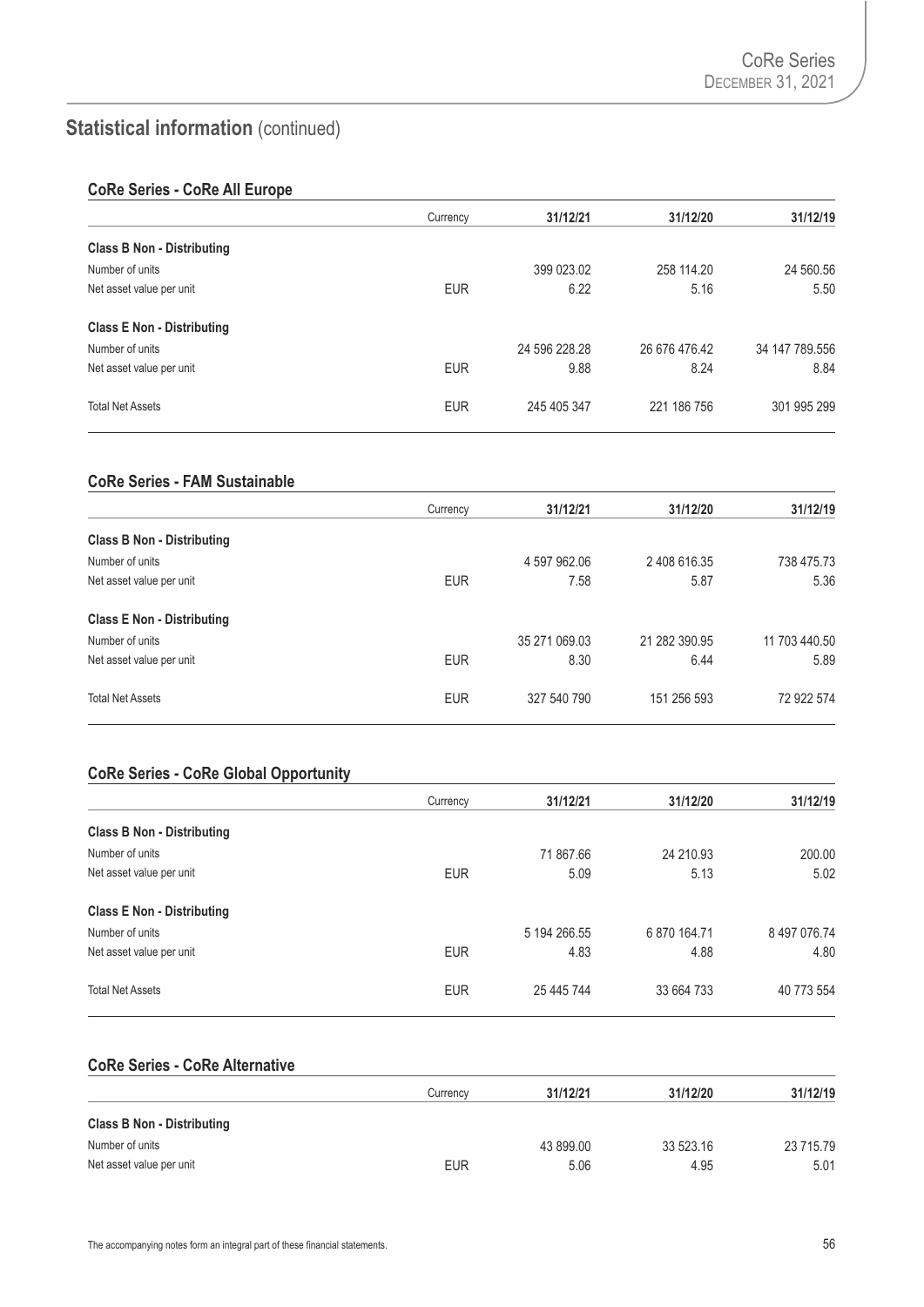## Statistical information (continued)

### CoRe Series - CoRe All Europe

| | Currency | 31/12/21 | 31/12/20 | 31/12/19 |
|---|---|---|---|---|
| **Class B Non - Distributing** | | | | |
| Number of units | | 399 023.02 | 258 114.20 | 24 560.56 |
| Net asset value per unit | EUR | 6.22 | 5.16 | 5.50 |
| **Class E Non - Distributing** | | | | |
| Number of units | | 24 596 228.28 | 26 676 476.42 | 34 147 789.556 |
| Net asset value per unit | EUR | 9.88 | 8.24 | 8.84 |
| Total Net Assets | EUR | 245 405 347 | 221 186 756 | 301 995 299 |

### CoRe Series - FAM Sustainable

| | Currency | 31/12/21 | 31/12/20 | 31/12/19 |
|---|---|---|---|---|
| **Class B Non - Distributing** | | | | |
| Number of units | | 4 597 962.06 | 2 408 616.35 | 738 475.73 |
| Net asset value per unit | EUR | 7.58 | 5.87 | 5.36 |
| **Class E Non - Distributing** | | | | |
| Number of units | | 35 271 069.03 | 21 282 390.95 | 11 703 440.50 |
| Net asset value per unit | EUR | 8.30 | 6.44 | 5.89 |
| Total Net Assets | EUR | 327 540 790 | 151 256 593 | 72 922 574 |

### CoRe Series - CoRe Global Opportunity

| | Currency | 31/12/21 | 31/12/20 | 31/12/19 |
|---|---|---|---|---|
| **Class B Non - Distributing** | | | | |
| Number of units | | 71 867.66 | 24 210.93 | 200.00 |
| Net asset value per unit | EUR | 5.09 | 5.13 | 5.02 |
| **Class E Non - Distributing** | | | | |
| Number of units | | 5 194 266.55 | 6 870 164.71 | 8 497 076.74 |
| Net asset value per unit | EUR | 4.83 | 4.88 | 4.80 |
| Total Net Assets | EUR | 25 445 744 | 33 664 733 | 40 773 554 |

### CoRe Series - CoRe Alternative

| | Currency | 31/12/21 | 31/12/20 | 31/12/19 |
|---|---|---|---|---|
| **Class B Non - Distributing** | | | | |
| Number of units | | 43 899.00 | 33 523.16 | 23 715.79 |
| Net asset value per unit | EUR | 5.06 | 4.95 | 5.01 |

The accompanying notes form an integral part of these financial statements.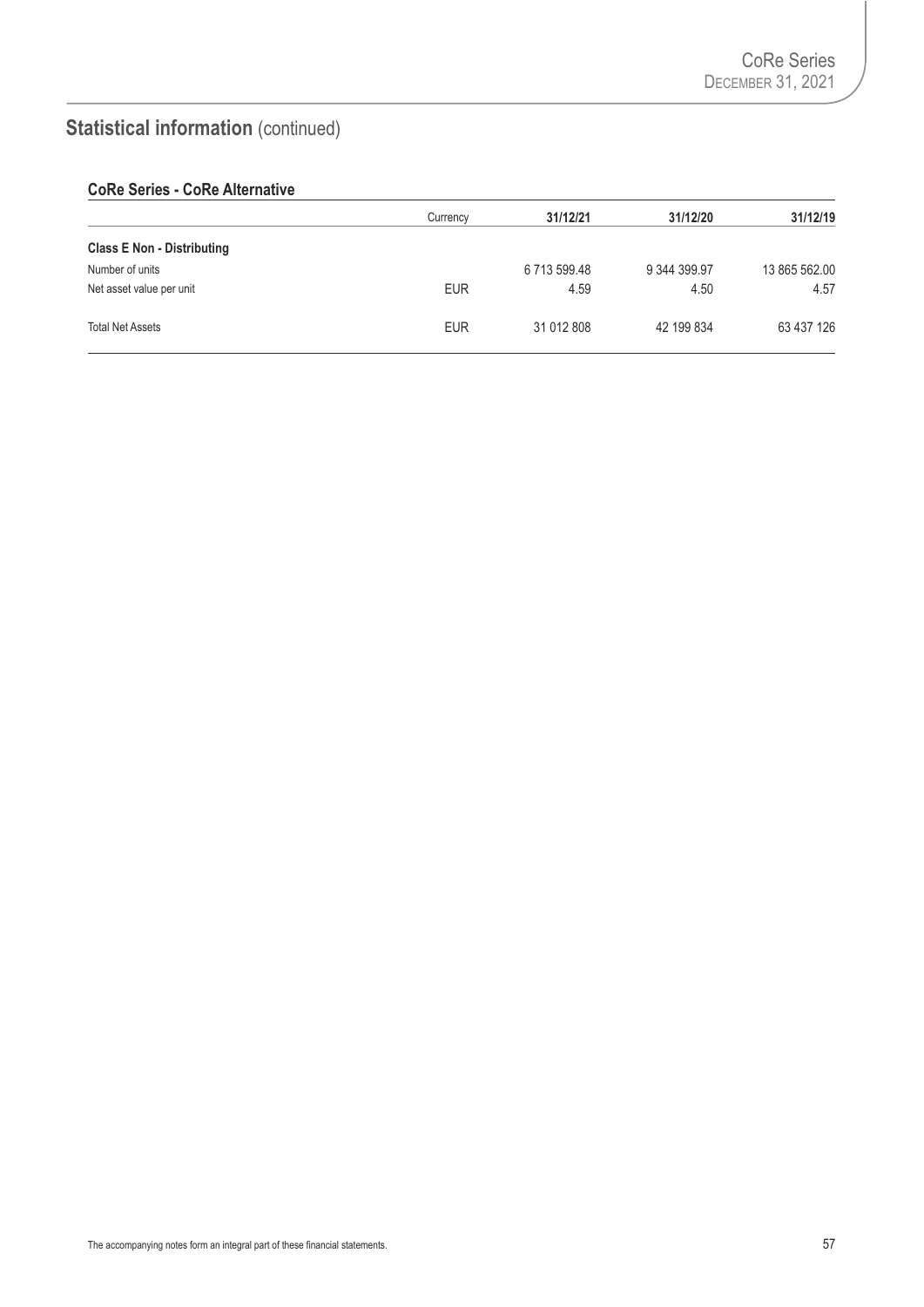# Statistical information (continued)

## CoRe Series - CoRe Alternative

| | Currency | 31/12/21 | 31/12/20 | 31/12/19 |
|---|---|---|---|---|
| **Class E Non - Distributing** | | | | |
| Number of units | | 6 713 599.48 | 9 344 399.97 | 13 865 562.00 |
| Net asset value per unit | EUR | 4.59 | 4.50 | 4.57 |
| Total Net Assets | EUR | 31 012 808 | 42 199 834 | 63 437 126 |

The accompanying notes form an integral part of these financial statements.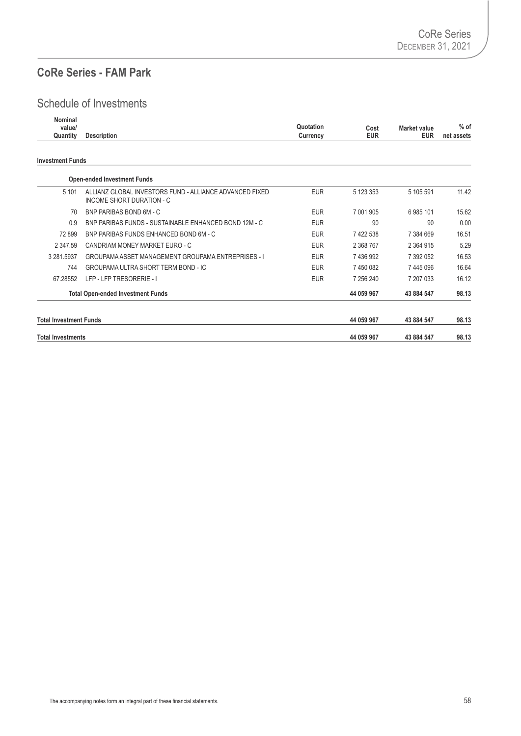## CoRe Series - FAM Park

### Schedule of Investments

| Nominal value/ Quantity | Description | Quotation Currency | Cost EUR | Market value EUR | % of net assets |
|---|---|---|---|---|---|
| **Investment Funds** | | | | | |
| | **Open-ended Investment Funds** | | | | |
| 5 101 | ALLIANZ GLOBAL INVESTORS FUND - ALLIANCE ADVANCED FIXED INCOME SHORT DURATION - C | EUR | 5 123 353 | 5 105 591 | 11.42 |
| 70 | BNP PARIBAS BOND 6M - C | EUR | 7 001 905 | 6 985 101 | 15.62 |
| 0.9 | BNP PARIBAS FUNDS - SUSTAINABLE ENHANCED BOND 12M - C | EUR | 90 | 90 | 0.00 |
| 72 899 | BNP PARIBAS FUNDS ENHANCED BOND 6M - C | EUR | 7 422 538 | 7 384 669 | 16.51 |
| 2 347.59 | CANDRIAM MONEY MARKET EURO - C | EUR | 2 368 767 | 2 364 915 | 5.29 |
| 3 281.5937 | GROUPAMA ASSET MANAGEMENT GROUPAMA ENTREPRISES - I | EUR | 7 436 992 | 7 392 052 | 16.53 |
| 744 | GROUPAMA ULTRA SHORT TERM BOND - IC | EUR | 7 450 082 | 7 445 096 | 16.64 |
| 67.28552 | LFP - LFP TRESORERIE - I | EUR | 7 256 240 | 7 207 033 | 16.12 |
| | **Total Open-ended Investment Funds** | | **44 059 967** | **43 884 547** | **98.13** |
| **Total Investment Funds** | | | **44 059 967** | **43 884 547** | **98.13** |
| **Total Investments** | | | **44 059 967** | **43 884 547** | **98.13** |

The accompanying notes form an integral part of these financial statements.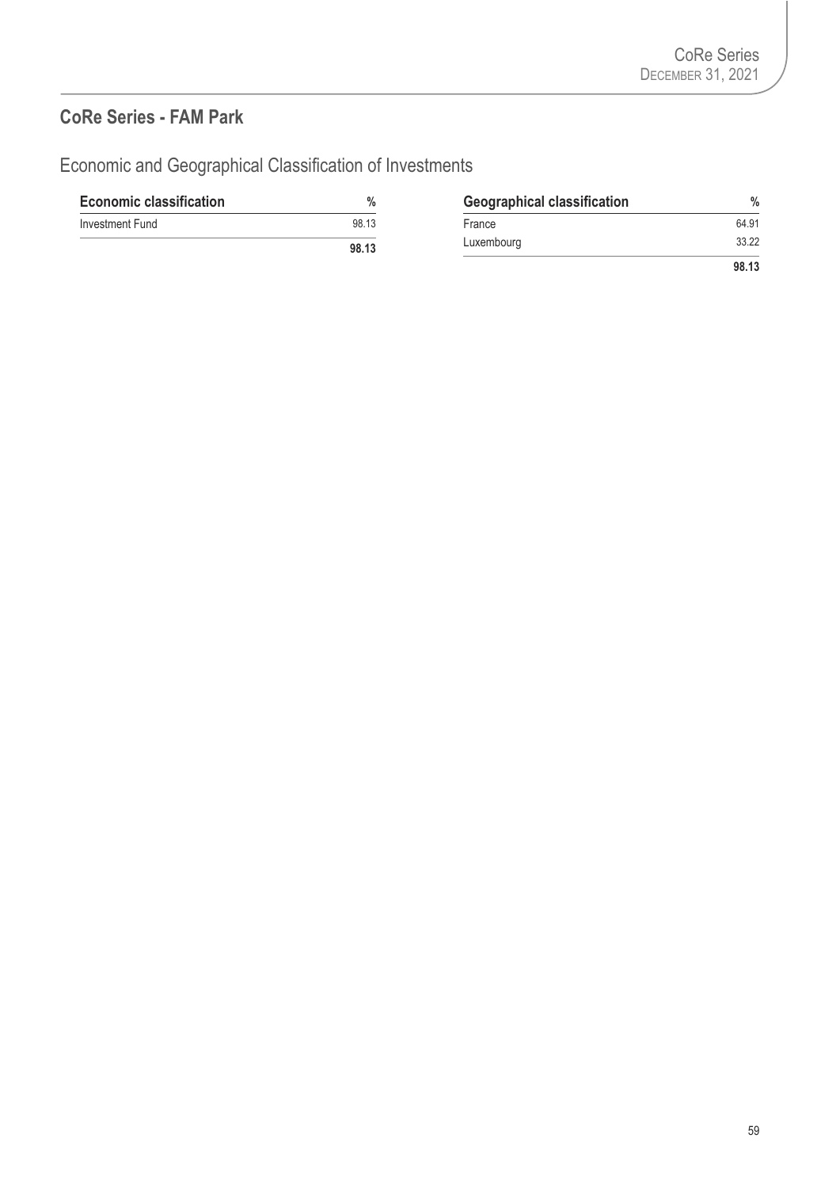## CoRe Series - FAM Park

### Economic and Geographical Classification of Investments

| Economic classification | % |
|---|---|
| Investment Fund | 98.13 |
| | **98.13** |

| Geographical classification | % |
|---|---|
| France | 64.91 |
| Luxembourg | 33.22 |
| | **98.13** |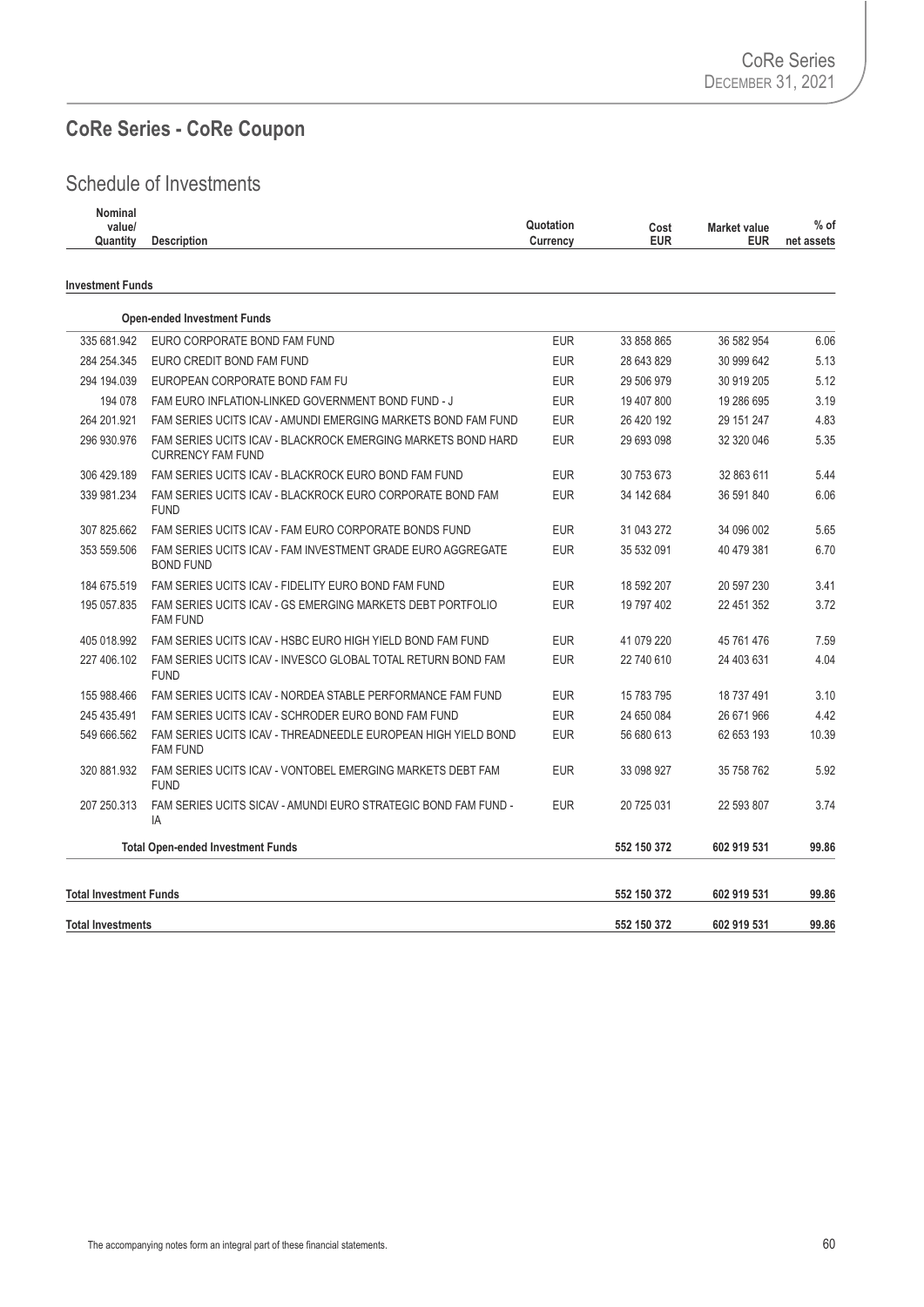## CoRe Series - CoRe Coupon

### Schedule of Investments

| Nominal value/ Quantity | Description | Quotation Currency | Cost EUR | Market value EUR | % of net assets |
|---|---|---|---|---|---|
| **Investment Funds** | | | | | |
| | **Open-ended Investment Funds** | | | | |
| 335 681.942 | EURO CORPORATE BOND FAM FUND | EUR | 33 858 865 | 36 582 954 | 6.06 |
| 284 254.345 | EURO CREDIT BOND FAM FUND | EUR | 28 643 829 | 30 999 642 | 5.13 |
| 294 194.039 | EUROPEAN CORPORATE BOND FAM FU | EUR | 29 506 979 | 30 919 205 | 5.12 |
| 194 078 | FAM EURO INFLATION-LINKED GOVERNMENT BOND FUND - J | EUR | 19 407 800 | 19 286 695 | 3.19 |
| 264 201.921 | FAM SERIES UCITS ICAV - AMUNDI EMERGING MARKETS BOND FAM FUND | EUR | 26 420 192 | 29 151 247 | 4.83 |
| 296 930.976 | FAM SERIES UCITS ICAV - BLACKROCK EMERGING MARKETS BOND HARD CURRENCY FAM FUND | EUR | 29 693 098 | 32 320 046 | 5.35 |
| 306 429.189 | FAM SERIES UCITS ICAV - BLACKROCK EURO BOND FAM FUND | EUR | 30 753 673 | 32 863 611 | 5.44 |
| 339 981.234 | FAM SERIES UCITS ICAV - BLACKROCK EURO CORPORATE BOND FAM FUND | EUR | 34 142 684 | 36 591 840 | 6.06 |
| 307 825.662 | FAM SERIES UCITS ICAV - FAM EURO CORPORATE BONDS FUND | EUR | 31 043 272 | 34 096 002 | 5.65 |
| 353 559.506 | FAM SERIES UCITS ICAV - FAM INVESTMENT GRADE EURO AGGREGATE BOND FUND | EUR | 35 532 091 | 40 479 381 | 6.70 |
| 184 675.519 | FAM SERIES UCITS ICAV - FIDELITY EURO BOND FAM FUND | EUR | 18 592 207 | 20 597 230 | 3.41 |
| 195 057.835 | FAM SERIES UCITS ICAV - GS EMERGING MARKETS DEBT PORTFOLIO FAM FUND | EUR | 19 797 402 | 22 451 352 | 3.72 |
| 405 018.992 | FAM SERIES UCITS ICAV - HSBC EURO HIGH YIELD BOND FAM FUND | EUR | 41 079 220 | 45 761 476 | 7.59 |
| 227 406.102 | FAM SERIES UCITS ICAV - INVESCO GLOBAL TOTAL RETURN BOND FAM FUND | EUR | 22 740 610 | 24 403 631 | 4.04 |
| 155 988.466 | FAM SERIES UCITS ICAV - NORDEA STABLE PERFORMANCE FAM FUND | EUR | 15 783 795 | 18 737 491 | 3.10 |
| 245 435.491 | FAM SERIES UCITS ICAV - SCHRODER EURO BOND FAM FUND | EUR | 24 650 084 | 26 671 966 | 4.42 |
| 549 666.562 | FAM SERIES UCITS ICAV - THREADNEEDLE EUROPEAN HIGH YIELD BOND FAM FUND | EUR | 56 680 613 | 62 653 193 | 10.39 |
| 320 881.932 | FAM SERIES UCITS ICAV - VONTOBEL EMERGING MARKETS DEBT FAM FUND | EUR | 33 098 927 | 35 758 762 | 5.92 |
| 207 250.313 | FAM SERIES UCITS SICAV - AMUNDI EURO STRATEGIC BOND FAM FUND - IA | EUR | 20 725 031 | 22 593 807 | 3.74 |
| | **Total Open-ended Investment Funds** | | **552 150 372** | **602 919 531** | **99.86** |
| **Total Investment Funds** | | | **552 150 372** | **602 919 531** | **99.86** |
| **Total Investments** | | | **552 150 372** | **602 919 531** | **99.86** |

The accompanying notes form an integral part of these financial statements.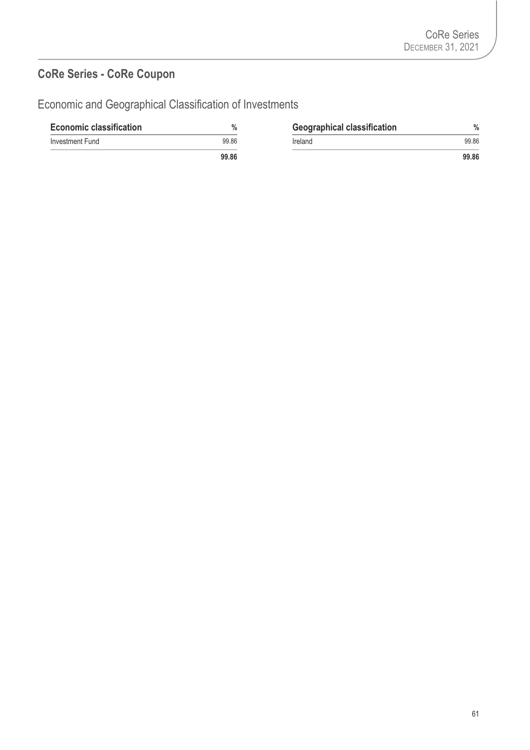## CoRe Series - CoRe Coupon

### Economic and Geographical Classification of Investments

| Economic classification | % |
|---|---|
| Investment Fund | 99.86 |
| | **99.86** |

| Geographical classification | % |
|---|---|
| Ireland | 99.86 |
| | **99.86** |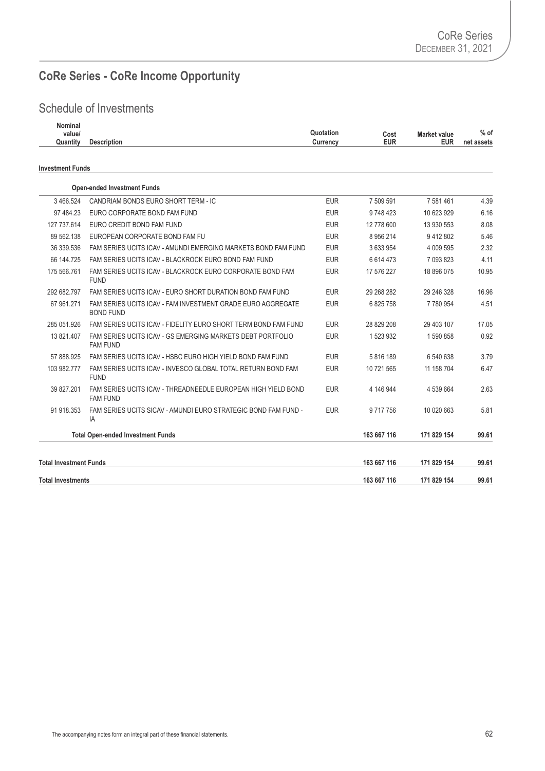# CoRe Series - CoRe Income Opportunity

## Schedule of Investments

| Nominal value/ Quantity | Description | Quotation Currency | Cost EUR | Market value EUR | % of net assets |
|---|---|---|---|---|---|
| **Investment Funds** | | | | | |
| | **Open-ended Investment Funds** | | | | |
| 3 466.524 | CANDRIAM BONDS EURO SHORT TERM - IC | EUR | 7 509 591 | 7 581 461 | 4.39 |
| 97 484.23 | EURO CORPORATE BOND FAM FUND | EUR | 9 748 423 | 10 623 929 | 6.16 |
| 127 737.614 | EURO CREDIT BOND FAM FUND | EUR | 12 778 600 | 13 930 553 | 8.08 |
| 89 562.138 | EUROPEAN CORPORATE BOND FAM FU | EUR | 8 956 214 | 9 412 802 | 5.46 |
| 36 339.536 | FAM SERIES UCITS ICAV - AMUNDI EMERGING MARKETS BOND FAM FUND | EUR | 3 633 954 | 4 009 595 | 2.32 |
| 66 144.725 | FAM SERIES UCITS ICAV - BLACKROCK EURO BOND FAM FUND | EUR | 6 614 473 | 7 093 823 | 4.11 |
| 175 566.761 | FAM SERIES UCITS ICAV - BLACKROCK EURO CORPORATE BOND FAM FUND | EUR | 17 576 227 | 18 896 075 | 10.95 |
| 292 682.797 | FAM SERIES UCITS ICAV - EURO SHORT DURATION BOND FAM FUND | EUR | 29 268 282 | 29 246 328 | 16.96 |
| 67 961.271 | FAM SERIES UCITS ICAV - FAM INVESTMENT GRADE EURO AGGREGATE BOND FUND | EUR | 6 825 758 | 7 780 954 | 4.51 |
| 285 051.926 | FAM SERIES UCITS ICAV - FIDELITY EURO SHORT TERM BOND FAM FUND | EUR | 28 829 208 | 29 403 107 | 17.05 |
| 13 821.407 | FAM SERIES UCITS ICAV - GS EMERGING MARKETS DEBT PORTFOLIO FAM FUND | EUR | 1 523 932 | 1 590 858 | 0.92 |
| 57 888.925 | FAM SERIES UCITS ICAV - HSBC EURO HIGH YIELD BOND FAM FUND | EUR | 5 816 189 | 6 540 638 | 3.79 |
| 103 982.777 | FAM SERIES UCITS ICAV - INVESCO GLOBAL TOTAL RETURN BOND FAM FUND | EUR | 10 721 565 | 11 158 704 | 6.47 |
| 39 827.201 | FAM SERIES UCITS ICAV - THREADNEEDLE EUROPEAN HIGH YIELD BOND FAM FUND | EUR | 4 146 944 | 4 539 664 | 2.63 |
| 91 918.353 | FAM SERIES UCITS SICAV - AMUNDI EURO STRATEGIC BOND FAM FUND - IA | EUR | 9 717 756 | 10 020 663 | 5.81 |
| | **Total Open-ended Investment Funds** | | **163 667 116** | **171 829 154** | **99.61** |
| **Total Investment Funds** | | | **163 667 116** | **171 829 154** | **99.61** |
| **Total Investments** | | | **163 667 116** | **171 829 154** | **99.61** |

The accompanying notes form an integral part of these financial statements.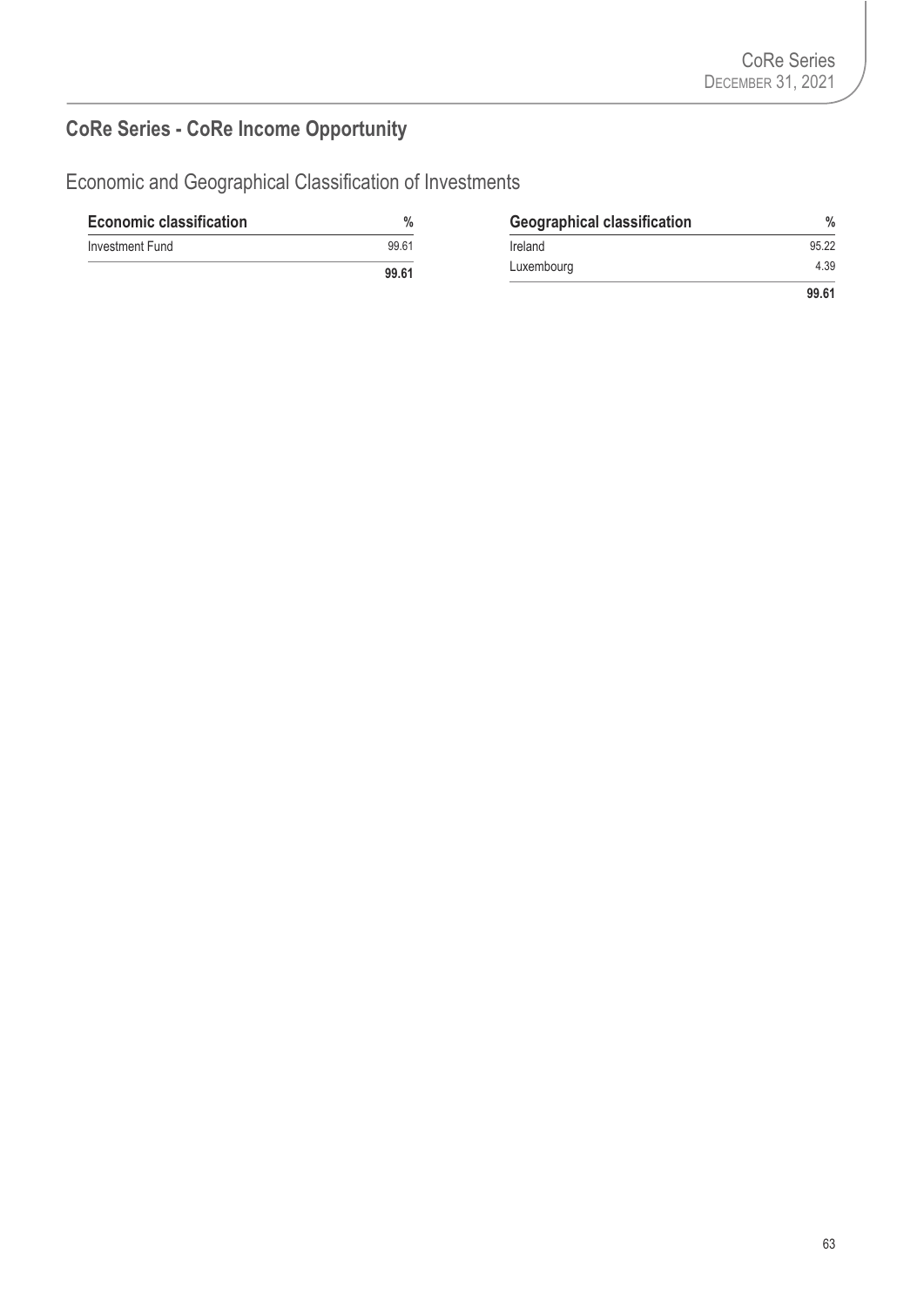## CoRe Series - CoRe Income Opportunity

### Economic and Geographical Classification of Investments

| Economic classification | % |
|---|---|
| Investment Fund | 99.61 |
| | **99.61** |

| Geographical classification | % |
|---|---|
| Ireland | 95.22 |
| Luxembourg | 4.39 |
| | **99.61** |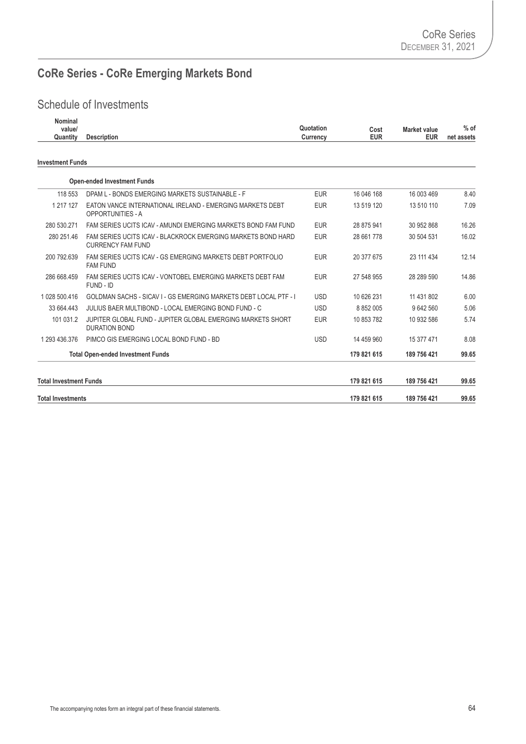# CoRe Series - CoRe Emerging Markets Bond

## Schedule of Investments

| Nominal value/ Quantity | Description | Quotation Currency | Cost EUR | Market value EUR | % of net assets |
|---|---|---|---|---|---|
| **Investment Funds** | | | | | |
| | **Open-ended Investment Funds** | | | | |
| 118 553 | DPAM L - BONDS EMERGING MARKETS SUSTAINABLE - F | EUR | 16 046 168 | 16 003 469 | 8.40 |
| 1 217 127 | EATON VANCE INTERNATIONAL IRELAND - EMERGING MARKETS DEBT OPPORTUNITIES - A | EUR | 13 519 120 | 13 510 110 | 7.09 |
| 280 530.271 | FAM SERIES UCITS ICAV - AMUNDI EMERGING MARKETS BOND FAM FUND | EUR | 28 875 941 | 30 952 868 | 16.26 |
| 280 251.46 | FAM SERIES UCITS ICAV - BLACKROCK EMERGING MARKETS BOND HARD CURRENCY FAM FUND | EUR | 28 661 778 | 30 504 531 | 16.02 |
| 200 792.639 | FAM SERIES UCITS ICAV - GS EMERGING MARKETS DEBT PORTFOLIO FAM FUND | EUR | 20 377 675 | 23 111 434 | 12.14 |
| 286 668.459 | FAM SERIES UCITS ICAV - VONTOBEL EMERGING MARKETS DEBT FAM FUND - ID | EUR | 27 548 955 | 28 289 590 | 14.86 |
| 1 028 500.416 | GOLDMAN SACHS - SICAV I - GS EMERGING MARKETS DEBT LOCAL PTF - I | USD | 10 626 231 | 11 431 802 | 6.00 |
| 33 664.443 | JULIUS BAER MULTIBOND - LOCAL EMERGING BOND FUND - C | USD | 8 852 005 | 9 642 560 | 5.06 |
| 101 031.2 | JUPITER GLOBAL FUND - JUPITER GLOBAL EMERGING MARKETS SHORT DURATION BOND | EUR | 10 853 782 | 10 932 586 | 5.74 |
| 1 293 436.376 | PIMCO GIS EMERGING LOCAL BOND FUND - BD | USD | 14 459 960 | 15 377 471 | 8.08 |
| | **Total Open-ended Investment Funds** | | **179 821 615** | **189 756 421** | **99.65** |
| **Total Investment Funds** | | | **179 821 615** | **189 756 421** | **99.65** |
| **Total Investments** | | | **179 821 615** | **189 756 421** | **99.65** |

The accompanying notes form an integral part of these financial statements.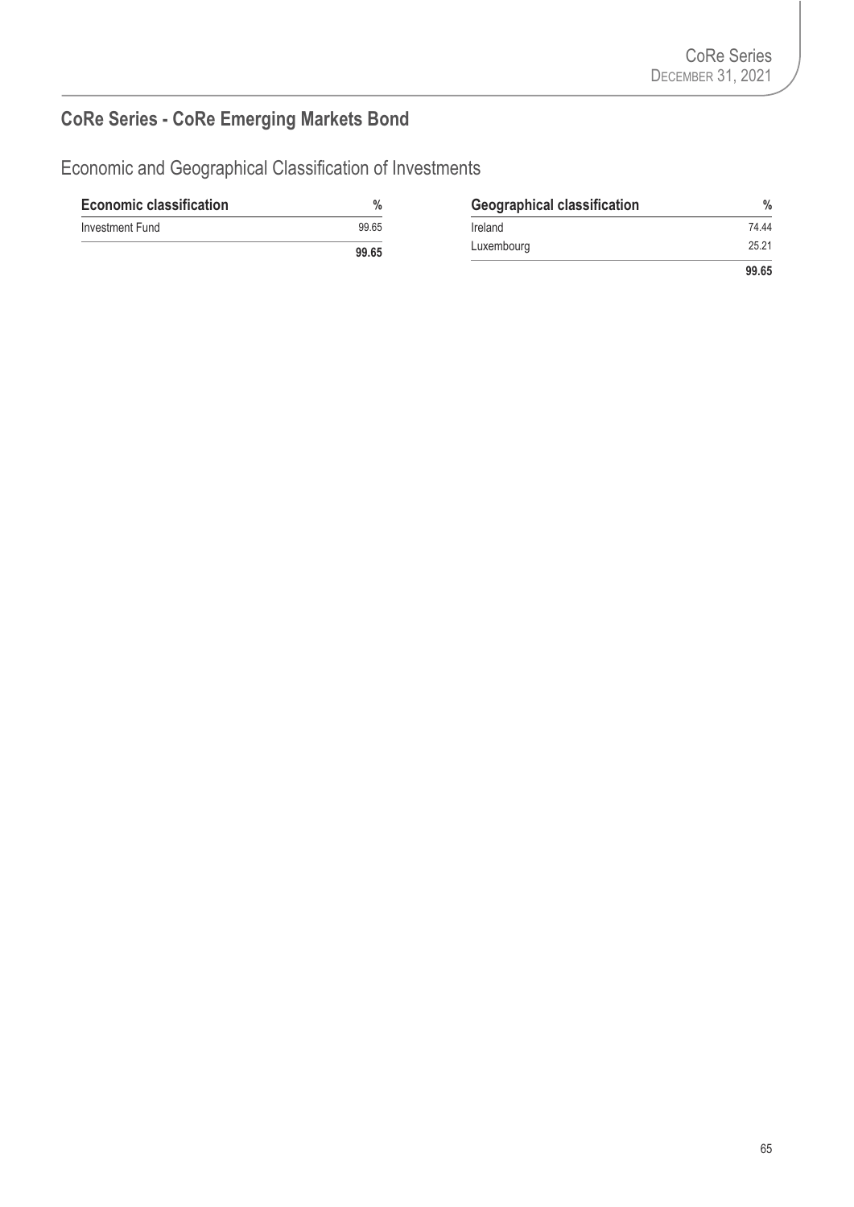## CoRe Series - CoRe Emerging Markets Bond

### Economic and Geographical Classification of Investments

| Economic classification | % |
|---|---|
| Investment Fund | 99.65 |
| | **99.65** |

| Geographical classification | % |
|---|---|
| Ireland | 74.44 |
| Luxembourg | 25.21 |
| | **99.65** |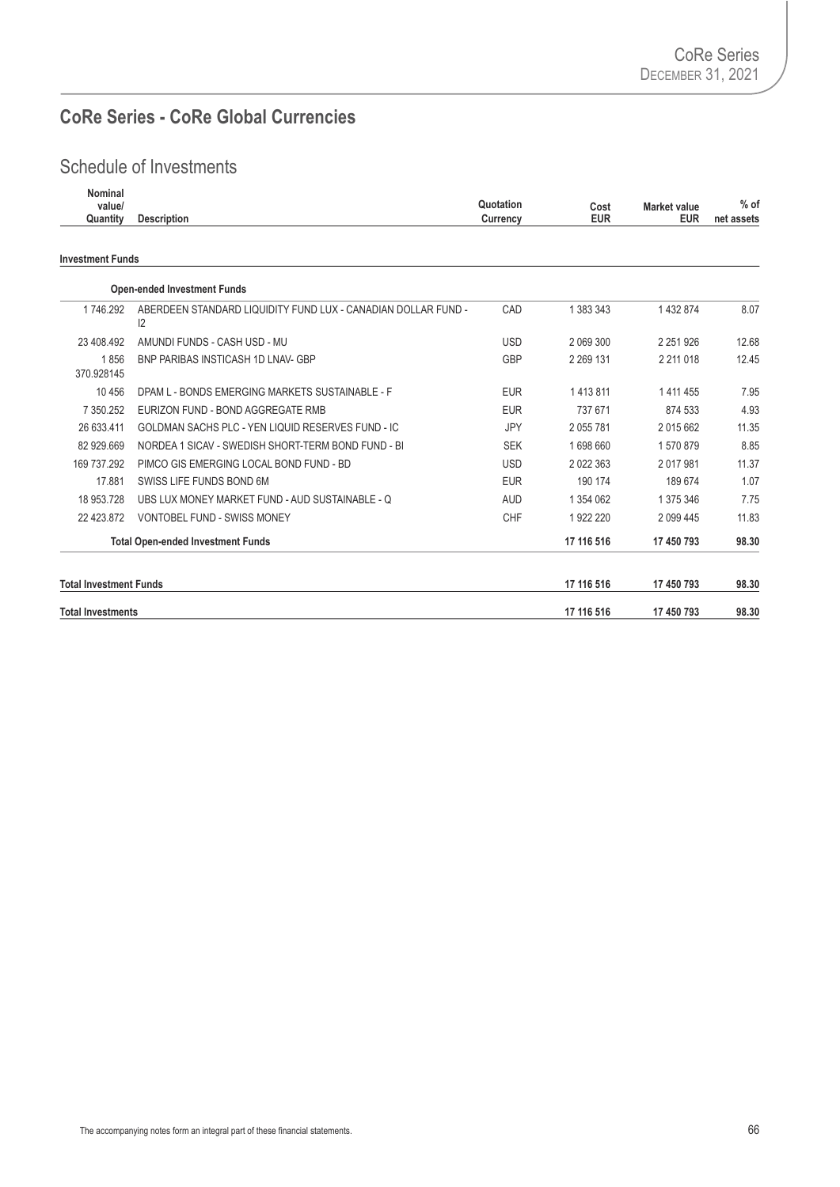## CoRe Series - CoRe Global Currencies

### Schedule of Investments

| Nominal value/ Quantity | Description | Quotation Currency | Cost EUR | Market value EUR | % of net assets |
|---|---|---|---|---|---|
| **Investment Funds** | | | | | |
| | **Open-ended Investment Funds** | | | | |
| 1 746.292 | ABERDEEN STANDARD LIQUIDITY FUND LUX - CANADIAN DOLLAR FUND - I2 | CAD | 1 383 343 | 1 432 874 | 8.07 |
| 23 408.492 | AMUNDI FUNDS - CASH USD - MU | USD | 2 069 300 | 2 251 926 | 12.68 |
| 1 856 370.928145 | BNP PARIBAS INSTICASH 1D LNAV- GBP | GBP | 2 269 131 | 2 211 018 | 12.45 |
| 10 456 | DPAM L - BONDS EMERGING MARKETS SUSTAINABLE - F | EUR | 1 413 811 | 1 411 455 | 7.95 |
| 7 350.252 | EURIZON FUND - BOND AGGREGATE RMB | EUR | 737 671 | 874 533 | 4.93 |
| 26 633.411 | GOLDMAN SACHS PLC - YEN LIQUID RESERVES FUND - IC | JPY | 2 055 781 | 2 015 662 | 11.35 |
| 82 929.669 | NORDEA 1 SICAV - SWEDISH SHORT-TERM BOND FUND - BI | SEK | 1 698 660 | 1 570 879 | 8.85 |
| 169 737.292 | PIMCO GIS EMERGING LOCAL BOND FUND - BD | USD | 2 022 363 | 2 017 981 | 11.37 |
| 17.881 | SWISS LIFE FUNDS BOND 6M | EUR | 190 174 | 189 674 | 1.07 |
| 18 953.728 | UBS LUX MONEY MARKET FUND - AUD SUSTAINABLE - Q | AUD | 1 354 062 | 1 375 346 | 7.75 |
| 22 423.872 | VONTOBEL FUND - SWISS MONEY | CHF | 1 922 220 | 2 099 445 | 11.83 |
| | **Total Open-ended Investment Funds** | | **17 116 516** | **17 450 793** | **98.30** |
| **Total Investment Funds** | | | **17 116 516** | **17 450 793** | **98.30** |
| **Total Investments** | | | **17 116 516** | **17 450 793** | **98.30** |

The accompanying notes form an integral part of these financial statements.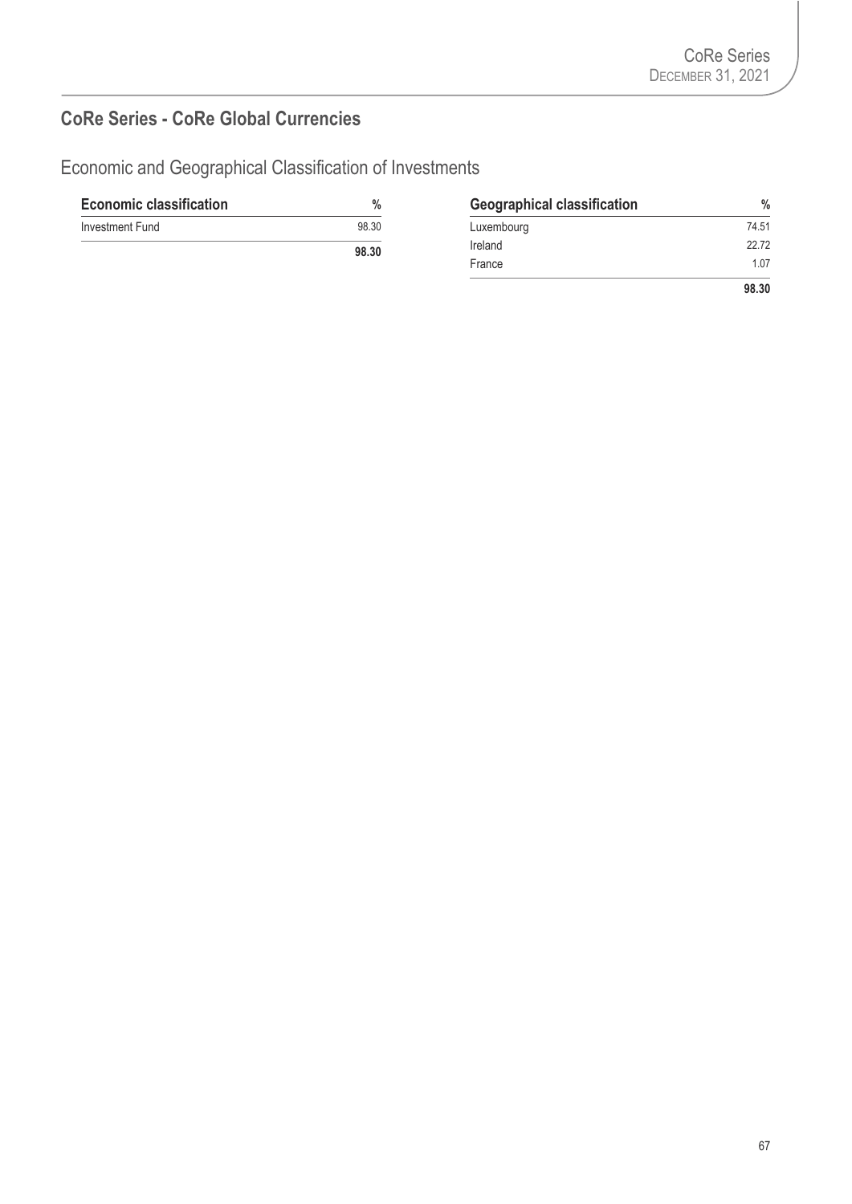## CoRe Series - CoRe Global Currencies

### Economic and Geographical Classification of Investments

| Economic classification | % |
|---|---|
| Investment Fund | 98.30 |
| | **98.30** |

| Geographical classification | % |
|---|---|
| Luxembourg | 74.51 |
| Ireland | 22.72 |
| France | 1.07 |
| | **98.30** |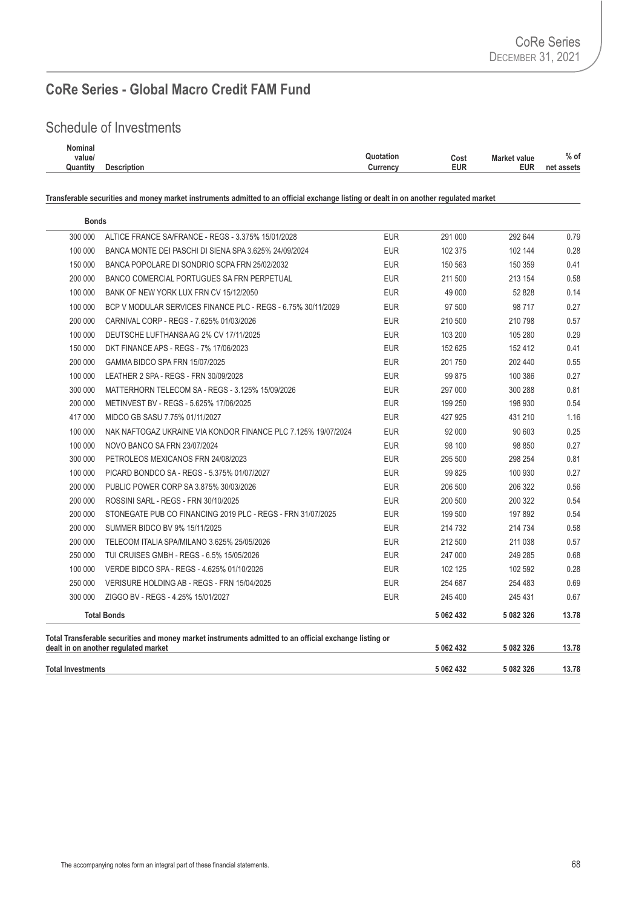## CoRe Series - Global Macro Credit FAM Fund

### Schedule of Investments

| Nominal value/ Quantity | Description | Quotation Currency | Cost EUR | Market value EUR | % of net assets |
|---|---|---|---|---|---|
| **Transferable securities and money market instruments admitted to an official exchange listing or dealt in on another regulated market** | | | | | |
| **Bonds** | | | | | |
| 300 000 | ALTICE FRANCE SA/FRANCE - REGS - 3.375% 15/01/2028 | EUR | 291 000 | 292 644 | 0.79 |
| 100 000 | BANCA MONTE DEI PASCHI DI SIENA SPA 3.625% 24/09/2024 | EUR | 102 375 | 102 144 | 0.28 |
| 150 000 | BANCA POPOLARE DI SONDRIO SCPA FRN 25/02/2032 | EUR | 150 563 | 150 359 | 0.41 |
| 200 000 | BANCO COMERCIAL PORTUGUES SA FRN PERPETUAL | EUR | 211 500 | 213 154 | 0.58 |
| 100 000 | BANK OF NEW YORK LUX FRN CV 15/12/2050 | EUR | 49 000 | 52 828 | 0.14 |
| 100 000 | BCP V MODULAR SERVICES FINANCE PLC - REGS - 6.75% 30/11/2029 | EUR | 97 500 | 98 717 | 0.27 |
| 200 000 | CARNIVAL CORP - REGS - 7.625% 01/03/2026 | EUR | 210 500 | 210 798 | 0.57 |
| 100 000 | DEUTSCHE LUFTHANSA AG 2% CV 17/11/2025 | EUR | 103 200 | 105 280 | 0.29 |
| 150 000 | DKT FINANCE APS - REGS - 7% 17/06/2023 | EUR | 152 625 | 152 412 | 0.41 |
| 200 000 | GAMMA BIDCO SPA FRN 15/07/2025 | EUR | 201 750 | 202 440 | 0.55 |
| 100 000 | LEATHER 2 SPA - REGS - FRN 30/09/2028 | EUR | 99 875 | 100 386 | 0.27 |
| 300 000 | MATTERHORN TELECOM SA - REGS - 3.125% 15/09/2026 | EUR | 297 000 | 300 288 | 0.81 |
| 200 000 | METINVEST BV - REGS - 5.625% 17/06/2025 | EUR | 199 250 | 198 930 | 0.54 |
| 417 000 | MIDCO GB SASU 7.75% 01/11/2027 | EUR | 427 925 | 431 210 | 1.16 |
| 100 000 | NAK NAFTOGAZ UKRAINE VIA KONDOR FINANCE PLC 7.125% 19/07/2024 | EUR | 92 000 | 90 603 | 0.25 |
| 100 000 | NOVO BANCO SA FRN 23/07/2024 | EUR | 98 100 | 98 850 | 0.27 |
| 300 000 | PETROLEOS MEXICANOS FRN 24/08/2023 | EUR | 295 500 | 298 254 | 0.81 |
| 100 000 | PICARD BONDCO SA - REGS - 5.375% 01/07/2027 | EUR | 99 825 | 100 930 | 0.27 |
| 200 000 | PUBLIC POWER CORP SA 3.875% 30/03/2026 | EUR | 206 500 | 206 322 | 0.56 |
| 200 000 | ROSSINI SARL - REGS - FRN 30/10/2025 | EUR | 200 500 | 200 322 | 0.54 |
| 200 000 | STONEGATE PUB CO FINANCING 2019 PLC - REGS - FRN 31/07/2025 | EUR | 199 500 | 197 892 | 0.54 |
| 200 000 | SUMMER BIDCO BV 9% 15/11/2025 | EUR | 214 732 | 214 734 | 0.58 |
| 200 000 | TELECOM ITALIA SPA/MILANO 3.625% 25/05/2026 | EUR | 212 500 | 211 038 | 0.57 |
| 250 000 | TUI CRUISES GMBH - REGS - 6.5% 15/05/2026 | EUR | 247 000 | 249 285 | 0.68 |
| 100 000 | VERDE BIDCO SPA - REGS - 4.625% 01/10/2026 | EUR | 102 125 | 102 592 | 0.28 |
| 250 000 | VERISURE HOLDING AB - REGS - FRN 15/04/2025 | EUR | 254 687 | 254 483 | 0.69 |
| 300 000 | ZIGGO BV - REGS - 4.25% 15/01/2027 | EUR | 245 400 | 245 431 | 0.67 |
| | **Total Bonds** | | **5 062 432** | **5 082 326** | **13.78** |
| **Total Transferable securities and money market instruments admitted to an official exchange listing or dealt in on another regulated market** | | | **5 062 432** | **5 082 326** | **13.78** |
| **Total Investments** | | | **5 062 432** | **5 082 326** | **13.78** |

The accompanying notes form an integral part of these financial statements.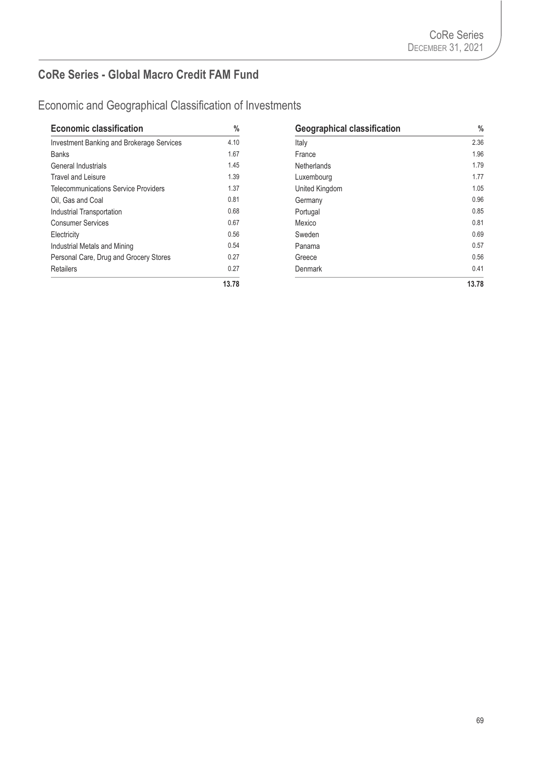## CoRe Series - Global Macro Credit FAM Fund

### Economic and Geographical Classification of Investments

| Economic classification | % |
|---|---|
| Investment Banking and Brokerage Services | 4.10 |
| Banks | 1.67 |
| General Industrials | 1.45 |
| Travel and Leisure | 1.39 |
| Telecommunications Service Providers | 1.37 |
| Oil, Gas and Coal | 0.81 |
| Industrial Transportation | 0.68 |
| Consumer Services | 0.67 |
| Electricity | 0.56 |
| Industrial Metals and Mining | 0.54 |
| Personal Care, Drug and Grocery Stores | 0.27 |
| Retailers | 0.27 |
| | **13.78** |

| Geographical classification | % |
|---|---|
| Italy | 2.36 |
| France | 1.96 |
| Netherlands | 1.79 |
| Luxembourg | 1.77 |
| United Kingdom | 1.05 |
| Germany | 0.96 |
| Portugal | 0.85 |
| Mexico | 0.81 |
| Sweden | 0.69 |
| Panama | 0.57 |
| Greece | 0.56 |
| Denmark | 0.41 |
| | **13.78** |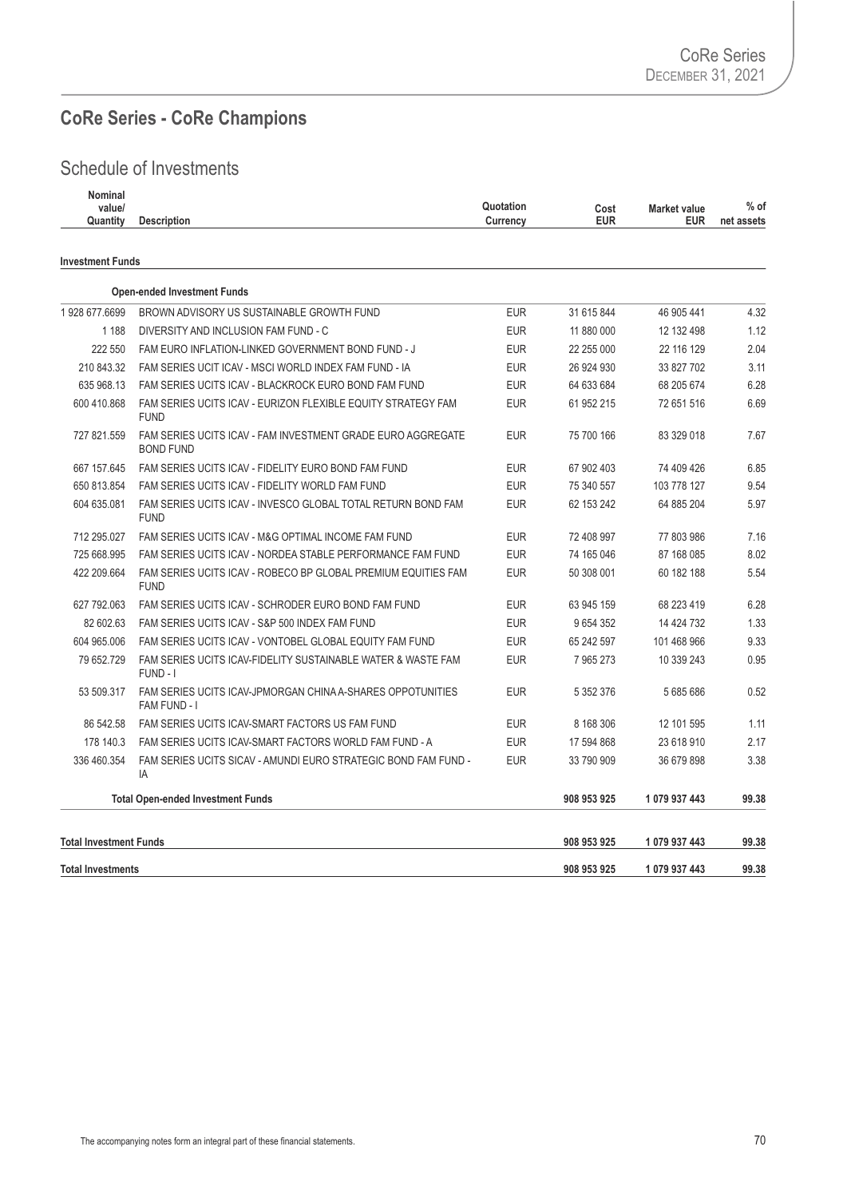## CoRe Series - CoRe Champions

### Schedule of Investments

| Nominal value/ Quantity | Description | Quotation Currency | Cost EUR | Market value EUR | % of net assets |
|---|---|---|---|---|---|
| **Investment Funds** | | | | | |
| | **Open-ended Investment Funds** | | | | |
| 1 928 677.6699 | BROWN ADVISORY US SUSTAINABLE GROWTH FUND | EUR | 31 615 844 | 46 905 441 | 4.32 |
| 1 188 | DIVERSITY AND INCLUSION FAM FUND - C | EUR | 11 880 000 | 12 132 498 | 1.12 |
| 222 550 | FAM EURO INFLATION-LINKED GOVERNMENT BOND FUND - J | EUR | 22 255 000 | 22 116 129 | 2.04 |
| 210 843.32 | FAM SERIES UCIT ICAV - MSCI WORLD INDEX FAM FUND - IA | EUR | 26 924 930 | 33 827 702 | 3.11 |
| 635 968.13 | FAM SERIES UCITS ICAV - BLACKROCK EURO BOND FAM FUND | EUR | 64 633 684 | 68 205 674 | 6.28 |
| 600 410.868 | FAM SERIES UCITS ICAV - EURIZON FLEXIBLE EQUITY STRATEGY FAM FUND | EUR | 61 952 215 | 72 651 516 | 6.69 |
| 727 821.559 | FAM SERIES UCITS ICAV - FAM INVESTMENT GRADE EURO AGGREGATE BOND FUND | EUR | 75 700 166 | 83 329 018 | 7.67 |
| 667 157.645 | FAM SERIES UCITS ICAV - FIDELITY EURO BOND FAM FUND | EUR | 67 902 403 | 74 409 426 | 6.85 |
| 650 813.854 | FAM SERIES UCITS ICAV - FIDELITY WORLD FAM FUND | EUR | 75 340 557 | 103 778 127 | 9.54 |
| 604 635.081 | FAM SERIES UCITS ICAV - INVESCO GLOBAL TOTAL RETURN BOND FAM FUND | EUR | 62 153 242 | 64 885 204 | 5.97 |
| 712 295.027 | FAM SERIES UCITS ICAV - M&G OPTIMAL INCOME FAM FUND | EUR | 72 408 997 | 77 803 986 | 7.16 |
| 725 668.995 | FAM SERIES UCITS ICAV - NORDEA STABLE PERFORMANCE FAM FUND | EUR | 74 165 046 | 87 168 085 | 8.02 |
| 422 209.664 | FAM SERIES UCITS ICAV - ROBECO BP GLOBAL PREMIUM EQUITIES FAM FUND | EUR | 50 308 001 | 60 182 188 | 5.54 |
| 627 792.063 | FAM SERIES UCITS ICAV - SCHRODER EURO BOND FAM FUND | EUR | 63 945 159 | 68 223 419 | 6.28 |
| 82 602.63 | FAM SERIES UCITS ICAV - S&P 500 INDEX FAM FUND | EUR | 9 654 352 | 14 424 732 | 1.33 |
| 604 965.006 | FAM SERIES UCITS ICAV - VONTOBEL GLOBAL EQUITY FAM FUND | EUR | 65 242 597 | 101 468 966 | 9.33 |
| 79 652.729 | FAM SERIES UCITS ICAV-FIDELITY SUSTAINABLE WATER & WASTE FAM FUND - I | EUR | 7 965 273 | 10 339 243 | 0.95 |
| 53 509.317 | FAM SERIES UCITS ICAV-JPMORGAN CHINA A-SHARES OPPOTUNITIES FAM FUND - I | EUR | 5 352 376 | 5 685 686 | 0.52 |
| 86 542.58 | FAM SERIES UCITS ICAV-SMART FACTORS US FAM FUND | EUR | 8 168 306 | 12 101 595 | 1.11 |
| 178 140.3 | FAM SERIES UCITS ICAV-SMART FACTORS WORLD FAM FUND - A | EUR | 17 594 868 | 23 618 910 | 2.17 |
| 336 460.354 | FAM SERIES UCITS SICAV - AMUNDI EURO STRATEGIC BOND FAM FUND - IA | EUR | 33 790 909 | 36 679 898 | 3.38 |
| | **Total Open-ended Investment Funds** | | **908 953 925** | **1 079 937 443** | **99.38** |
| **Total Investment Funds** | | | **908 953 925** | **1 079 937 443** | **99.38** |
| **Total Investments** | | | **908 953 925** | **1 079 937 443** | **99.38** |

The accompanying notes form an integral part of these financial statements.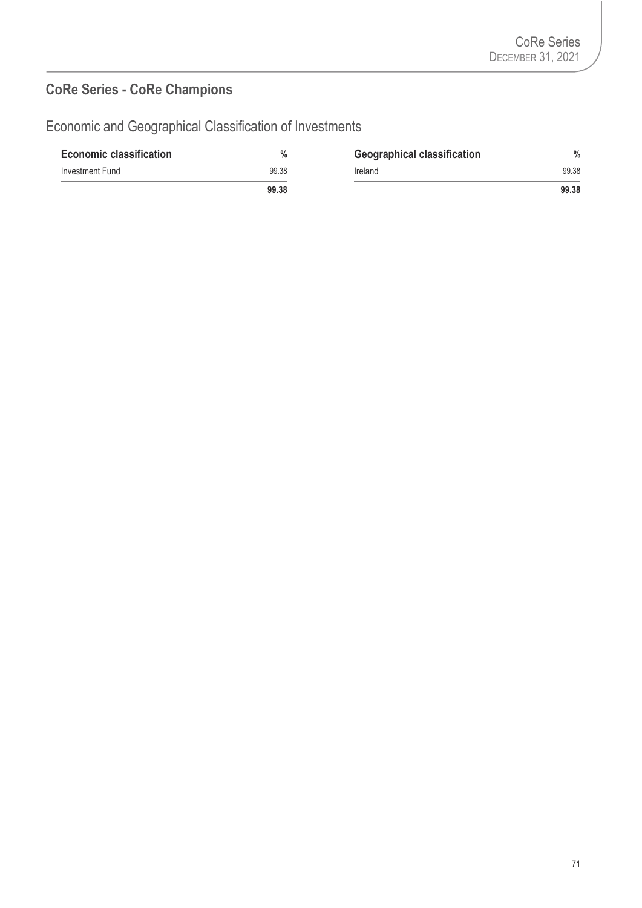## CoRe Series - CoRe Champions

### Economic and Geographical Classification of Investments

| Economic classification | % |
|---|---|
| Investment Fund | 99.38 |
| | **99.38** |

| Geographical classification | % |
|---|---|
| Ireland | 99.38 |
| | **99.38** |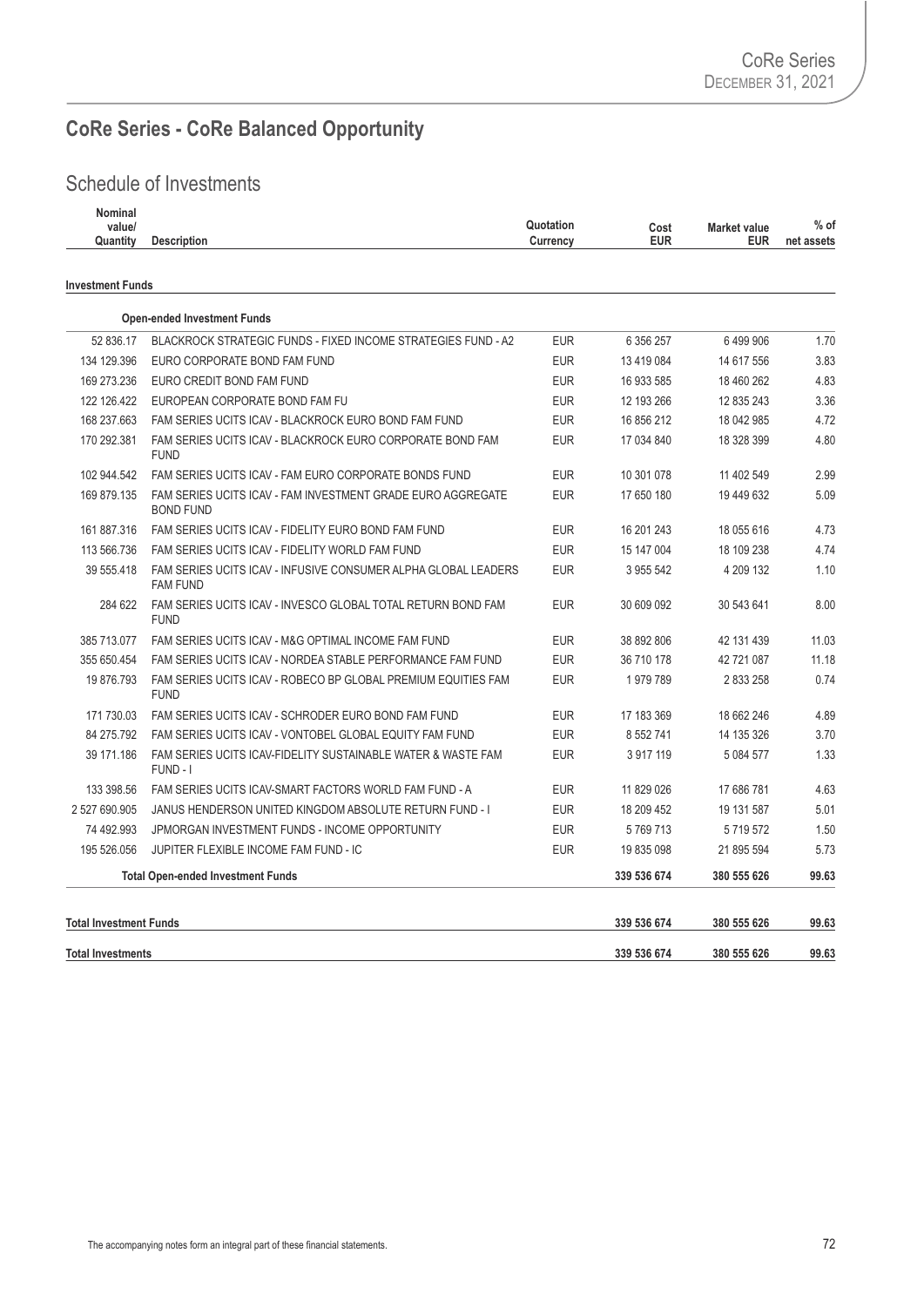# CoRe Series - CoRe Balanced Opportunity

## Schedule of Investments

| Nominal value/ Quantity | Description | Quotation Currency | Cost EUR | Market value EUR | % of net assets |
|---|---|---|---|---|---|
| **Investment Funds** | | | | | |
| | **Open-ended Investment Funds** | | | | |
| 52 836.17 | BLACKROCK STRATEGIC FUNDS - FIXED INCOME STRATEGIES FUND - A2 | EUR | 6 356 257 | 6 499 906 | 1.70 |
| 134 129.396 | EURO CORPORATE BOND FAM FUND | EUR | 13 419 084 | 14 617 556 | 3.83 |
| 169 273.236 | EURO CREDIT BOND FAM FUND | EUR | 16 933 585 | 18 460 262 | 4.83 |
| 122 126.422 | EUROPEAN CORPORATE BOND FAM FU | EUR | 12 193 266 | 12 835 243 | 3.36 |
| 168 237.663 | FAM SERIES UCITS ICAV - BLACKROCK EURO BOND FAM FUND | EUR | 16 856 212 | 18 042 985 | 4.72 |
| 170 292.381 | FAM SERIES UCITS ICAV - BLACKROCK EURO CORPORATE BOND FAM FUND | EUR | 17 034 840 | 18 328 399 | 4.80 |
| 102 944.542 | FAM SERIES UCITS ICAV - FAM EURO CORPORATE BONDS FUND | EUR | 10 301 078 | 11 402 549 | 2.99 |
| 169 879.135 | FAM SERIES UCITS ICAV - FAM INVESTMENT GRADE EURO AGGREGATE BOND FUND | EUR | 17 650 180 | 19 449 632 | 5.09 |
| 161 887.316 | FAM SERIES UCITS ICAV - FIDELITY EURO BOND FAM FUND | EUR | 16 201 243 | 18 055 616 | 4.73 |
| 113 566.736 | FAM SERIES UCITS ICAV - FIDELITY WORLD FAM FUND | EUR | 15 147 004 | 18 109 238 | 4.74 |
| 39 555.418 | FAM SERIES UCITS ICAV - INFUSIVE CONSUMER ALPHA GLOBAL LEADERS FAM FUND | EUR | 3 955 542 | 4 209 132 | 1.10 |
| 284 622 | FAM SERIES UCITS ICAV - INVESCO GLOBAL TOTAL RETURN BOND FAM FUND | EUR | 30 609 092 | 30 543 641 | 8.00 |
| 385 713.077 | FAM SERIES UCITS ICAV - M&G OPTIMAL INCOME FAM FUND | EUR | 38 892 806 | 42 131 439 | 11.03 |
| 355 650.454 | FAM SERIES UCITS ICAV - NORDEA STABLE PERFORMANCE FAM FUND | EUR | 36 710 178 | 42 721 087 | 11.18 |
| 19 876.793 | FAM SERIES UCITS ICAV - ROBECO BP GLOBAL PREMIUM EQUITIES FAM FUND | EUR | 1 979 789 | 2 833 258 | 0.74 |
| 171 730.03 | FAM SERIES UCITS ICAV - SCHRODER EURO BOND FAM FUND | EUR | 17 183 369 | 18 662 246 | 4.89 |
| 84 275.792 | FAM SERIES UCITS ICAV - VONTOBEL GLOBAL EQUITY FAM FUND | EUR | 8 552 741 | 14 135 326 | 3.70 |
| 39 171.186 | FAM SERIES UCITS ICAV-FIDELITY SUSTAINABLE WATER & WASTE FAM FUND - I | EUR | 3 917 119 | 5 084 577 | 1.33 |
| 133 398.56 | FAM SERIES UCITS ICAV-SMART FACTORS WORLD FAM FUND - A | EUR | 11 829 026 | 17 686 781 | 4.63 |
| 2 527 690.905 | JANUS HENDERSON UNITED KINGDOM ABSOLUTE RETURN FUND - I | EUR | 18 209 452 | 19 131 587 | 5.01 |
| 74 492.993 | JPMORGAN INVESTMENT FUNDS - INCOME OPPORTUNITY | EUR | 5 769 713 | 5 719 572 | 1.50 |
| 195 526.056 | JUPITER FLEXIBLE INCOME FAM FUND - IC | EUR | 19 835 098 | 21 895 594 | 5.73 |
| | **Total Open-ended Investment Funds** | | **339 536 674** | **380 555 626** | **99.63** |
| **Total Investment Funds** | | | **339 536 674** | **380 555 626** | **99.63** |
| **Total Investments** | | | **339 536 674** | **380 555 626** | **99.63** |

The accompanying notes form an integral part of these financial statements.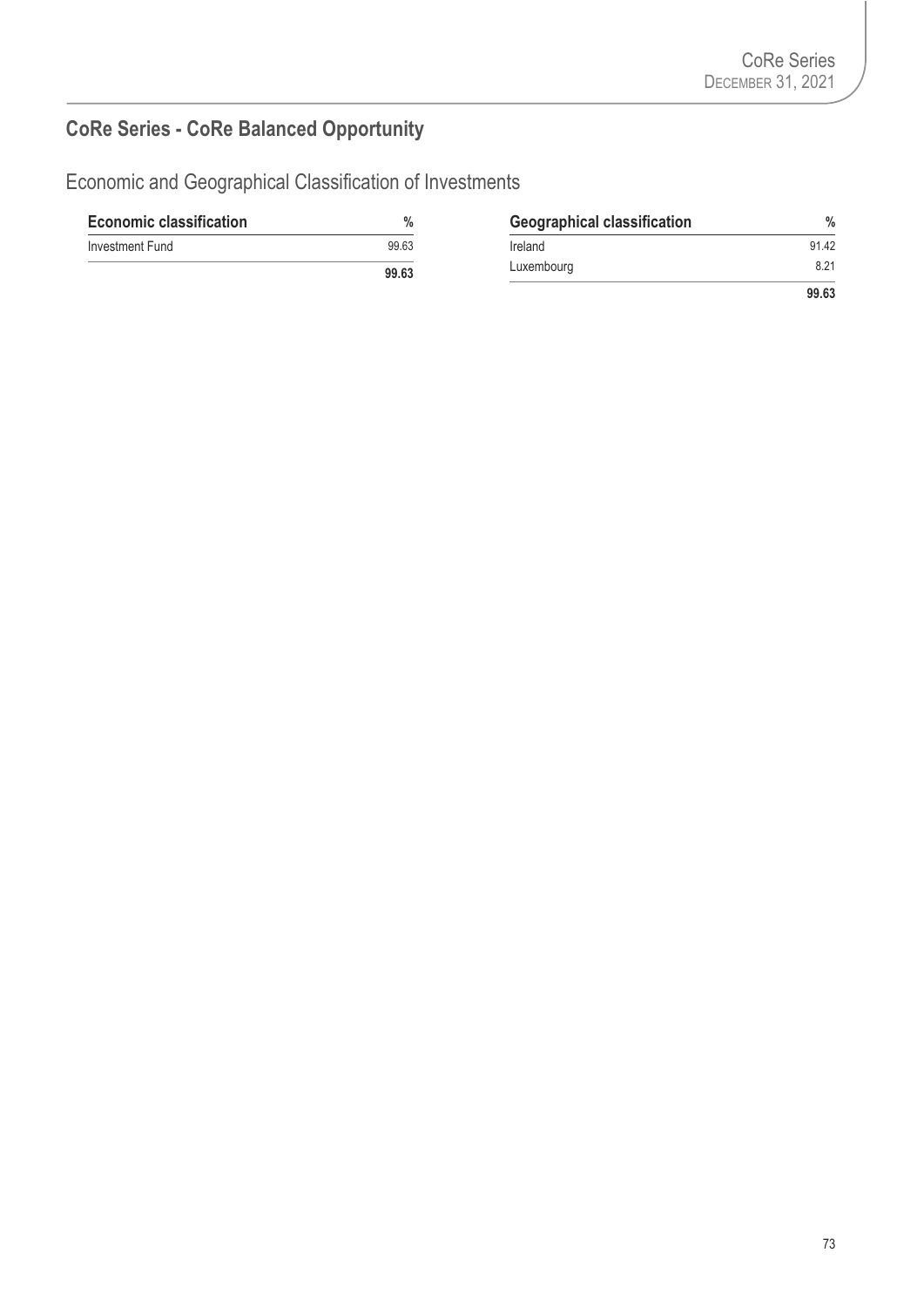## CoRe Series - CoRe Balanced Opportunity

### Economic and Geographical Classification of Investments

| Economic classification | % |
|---|---|
| Investment Fund | 99.63 |
| | **99.63** |

| Geographical classification | % |
|---|---|
| Ireland | 91.42 |
| Luxembourg | 8.21 |
| | **99.63** |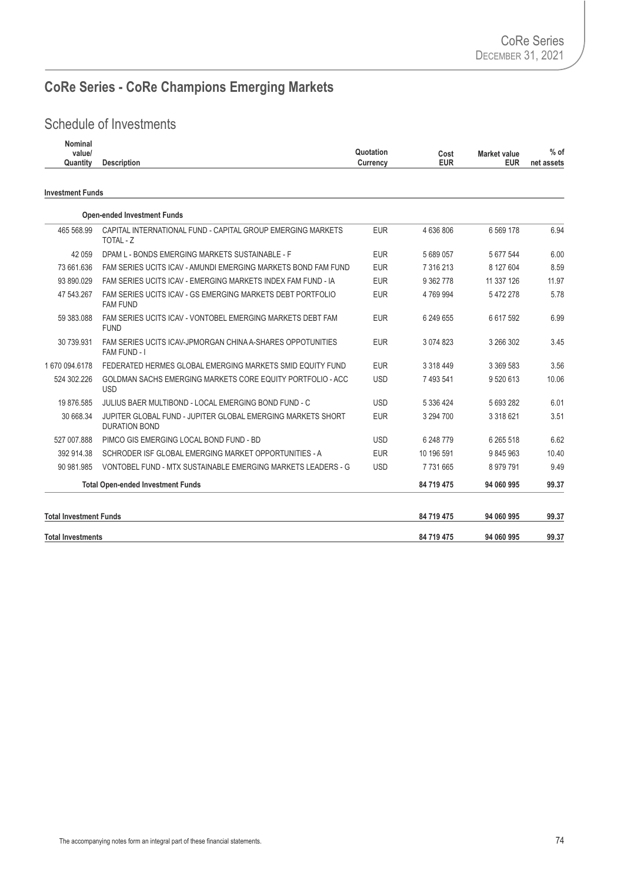# CoRe Series - CoRe Champions Emerging Markets

## Schedule of Investments

| Nominal value/ Quantity | Description | Quotation Currency | Cost EUR | Market value EUR | % of net assets |
|---|---|---|---|---|---|
| **Investment Funds** | | | | | |
| | **Open-ended Investment Funds** | | | | |
| 465 568.99 | CAPITAL INTERNATIONAL FUND - CAPITAL GROUP EMERGING MARKETS TOTAL - Z | EUR | 4 636 806 | 6 569 178 | 6.94 |
| 42 059 | DPAM L - BONDS EMERGING MARKETS SUSTAINABLE - F | EUR | 5 689 057 | 5 677 544 | 6.00 |
| 73 661.636 | FAM SERIES UCITS ICAV - AMUNDI EMERGING MARKETS BOND FAM FUND | EUR | 7 316 213 | 8 127 604 | 8.59 |
| 93 890.029 | FAM SERIES UCITS ICAV - EMERGING MARKETS INDEX FAM FUND - IA | EUR | 9 362 778 | 11 337 126 | 11.97 |
| 47 543.267 | FAM SERIES UCITS ICAV - GS EMERGING MARKETS DEBT PORTFOLIO FAM FUND | EUR | 4 769 994 | 5 472 278 | 5.78 |
| 59 383.088 | FAM SERIES UCITS ICAV - VONTOBEL EMERGING MARKETS DEBT FAM FUND | EUR | 6 249 655 | 6 617 592 | 6.99 |
| 30 739.931 | FAM SERIES UCITS ICAV-JPMORGAN CHINA A-SHARES OPPOTUNITIES FAM FUND - I | EUR | 3 074 823 | 3 266 302 | 3.45 |
| 1 670 094.6178 | FEDERATED HERMES GLOBAL EMERGING MARKETS SMID EQUITY FUND | EUR | 3 318 449 | 3 369 583 | 3.56 |
| 524 302.226 | GOLDMAN SACHS EMERGING MARKETS CORE EQUITY PORTFOLIO - ACC USD | USD | 7 493 541 | 9 520 613 | 10.06 |
| 19 876.585 | JULIUS BAER MULTIBOND - LOCAL EMERGING BOND FUND - C | USD | 5 336 424 | 5 693 282 | 6.01 |
| 30 668.34 | JUPITER GLOBAL FUND - JUPITER GLOBAL EMERGING MARKETS SHORT DURATION BOND | EUR | 3 294 700 | 3 318 621 | 3.51 |
| 527 007.888 | PIMCO GIS EMERGING LOCAL BOND FUND - BD | USD | 6 248 779 | 6 265 518 | 6.62 |
| 392 914.38 | SCHRODER ISF GLOBAL EMERGING MARKET OPPORTUNITIES - A | EUR | 10 196 591 | 9 845 963 | 10.40 |
| 90 981.985 | VONTOBEL FUND - MTX SUSTAINABLE EMERGING MARKETS LEADERS - G | USD | 7 731 665 | 8 979 791 | 9.49 |
| | **Total Open-ended Investment Funds** | | **84 719 475** | **94 060 995** | **99.37** |
| **Total Investment Funds** | | | **84 719 475** | **94 060 995** | **99.37** |
| **Total Investments** | | | **84 719 475** | **94 060 995** | **99.37** |

The accompanying notes form an integral part of these financial statements.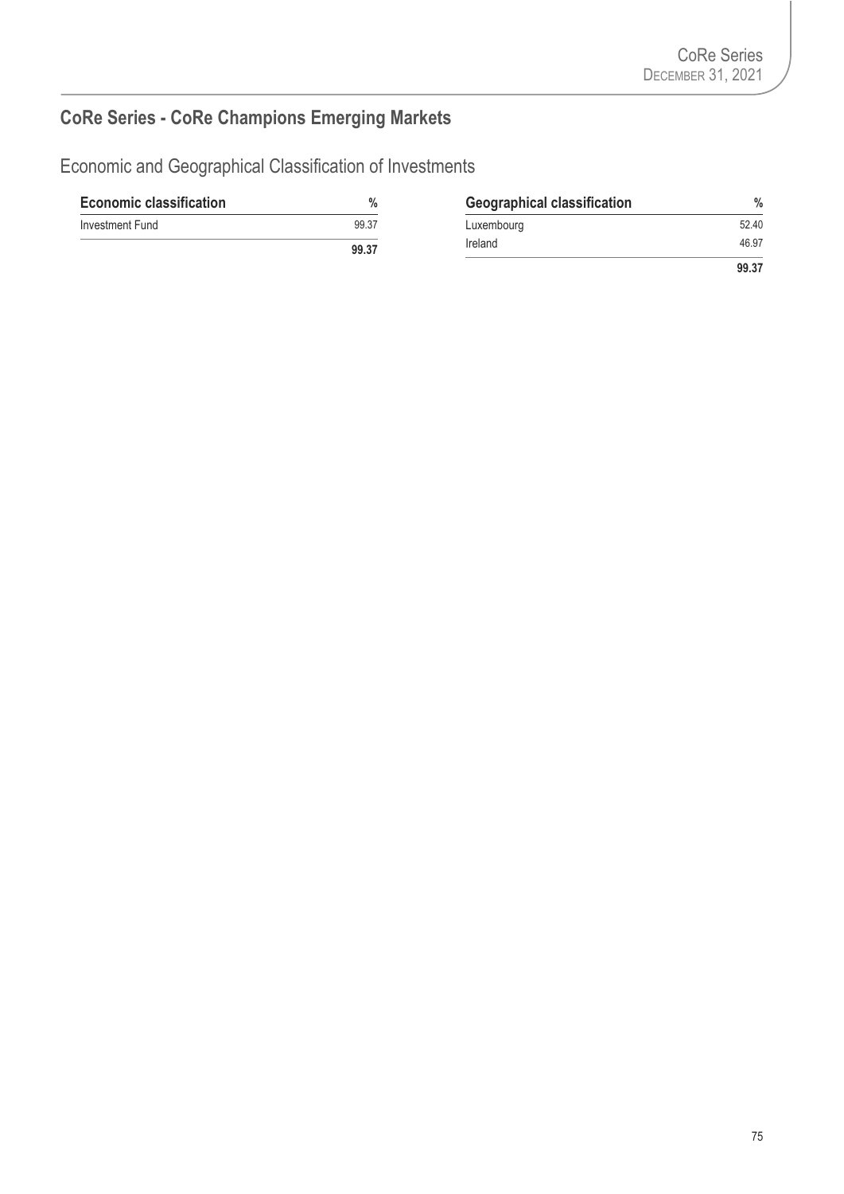## CoRe Series - CoRe Champions Emerging Markets

### Economic and Geographical Classification of Investments

| Economic classification | % |
|---|---|
| Investment Fund | 99.37 |
| | **99.37** |

| Geographical classification | % |
|---|---|
| Luxembourg | 52.40 |
| Ireland | 46.97 |
| | **99.37** |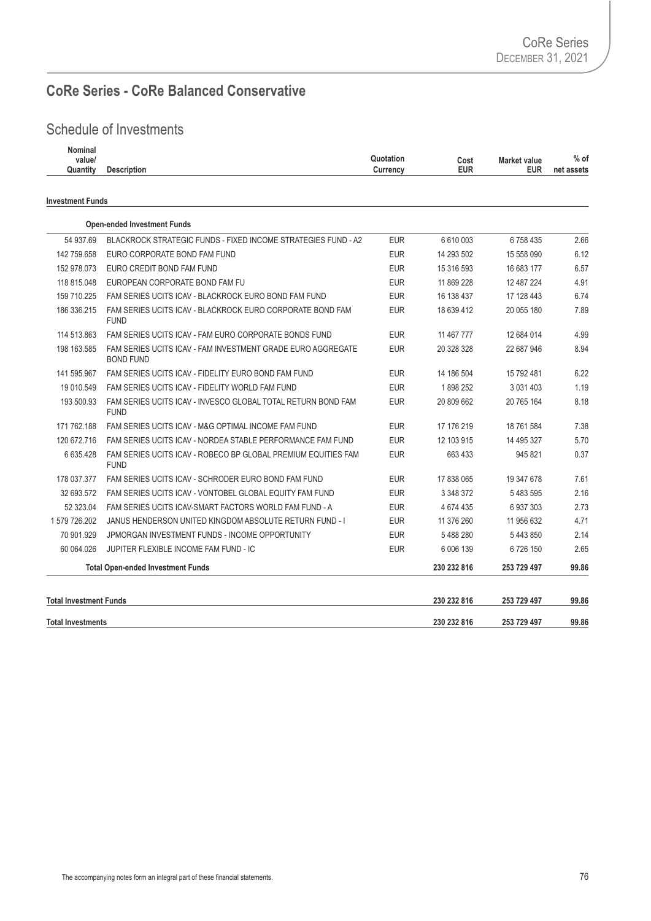## CoRe Series - CoRe Balanced Conservative

### Schedule of Investments

| Nominal value/ Quantity | Description | Quotation Currency | Cost EUR | Market value EUR | % of net assets |
|---|---|---|---|---|---|
| **Investment Funds** | | | | | |
| | **Open-ended Investment Funds** | | | | |
| 54 937.69 | BLACKROCK STRATEGIC FUNDS - FIXED INCOME STRATEGIES FUND - A2 | EUR | 6 610 003 | 6 758 435 | 2.66 |
| 142 759.658 | EURO CORPORATE BOND FAM FUND | EUR | 14 293 502 | 15 558 090 | 6.12 |
| 152 978.073 | EURO CREDIT BOND FAM FUND | EUR | 15 316 593 | 16 683 177 | 6.57 |
| 118 815.048 | EUROPEAN CORPORATE BOND FAM FU | EUR | 11 869 228 | 12 487 224 | 4.91 |
| 159 710.225 | FAM SERIES UCITS ICAV - BLACKROCK EURO BOND FAM FUND | EUR | 16 138 437 | 17 128 443 | 6.74 |
| 186 336.215 | FAM SERIES UCITS ICAV - BLACKROCK EURO CORPORATE BOND FAM FUND | EUR | 18 639 412 | 20 055 180 | 7.89 |
| 114 513.863 | FAM SERIES UCITS ICAV - FAM EURO CORPORATE BONDS FUND | EUR | 11 467 777 | 12 684 014 | 4.99 |
| 198 163.585 | FAM SERIES UCITS ICAV - FAM INVESTMENT GRADE EURO AGGREGATE BOND FUND | EUR | 20 328 328 | 22 687 946 | 8.94 |
| 141 595.967 | FAM SERIES UCITS ICAV - FIDELITY EURO BOND FAM FUND | EUR | 14 186 504 | 15 792 481 | 6.22 |
| 19 010.549 | FAM SERIES UCITS ICAV - FIDELITY WORLD FAM FUND | EUR | 1 898 252 | 3 031 403 | 1.19 |
| 193 500.93 | FAM SERIES UCITS ICAV - INVESCO GLOBAL TOTAL RETURN BOND FAM FUND | EUR | 20 809 662 | 20 765 164 | 8.18 |
| 171 762.188 | FAM SERIES UCITS ICAV - M&G OPTIMAL INCOME FAM FUND | EUR | 17 176 219 | 18 761 584 | 7.38 |
| 120 672.716 | FAM SERIES UCITS ICAV - NORDEA STABLE PERFORMANCE FAM FUND | EUR | 12 103 915 | 14 495 327 | 5.70 |
| 6 635.428 | FAM SERIES UCITS ICAV - ROBECO BP GLOBAL PREMIUM EQUITIES FAM FUND | EUR | 663 433 | 945 821 | 0.37 |
| 178 037.377 | FAM SERIES UCITS ICAV - SCHRODER EURO BOND FAM FUND | EUR | 17 838 065 | 19 347 678 | 7.61 |
| 32 693.572 | FAM SERIES UCITS ICAV - VONTOBEL GLOBAL EQUITY FAM FUND | EUR | 3 348 372 | 5 483 595 | 2.16 |
| 52 323.04 | FAM SERIES UCITS ICAV-SMART FACTORS WORLD FAM FUND - A | EUR | 4 674 435 | 6 937 303 | 2.73 |
| 1 579 726.202 | JANUS HENDERSON UNITED KINGDOM ABSOLUTE RETURN FUND - I | EUR | 11 376 260 | 11 956 632 | 4.71 |
| 70 901.929 | JPMORGAN INVESTMENT FUNDS - INCOME OPPORTUNITY | EUR | 5 488 280 | 5 443 850 | 2.14 |
| 60 064.026 | JUPITER FLEXIBLE INCOME FAM FUND - IC | EUR | 6 006 139 | 6 726 150 | 2.65 |
| | **Total Open-ended Investment Funds** | | **230 232 816** | **253 729 497** | **99.86** |
| **Total Investment Funds** | | | **230 232 816** | **253 729 497** | **99.86** |
| **Total Investments** | | | **230 232 816** | **253 729 497** | **99.86** |

The accompanying notes form an integral part of these financial statements.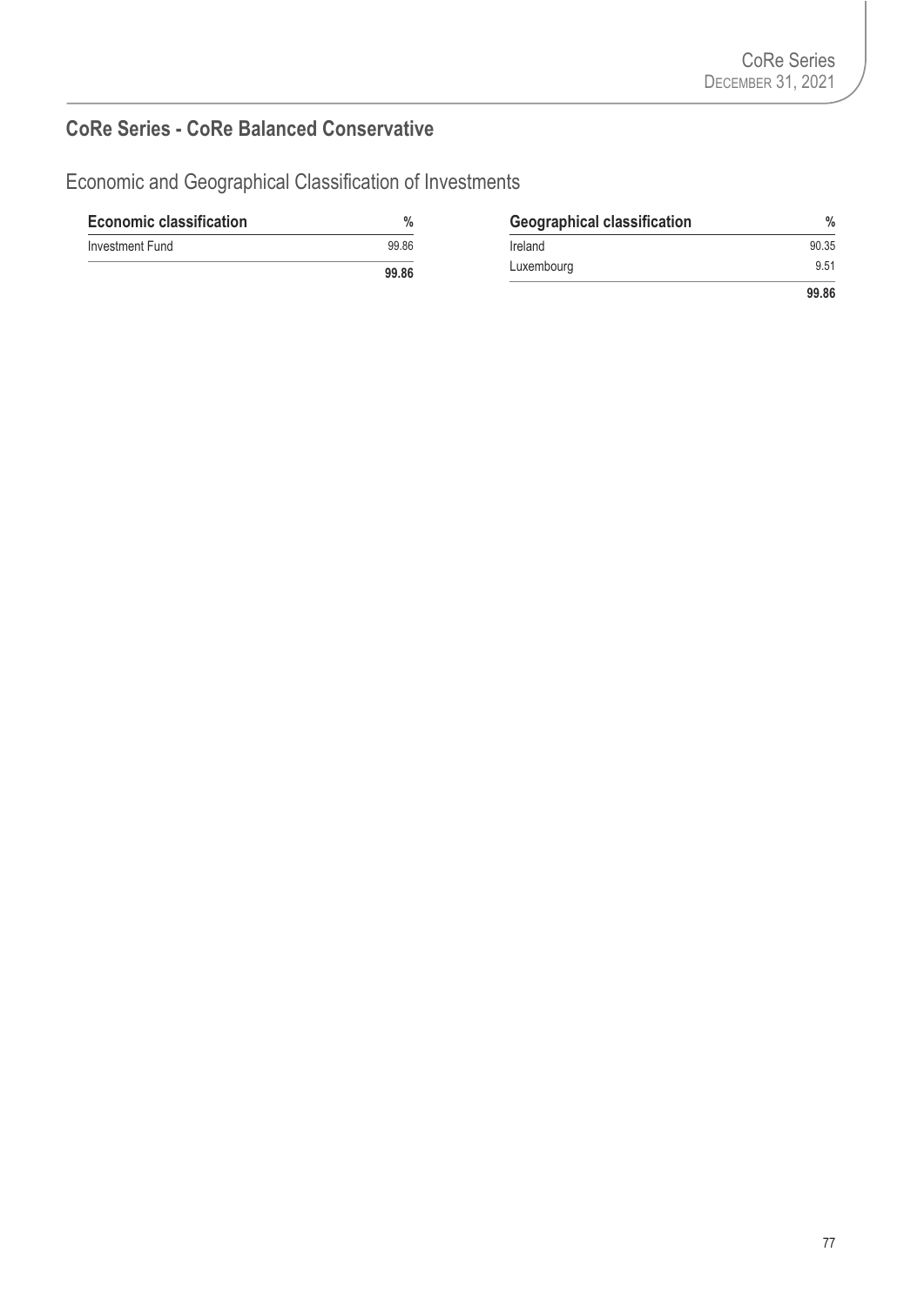## CoRe Series - CoRe Balanced Conservative

### Economic and Geographical Classification of Investments

| Economic classification | % |
|---|---|
| Investment Fund | 99.86 |
| | **99.86** |

| Geographical classification | % |
|---|---|
| Ireland | 90.35 |
| Luxembourg | 9.51 |
| | **99.86** |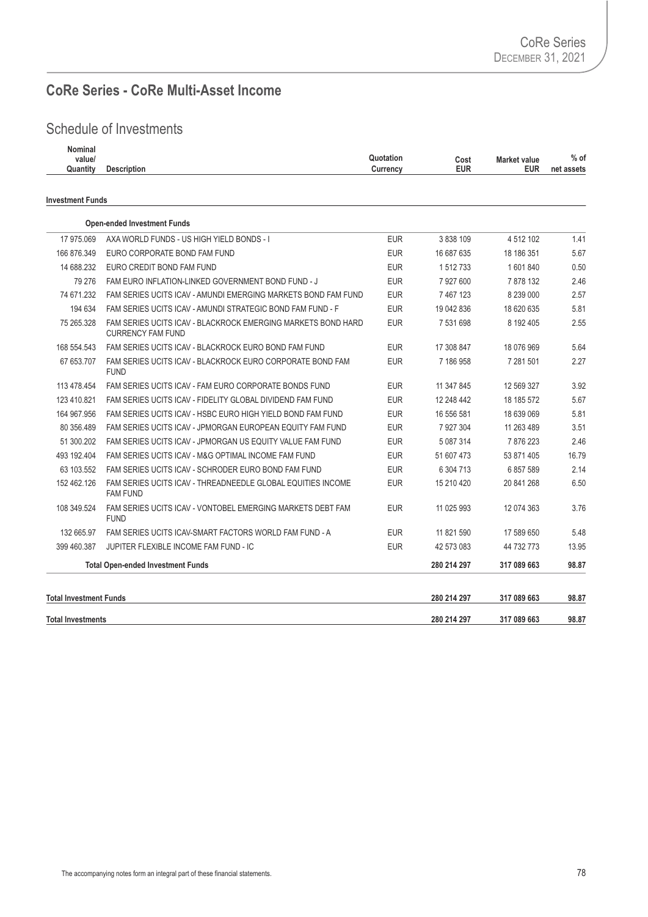## CoRe Series - CoRe Multi-Asset Income

### Schedule of Investments

| Nominal value/ Quantity | Description | Quotation Currency | Cost EUR | Market value EUR | % of net assets |
|---|---|---|---|---|---|
| **Investment Funds** | | | | | |
| | **Open-ended Investment Funds** | | | | |
| 17 975.069 | AXA WORLD FUNDS - US HIGH YIELD BONDS - I | EUR | 3 838 109 | 4 512 102 | 1.41 |
| 166 876.349 | EURO CORPORATE BOND FAM FUND | EUR | 16 687 635 | 18 186 351 | 5.67 |
| 14 688.232 | EURO CREDIT BOND FAM FUND | EUR | 1 512 733 | 1 601 840 | 0.50 |
| 79 276 | FAM EURO INFLATION-LINKED GOVERNMENT BOND FUND - J | EUR | 7 927 600 | 7 878 132 | 2.46 |
| 74 671.232 | FAM SERIES UCITS ICAV - AMUNDI EMERGING MARKETS BOND FAM FUND | EUR | 7 467 123 | 8 239 000 | 2.57 |
| 194 634 | FAM SERIES UCITS ICAV - AMUNDI STRATEGIC BOND FAM FUND - F | EUR | 19 042 836 | 18 620 635 | 5.81 |
| 75 265.328 | FAM SERIES UCITS ICAV - BLACKROCK EMERGING MARKETS BOND HARD CURRENCY FAM FUND | EUR | 7 531 698 | 8 192 405 | 2.55 |
| 168 554.543 | FAM SERIES UCITS ICAV - BLACKROCK EURO BOND FAM FUND | EUR | 17 308 847 | 18 076 969 | 5.64 |
| 67 653.707 | FAM SERIES UCITS ICAV - BLACKROCK EURO CORPORATE BOND FAM FUND | EUR | 7 186 958 | 7 281 501 | 2.27 |
| 113 478.454 | FAM SERIES UCITS ICAV - FAM EURO CORPORATE BONDS FUND | EUR | 11 347 845 | 12 569 327 | 3.92 |
| 123 410.821 | FAM SERIES UCITS ICAV - FIDELITY GLOBAL DIVIDEND FAM FUND | EUR | 12 248 442 | 18 185 572 | 5.67 |
| 164 967.956 | FAM SERIES UCITS ICAV - HSBC EURO HIGH YIELD BOND FAM FUND | EUR | 16 556 581 | 18 639 069 | 5.81 |
| 80 356.489 | FAM SERIES UCITS ICAV - JPMORGAN EUROPEAN EQUITY FAM FUND | EUR | 7 927 304 | 11 263 489 | 3.51 |
| 51 300.202 | FAM SERIES UCITS ICAV - JPMORGAN US EQUITY VALUE FAM FUND | EUR | 5 087 314 | 7 876 223 | 2.46 |
| 493 192.404 | FAM SERIES UCITS ICAV - M&G OPTIMAL INCOME FAM FUND | EUR | 51 607 473 | 53 871 405 | 16.79 |
| 63 103.552 | FAM SERIES UCITS ICAV - SCHRODER EURO BOND FAM FUND | EUR | 6 304 713 | 6 857 589 | 2.14 |
| 152 462.126 | FAM SERIES UCITS ICAV - THREADNEEDLE GLOBAL EQUITIES INCOME FAM FUND | EUR | 15 210 420 | 20 841 268 | 6.50 |
| 108 349.524 | FAM SERIES UCITS ICAV - VONTOBEL EMERGING MARKETS DEBT FAM FUND | EUR | 11 025 993 | 12 074 363 | 3.76 |
| 132 665.97 | FAM SERIES UCITS ICAV-SMART FACTORS WORLD FAM FUND - A | EUR | 11 821 590 | 17 589 650 | 5.48 |
| 399 460.387 | JUPITER FLEXIBLE INCOME FAM FUND - IC | EUR | 42 573 083 | 44 732 773 | 13.95 |
| | **Total Open-ended Investment Funds** | | **280 214 297** | **317 089 663** | **98.87** |
| **Total Investment Funds** | | | **280 214 297** | **317 089 663** | **98.87** |
| **Total Investments** | | | **280 214 297** | **317 089 663** | **98.87** |

The accompanying notes form an integral part of these financial statements.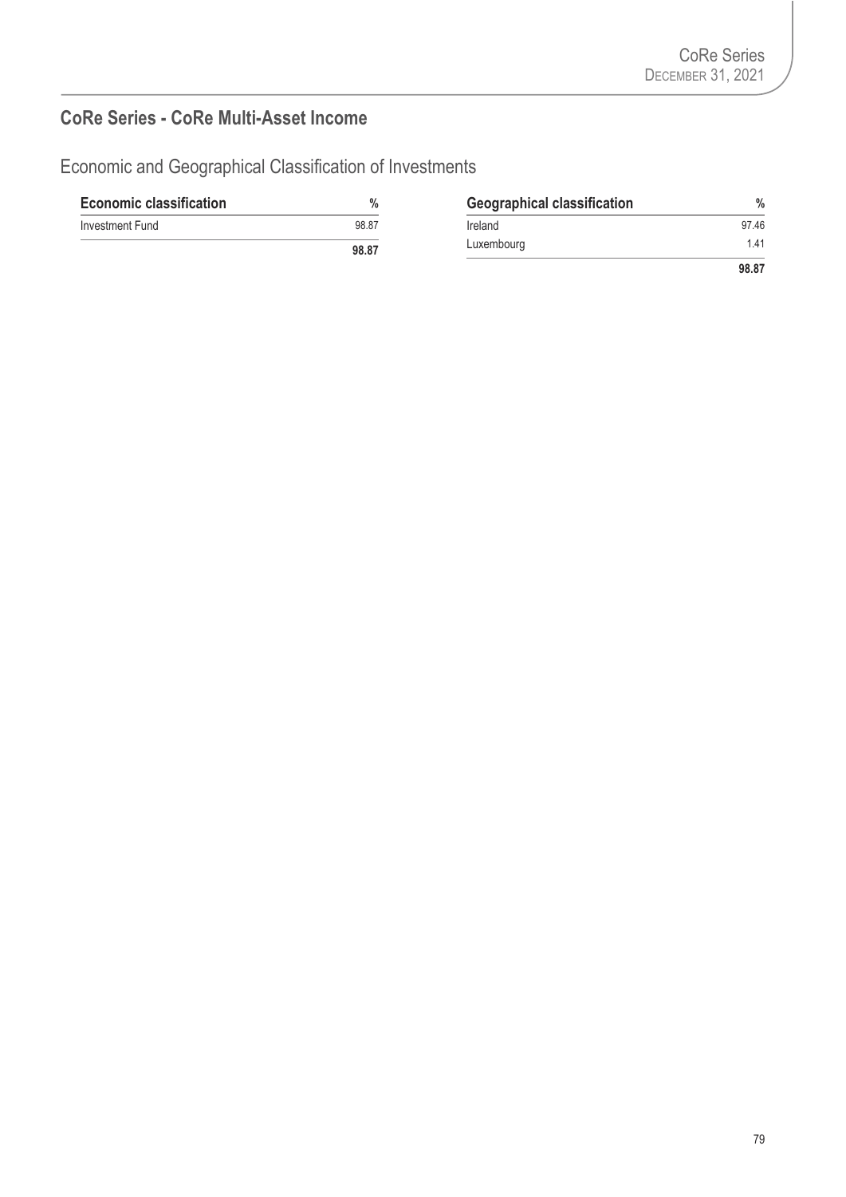## CoRe Series - CoRe Multi-Asset Income

# Economic and Geographical Classification of Investments

| Economic classification | % |
|---|---|
| Investment Fund | 98.87 |
| | **98.87** |

| Geographical classification | % |
|---|---|
| Ireland | 97.46 |
| Luxembourg | 1.41 |
| | **98.87** |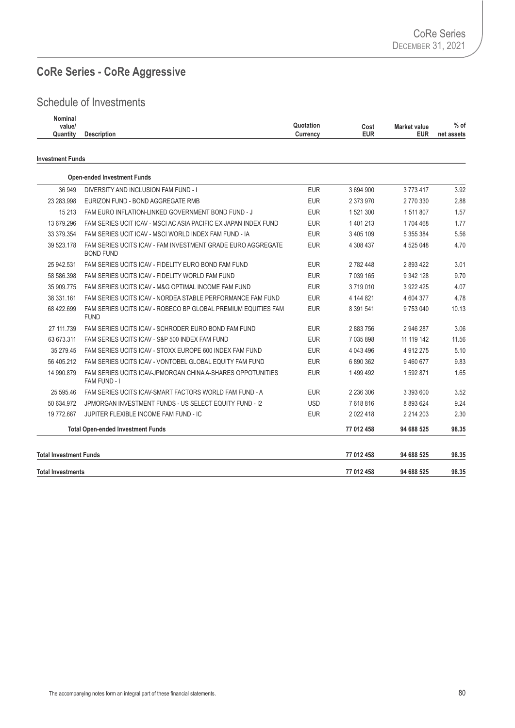## CoRe Series - CoRe Aggressive

### Schedule of Investments

| Nominal value/ Quantity | Description | Quotation Currency | Cost EUR | Market value EUR | % of net assets |
|---|---|---|---|---|---|
| **Investment Funds** | | | | | |
| | **Open-ended Investment Funds** | | | | |
| 36 949 | DIVERSITY AND INCLUSION FAM FUND - I | EUR | 3 694 900 | 3 773 417 | 3.92 |
| 23 283.998 | EURIZON FUND - BOND AGGREGATE RMB | EUR | 2 373 970 | 2 770 330 | 2.88 |
| 15 213 | FAM EURO INFLATION-LINKED GOVERNMENT BOND FUND - J | EUR | 1 521 300 | 1 511 807 | 1.57 |
| 13 679.296 | FAM SERIES UCIT ICAV - MSCI AC ASIA PACIFIC EX JAPAN INDEX FUND | EUR | 1 401 213 | 1 704 468 | 1.77 |
| 33 379.354 | FAM SERIES UCIT ICAV - MSCI WORLD INDEX FAM FUND - IA | EUR | 3 405 109 | 5 355 384 | 5.56 |
| 39 523.178 | FAM SERIES UCITS ICAV - FAM INVESTMENT GRADE EURO AGGREGATE BOND FUND | EUR | 4 308 437 | 4 525 048 | 4.70 |
| 25 942.531 | FAM SERIES UCITS ICAV - FIDELITY EURO BOND FAM FUND | EUR | 2 782 448 | 2 893 422 | 3.01 |
| 58 586.398 | FAM SERIES UCITS ICAV - FIDELITY WORLD FAM FUND | EUR | 7 039 165 | 9 342 128 | 9.70 |
| 35 909.775 | FAM SERIES UCITS ICAV - M&G OPTIMAL INCOME FAM FUND | EUR | 3 719 010 | 3 922 425 | 4.07 |
| 38 331.161 | FAM SERIES UCITS ICAV - NORDEA STABLE PERFORMANCE FAM FUND | EUR | 4 144 821 | 4 604 377 | 4.78 |
| 68 422.699 | FAM SERIES UCITS ICAV - ROBECO BP GLOBAL PREMIUM EQUITIES FAM FUND | EUR | 8 391 541 | 9 753 040 | 10.13 |
| 27 111.739 | FAM SERIES UCITS ICAV - SCHRODER EURO BOND FAM FUND | EUR | 2 883 756 | 2 946 287 | 3.06 |
| 63 673.311 | FAM SERIES UCITS ICAV - S&P 500 INDEX FAM FUND | EUR | 7 035 898 | 11 119 142 | 11.56 |
| 35 279.45 | FAM SERIES UCITS ICAV - STOXX EUROPE 600 INDEX FAM FUND | EUR | 4 043 496 | 4 912 275 | 5.10 |
| 56 405.212 | FAM SERIES UCITS ICAV - VONTOBEL GLOBAL EQUITY FAM FUND | EUR | 6 890 362 | 9 460 677 | 9.83 |
| 14 990.879 | FAM SERIES UCITS ICAV-JPMORGAN CHINA A-SHARES OPPOTUNITIES FAM FUND - I | EUR | 1 499 492 | 1 592 871 | 1.65 |
| 25 595.46 | FAM SERIES UCITS ICAV-SMART FACTORS WORLD FAM FUND - A | EUR | 2 236 306 | 3 393 600 | 3.52 |
| 50 634.972 | JPMORGAN INVESTMENT FUNDS - US SELECT EQUITY FUND - I2 | USD | 7 618 816 | 8 893 624 | 9.24 |
| 19 772.667 | JUPITER FLEXIBLE INCOME FAM FUND - IC | EUR | 2 022 418 | 2 214 203 | 2.30 |
| | **Total Open-ended Investment Funds** | | **77 012 458** | **94 688 525** | **98.35** |
| **Total Investment Funds** | | | **77 012 458** | **94 688 525** | **98.35** |
| **Total Investments** | | | **77 012 458** | **94 688 525** | **98.35** |

The accompanying notes form an integral part of these financial statements.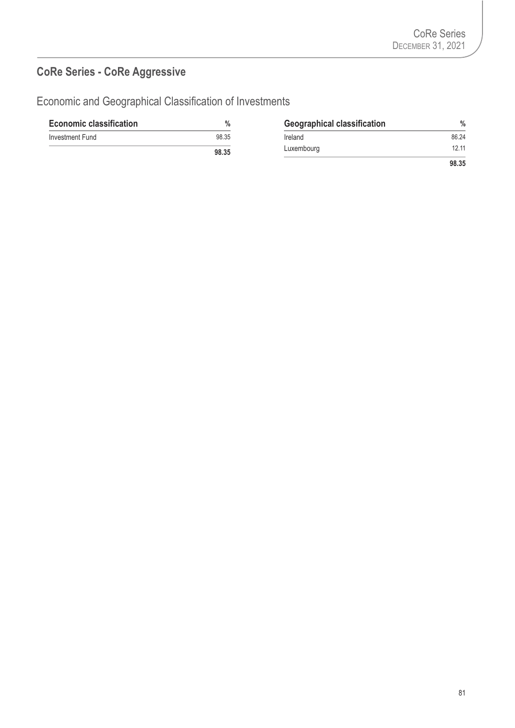## CoRe Series - CoRe Aggressive

### Economic and Geographical Classification of Investments

| Economic classification | % |
|---|---|
| Investment Fund | 98.35 |
| | **98.35** |

| Geographical classification | % |
|---|---|
| Ireland | 86.24 |
| Luxembourg | 12.11 |
| | **98.35** |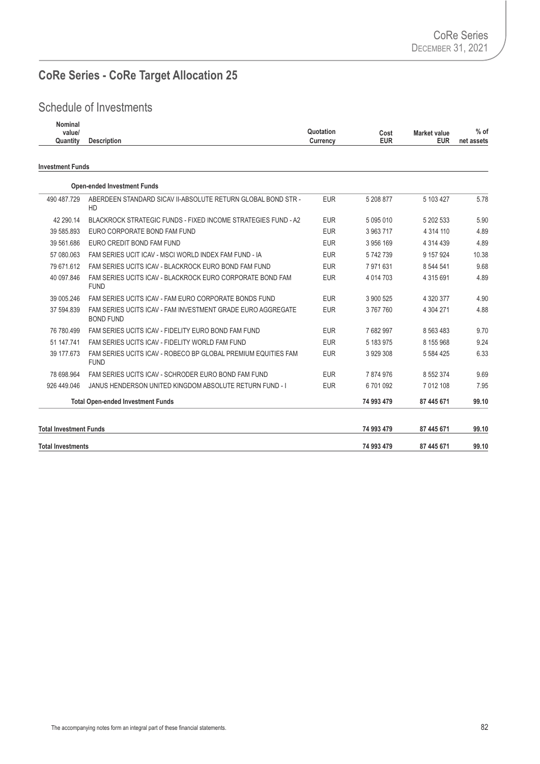# CoRe Series - CoRe Target Allocation 25

## Schedule of Investments

| Nominal value/ Quantity | Description | Quotation Currency | Cost EUR | Market value EUR | % of net assets |
|---|---|---|---|---|---|
| **Investment Funds** | | | | | |
| | **Open-ended Investment Funds** | | | | |
| 490 487.729 | ABERDEEN STANDARD SICAV II-ABSOLUTE RETURN GLOBAL BOND STR - HD | EUR | 5 208 877 | 5 103 427 | 5.78 |
| 42 290.14 | BLACKROCK STRATEGIC FUNDS - FIXED INCOME STRATEGIES FUND - A2 | EUR | 5 095 010 | 5 202 533 | 5.90 |
| 39 585.893 | EURO CORPORATE BOND FAM FUND | EUR | 3 963 717 | 4 314 110 | 4.89 |
| 39 561.686 | EURO CREDIT BOND FAM FUND | EUR | 3 956 169 | 4 314 439 | 4.89 |
| 57 080.063 | FAM SERIES UCIT ICAV - MSCI WORLD INDEX FAM FUND - IA | EUR | 5 742 739 | 9 157 924 | 10.38 |
| 79 671.612 | FAM SERIES UCITS ICAV - BLACKROCK EURO BOND FAM FUND | EUR | 7 971 631 | 8 544 541 | 9.68 |
| 40 097.846 | FAM SERIES UCITS ICAV - BLACKROCK EURO CORPORATE BOND FAM FUND | EUR | 4 014 703 | 4 315 691 | 4.89 |
| 39 005.246 | FAM SERIES UCITS ICAV - FAM EURO CORPORATE BONDS FUND | EUR | 3 900 525 | 4 320 377 | 4.90 |
| 37 594.839 | FAM SERIES UCITS ICAV - FAM INVESTMENT GRADE EURO AGGREGATE BOND FUND | EUR | 3 767 760 | 4 304 271 | 4.88 |
| 76 780.499 | FAM SERIES UCITS ICAV - FIDELITY EURO BOND FAM FUND | EUR | 7 682 997 | 8 563 483 | 9.70 |
| 51 147.741 | FAM SERIES UCITS ICAV - FIDELITY WORLD FAM FUND | EUR | 5 183 975 | 8 155 968 | 9.24 |
| 39 177.673 | FAM SERIES UCITS ICAV - ROBECO BP GLOBAL PREMIUM EQUITIES FAM FUND | EUR | 3 929 308 | 5 584 425 | 6.33 |
| 78 698.964 | FAM SERIES UCITS ICAV - SCHRODER EURO BOND FAM FUND | EUR | 7 874 976 | 8 552 374 | 9.69 |
| 926 449.046 | JANUS HENDERSON UNITED KINGDOM ABSOLUTE RETURN FUND - I | EUR | 6 701 092 | 7 012 108 | 7.95 |
| | **Total Open-ended Investment Funds** | | **74 993 479** | **87 445 671** | **99.10** |
| **Total Investment Funds** | | | **74 993 479** | **87 445 671** | **99.10** |
| **Total Investments** | | | **74 993 479** | **87 445 671** | **99.10** |

The accompanying notes form an integral part of these financial statements.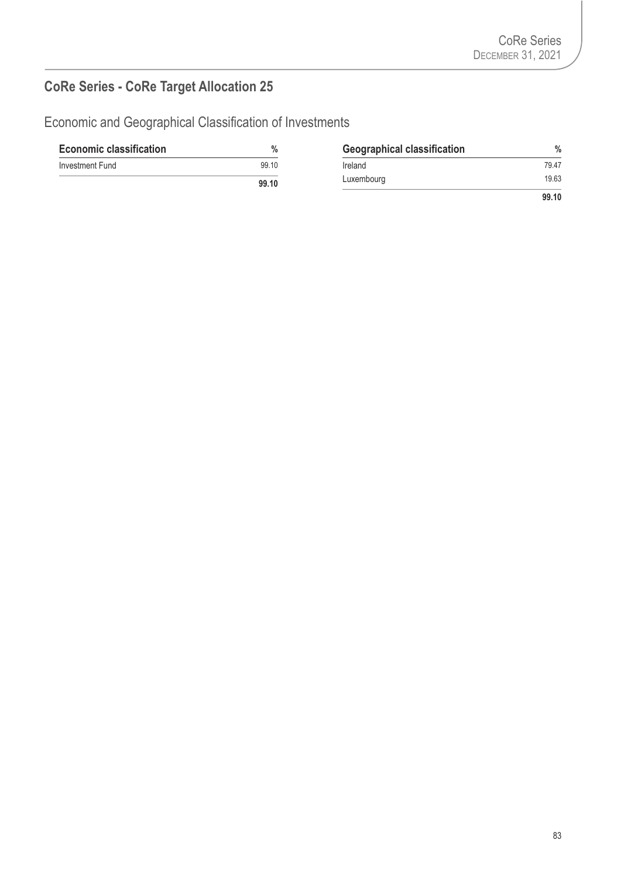## CoRe Series - CoRe Target Allocation 25

### Economic and Geographical Classification of Investments

| Economic classification | % |
|---|---|
| Investment Fund | 99.10 |
| | **99.10** |

| Geographical classification | % |
|---|---|
| Ireland | 79.47 |
| Luxembourg | 19.63 |
| | **99.10** |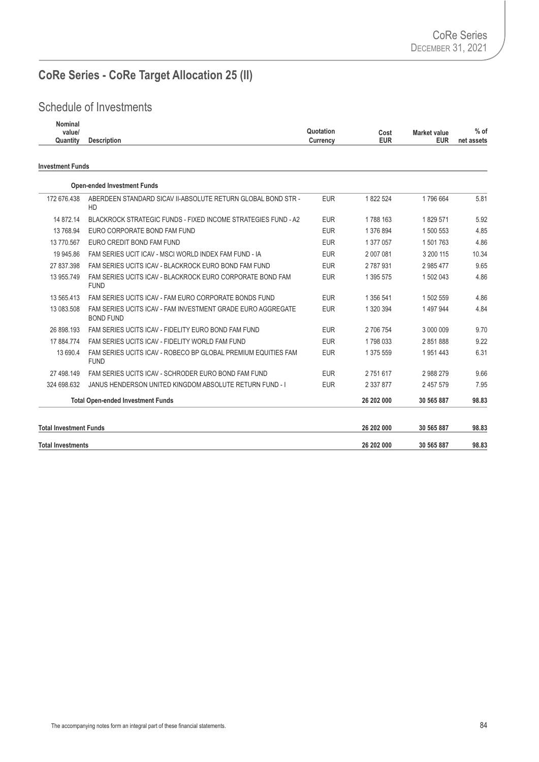# CoRe Series - CoRe Target Allocation 25 (II)

## Schedule of Investments

| Nominal value/ Quantity | Description | Quotation Currency | Cost EUR | Market value EUR | % of net assets |
|---|---|---|---|---|---|
| **Investment Funds** | | | | | |
| | **Open-ended Investment Funds** | | | | |
| 172 676.438 | ABERDEEN STANDARD SICAV II-ABSOLUTE RETURN GLOBAL BOND STR - HD | EUR | 1 822 524 | 1 796 664 | 5.81 |
| 14 872.14 | BLACKROCK STRATEGIC FUNDS - FIXED INCOME STRATEGIES FUND - A2 | EUR | 1 788 163 | 1 829 571 | 5.92 |
| 13 768.94 | EURO CORPORATE BOND FAM FUND | EUR | 1 376 894 | 1 500 553 | 4.85 |
| 13 770.567 | EURO CREDIT BOND FAM FUND | EUR | 1 377 057 | 1 501 763 | 4.86 |
| 19 945.86 | FAM SERIES UCIT ICAV - MSCI WORLD INDEX FAM FUND - IA | EUR | 2 007 081 | 3 200 115 | 10.34 |
| 27 837.398 | FAM SERIES UCITS ICAV - BLACKROCK EURO BOND FAM FUND | EUR | 2 787 931 | 2 985 477 | 9.65 |
| 13 955.749 | FAM SERIES UCITS ICAV - BLACKROCK EURO CORPORATE BOND FAM FUND | EUR | 1 395 575 | 1 502 043 | 4.86 |
| 13 565.413 | FAM SERIES UCITS ICAV - FAM EURO CORPORATE BONDS FUND | EUR | 1 356 541 | 1 502 559 | 4.86 |
| 13 083.508 | FAM SERIES UCITS ICAV - FAM INVESTMENT GRADE EURO AGGREGATE BOND FUND | EUR | 1 320 394 | 1 497 944 | 4.84 |
| 26 898.193 | FAM SERIES UCITS ICAV - FIDELITY EURO BOND FAM FUND | EUR | 2 706 754 | 3 000 009 | 9.70 |
| 17 884.774 | FAM SERIES UCITS ICAV - FIDELITY WORLD FAM FUND | EUR | 1 798 033 | 2 851 888 | 9.22 |
| 13 690.4 | FAM SERIES UCITS ICAV - ROBECO BP GLOBAL PREMIUM EQUITIES FAM FUND | EUR | 1 375 559 | 1 951 443 | 6.31 |
| 27 498.149 | FAM SERIES UCITS ICAV - SCHRODER EURO BOND FAM FUND | EUR | 2 751 617 | 2 988 279 | 9.66 |
| 324 698.632 | JANUS HENDERSON UNITED KINGDOM ABSOLUTE RETURN FUND - I | EUR | 2 337 877 | 2 457 579 | 7.95 |
| | **Total Open-ended Investment Funds** | | **26 202 000** | **30 565 887** | **98.83** |
| **Total Investment Funds** | | | **26 202 000** | **30 565 887** | **98.83** |
| **Total Investments** | | | **26 202 000** | **30 565 887** | **98.83** |

The accompanying notes form an integral part of these financial statements.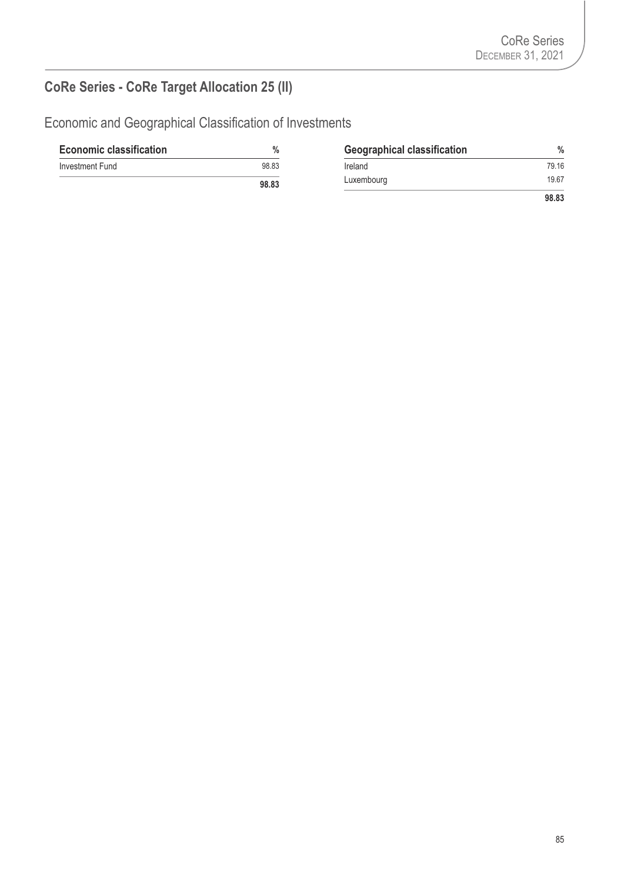## CoRe Series - CoRe Target Allocation 25 (II)

### Economic and Geographical Classification of Investments

| Economic classification | % |
|---|---|
| Investment Fund | 98.83 |
| | **98.83** |

| Geographical classification | % |
|---|---|
| Ireland | 79.16 |
| Luxembourg | 19.67 |
| | **98.83** |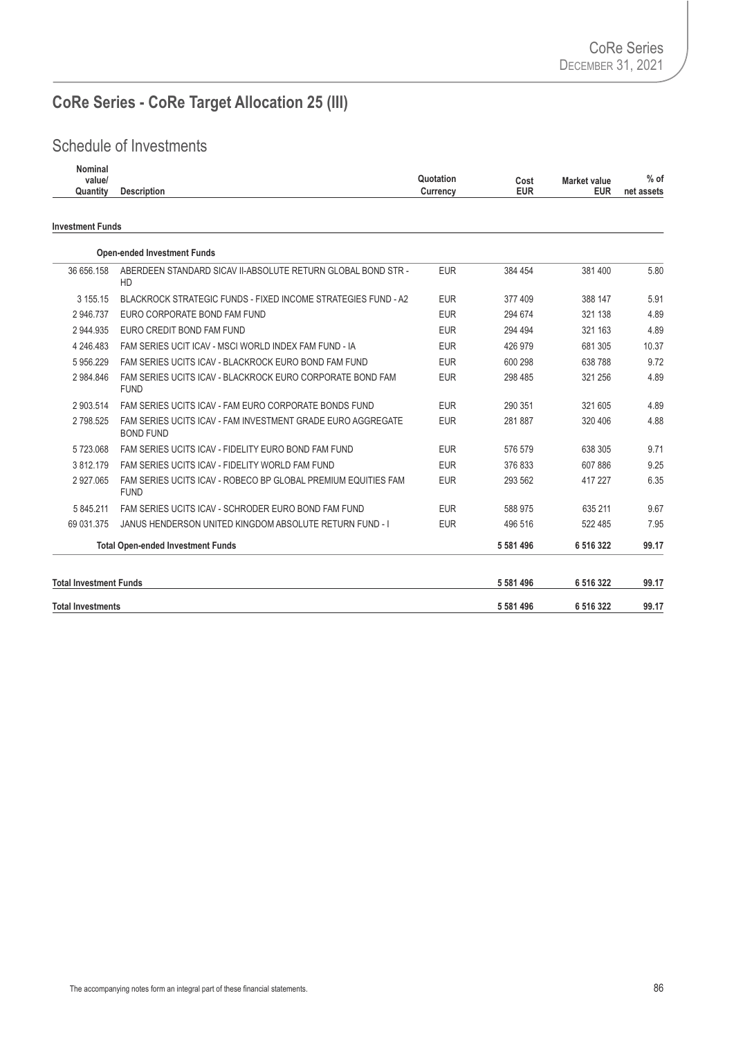# CoRe Series - CoRe Target Allocation 25 (III)

## Schedule of Investments

| Nominal value/ Quantity | Description | Quotation Currency | Cost EUR | Market value EUR | % of net assets |
|---|---|---|---|---|---|
| **Investment Funds** | | | | | |
| | **Open-ended Investment Funds** | | | | |
| 36 656.158 | ABERDEEN STANDARD SICAV II-ABSOLUTE RETURN GLOBAL BOND STR - HD | EUR | 384 454 | 381 400 | 5.80 |
| 3 155.15 | BLACKROCK STRATEGIC FUNDS - FIXED INCOME STRATEGIES FUND - A2 | EUR | 377 409 | 388 147 | 5.91 |
| 2 946.737 | EURO CORPORATE BOND FAM FUND | EUR | 294 674 | 321 138 | 4.89 |
| 2 944.935 | EURO CREDIT BOND FAM FUND | EUR | 294 494 | 321 163 | 4.89 |
| 4 246.483 | FAM SERIES UCIT ICAV - MSCI WORLD INDEX FAM FUND - IA | EUR | 426 979 | 681 305 | 10.37 |
| 5 956.229 | FAM SERIES UCITS ICAV - BLACKROCK EURO BOND FAM FUND | EUR | 600 298 | 638 788 | 9.72 |
| 2 984.846 | FAM SERIES UCITS ICAV - BLACKROCK EURO CORPORATE BOND FAM FUND | EUR | 298 485 | 321 256 | 4.89 |
| 2 903.514 | FAM SERIES UCITS ICAV - FAM EURO CORPORATE BONDS FUND | EUR | 290 351 | 321 605 | 4.89 |
| 2 798.525 | FAM SERIES UCITS ICAV - FAM INVESTMENT GRADE EURO AGGREGATE BOND FUND | EUR | 281 887 | 320 406 | 4.88 |
| 5 723.068 | FAM SERIES UCITS ICAV - FIDELITY EURO BOND FAM FUND | EUR | 576 579 | 638 305 | 9.71 |
| 3 812.179 | FAM SERIES UCITS ICAV - FIDELITY WORLD FAM FUND | EUR | 376 833 | 607 886 | 9.25 |
| 2 927.065 | FAM SERIES UCITS ICAV - ROBECO BP GLOBAL PREMIUM EQUITIES FAM FUND | EUR | 293 562 | 417 227 | 6.35 |
| 5 845.211 | FAM SERIES UCITS ICAV - SCHRODER EURO BOND FAM FUND | EUR | 588 975 | 635 211 | 9.67 |
| 69 031.375 | JANUS HENDERSON UNITED KINGDOM ABSOLUTE RETURN FUND - I | EUR | 496 516 | 522 485 | 7.95 |
| | **Total Open-ended Investment Funds** | | **5 581 496** | **6 516 322** | **99.17** |
| **Total Investment Funds** | | | **5 581 496** | **6 516 322** | **99.17** |
| **Total Investments** | | | **5 581 496** | **6 516 322** | **99.17** |

The accompanying notes form an integral part of these financial statements.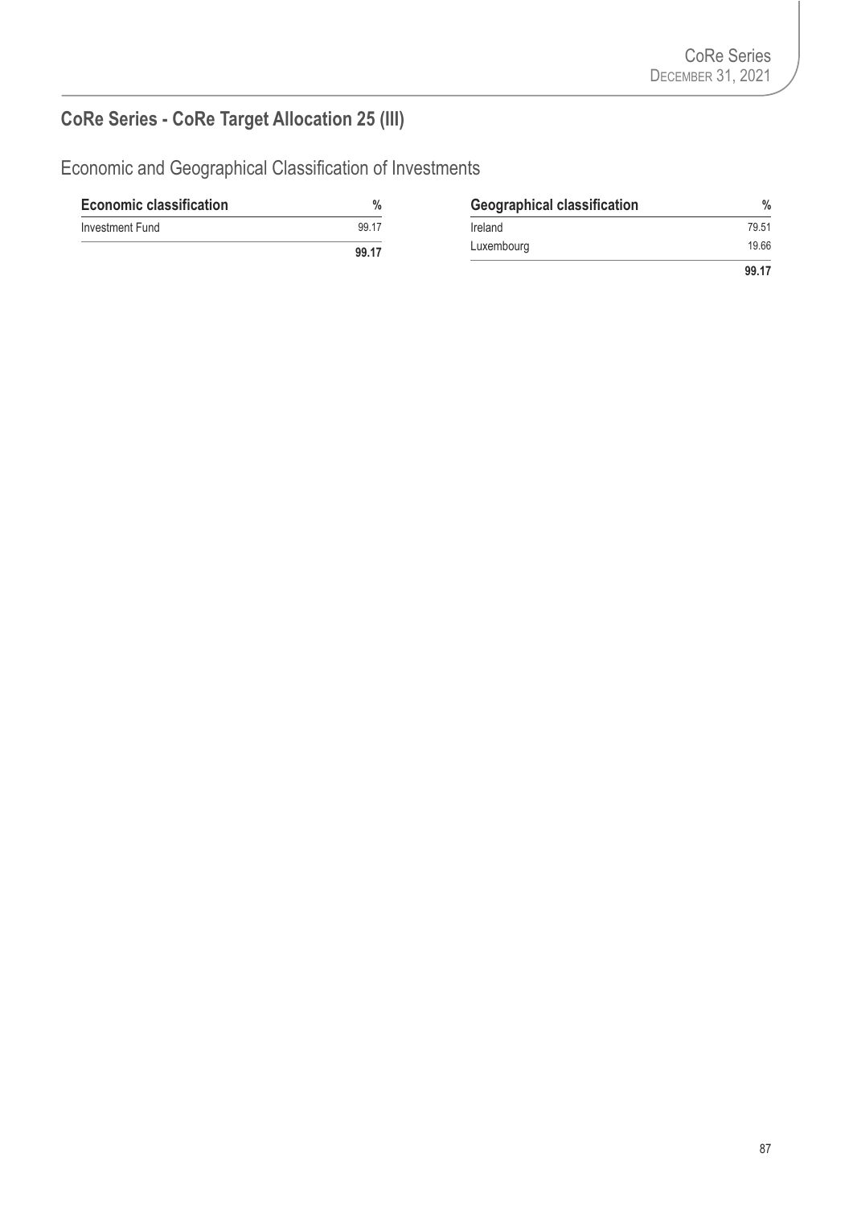## CoRe Series - CoRe Target Allocation 25 (III)

### Economic and Geographical Classification of Investments

| Economic classification | % |
|---|---|
| Investment Fund | 99.17 |
| | **99.17** |

| Geographical classification | % |
|---|---|
| Ireland | 79.51 |
| Luxembourg | 19.66 |
| | **99.17** |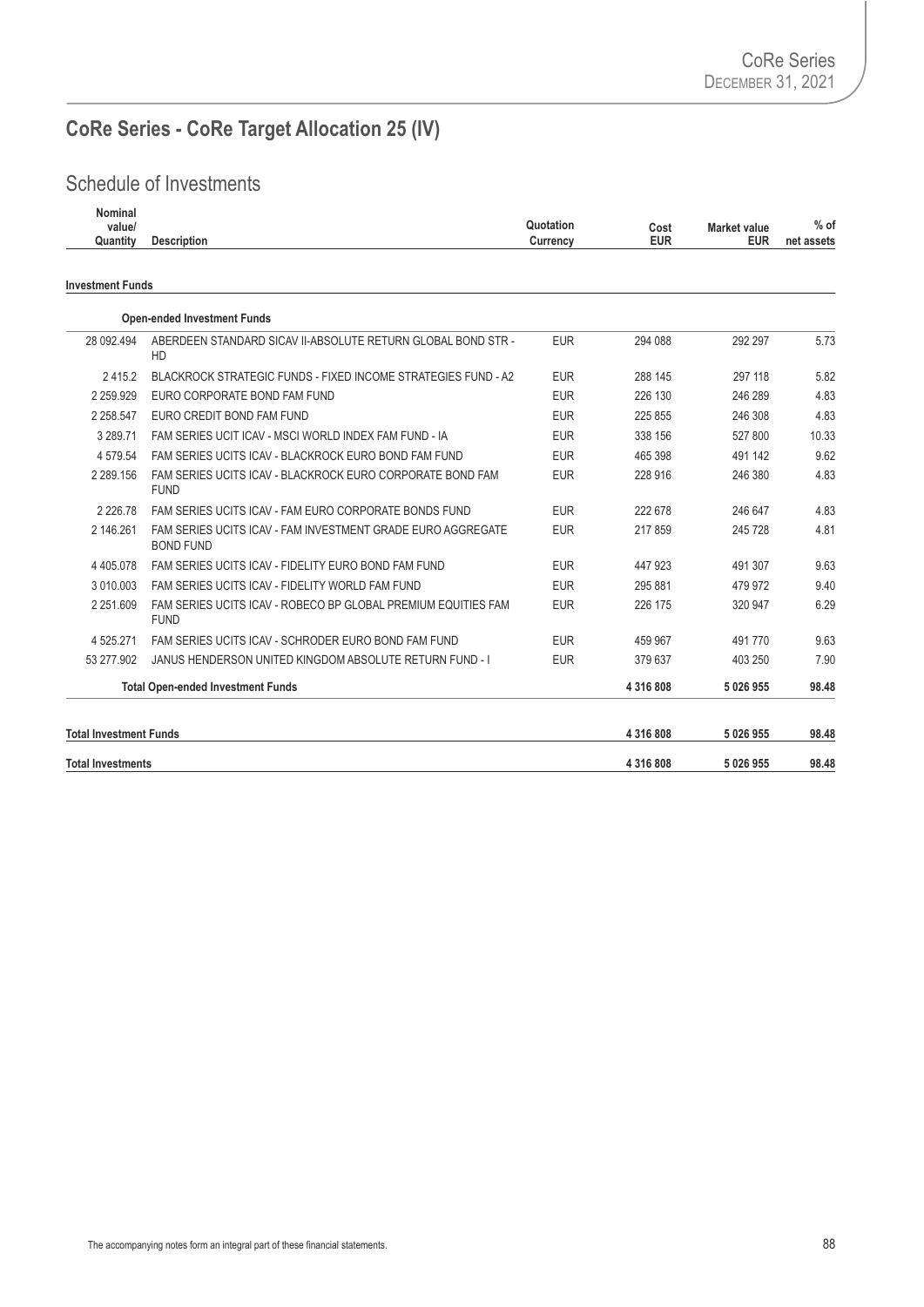# CoRe Series - CoRe Target Allocation 25 (IV)

## Schedule of Investments

| Nominal value/ Quantity | Description | Quotation Currency | Cost EUR | Market value EUR | % of net assets |
|---|---|---|---|---|---|
| **Investment Funds** | | | | | |
| | **Open-ended Investment Funds** | | | | |
| 28 092.494 | ABERDEEN STANDARD SICAV II-ABSOLUTE RETURN GLOBAL BOND STR - HD | EUR | 294 088 | 292 297 | 5.73 |
| 2 415.2 | BLACKROCK STRATEGIC FUNDS - FIXED INCOME STRATEGIES FUND - A2 | EUR | 288 145 | 297 118 | 5.82 |
| 2 259.929 | EURO CORPORATE BOND FAM FUND | EUR | 226 130 | 246 289 | 4.83 |
| 2 258.547 | EURO CREDIT BOND FAM FUND | EUR | 225 855 | 246 308 | 4.83 |
| 3 289.71 | FAM SERIES UCIT ICAV - MSCI WORLD INDEX FAM FUND - IA | EUR | 338 156 | 527 800 | 10.33 |
| 4 579.54 | FAM SERIES UCITS ICAV - BLACKROCK EURO BOND FAM FUND | EUR | 465 398 | 491 142 | 9.62 |
| 2 289.156 | FAM SERIES UCITS ICAV - BLACKROCK EURO CORPORATE BOND FAM FUND | EUR | 228 916 | 246 380 | 4.83 |
| 2 226.78 | FAM SERIES UCITS ICAV - FAM EURO CORPORATE BONDS FUND | EUR | 222 678 | 246 647 | 4.83 |
| 2 146.261 | FAM SERIES UCITS ICAV - FAM INVESTMENT GRADE EURO AGGREGATE BOND FUND | EUR | 217 859 | 245 728 | 4.81 |
| 4 405.078 | FAM SERIES UCITS ICAV - FIDELITY EURO BOND FAM FUND | EUR | 447 923 | 491 307 | 9.63 |
| 3 010.003 | FAM SERIES UCITS ICAV - FIDELITY WORLD FAM FUND | EUR | 295 881 | 479 972 | 9.40 |
| 2 251.609 | FAM SERIES UCITS ICAV - ROBECO BP GLOBAL PREMIUM EQUITIES FAM FUND | EUR | 226 175 | 320 947 | 6.29 |
| 4 525.271 | FAM SERIES UCITS ICAV - SCHRODER EURO BOND FAM FUND | EUR | 459 967 | 491 770 | 9.63 |
| 53 277.902 | JANUS HENDERSON UNITED KINGDOM ABSOLUTE RETURN FUND - I | EUR | 379 637 | 403 250 | 7.90 |
| | **Total Open-ended Investment Funds** | | **4 316 808** | **5 026 955** | **98.48** |
| **Total Investment Funds** | | | **4 316 808** | **5 026 955** | **98.48** |
| **Total Investments** | | | **4 316 808** | **5 026 955** | **98.48** |

The accompanying notes form an integral part of these financial statements.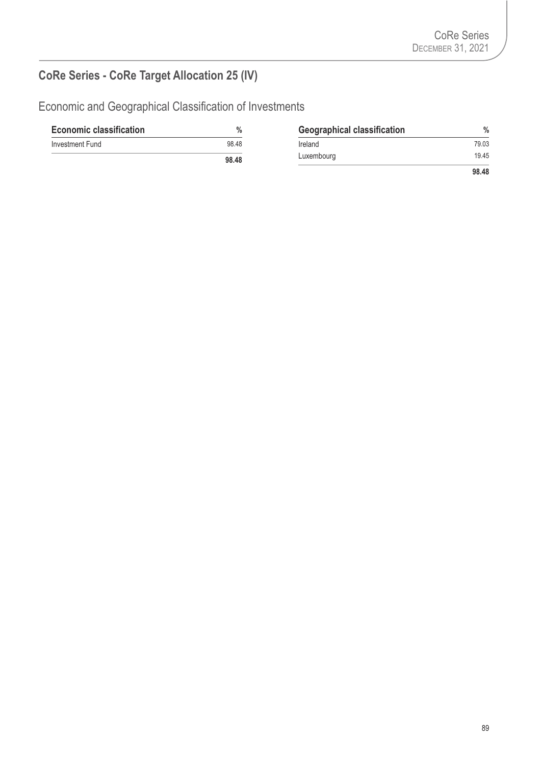## CoRe Series - CoRe Target Allocation 25 (IV)

### Economic and Geographical Classification of Investments

| Economic classification | % |
|---|---|
| Investment Fund | 98.48 |
| | **98.48** |

| Geographical classification | % |
|---|---|
| Ireland | 79.03 |
| Luxembourg | 19.45 |
| | **98.48** |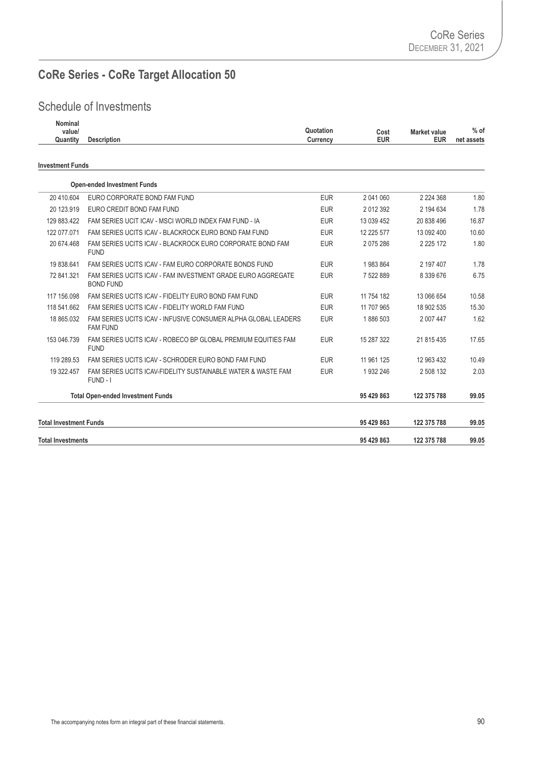## CoRe Series - CoRe Target Allocation 50

### Schedule of Investments

| Nominal value/ Quantity | Description | Quotation Currency | Cost EUR | Market value EUR | % of net assets |
|---|---|---|---|---|---|
| **Investment Funds** | | | | | |
| | **Open-ended Investment Funds** | | | | |
| 20 410.604 | EURO CORPORATE BOND FAM FUND | EUR | 2 041 060 | 2 224 368 | 1.80 |
| 20 123.919 | EURO CREDIT BOND FAM FUND | EUR | 2 012 392 | 2 194 634 | 1.78 |
| 129 883.422 | FAM SERIES UCIT ICAV - MSCI WORLD INDEX FAM FUND - IA | EUR | 13 039 452 | 20 838 496 | 16.87 |
| 122 077.071 | FAM SERIES UCITS ICAV - BLACKROCK EURO BOND FAM FUND | EUR | 12 225 577 | 13 092 400 | 10.60 |
| 20 674.468 | FAM SERIES UCITS ICAV - BLACKROCK EURO CORPORATE BOND FAM FUND | EUR | 2 075 286 | 2 225 172 | 1.80 |
| 19 838.641 | FAM SERIES UCITS ICAV - FAM EURO CORPORATE BONDS FUND | EUR | 1 983 864 | 2 197 407 | 1.78 |
| 72 841.321 | FAM SERIES UCITS ICAV - FAM INVESTMENT GRADE EURO AGGREGATE BOND FUND | EUR | 7 522 889 | 8 339 676 | 6.75 |
| 117 156.098 | FAM SERIES UCITS ICAV - FIDELITY EURO BOND FAM FUND | EUR | 11 754 182 | 13 066 654 | 10.58 |
| 118 541.662 | FAM SERIES UCITS ICAV - FIDELITY WORLD FAM FUND | EUR | 11 707 965 | 18 902 535 | 15.30 |
| 18 865.032 | FAM SERIES UCITS ICAV - INFUSIVE CONSUMER ALPHA GLOBAL LEADERS FAM FUND | EUR | 1 886 503 | 2 007 447 | 1.62 |
| 153 046.739 | FAM SERIES UCITS ICAV - ROBECO BP GLOBAL PREMIUM EQUITIES FAM FUND | EUR | 15 287 322 | 21 815 435 | 17.65 |
| 119 289.53 | FAM SERIES UCITS ICAV - SCHRODER EURO BOND FAM FUND | EUR | 11 961 125 | 12 963 432 | 10.49 |
| 19 322.457 | FAM SERIES UCITS ICAV-FIDELITY SUSTAINABLE WATER & WASTE FAM FUND - I | EUR | 1 932 246 | 2 508 132 | 2.03 |
| | **Total Open-ended Investment Funds** | | **95 429 863** | **122 375 788** | **99.05** |
| **Total Investment Funds** | | | **95 429 863** | **122 375 788** | **99.05** |
| **Total Investments** | | | **95 429 863** | **122 375 788** | **99.05** |

The accompanying notes form an integral part of these financial statements.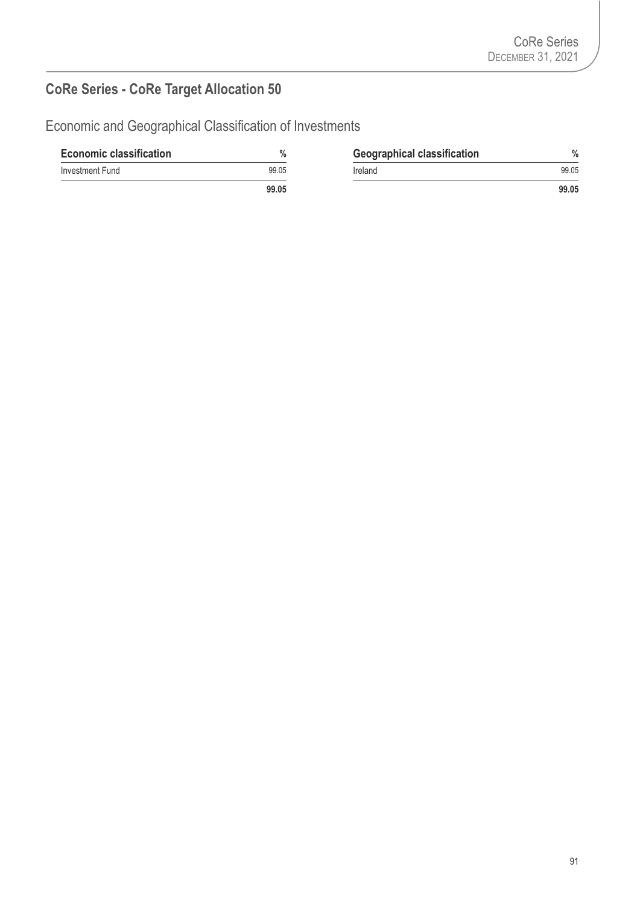## CoRe Series - CoRe Target Allocation 50

### Economic and Geographical Classification of Investments

| Economic classification | % |
|---|---|
| Investment Fund | 99.05 |
| | **99.05** |

| Geographical classification | % |
|---|---|
| Ireland | 99.05 |
| | **99.05** |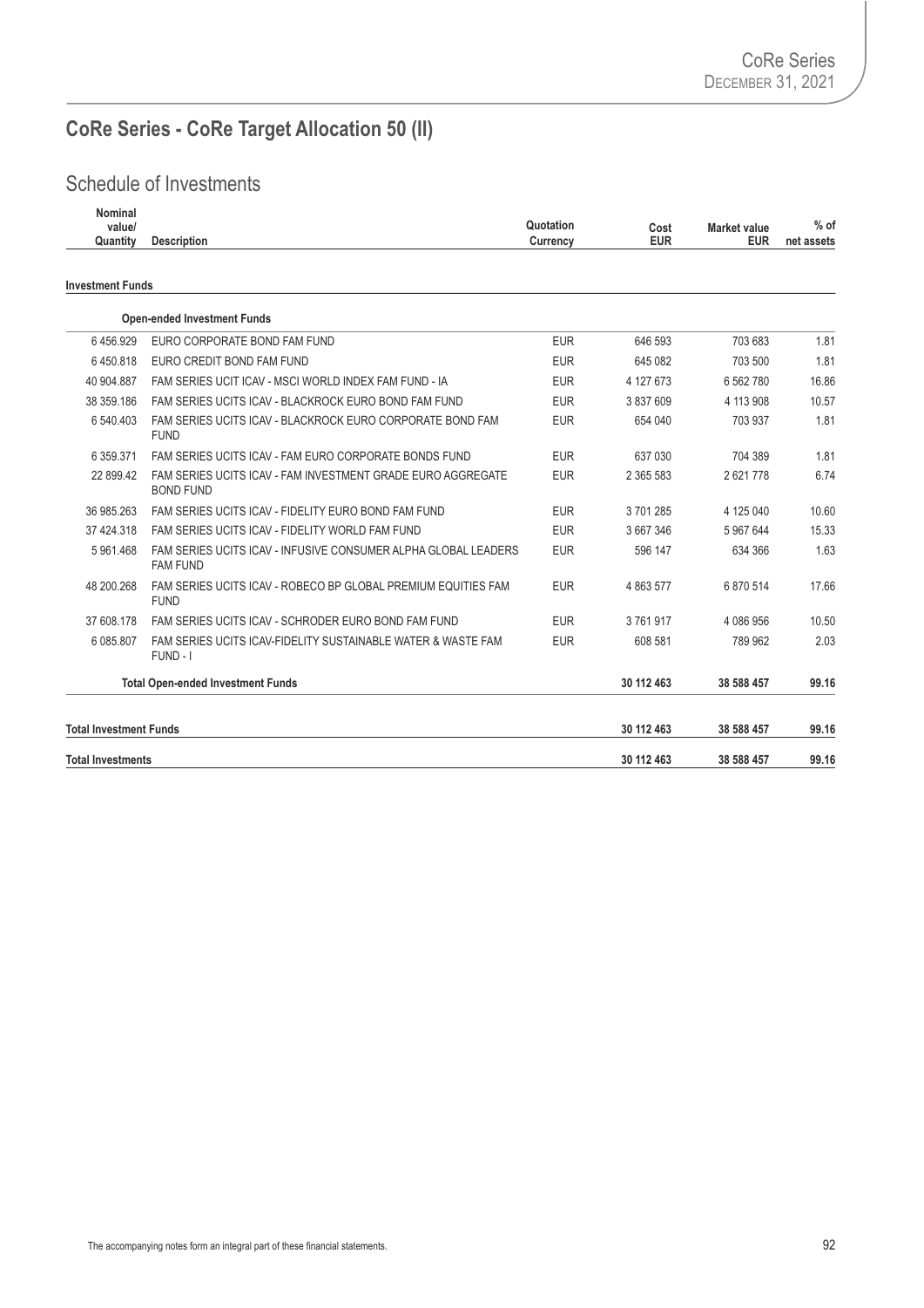# CoRe Series - CoRe Target Allocation 50 (II)

## Schedule of Investments

| Nominal value/ Quantity | Description | Quotation Currency | Cost EUR | Market value EUR | % of net assets |
|---|---|---|---|---|---|
| **Investment Funds** | | | | | |
| | **Open-ended Investment Funds** | | | | |
| 6 456.929 | EURO CORPORATE BOND FAM FUND | EUR | 646 593 | 703 683 | 1.81 |
| 6 450.818 | EURO CREDIT BOND FAM FUND | EUR | 645 082 | 703 500 | 1.81 |
| 40 904.887 | FAM SERIES UCIT ICAV - MSCI WORLD INDEX FAM FUND - IA | EUR | 4 127 673 | 6 562 780 | 16.86 |
| 38 359.186 | FAM SERIES UCITS ICAV - BLACKROCK EURO BOND FAM FUND | EUR | 3 837 609 | 4 113 908 | 10.57 |
| 6 540.403 | FAM SERIES UCITS ICAV - BLACKROCK EURO CORPORATE BOND FAM FUND | EUR | 654 040 | 703 937 | 1.81 |
| 6 359.371 | FAM SERIES UCITS ICAV - FAM EURO CORPORATE BONDS FUND | EUR | 637 030 | 704 389 | 1.81 |
| 22 899.42 | FAM SERIES UCITS ICAV - FAM INVESTMENT GRADE EURO AGGREGATE BOND FUND | EUR | 2 365 583 | 2 621 778 | 6.74 |
| 36 985.263 | FAM SERIES UCITS ICAV - FIDELITY EURO BOND FAM FUND | EUR | 3 701 285 | 4 125 040 | 10.60 |
| 37 424.318 | FAM SERIES UCITS ICAV - FIDELITY WORLD FAM FUND | EUR | 3 667 346 | 5 967 644 | 15.33 |
| 5 961.468 | FAM SERIES UCITS ICAV - INFUSIVE CONSUMER ALPHA GLOBAL LEADERS FAM FUND | EUR | 596 147 | 634 366 | 1.63 |
| 48 200.268 | FAM SERIES UCITS ICAV - ROBECO BP GLOBAL PREMIUM EQUITIES FAM FUND | EUR | 4 863 577 | 6 870 514 | 17.66 |
| 37 608.178 | FAM SERIES UCITS ICAV - SCHRODER EURO BOND FAM FUND | EUR | 3 761 917 | 4 086 956 | 10.50 |
| 6 085.807 | FAM SERIES UCITS ICAV-FIDELITY SUSTAINABLE WATER & WASTE FAM FUND - I | EUR | 608 581 | 789 962 | 2.03 |
| | **Total Open-ended Investment Funds** | | **30 112 463** | **38 588 457** | **99.16** |
| **Total Investment Funds** | | | **30 112 463** | **38 588 457** | **99.16** |
| **Total Investments** | | | **30 112 463** | **38 588 457** | **99.16** |

The accompanying notes form an integral part of these financial statements.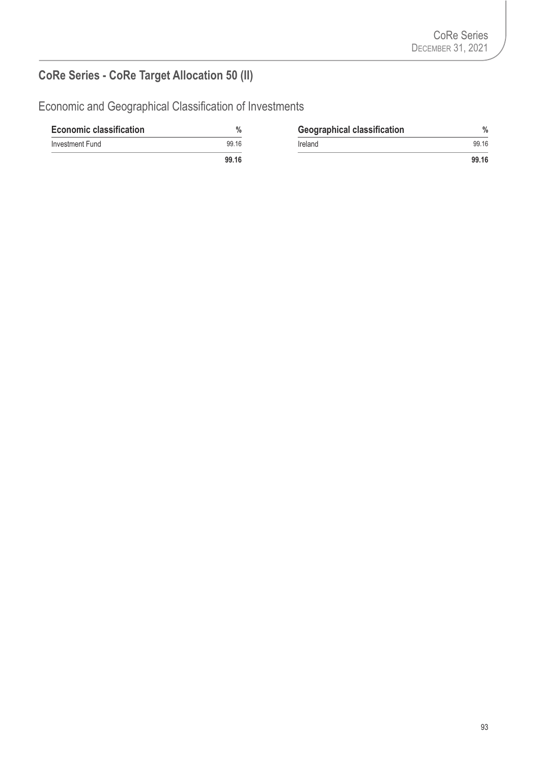## CoRe Series - CoRe Target Allocation 50 (II)

### Economic and Geographical Classification of Investments

| Economic classification | % |
|---|---|
| Investment Fund | 99.16 |
| | **99.16** |

| Geographical classification | % |
|---|---|
| Ireland | 99.16 |
| | **99.16** |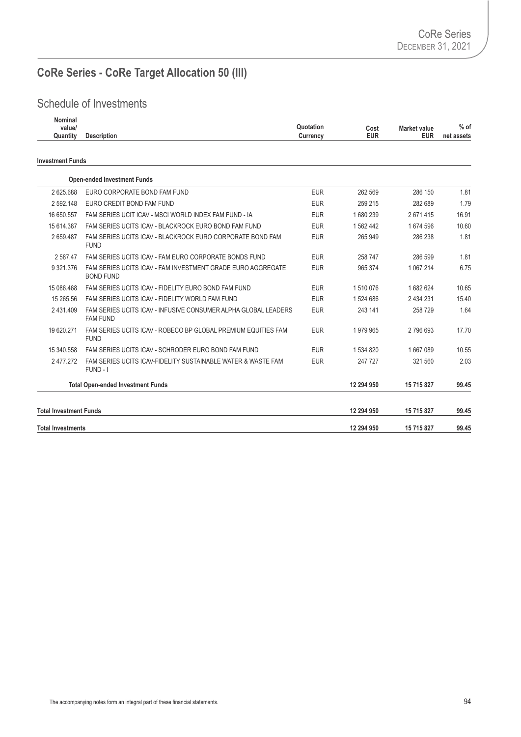# CoRe Series - CoRe Target Allocation 50 (III)

## Schedule of Investments

| Nominal value/ Quantity | Description | Quotation Currency | Cost EUR | Market value EUR | % of net assets |
|---|---|---|---|---|---|
| **Investment Funds** | | | | | |
| | **Open-ended Investment Funds** | | | | |
| 2 625.688 | EURO CORPORATE BOND FAM FUND | EUR | 262 569 | 286 150 | 1.81 |
| 2 592.148 | EURO CREDIT BOND FAM FUND | EUR | 259 215 | 282 689 | 1.79 |
| 16 650.557 | FAM SERIES UCIT ICAV - MSCI WORLD INDEX FAM FUND - IA | EUR | 1 680 239 | 2 671 415 | 16.91 |
| 15 614.387 | FAM SERIES UCITS ICAV - BLACKROCK EURO BOND FAM FUND | EUR | 1 562 442 | 1 674 596 | 10.60 |
| 2 659.487 | FAM SERIES UCITS ICAV - BLACKROCK EURO CORPORATE BOND FAM FUND | EUR | 265 949 | 286 238 | 1.81 |
| 2 587.47 | FAM SERIES UCITS ICAV - FAM EURO CORPORATE BONDS FUND | EUR | 258 747 | 286 599 | 1.81 |
| 9 321.376 | FAM SERIES UCITS ICAV - FAM INVESTMENT GRADE EURO AGGREGATE BOND FUND | EUR | 965 374 | 1 067 214 | 6.75 |
| 15 086.468 | FAM SERIES UCITS ICAV - FIDELITY EURO BOND FAM FUND | EUR | 1 510 076 | 1 682 624 | 10.65 |
| 15 265.56 | FAM SERIES UCITS ICAV - FIDELITY WORLD FAM FUND | EUR | 1 524 686 | 2 434 231 | 15.40 |
| 2 431.409 | FAM SERIES UCITS ICAV - INFUSIVE CONSUMER ALPHA GLOBAL LEADERS FAM FUND | EUR | 243 141 | 258 729 | 1.64 |
| 19 620.271 | FAM SERIES UCITS ICAV - ROBECO BP GLOBAL PREMIUM EQUITIES FAM FUND | EUR | 1 979 965 | 2 796 693 | 17.70 |
| 15 340.558 | FAM SERIES UCITS ICAV - SCHRODER EURO BOND FAM FUND | EUR | 1 534 820 | 1 667 089 | 10.55 |
| 2 477.272 | FAM SERIES UCITS ICAV-FIDELITY SUSTAINABLE WATER & WASTE FAM FUND - I | EUR | 247 727 | 321 560 | 2.03 |
| | **Total Open-ended Investment Funds** | | **12 294 950** | **15 715 827** | **99.45** |
| **Total Investment Funds** | | | **12 294 950** | **15 715 827** | **99.45** |
| **Total Investments** | | | **12 294 950** | **15 715 827** | **99.45** |

The accompanying notes form an integral part of these financial statements.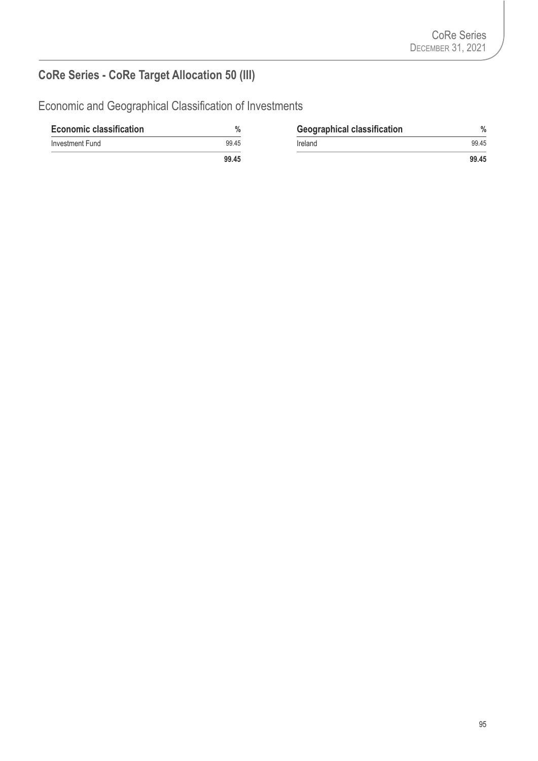## CoRe Series - CoRe Target Allocation 50 (III)

### Economic and Geographical Classification of Investments

| Economic classification | % |
|---|---|
| Investment Fund | 99.45 |
| | **99.45** |

| Geographical classification | % |
|---|---|
| Ireland | 99.45 |
| | **99.45** |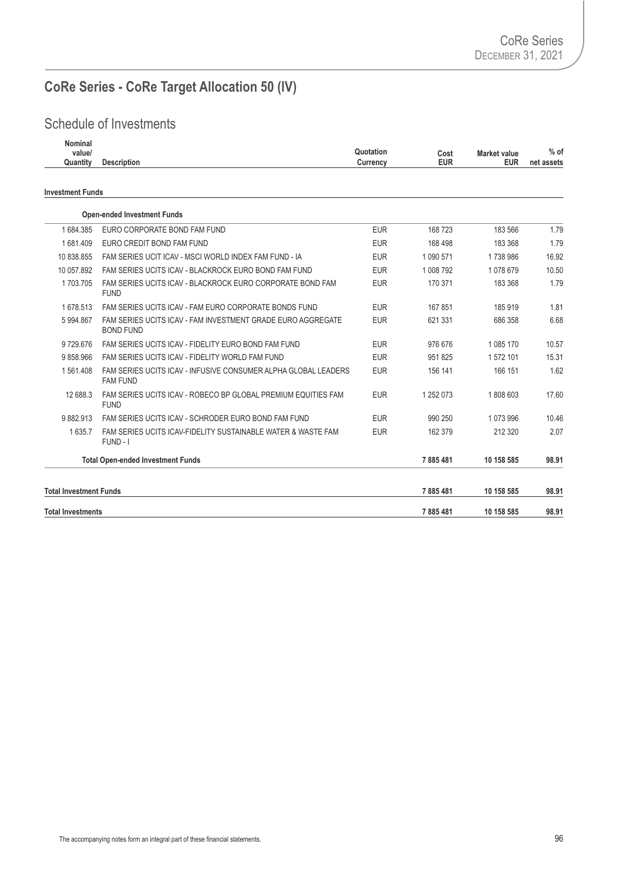# CoRe Series - CoRe Target Allocation 50 (IV)

## Schedule of Investments

| Nominal value/ Quantity | Description | Quotation Currency | Cost EUR | Market value EUR | % of net assets |
|---|---|---|---|---|---|
| **Investment Funds** | | | | | |
| | **Open-ended Investment Funds** | | | | |
| 1 684.385 | EURO CORPORATE BOND FAM FUND | EUR | 168 723 | 183 566 | 1.79 |
| 1 681.409 | EURO CREDIT BOND FAM FUND | EUR | 168 498 | 183 368 | 1.79 |
| 10 838.855 | FAM SERIES UCIT ICAV - MSCI WORLD INDEX FAM FUND - IA | EUR | 1 090 571 | 1 738 986 | 16.92 |
| 10 057.892 | FAM SERIES UCITS ICAV - BLACKROCK EURO BOND FAM FUND | EUR | 1 008 792 | 1 078 679 | 10.50 |
| 1 703.705 | FAM SERIES UCITS ICAV - BLACKROCK EURO CORPORATE BOND FAM FUND | EUR | 170 371 | 183 368 | 1.79 |
| 1 678.513 | FAM SERIES UCITS ICAV - FAM EURO CORPORATE BONDS FUND | EUR | 167 851 | 185 919 | 1.81 |
| 5 994.867 | FAM SERIES UCITS ICAV - FAM INVESTMENT GRADE EURO AGGREGATE BOND FUND | EUR | 621 331 | 686 358 | 6.68 |
| 9 729.676 | FAM SERIES UCITS ICAV - FIDELITY EURO BOND FAM FUND | EUR | 976 676 | 1 085 170 | 10.57 |
| 9 858.966 | FAM SERIES UCITS ICAV - FIDELITY WORLD FAM FUND | EUR | 951 825 | 1 572 101 | 15.31 |
| 1 561.408 | FAM SERIES UCITS ICAV - INFUSIVE CONSUMER ALPHA GLOBAL LEADERS FAM FUND | EUR | 156 141 | 166 151 | 1.62 |
| 12 688.3 | FAM SERIES UCITS ICAV - ROBECO BP GLOBAL PREMIUM EQUITIES FAM FUND | EUR | 1 252 073 | 1 808 603 | 17.60 |
| 9 882.913 | FAM SERIES UCITS ICAV - SCHRODER EURO BOND FAM FUND | EUR | 990 250 | 1 073 996 | 10.46 |
| 1 635.7 | FAM SERIES UCITS ICAV-FIDELITY SUSTAINABLE WATER & WASTE FAM FUND - I | EUR | 162 379 | 212 320 | 2.07 |
| | **Total Open-ended Investment Funds** | | **7 885 481** | **10 158 585** | **98.91** |
| **Total Investment Funds** | | | **7 885 481** | **10 158 585** | **98.91** |
| **Total Investments** | | | **7 885 481** | **10 158 585** | **98.91** |

The accompanying notes form an integral part of these financial statements.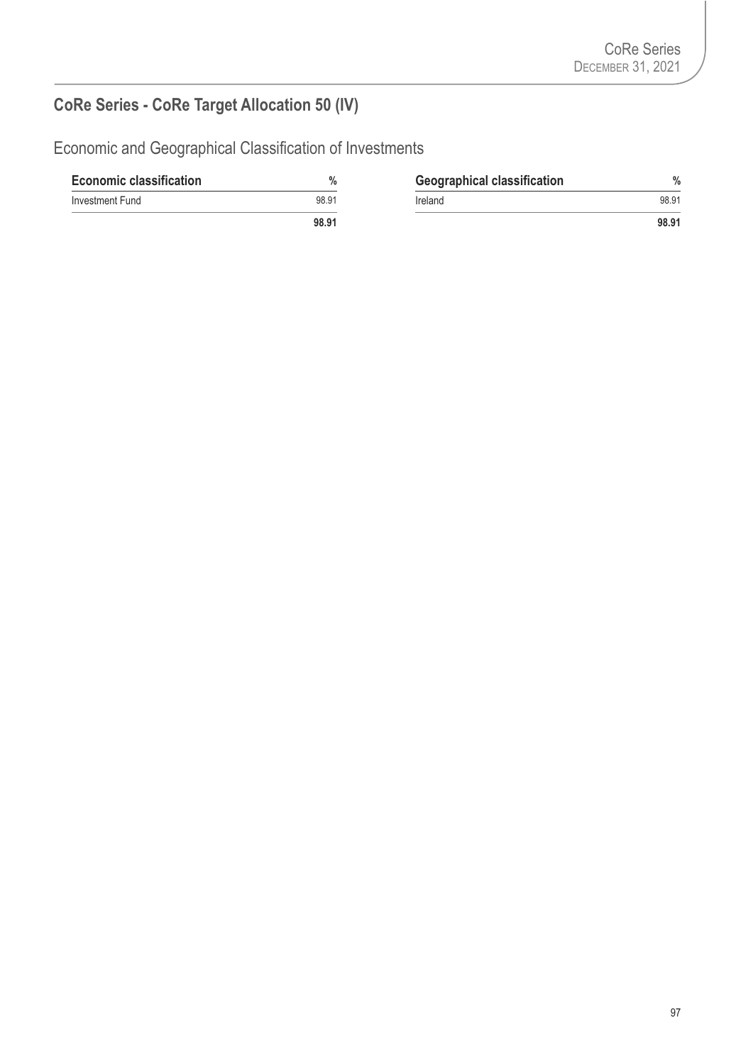## CoRe Series - CoRe Target Allocation 50 (IV)

### Economic and Geographical Classification of Investments

| Economic classification | % |
|---|---|
| Investment Fund | 98.91 |
| | **98.91** |

| Geographical classification | % |
|---|---|
| Ireland | 98.91 |
| | **98.91** |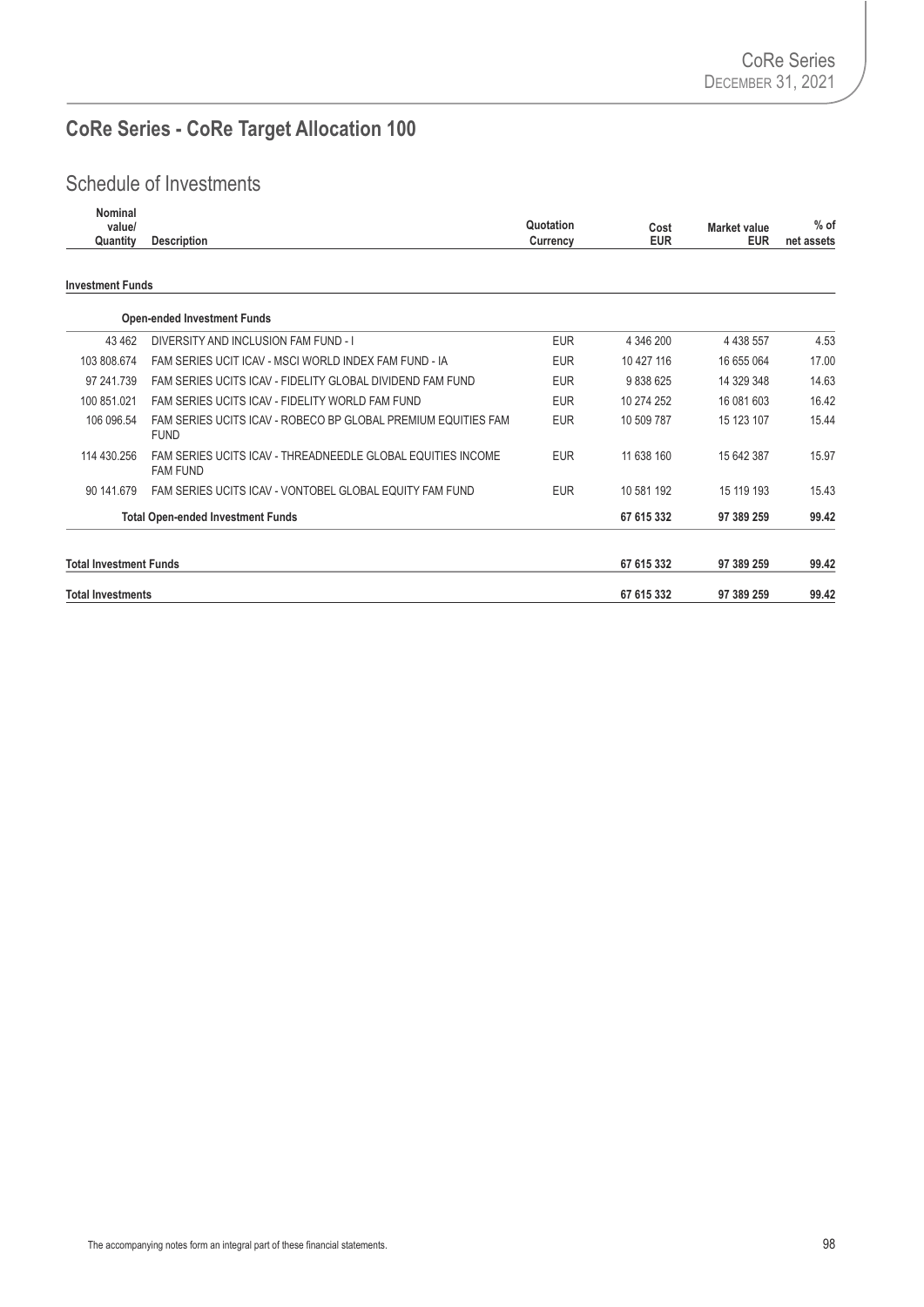# CoRe Series - CoRe Target Allocation 100

## Schedule of Investments

| Nominal value/ Quantity | Description | Quotation Currency | Cost EUR | Market value EUR | % of net assets |
|---|---|---|---|---|---|
| **Investment Funds** | | | | | |
| | **Open-ended Investment Funds** | | | | |
| 43 462 | DIVERSITY AND INCLUSION FAM FUND - I | EUR | 4 346 200 | 4 438 557 | 4.53 |
| 103 808.674 | FAM SERIES UCIT ICAV - MSCI WORLD INDEX FAM FUND - IA | EUR | 10 427 116 | 16 655 064 | 17.00 |
| 97 241.739 | FAM SERIES UCITS ICAV - FIDELITY GLOBAL DIVIDEND FAM FUND | EUR | 9 838 625 | 14 329 348 | 14.63 |
| 100 851.021 | FAM SERIES UCITS ICAV - FIDELITY WORLD FAM FUND | EUR | 10 274 252 | 16 081 603 | 16.42 |
| 106 096.54 | FAM SERIES UCITS ICAV - ROBECO BP GLOBAL PREMIUM EQUITIES FAM FUND | EUR | 10 509 787 | 15 123 107 | 15.44 |
| 114 430.256 | FAM SERIES UCITS ICAV - THREADNEEDLE GLOBAL EQUITIES INCOME FAM FUND | EUR | 11 638 160 | 15 642 387 | 15.97 |
| 90 141.679 | FAM SERIES UCITS ICAV - VONTOBEL GLOBAL EQUITY FAM FUND | EUR | 10 581 192 | 15 119 193 | 15.43 |
| | **Total Open-ended Investment Funds** | | **67 615 332** | **97 389 259** | **99.42** |
| **Total Investment Funds** | | | **67 615 332** | **97 389 259** | **99.42** |
| **Total Investments** | | | **67 615 332** | **97 389 259** | **99.42** |

The accompanying notes form an integral part of these financial statements.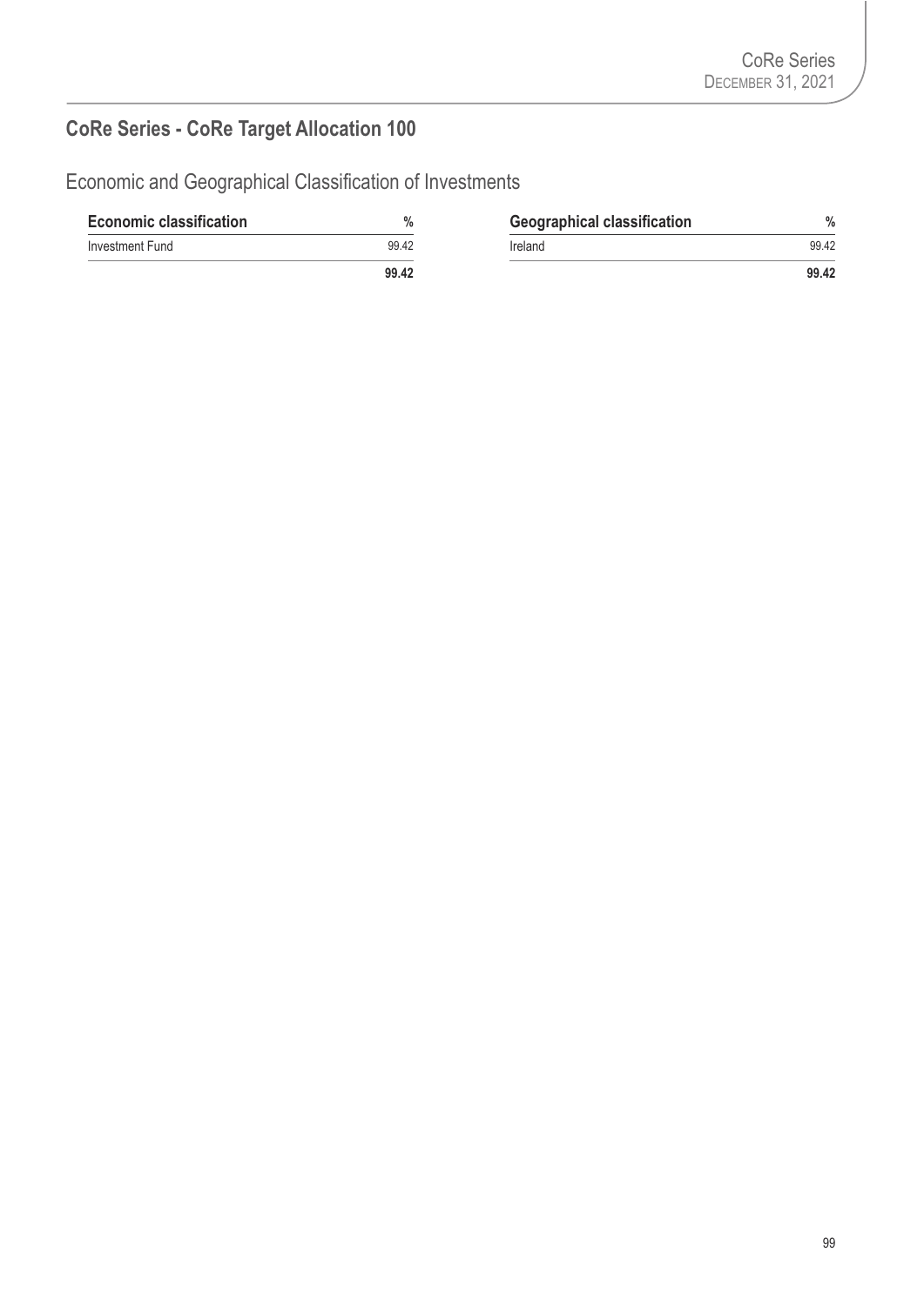## CoRe Series - CoRe Target Allocation 100

### Economic and Geographical Classification of Investments

| Economic classification | % |
|---|---|
| Investment Fund | 99.42 |
| | **99.42** |

| Geographical classification | % |
|---|---|
| Ireland | 99.42 |
| | **99.42** |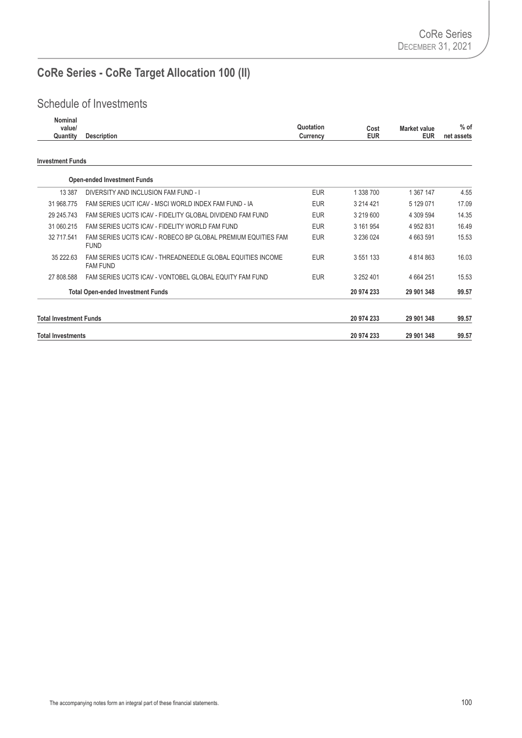# CoRe Series - CoRe Target Allocation 100 (II)

## Schedule of Investments

| Nominal value/ Quantity | Description | Quotation Currency | Cost EUR | Market value EUR | % of net assets |
|---|---|---|---|---|---|
| **Investment Funds** | | | | | |
| | **Open-ended Investment Funds** | | | | |
| 13 387 | DIVERSITY AND INCLUSION FAM FUND - I | EUR | 1 338 700 | 1 367 147 | 4.55 |
| 31 968.775 | FAM SERIES UCIT ICAV - MSCI WORLD INDEX FAM FUND - IA | EUR | 3 214 421 | 5 129 071 | 17.09 |
| 29 245.743 | FAM SERIES UCITS ICAV - FIDELITY GLOBAL DIVIDEND FAM FUND | EUR | 3 219 600 | 4 309 594 | 14.35 |
| 31 060.215 | FAM SERIES UCITS ICAV - FIDELITY WORLD FAM FUND | EUR | 3 161 954 | 4 952 831 | 16.49 |
| 32 717.541 | FAM SERIES UCITS ICAV - ROBECO BP GLOBAL PREMIUM EQUITIES FAM FUND | EUR | 3 236 024 | 4 663 591 | 15.53 |
| 35 222.63 | FAM SERIES UCITS ICAV - THREADNEEDLE GLOBAL EQUITIES INCOME FAM FUND | EUR | 3 551 133 | 4 814 863 | 16.03 |
| 27 808.588 | FAM SERIES UCITS ICAV - VONTOBEL GLOBAL EQUITY FAM FUND | EUR | 3 252 401 | 4 664 251 | 15.53 |
| | **Total Open-ended Investment Funds** | | **20 974 233** | **29 901 348** | **99.57** |
| **Total Investment Funds** | | | **20 974 233** | **29 901 348** | **99.57** |
| **Total Investments** | | | **20 974 233** | **29 901 348** | **99.57** |

The accompanying notes form an integral part of these financial statements.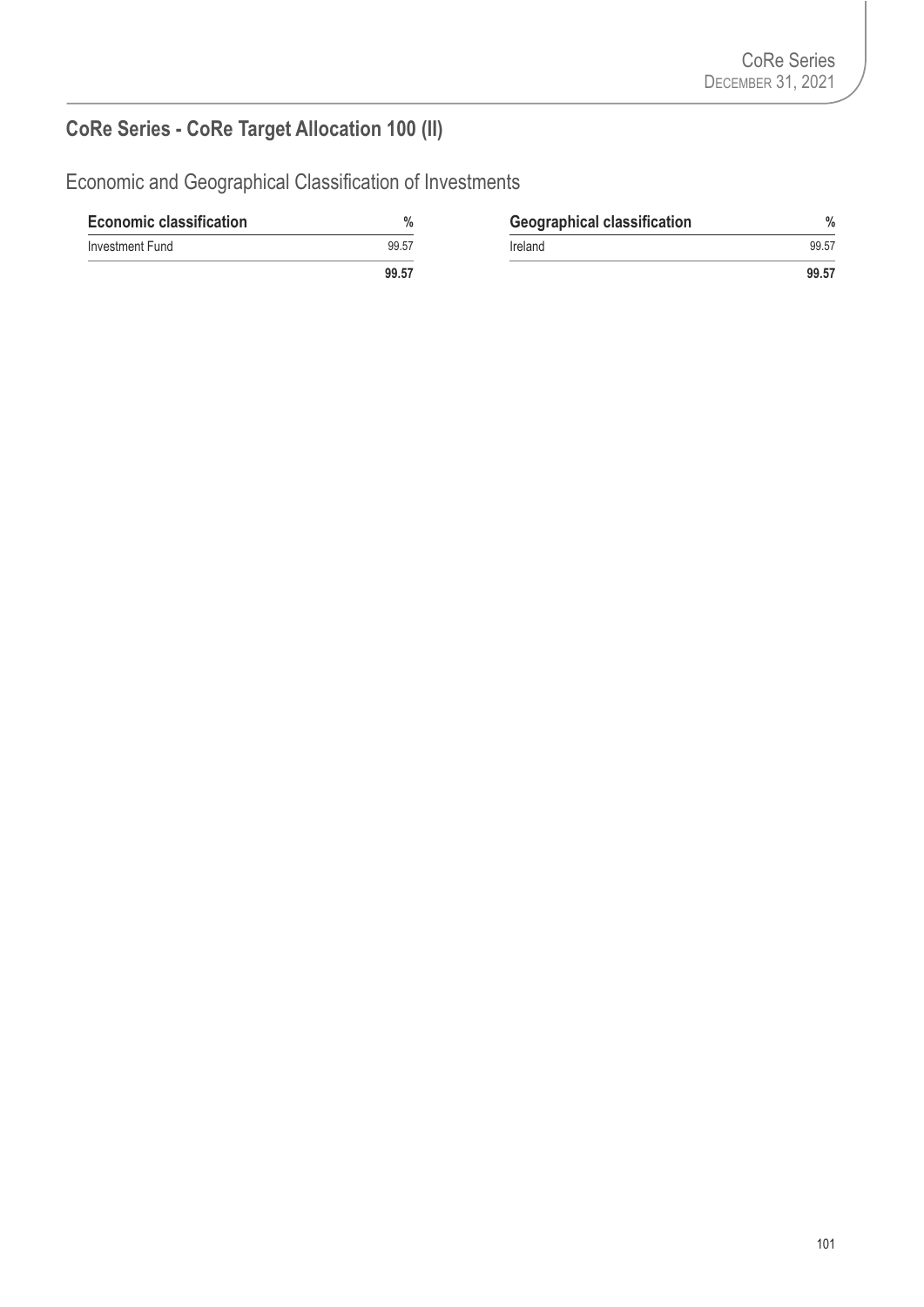## CoRe Series - CoRe Target Allocation 100 (II)

### Economic and Geographical Classification of Investments

| Economic classification | % |
|---|---|
| Investment Fund | 99.57 |
| | **99.57** |

| Geographical classification | % |
|---|---|
| Ireland | 99.57 |
| | **99.57** |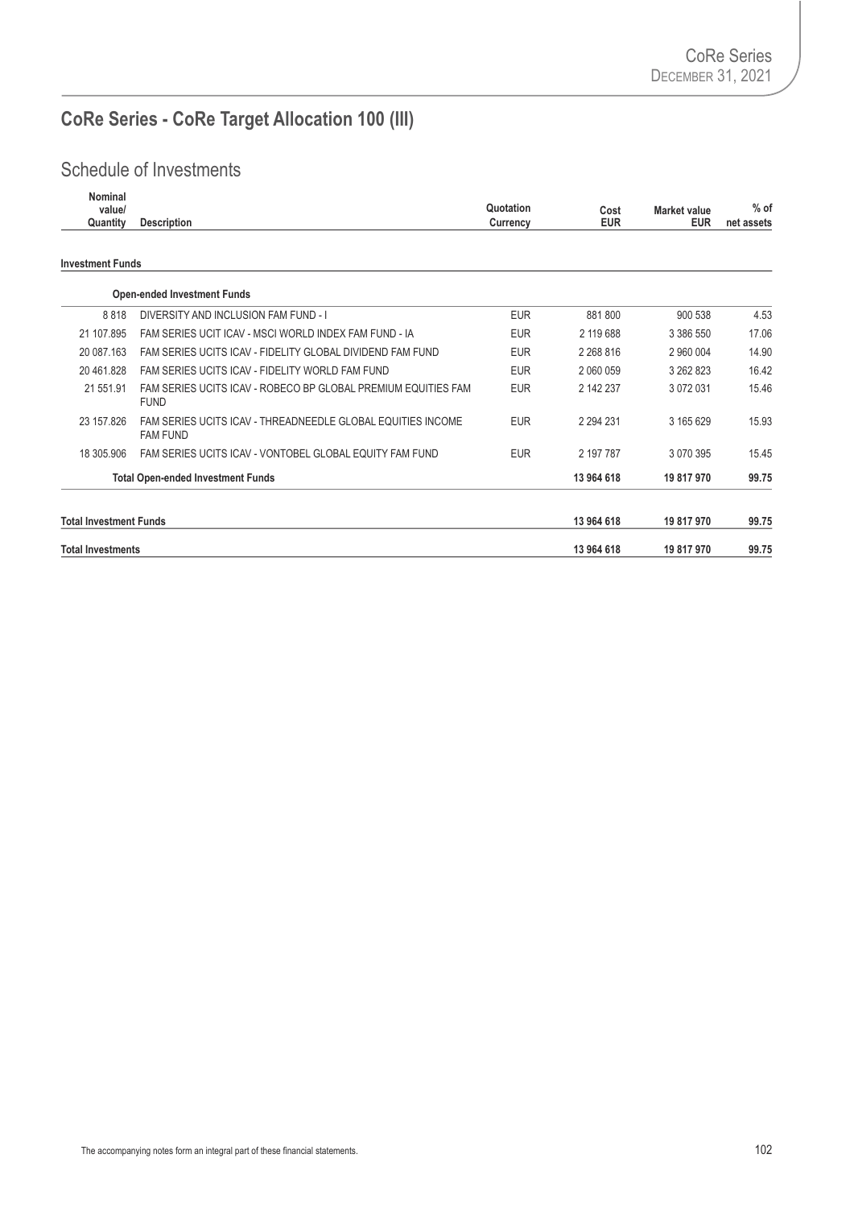# CoRe Series - CoRe Target Allocation 100 (III)

## Schedule of Investments

| Nominal value/ Quantity | Description | Quotation Currency | Cost EUR | Market value EUR | % of net assets |
|---|---|---|---|---|---|
| **Investment Funds** | | | | | |
| | **Open-ended Investment Funds** | | | | |
| 8 818 | DIVERSITY AND INCLUSION FAM FUND - I | EUR | 881 800 | 900 538 | 4.53 |
| 21 107.895 | FAM SERIES UCIT ICAV - MSCI WORLD INDEX FAM FUND - IA | EUR | 2 119 688 | 3 386 550 | 17.06 |
| 20 087.163 | FAM SERIES UCITS ICAV - FIDELITY GLOBAL DIVIDEND FAM FUND | EUR | 2 268 816 | 2 960 004 | 14.90 |
| 20 461.828 | FAM SERIES UCITS ICAV - FIDELITY WORLD FAM FUND | EUR | 2 060 059 | 3 262 823 | 16.42 |
| 21 551.91 | FAM SERIES UCITS ICAV - ROBECO BP GLOBAL PREMIUM EQUITIES FAM FUND | EUR | 2 142 237 | 3 072 031 | 15.46 |
| 23 157.826 | FAM SERIES UCITS ICAV - THREADNEEDLE GLOBAL EQUITIES INCOME FAM FUND | EUR | 2 294 231 | 3 165 629 | 15.93 |
| 18 305.906 | FAM SERIES UCITS ICAV - VONTOBEL GLOBAL EQUITY FAM FUND | EUR | 2 197 787 | 3 070 395 | 15.45 |
| | **Total Open-ended Investment Funds** | | **13 964 618** | **19 817 970** | **99.75** |
| **Total Investment Funds** | | | **13 964 618** | **19 817 970** | **99.75** |
| **Total Investments** | | | **13 964 618** | **19 817 970** | **99.75** |

The accompanying notes form an integral part of these financial statements.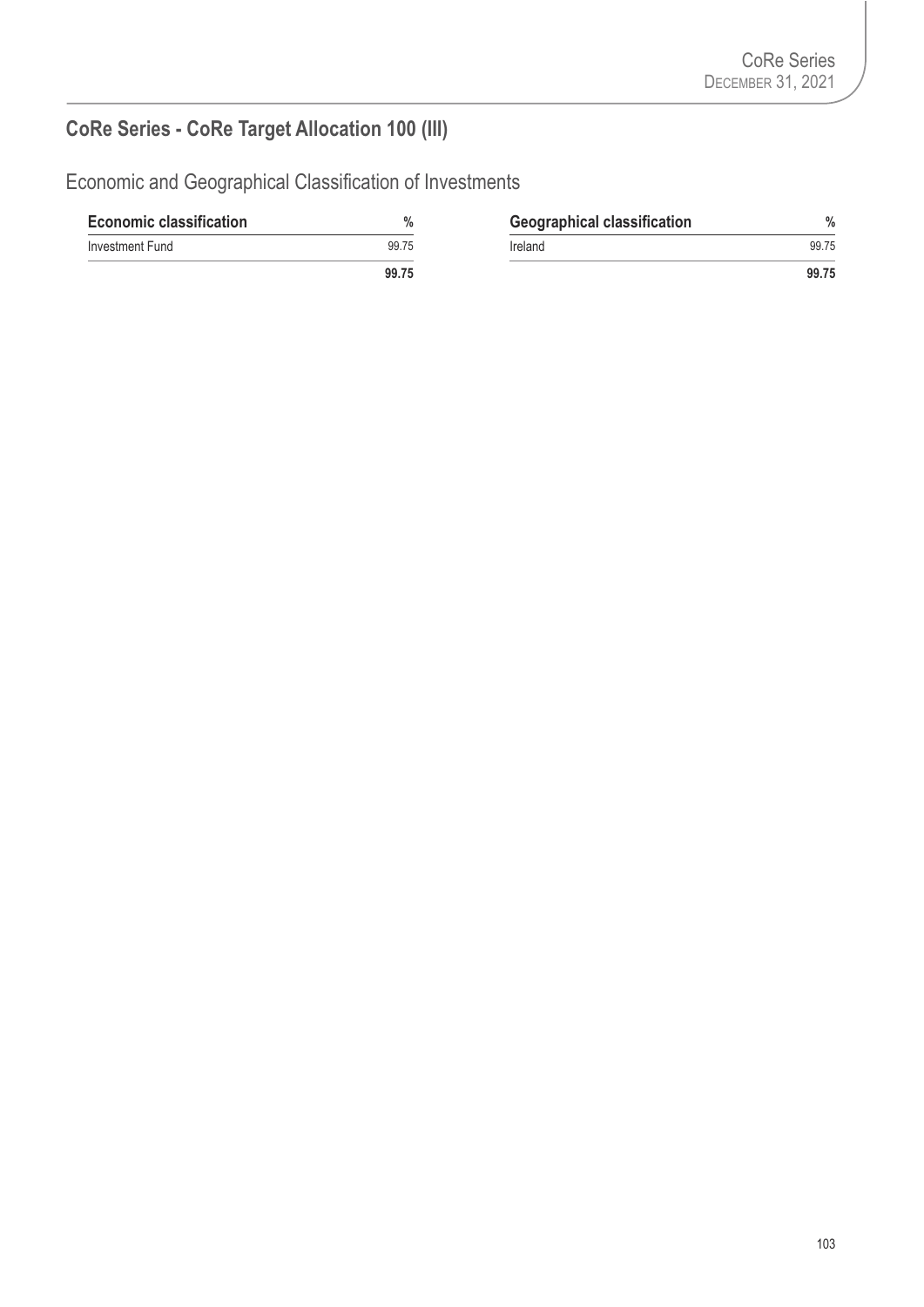## CoRe Series - CoRe Target Allocation 100 (III)

### Economic and Geographical Classification of Investments

| Economic classification | % |
|---|---|
| Investment Fund | 99.75 |
| | **99.75** |

| Geographical classification | % |
|---|---|
| Ireland | 99.75 |
| | **99.75** |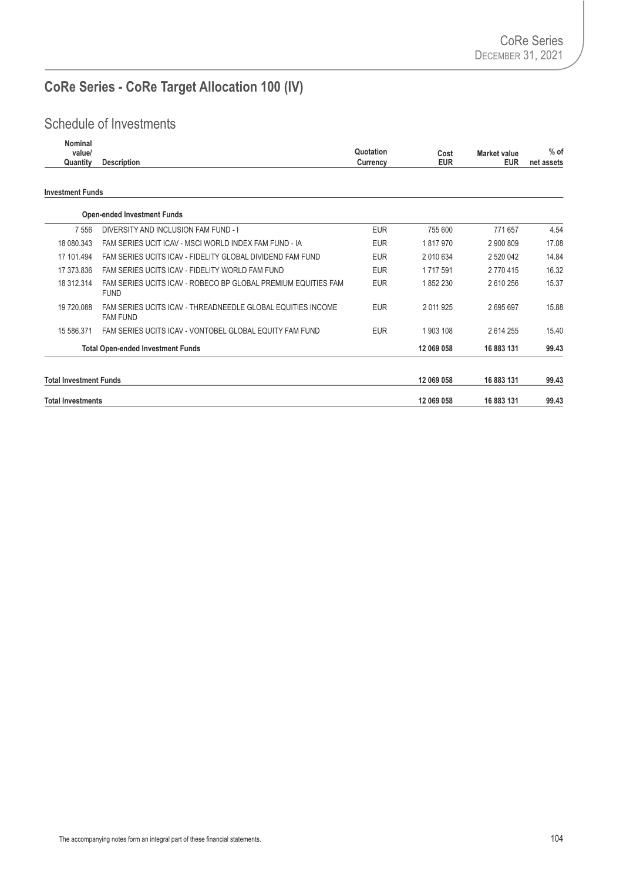# CoRe Series - CoRe Target Allocation 100 (IV)

## Schedule of Investments

| Nominal value/ Quantity | Description | Quotation Currency | Cost EUR | Market value EUR | % of net assets |
|---|---|---|---|---|---|
| **Investment Funds** | | | | | |
| | **Open-ended Investment Funds** | | | | |
| 7 556 | DIVERSITY AND INCLUSION FAM FUND - I | EUR | 755 600 | 771 657 | 4.54 |
| 18 080.343 | FAM SERIES UCIT ICAV - MSCI WORLD INDEX FAM FUND - IA | EUR | 1 817 970 | 2 900 809 | 17.08 |
| 17 101.494 | FAM SERIES UCITS ICAV - FIDELITY GLOBAL DIVIDEND FAM FUND | EUR | 2 010 634 | 2 520 042 | 14.84 |
| 17 373.836 | FAM SERIES UCITS ICAV - FIDELITY WORLD FAM FUND | EUR | 1 717 591 | 2 770 415 | 16.32 |
| 18 312.314 | FAM SERIES UCITS ICAV - ROBECO BP GLOBAL PREMIUM EQUITIES FAM FUND | EUR | 1 852 230 | 2 610 256 | 15.37 |
| 19 720.088 | FAM SERIES UCITS ICAV - THREADNEEDLE GLOBAL EQUITIES INCOME FAM FUND | EUR | 2 011 925 | 2 695 697 | 15.88 |
| 15 586.371 | FAM SERIES UCITS ICAV - VONTOBEL GLOBAL EQUITY FAM FUND | EUR | 1 903 108 | 2 614 255 | 15.40 |
| | **Total Open-ended Investment Funds** | | **12 069 058** | **16 883 131** | **99.43** |
| **Total Investment Funds** | | | **12 069 058** | **16 883 131** | **99.43** |
| **Total Investments** | | | **12 069 058** | **16 883 131** | **99.43** |

The accompanying notes form an integral part of these financial statements.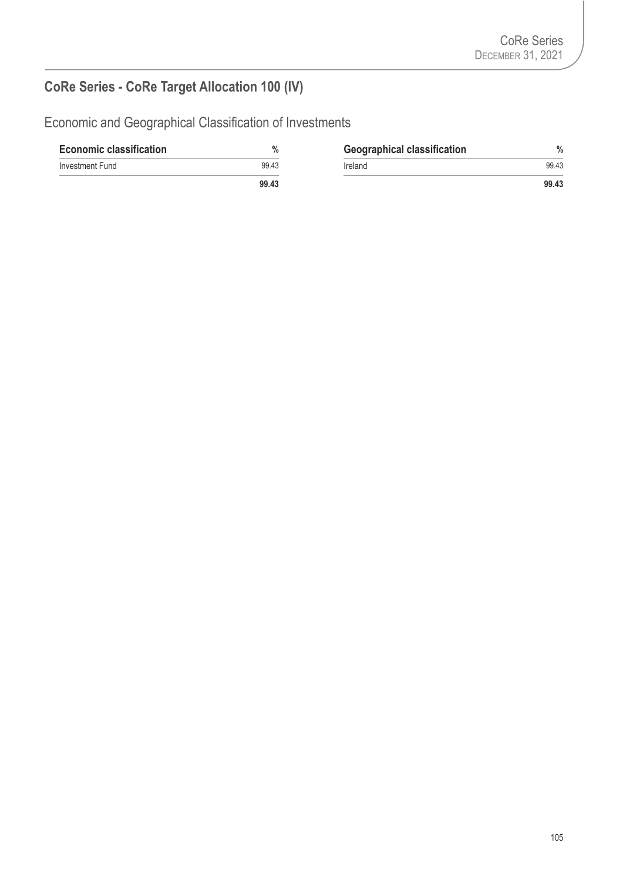## CoRe Series - CoRe Target Allocation 100 (IV)

### Economic and Geographical Classification of Investments

| Economic classification | % |
|---|---|
| Investment Fund | 99.43 |
| | **99.43** |

| Geographical classification | % |
|---|---|
| Ireland | 99.43 |
| | **99.43** |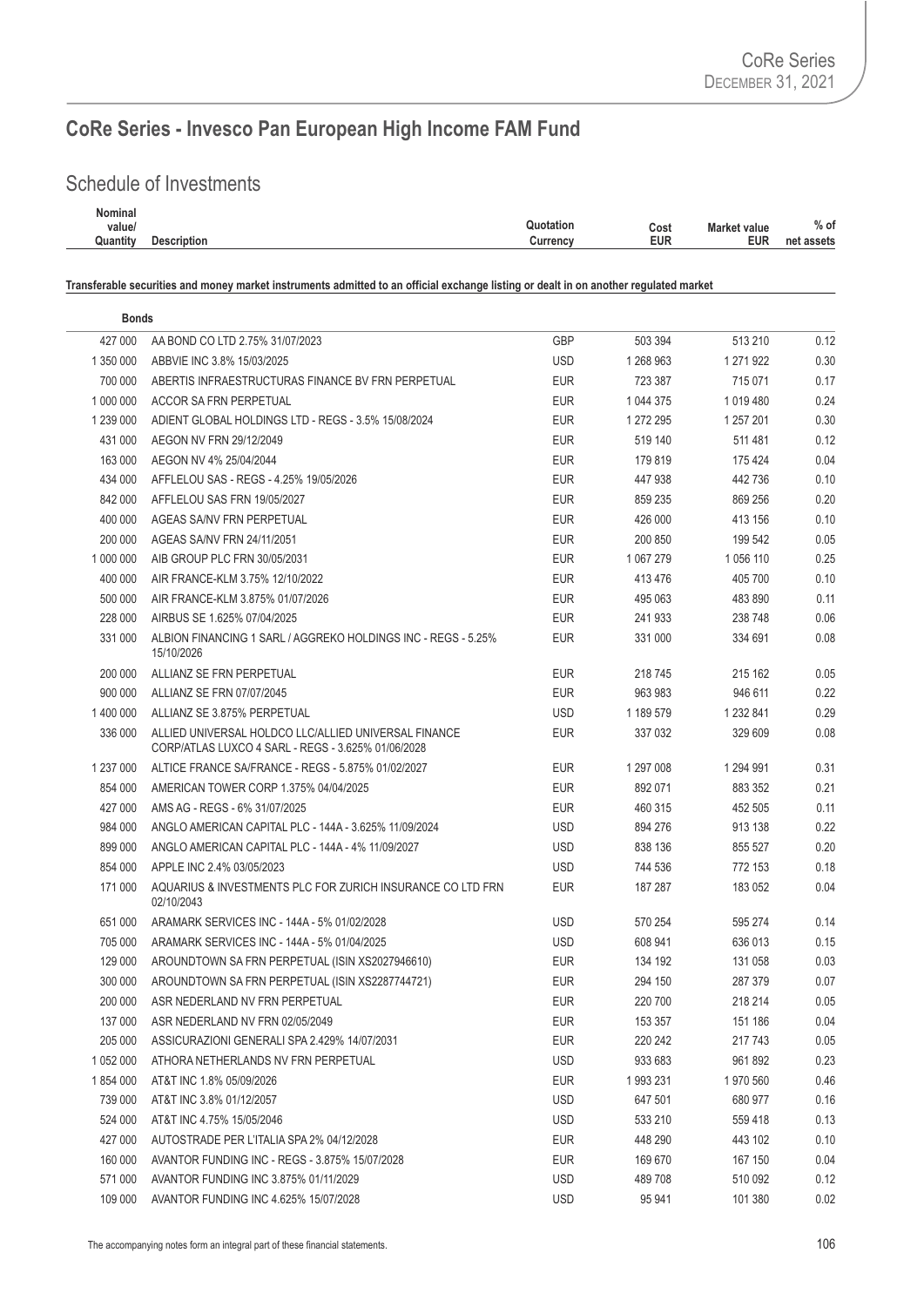# CoRe Series - Invesco Pan European High Income FAM Fund

## Schedule of Investments

| Nominal value/ Quantity | Description | Quotation Currency | Cost EUR | Market value EUR | % of net assets |
|---|---|---|---|---|---|
| **Transferable securities and money market instruments admitted to an official exchange listing or dealt in on another regulated market** | | | | | |
| **Bonds** | | | | | |
| 427 000 | AA BOND CO LTD 2.75% 31/07/2023 | GBP | 503 394 | 513 210 | 0.12 |
| 1 350 000 | ABBVIE INC 3.8% 15/03/2025 | USD | 1 268 963 | 1 271 922 | 0.30 |
| 700 000 | ABERTIS INFRAESTRUCTURAS FINANCE BV FRN PERPETUAL | EUR | 723 387 | 715 071 | 0.17 |
| 1 000 000 | ACCOR SA FRN PERPETUAL | EUR | 1 044 375 | 1 019 480 | 0.24 |
| 1 239 000 | ADIENT GLOBAL HOLDINGS LTD - REGS - 3.5% 15/08/2024 | EUR | 1 272 295 | 1 257 201 | 0.30 |
| 431 000 | AEGON NV FRN 29/12/2049 | EUR | 519 140 | 511 481 | 0.12 |
| 163 000 | AEGON NV 4% 25/04/2044 | EUR | 179 819 | 175 424 | 0.04 |
| 434 000 | AFFLELOU SAS - REGS - 4.25% 19/05/2026 | EUR | 447 938 | 442 736 | 0.10 |
| 842 000 | AFFLELOU SAS FRN 19/05/2027 | EUR | 859 235 | 869 256 | 0.20 |
| 400 000 | AGEAS SA/NV FRN PERPETUAL | EUR | 426 000 | 413 156 | 0.10 |
| 200 000 | AGEAS SA/NV FRN 24/11/2051 | EUR | 200 850 | 199 542 | 0.05 |
| 1 000 000 | AIB GROUP PLC FRN 30/05/2031 | EUR | 1 067 279 | 1 056 110 | 0.25 |
| 400 000 | AIR FRANCE-KLM 3.75% 12/10/2022 | EUR | 413 476 | 405 700 | 0.10 |
| 500 000 | AIR FRANCE-KLM 3.875% 01/07/2026 | EUR | 495 063 | 483 890 | 0.11 |
| 228 000 | AIRBUS SE 1.625% 07/04/2025 | EUR | 241 933 | 238 748 | 0.06 |
| 331 000 | ALBION FINANCING 1 SARL / AGGREKO HOLDINGS INC - REGS - 5.25% 15/10/2026 | EUR | 331 000 | 334 691 | 0.08 |
| 200 000 | ALLIANZ SE FRN PERPETUAL | EUR | 218 745 | 215 162 | 0.05 |
| 900 000 | ALLIANZ SE FRN 07/07/2045 | EUR | 963 983 | 946 611 | 0.22 |
| 1 400 000 | ALLIANZ SE 3.875% PERPETUAL | USD | 1 189 579 | 1 232 841 | 0.29 |
| 336 000 | ALLIED UNIVERSAL HOLDCO LLC/ALLIED UNIVERSAL FINANCE CORP/ATLAS LUXCO 4 SARL - REGS - 3.625% 01/06/2028 | EUR | 337 032 | 329 609 | 0.08 |
| 1 237 000 | ALTICE FRANCE SA/FRANCE - REGS - 5.875% 01/02/2027 | EUR | 1 297 008 | 1 294 991 | 0.31 |
| 854 000 | AMERICAN TOWER CORP 1.375% 04/04/2025 | EUR | 892 071 | 883 352 | 0.21 |
| 427 000 | AMS AG - REGS - 6% 31/07/2025 | EUR | 460 315 | 452 505 | 0.11 |
| 984 000 | ANGLO AMERICAN CAPITAL PLC - 144A - 3.625% 11/09/2024 | USD | 894 276 | 913 138 | 0.22 |
| 899 000 | ANGLO AMERICAN CAPITAL PLC - 144A - 4% 11/09/2027 | USD | 838 136 | 855 527 | 0.20 |
| 854 000 | APPLE INC 2.4% 03/05/2023 | USD | 744 536 | 772 153 | 0.18 |
| 171 000 | AQUARIUS & INVESTMENTS PLC FOR ZURICH INSURANCE CO LTD FRN 02/10/2043 | EUR | 187 287 | 183 052 | 0.04 |
| 651 000 | ARAMARK SERVICES INC - 144A - 5% 01/02/2028 | USD | 570 254 | 595 274 | 0.14 |
| 705 000 | ARAMARK SERVICES INC - 144A - 5% 01/04/2025 | USD | 608 941 | 636 013 | 0.15 |
| 129 000 | AROUNDTOWN SA FRN PERPETUAL (ISIN XS2027946610) | EUR | 134 192 | 131 058 | 0.03 |
| 300 000 | AROUNDTOWN SA FRN PERPETUAL (ISIN XS2287744721) | EUR | 294 150 | 287 379 | 0.07 |
| 200 000 | ASR NEDERLAND NV FRN PERPETUAL | EUR | 220 700 | 218 214 | 0.05 |
| 137 000 | ASR NEDERLAND NV FRN 02/05/2049 | EUR | 153 357 | 151 186 | 0.04 |
| 205 000 | ASSICURAZIONI GENERALI SPA 2.429% 14/07/2031 | EUR | 220 242 | 217 743 | 0.05 |
| 1 052 000 | ATHORA NETHERLANDS NV FRN PERPETUAL | USD | 933 683 | 961 892 | 0.23 |
| 1 854 000 | AT&T INC 1.8% 05/09/2026 | EUR | 1 993 231 | 1 970 560 | 0.46 |
| 739 000 | AT&T INC 3.8% 01/12/2057 | USD | 647 501 | 680 977 | 0.16 |
| 524 000 | AT&T INC 4.75% 15/05/2046 | USD | 533 210 | 559 418 | 0.13 |
| 427 000 | AUTOSTRADE PER L'ITALIA SPA 2% 04/12/2028 | EUR | 448 290 | 443 102 | 0.10 |
| 160 000 | AVANTOR FUNDING INC - REGS - 3.875% 15/07/2028 | EUR | 169 670 | 167 150 | 0.04 |
| 571 000 | AVANTOR FUNDING INC 3.875% 01/11/2029 | USD | 489 708 | 510 092 | 0.12 |
| 109 000 | AVANTOR FUNDING INC 4.625% 15/07/2028 | USD | 95 941 | 101 380 | 0.02 |

The accompanying notes form an integral part of these financial statements.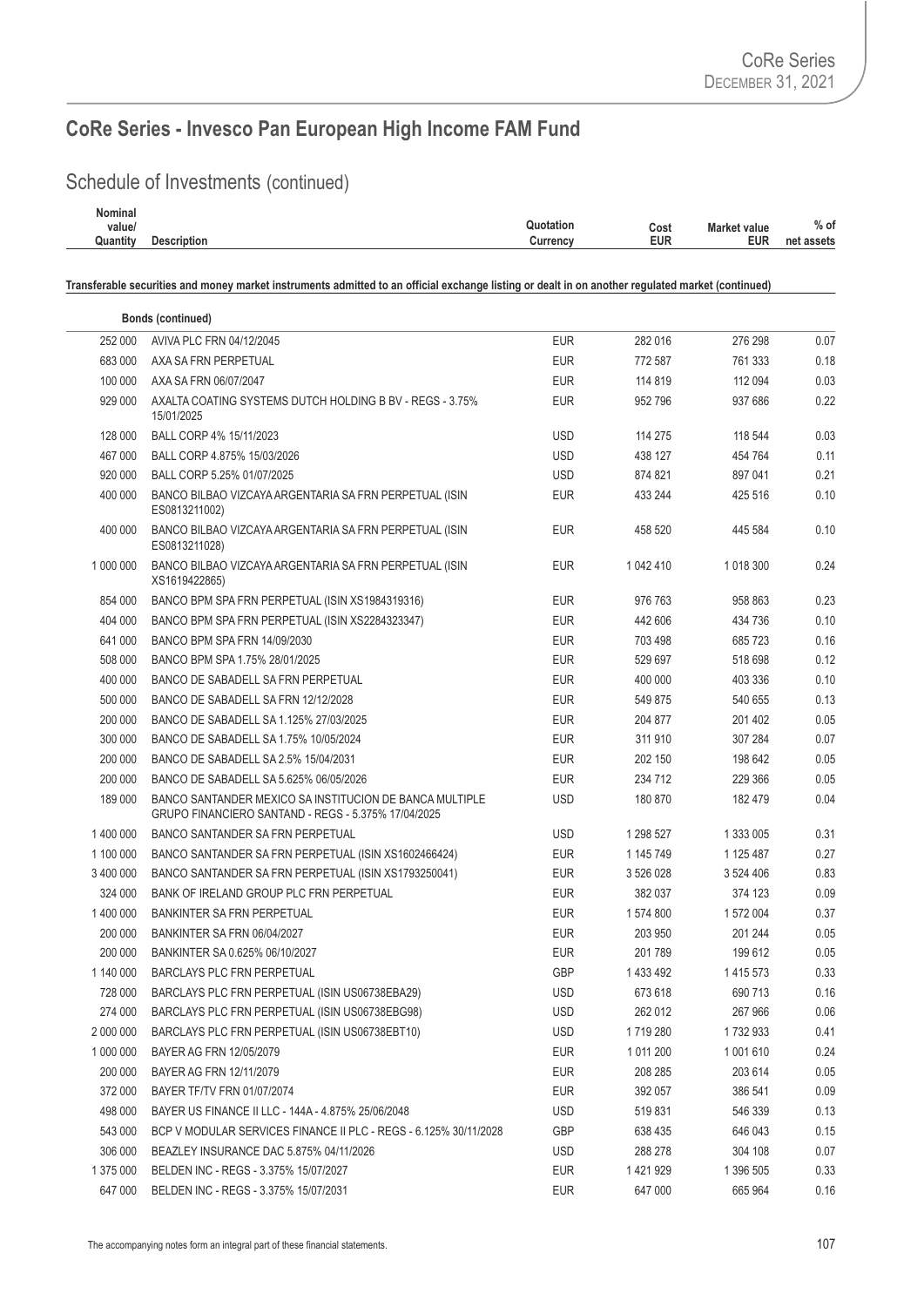# CoRe Series - Invesco Pan European High Income FAM Fund

## Schedule of Investments (continued)

| Nominal value/ Quantity | Description | Quotation Currency | Cost EUR | Market value EUR | % of net assets |
|---|---|---|---|---|---|
| | **Transferable securities and money market instruments admitted to an official exchange listing or dealt in on another regulated market (continued)** | | | | |
| | **Bonds (continued)** | | | | |
| 252 000 | AVIVA PLC FRN 04/12/2045 | EUR | 282 016 | 276 298 | 0.07 |
| 683 000 | AXA SA FRN PERPETUAL | EUR | 772 587 | 761 333 | 0.18 |
| 100 000 | AXA SA FRN 06/07/2047 | EUR | 114 819 | 112 094 | 0.03 |
| 929 000 | AXALTA COATING SYSTEMS DUTCH HOLDING B BV - REGS - 3.75% 15/01/2025 | EUR | 952 796 | 937 686 | 0.22 |
| 128 000 | BALL CORP 4% 15/11/2023 | USD | 114 275 | 118 544 | 0.03 |
| 467 000 | BALL CORP 4.875% 15/03/2026 | USD | 438 127 | 454 764 | 0.11 |
| 920 000 | BALL CORP 5.25% 01/07/2025 | USD | 874 821 | 897 041 | 0.21 |
| 400 000 | BANCO BILBAO VIZCAYA ARGENTARIA SA FRN PERPETUAL (ISIN ES0813211002) | EUR | 433 244 | 425 516 | 0.10 |
| 400 000 | BANCO BILBAO VIZCAYA ARGENTARIA SA FRN PERPETUAL (ISIN ES0813211028) | EUR | 458 520 | 445 584 | 0.10 |
| 1 000 000 | BANCO BILBAO VIZCAYA ARGENTARIA SA FRN PERPETUAL (ISIN XS1619422865) | EUR | 1 042 410 | 1 018 300 | 0.24 |
| 854 000 | BANCO BPM SPA FRN PERPETUAL (ISIN XS1984319316) | EUR | 976 763 | 958 863 | 0.23 |
| 404 000 | BANCO BPM SPA FRN PERPETUAL (ISIN XS2284323347) | EUR | 442 606 | 434 736 | 0.10 |
| 641 000 | BANCO BPM SPA FRN 14/09/2030 | EUR | 703 498 | 685 723 | 0.16 |
| 508 000 | BANCO BPM SPA 1.75% 28/01/2025 | EUR | 529 697 | 518 698 | 0.12 |
| 400 000 | BANCO DE SABADELL SA FRN PERPETUAL | EUR | 400 000 | 403 336 | 0.10 |
| 500 000 | BANCO DE SABADELL SA FRN 12/12/2028 | EUR | 549 875 | 540 655 | 0.13 |
| 200 000 | BANCO DE SABADELL SA 1.125% 27/03/2025 | EUR | 204 877 | 201 402 | 0.05 |
| 300 000 | BANCO DE SABADELL SA 1.75% 10/05/2024 | EUR | 311 910 | 307 284 | 0.07 |
| 200 000 | BANCO DE SABADELL SA 2.5% 15/04/2031 | EUR | 202 150 | 198 642 | 0.05 |
| 200 000 | BANCO DE SABADELL SA 5.625% 06/05/2026 | EUR | 234 712 | 229 366 | 0.05 |
| 189 000 | BANCO SANTANDER MEXICO SA INSTITUCION DE BANCA MULTIPLE GRUPO FINANCIERO SANTAND - REGS - 5.375% 17/04/2025 | USD | 180 870 | 182 479 | 0.04 |
| 1 400 000 | BANCO SANTANDER SA FRN PERPETUAL | USD | 1 298 527 | 1 333 005 | 0.31 |
| 1 100 000 | BANCO SANTANDER SA FRN PERPETUAL (ISIN XS1602466424) | EUR | 1 145 749 | 1 125 487 | 0.27 |
| 3 400 000 | BANCO SANTANDER SA FRN PERPETUAL (ISIN XS1793250041) | EUR | 3 526 028 | 3 524 406 | 0.83 |
| 324 000 | BANK OF IRELAND GROUP PLC FRN PERPETUAL | EUR | 382 037 | 374 123 | 0.09 |
| 1 400 000 | BANKINTER SA FRN PERPETUAL | EUR | 1 574 800 | 1 572 004 | 0.37 |
| 200 000 | BANKINTER SA FRN 06/04/2027 | EUR | 203 950 | 201 244 | 0.05 |
| 200 000 | BANKINTER SA 0.625% 06/10/2027 | EUR | 201 789 | 199 612 | 0.05 |
| 1 140 000 | BARCLAYS PLC FRN PERPETUAL | GBP | 1 433 492 | 1 415 573 | 0.33 |
| 728 000 | BARCLAYS PLC FRN PERPETUAL (ISIN US06738EBA29) | USD | 673 618 | 690 713 | 0.16 |
| 274 000 | BARCLAYS PLC FRN PERPETUAL (ISIN US06738EBG98) | USD | 262 012 | 267 966 | 0.06 |
| 2 000 000 | BARCLAYS PLC FRN PERPETUAL (ISIN US06738EBT10) | USD | 1 719 280 | 1 732 933 | 0.41 |
| 1 000 000 | BAYER AG FRN 12/05/2079 | EUR | 1 011 200 | 1 001 610 | 0.24 |
| 200 000 | BAYER AG FRN 12/11/2079 | EUR | 208 285 | 203 614 | 0.05 |
| 372 000 | BAYER TF/TV FRN 01/07/2074 | EUR | 392 057 | 386 541 | 0.09 |
| 498 000 | BAYER US FINANCE II LLC - 144A - 4.875% 25/06/2048 | USD | 519 831 | 546 339 | 0.13 |
| 543 000 | BCP V MODULAR SERVICES FINANCE II PLC - REGS - 6.125% 30/11/2028 | GBP | 638 435 | 646 043 | 0.15 |
| 306 000 | BEAZLEY INSURANCE DAC 5.875% 04/11/2026 | USD | 288 278 | 304 108 | 0.07 |
| 1 375 000 | BELDEN INC - REGS - 3.375% 15/07/2027 | EUR | 1 421 929 | 1 396 505 | 0.33 |
| 647 000 | BELDEN INC - REGS - 3.375% 15/07/2031 | EUR | 647 000 | 665 964 | 0.16 |

The accompanying notes form an integral part of these financial statements.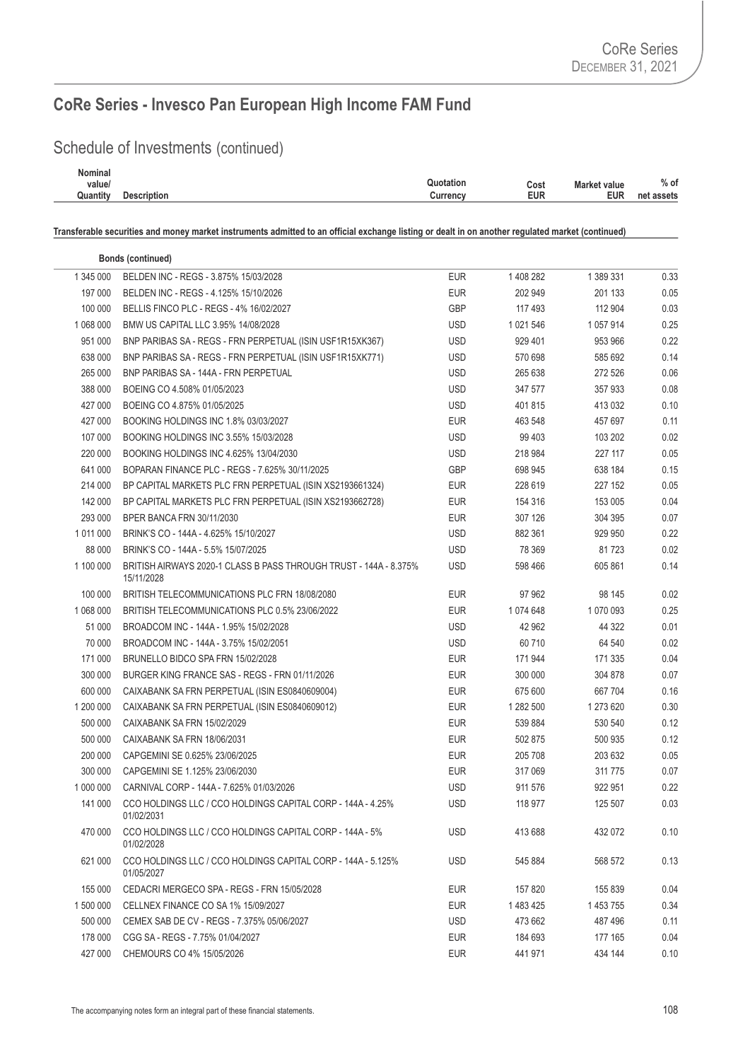## CoRe Series - Invesco Pan European High Income FAM Fund

### Schedule of Investments (continued)

| Nominal value/ Quantity | Description | Quotation Currency | Cost EUR | Market value EUR | % of net assets |
|---|---|---|---|---|---|
| | **Transferable securities and money market instruments admitted to an official exchange listing or dealt in on another regulated market (continued)** | | | | |
| | **Bonds (continued)** | | | | |
| 1 345 000 | BELDEN INC - REGS - 3.875% 15/03/2028 | EUR | 1 408 282 | 1 389 331 | 0.33 |
| 197 000 | BELDEN INC - REGS - 4.125% 15/10/2026 | EUR | 202 949 | 201 133 | 0.05 |
| 100 000 | BELLIS FINCO PLC - REGS - 4% 16/02/2027 | GBP | 117 493 | 112 904 | 0.03 |
| 1 068 000 | BMW US CAPITAL LLC 3.95% 14/08/2028 | USD | 1 021 546 | 1 057 914 | 0.25 |
| 951 000 | BNP PARIBAS SA - REGS - FRN PERPETUAL (ISIN USF1R15XK367) | USD | 929 401 | 953 966 | 0.22 |
| 638 000 | BNP PARIBAS SA - REGS - FRN PERPETUAL (ISIN USF1R15XK771) | USD | 570 698 | 585 692 | 0.14 |
| 265 000 | BNP PARIBAS SA - 144A - FRN PERPETUAL | USD | 265 638 | 272 526 | 0.06 |
| 388 000 | BOEING CO 4.508% 01/05/2023 | USD | 347 577 | 357 933 | 0.08 |
| 427 000 | BOEING CO 4.875% 01/05/2025 | USD | 401 815 | 413 032 | 0.10 |
| 427 000 | BOOKING HOLDINGS INC 1.8% 03/03/2027 | EUR | 463 548 | 457 697 | 0.11 |
| 107 000 | BOOKING HOLDINGS INC 3.55% 15/03/2028 | USD | 99 403 | 103 202 | 0.02 |
| 220 000 | BOOKING HOLDINGS INC 4.625% 13/04/2030 | USD | 218 984 | 227 117 | 0.05 |
| 641 000 | BOPARAN FINANCE PLC - REGS - 7.625% 30/11/2025 | GBP | 698 945 | 638 184 | 0.15 |
| 214 000 | BP CAPITAL MARKETS PLC FRN PERPETUAL (ISIN XS2193661324) | EUR | 228 619 | 227 152 | 0.05 |
| 142 000 | BP CAPITAL MARKETS PLC FRN PERPETUAL (ISIN XS2193662728) | EUR | 154 316 | 153 005 | 0.04 |
| 293 000 | BPER BANCA FRN 30/11/2030 | EUR | 307 126 | 304 395 | 0.07 |
| 1 011 000 | BRINK'S CO - 144A - 4.625% 15/10/2027 | USD | 882 361 | 929 950 | 0.22 |
| 88 000 | BRINK'S CO - 144A - 5.5% 15/07/2025 | USD | 78 369 | 81 723 | 0.02 |
| 1 100 000 | BRITISH AIRWAYS 2020-1 CLASS B PASS THROUGH TRUST - 144A - 8.375% 15/11/2028 | USD | 598 466 | 605 861 | 0.14 |
| 100 000 | BRITISH TELECOMMUNICATIONS PLC FRN 18/08/2080 | EUR | 97 962 | 98 145 | 0.02 |
| 1 068 000 | BRITISH TELECOMMUNICATIONS PLC 0.5% 23/06/2022 | EUR | 1 074 648 | 1 070 093 | 0.25 |
| 51 000 | BROADCOM INC - 144A - 1.95% 15/02/2028 | USD | 42 962 | 44 322 | 0.01 |
| 70 000 | BROADCOM INC - 144A - 3.75% 15/02/2051 | USD | 60 710 | 64 540 | 0.02 |
| 171 000 | BRUNELLO BIDCO SPA FRN 15/02/2028 | EUR | 171 944 | 171 335 | 0.04 |
| 300 000 | BURGER KING FRANCE SAS - REGS - FRN 01/11/2026 | EUR | 300 000 | 304 878 | 0.07 |
| 600 000 | CAIXABANK SA FRN PERPETUAL (ISIN ES0840609004) | EUR | 675 600 | 667 704 | 0.16 |
| 1 200 000 | CAIXABANK SA FRN PERPETUAL (ISIN ES0840609012) | EUR | 1 282 500 | 1 273 620 | 0.30 |
| 500 000 | CAIXABANK SA FRN 15/02/2029 | EUR | 539 884 | 530 540 | 0.12 |
| 500 000 | CAIXABANK SA FRN 18/06/2031 | EUR | 502 875 | 500 935 | 0.12 |
| 200 000 | CAPGEMINI SE 0.625% 23/06/2025 | EUR | 205 708 | 203 632 | 0.05 |
| 300 000 | CAPGEMINI SE 1.125% 23/06/2030 | EUR | 317 069 | 311 775 | 0.07 |
| 1 000 000 | CARNIVAL CORP - 144A - 7.625% 01/03/2026 | USD | 911 576 | 922 951 | 0.22 |
| 141 000 | CCO HOLDINGS LLC / CCO HOLDINGS CAPITAL CORP - 144A - 4.25% 01/02/2031 | USD | 118 977 | 125 507 | 0.03 |
| 470 000 | CCO HOLDINGS LLC / CCO HOLDINGS CAPITAL CORP - 144A - 5% 01/02/2028 | USD | 413 688 | 432 072 | 0.10 |
| 621 000 | CCO HOLDINGS LLC / CCO HOLDINGS CAPITAL CORP - 144A - 5.125% 01/05/2027 | USD | 545 884 | 568 572 | 0.13 |
| 155 000 | CEDACRI MERGECO SPA - REGS - FRN 15/05/2028 | EUR | 157 820 | 155 839 | 0.04 |
| 1 500 000 | CELLNEX FINANCE CO SA 1% 15/09/2027 | EUR | 1 483 425 | 1 453 755 | 0.34 |
| 500 000 | CEMEX SAB DE CV - REGS - 7.375% 05/06/2027 | USD | 473 662 | 487 496 | 0.11 |
| 178 000 | CGG SA - REGS - 7.75% 01/04/2027 | EUR | 184 693 | 177 165 | 0.04 |
| 427 000 | CHEMOURS CO 4% 15/05/2026 | EUR | 441 971 | 434 144 | 0.10 |

The accompanying notes form an integral part of these financial statements.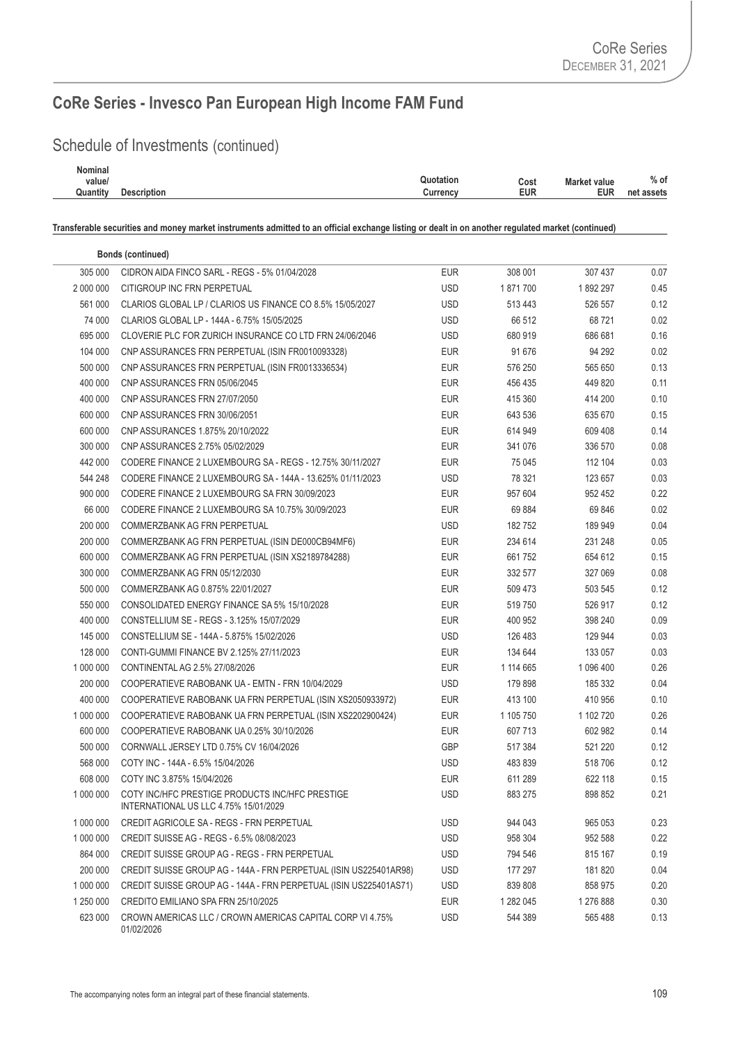# CoRe Series - Invesco Pan European High Income FAM Fund

## Schedule of Investments (continued)

| Nominal value/ Quantity | Description | Quotation Currency | Cost EUR | Market value EUR | % of net assets |
|---|---|---|---|---|---|
| | **Transferable securities and money market instruments admitted to an official exchange listing or dealt in on another regulated market (continued)** | | | | |
| | **Bonds (continued)** | | | | |
| 305 000 | CIDRON AIDA FINCO SARL - REGS - 5% 01/04/2028 | EUR | 308 001 | 307 437 | 0.07 |
| 2 000 000 | CITIGROUP INC FRN PERPETUAL | USD | 1 871 700 | 1 892 297 | 0.45 |
| 561 000 | CLARIOS GLOBAL LP / CLARIOS US FINANCE CO 8.5% 15/05/2027 | USD | 513 443 | 526 557 | 0.12 |
| 74 000 | CLARIOS GLOBAL LP - 144A - 6.75% 15/05/2025 | USD | 66 512 | 68 721 | 0.02 |
| 695 000 | CLOVERIE PLC FOR ZURICH INSURANCE CO LTD FRN 24/06/2046 | USD | 680 919 | 686 681 | 0.16 |
| 104 000 | CNP ASSURANCES FRN PERPETUAL (ISIN FR0010093328) | EUR | 91 676 | 94 292 | 0.02 |
| 500 000 | CNP ASSURANCES FRN PERPETUAL (ISIN FR0013336534) | EUR | 576 250 | 565 650 | 0.13 |
| 400 000 | CNP ASSURANCES FRN 05/06/2045 | EUR | 456 435 | 449 820 | 0.11 |
| 400 000 | CNP ASSURANCES FRN 27/07/2050 | EUR | 415 360 | 414 200 | 0.10 |
| 600 000 | CNP ASSURANCES FRN 30/06/2051 | EUR | 643 536 | 635 670 | 0.15 |
| 600 000 | CNP ASSURANCES 1.875% 20/10/2022 | EUR | 614 949 | 609 408 | 0.14 |
| 300 000 | CNP ASSURANCES 2.75% 05/02/2029 | EUR | 341 076 | 336 570 | 0.08 |
| 442 000 | CODERE FINANCE 2 LUXEMBOURG SA - REGS - 12.75% 30/11/2027 | EUR | 75 045 | 112 104 | 0.03 |
| 544 248 | CODERE FINANCE 2 LUXEMBOURG SA - 144A - 13.625% 01/11/2023 | USD | 78 321 | 123 657 | 0.03 |
| 900 000 | CODERE FINANCE 2 LUXEMBOURG SA FRN 30/09/2023 | EUR | 957 604 | 952 452 | 0.22 |
| 66 000 | CODERE FINANCE 2 LUXEMBOURG SA 10.75% 30/09/2023 | EUR | 69 884 | 69 846 | 0.02 |
| 200 000 | COMMERZBANK AG FRN PERPETUAL | USD | 182 752 | 189 949 | 0.04 |
| 200 000 | COMMERZBANK AG FRN PERPETUAL (ISIN DE000CB94MF6) | EUR | 234 614 | 231 248 | 0.05 |
| 600 000 | COMMERZBANK AG FRN PERPETUAL (ISIN XS2189784288) | EUR | 661 752 | 654 612 | 0.15 |
| 300 000 | COMMERZBANK AG FRN 05/12/2030 | EUR | 332 577 | 327 069 | 0.08 |
| 500 000 | COMMERZBANK AG 0.875% 22/01/2027 | EUR | 509 473 | 503 545 | 0.12 |
| 550 000 | CONSOLIDATED ENERGY FINANCE SA 5% 15/10/2028 | EUR | 519 750 | 526 917 | 0.12 |
| 400 000 | CONSTELLIUM SE - REGS - 3.125% 15/07/2029 | EUR | 400 952 | 398 240 | 0.09 |
| 145 000 | CONSTELLIUM SE - 144A - 5.875% 15/02/2026 | USD | 126 483 | 129 944 | 0.03 |
| 128 000 | CONTI-GUMMI FINANCE BV 2.125% 27/11/2023 | EUR | 134 644 | 133 057 | 0.03 |
| 1 000 000 | CONTINENTAL AG 2.5% 27/08/2026 | EUR | 1 114 665 | 1 096 400 | 0.26 |
| 200 000 | COOPERATIEVE RABOBANK UA - EMTN - FRN 10/04/2029 | USD | 179 898 | 185 332 | 0.04 |
| 400 000 | COOPERATIEVE RABOBANK UA FRN PERPETUAL (ISIN XS2050933972) | EUR | 413 100 | 410 956 | 0.10 |
| 1 000 000 | COOPERATIEVE RABOBANK UA FRN PERPETUAL (ISIN XS2202900424) | EUR | 1 105 750 | 1 102 720 | 0.26 |
| 600 000 | COOPERATIEVE RABOBANK UA 0.25% 30/10/2026 | EUR | 607 713 | 602 982 | 0.14 |
| 500 000 | CORNWALL JERSEY LTD 0.75% CV 16/04/2026 | GBP | 517 384 | 521 220 | 0.12 |
| 568 000 | COTY INC - 144A - 6.5% 15/04/2026 | USD | 483 839 | 518 706 | 0.12 |
| 608 000 | COTY INC 3.875% 15/04/2026 | EUR | 611 289 | 622 118 | 0.15 |
| 1 000 000 | COTY INC/HFC PRESTIGE PRODUCTS INC/HFC PRESTIGE INTERNATIONAL US LLC 4.75% 15/01/2029 | USD | 883 275 | 898 852 | 0.21 |
| 1 000 000 | CREDIT AGRICOLE SA - REGS - FRN PERPETUAL | USD | 944 043 | 965 053 | 0.23 |
| 1 000 000 | CREDIT SUISSE AG - REGS - 6.5% 08/08/2023 | USD | 958 304 | 952 588 | 0.22 |
| 864 000 | CREDIT SUISSE GROUP AG - REGS - FRN PERPETUAL | USD | 794 546 | 815 167 | 0.19 |
| 200 000 | CREDIT SUISSE GROUP AG - 144A - FRN PERPETUAL (ISIN US225401AR98) | USD | 177 297 | 181 820 | 0.04 |
| 1 000 000 | CREDIT SUISSE GROUP AG - 144A - FRN PERPETUAL (ISIN US225401AS71) | USD | 839 808 | 858 975 | 0.20 |
| 1 250 000 | CREDITO EMILIANO SPA FRN 25/10/2025 | EUR | 1 282 045 | 1 276 888 | 0.30 |
| 623 000 | CROWN AMERICAS LLC / CROWN AMERICAS CAPITAL CORP VI 4.75% 01/02/2026 | USD | 544 389 | 565 488 | 0.13 |

The accompanying notes form an integral part of these financial statements.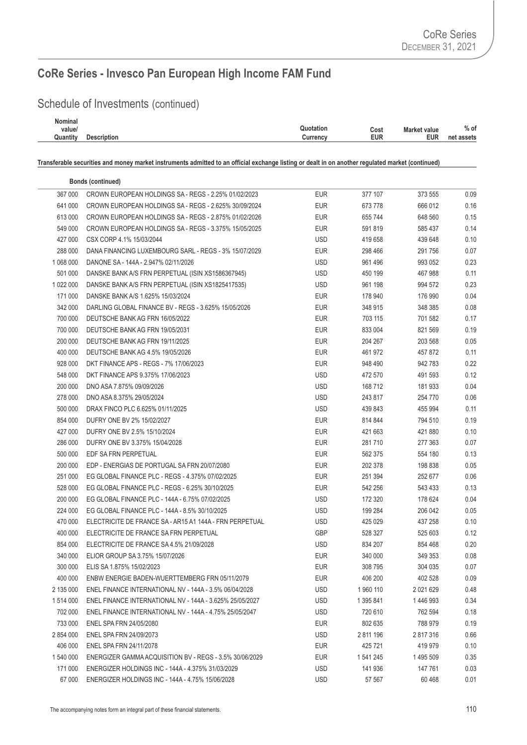## CoRe Series - Invesco Pan European High Income FAM Fund

### Schedule of Investments (continued)

| Nominal value/ Quantity | Description | Quotation Currency | Cost EUR | Market value EUR | % of net assets |
|---|---|---|---|---|---|
| | **Transferable securities and money market instruments admitted to an official exchange listing or dealt in on another regulated market (continued)** | | | | |
| | **Bonds (continued)** | | | | |
| 367 000 | CROWN EUROPEAN HOLDINGS SA - REGS - 2.25% 01/02/2023 | EUR | 377 107 | 373 555 | 0.09 |
| 641 000 | CROWN EUROPEAN HOLDINGS SA - REGS - 2.625% 30/09/2024 | EUR | 673 778 | 666 012 | 0.16 |
| 613 000 | CROWN EUROPEAN HOLDINGS SA - REGS - 2.875% 01/02/2026 | EUR | 655 744 | 648 560 | 0.15 |
| 549 000 | CROWN EUROPEAN HOLDINGS SA - REGS - 3.375% 15/05/2025 | EUR | 591 819 | 585 437 | 0.14 |
| 427 000 | CSX CORP 4.1% 15/03/2044 | USD | 419 658 | 439 648 | 0.10 |
| 288 000 | DANA FINANCING LUXEMBOURG SARL - REGS - 3% 15/07/2029 | EUR | 298 466 | 291 756 | 0.07 |
| 1 068 000 | DANONE SA - 144A - 2.947% 02/11/2026 | USD | 961 496 | 993 052 | 0.23 |
| 501 000 | DANSKE BANK A/S FRN PERPETUAL (ISIN XS1586367945) | USD | 450 199 | 467 988 | 0.11 |
| 1 022 000 | DANSKE BANK A/S FRN PERPETUAL (ISIN XS1825417535) | USD | 961 198 | 994 572 | 0.23 |
| 171 000 | DANSKE BANK A/S 1.625% 15/03/2024 | EUR | 178 940 | 176 990 | 0.04 |
| 342 000 | DARLING GLOBAL FINANCE BV - REGS - 3.625% 15/05/2026 | EUR | 348 915 | 348 385 | 0.08 |
| 700 000 | DEUTSCHE BANK AG FRN 16/05/2022 | EUR | 703 115 | 701 582 | 0.17 |
| 700 000 | DEUTSCHE BANK AG FRN 19/05/2031 | EUR | 833 004 | 821 569 | 0.19 |
| 200 000 | DEUTSCHE BANK AG FRN 19/11/2025 | EUR | 204 267 | 203 568 | 0.05 |
| 400 000 | DEUTSCHE BANK AG 4.5% 19/05/2026 | EUR | 461 972 | 457 872 | 0.11 |
| 928 000 | DKT FINANCE APS - REGS - 7% 17/06/2023 | EUR | 948 490 | 942 783 | 0.22 |
| 548 000 | DKT FINANCE APS 9.375% 17/06/2023 | USD | 472 570 | 491 593 | 0.12 |
| 200 000 | DNO ASA 7.875% 09/09/2026 | USD | 168 712 | 181 933 | 0.04 |
| 278 000 | DNO ASA 8.375% 29/05/2024 | USD | 243 817 | 254 770 | 0.06 |
| 500 000 | DRAX FINCO PLC 6.625% 01/11/2025 | USD | 439 843 | 455 994 | 0.11 |
| 854 000 | DUFRY ONE BV 2% 15/02/2027 | EUR | 814 844 | 794 510 | 0.19 |
| 427 000 | DUFRY ONE BV 2.5% 15/10/2024 | EUR | 421 663 | 421 880 | 0.10 |
| 286 000 | DUFRY ONE BV 3.375% 15/04/2028 | EUR | 281 710 | 277 363 | 0.07 |
| 500 000 | EDF SA FRN PERPETUAL | EUR | 562 375 | 554 180 | 0.13 |
| 200 000 | EDP - ENERGIAS DE PORTUGAL SA FRN 20/07/2080 | EUR | 202 378 | 198 838 | 0.05 |
| 251 000 | EG GLOBAL FINANCE PLC - REGS - 4.375% 07/02/2025 | EUR | 251 394 | 252 677 | 0.06 |
| 528 000 | EG GLOBAL FINANCE PLC - REGS - 6.25% 30/10/2025 | EUR | 542 256 | 543 433 | 0.13 |
| 200 000 | EG GLOBAL FINANCE PLC - 144A - 6.75% 07/02/2025 | USD | 172 320 | 178 624 | 0.04 |
| 224 000 | EG GLOBAL FINANCE PLC - 144A - 8.5% 30/10/2025 | USD | 199 284 | 206 042 | 0.05 |
| 470 000 | ELECTRICITE DE FRANCE SA - AR15 A1 144A - FRN PERPETUAL | USD | 425 029 | 437 258 | 0.10 |
| 400 000 | ELECTRICITE DE FRANCE SA FRN PERPETUAL | GBP | 528 327 | 525 603 | 0.12 |
| 854 000 | ELECTRICITE DE FRANCE SA 4.5% 21/09/2028 | USD | 834 207 | 854 468 | 0.20 |
| 340 000 | ELIOR GROUP SA 3.75% 15/07/2026 | EUR | 340 000 | 349 353 | 0.08 |
| 300 000 | ELIS SA 1.875% 15/02/2023 | EUR | 308 795 | 304 035 | 0.07 |
| 400 000 | ENBW ENERGIE BADEN-WUERTTEMBERG FRN 05/11/2079 | EUR | 406 200 | 402 528 | 0.09 |
| 2 135 000 | ENEL FINANCE INTERNATIONAL NV - 144A - 3.5% 06/04/2028 | USD | 1 960 110 | 2 021 629 | 0.48 |
| 1 514 000 | ENEL FINANCE INTERNATIONAL NV - 144A - 3.625% 25/05/2027 | USD | 1 395 841 | 1 446 993 | 0.34 |
| 702 000 | ENEL FINANCE INTERNATIONAL NV - 144A - 4.75% 25/05/2047 | USD | 720 610 | 762 594 | 0.18 |
| 733 000 | ENEL SPA FRN 24/05/2080 | EUR | 802 635 | 788 979 | 0.19 |
| 2 854 000 | ENEL SPA FRN 24/09/2073 | USD | 2 811 196 | 2 817 316 | 0.66 |
| 406 000 | ENEL SPA FRN 24/11/2078 | EUR | 425 721 | 419 979 | 0.10 |
| 1 540 000 | ENERGIZER GAMMA ACQUISITION BV - REGS - 3.5% 30/06/2029 | EUR | 1 541 245 | 1 495 509 | 0.35 |
| 171 000 | ENERGIZER HOLDINGS INC - 144A - 4.375% 31/03/2029 | USD | 141 936 | 147 761 | 0.03 |
| 67 000 | ENERGIZER HOLDINGS INC - 144A - 4.75% 15/06/2028 | USD | 57 567 | 60 468 | 0.01 |

The accompanying notes form an integral part of these financial statements.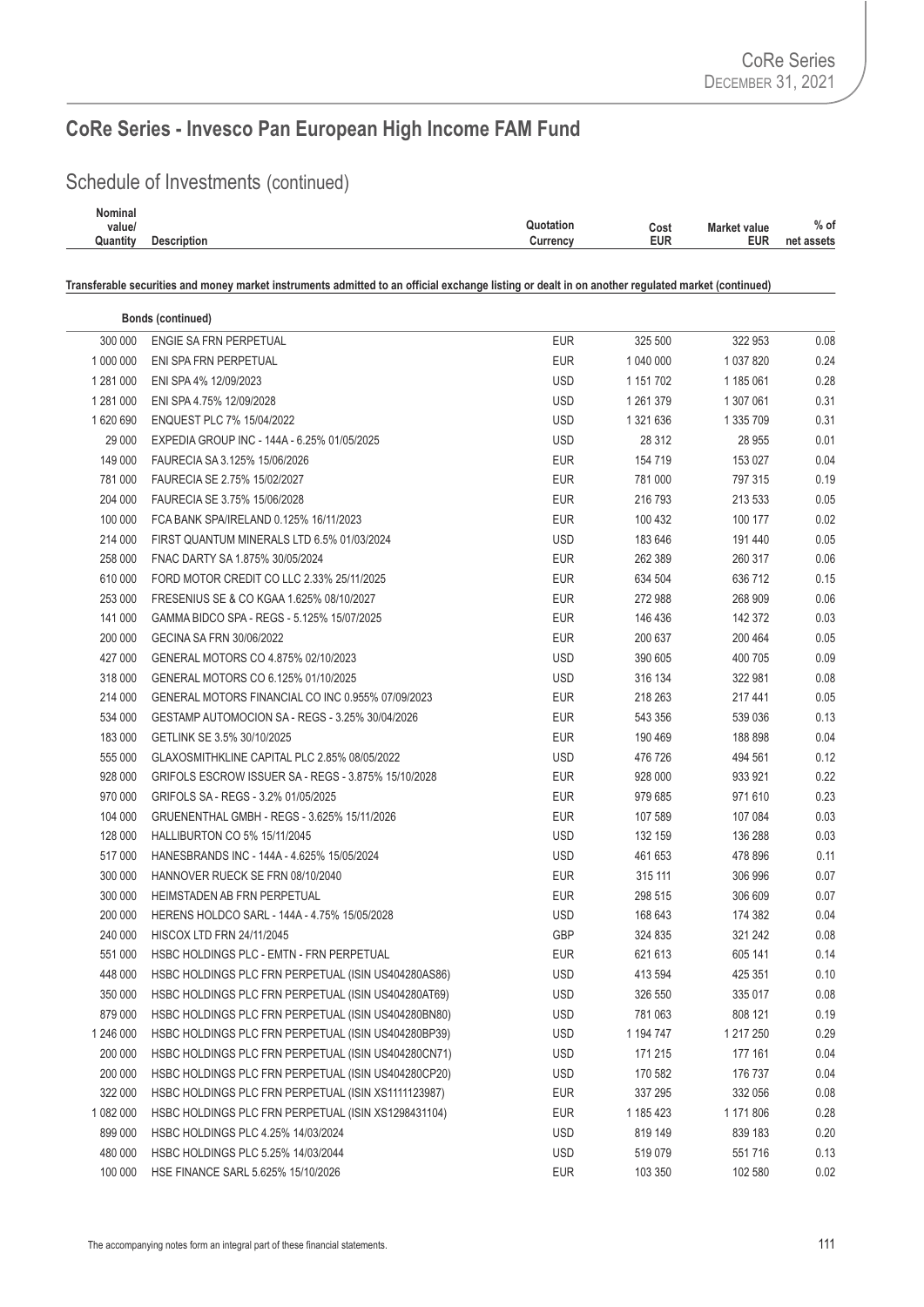# CoRe Series - Invesco Pan European High Income FAM Fund

## Schedule of Investments (continued)

| Nominal value/ Quantity | Description | Quotation Currency | Cost EUR | Market value EUR | % of net assets |
|---|---|---|---|---|---|
| | **Transferable securities and money market instruments admitted to an official exchange listing or dealt in on another regulated market (continued)** | | | | |
| | **Bonds (continued)** | | | | |
| 300 000 | ENGIE SA FRN PERPETUAL | EUR | 325 500 | 322 953 | 0.08 |
| 1 000 000 | ENI SPA FRN PERPETUAL | EUR | 1 040 000 | 1 037 820 | 0.24 |
| 1 281 000 | ENI SPA 4% 12/09/2023 | USD | 1 151 702 | 1 185 061 | 0.28 |
| 1 281 000 | ENI SPA 4.75% 12/09/2028 | USD | 1 261 379 | 1 307 061 | 0.31 |
| 1 620 690 | ENQUEST PLC 7% 15/04/2022 | USD | 1 321 636 | 1 335 709 | 0.31 |
| 29 000 | EXPEDIA GROUP INC - 144A - 6.25% 01/05/2025 | USD | 28 312 | 28 955 | 0.01 |
| 149 000 | FAURECIA SA 3.125% 15/06/2026 | EUR | 154 719 | 153 027 | 0.04 |
| 781 000 | FAURECIA SE 2.75% 15/02/2027 | EUR | 781 000 | 797 315 | 0.19 |
| 204 000 | FAURECIA SE 3.75% 15/06/2028 | EUR | 216 793 | 213 533 | 0.05 |
| 100 000 | FCA BANK SPA/IRELAND 0.125% 16/11/2023 | EUR | 100 432 | 100 177 | 0.02 |
| 214 000 | FIRST QUANTUM MINERALS LTD 6.5% 01/03/2024 | USD | 183 646 | 191 440 | 0.05 |
| 258 000 | FNAC DARTY SA 1.875% 30/05/2024 | EUR | 262 389 | 260 317 | 0.06 |
| 610 000 | FORD MOTOR CREDIT CO LLC 2.33% 25/11/2025 | EUR | 634 504 | 636 712 | 0.15 |
| 253 000 | FRESENIUS SE & CO KGAA 1.625% 08/10/2027 | EUR | 272 988 | 268 909 | 0.06 |
| 141 000 | GAMMA BIDCO SPA - REGS - 5.125% 15/07/2025 | EUR | 146 436 | 142 372 | 0.03 |
| 200 000 | GECINA SA FRN 30/06/2022 | EUR | 200 637 | 200 464 | 0.05 |
| 427 000 | GENERAL MOTORS CO 4.875% 02/10/2023 | USD | 390 605 | 400 705 | 0.09 |
| 318 000 | GENERAL MOTORS CO 6.125% 01/10/2025 | USD | 316 134 | 322 981 | 0.08 |
| 214 000 | GENERAL MOTORS FINANCIAL CO INC 0.955% 07/09/2023 | EUR | 218 263 | 217 441 | 0.05 |
| 534 000 | GESTAMP AUTOMOCION SA - REGS - 3.25% 30/04/2026 | EUR | 543 356 | 539 036 | 0.13 |
| 183 000 | GETLINK SE 3.5% 30/10/2025 | EUR | 190 469 | 188 898 | 0.04 |
| 555 000 | GLAXOSMITHKLINE CAPITAL PLC 2.85% 08/05/2022 | USD | 476 726 | 494 561 | 0.12 |
| 928 000 | GRIFOLS ESCROW ISSUER SA - REGS - 3.875% 15/10/2028 | EUR | 928 000 | 933 921 | 0.22 |
| 970 000 | GRIFOLS SA - REGS - 3.2% 01/05/2025 | EUR | 979 685 | 971 610 | 0.23 |
| 104 000 | GRUENENTHAL GMBH - REGS - 3.625% 15/11/2026 | EUR | 107 589 | 107 084 | 0.03 |
| 128 000 | HALLIBURTON CO 5% 15/11/2045 | USD | 132 159 | 136 288 | 0.03 |
| 517 000 | HANESBRANDS INC - 144A - 4.625% 15/05/2024 | USD | 461 653 | 478 896 | 0.11 |
| 300 000 | HANNOVER RUECK SE FRN 08/10/2040 | EUR | 315 111 | 306 996 | 0.07 |
| 300 000 | HEIMSTADEN AB FRN PERPETUAL | EUR | 298 515 | 306 609 | 0.07 |
| 200 000 | HERENS HOLDCO SARL - 144A - 4.75% 15/05/2028 | USD | 168 643 | 174 382 | 0.04 |
| 240 000 | HISCOX LTD FRN 24/11/2045 | GBP | 324 835 | 321 242 | 0.08 |
| 551 000 | HSBC HOLDINGS PLC - EMTN - FRN PERPETUAL | EUR | 621 613 | 605 141 | 0.14 |
| 448 000 | HSBC HOLDINGS PLC FRN PERPETUAL (ISIN US404280AS86) | USD | 413 594 | 425 351 | 0.10 |
| 350 000 | HSBC HOLDINGS PLC FRN PERPETUAL (ISIN US404280AT69) | USD | 326 550 | 335 017 | 0.08 |
| 879 000 | HSBC HOLDINGS PLC FRN PERPETUAL (ISIN US404280BN80) | USD | 781 063 | 808 121 | 0.19 |
| 1 246 000 | HSBC HOLDINGS PLC FRN PERPETUAL (ISIN US404280BP39) | USD | 1 194 747 | 1 217 250 | 0.29 |
| 200 000 | HSBC HOLDINGS PLC FRN PERPETUAL (ISIN US404280CN71) | USD | 171 215 | 177 161 | 0.04 |
| 200 000 | HSBC HOLDINGS PLC FRN PERPETUAL (ISIN US404280CP20) | USD | 170 582 | 176 737 | 0.04 |
| 322 000 | HSBC HOLDINGS PLC FRN PERPETUAL (ISIN XS1111123987) | EUR | 337 295 | 332 056 | 0.08 |
| 1 082 000 | HSBC HOLDINGS PLC FRN PERPETUAL (ISIN XS1298431104) | EUR | 1 185 423 | 1 171 806 | 0.28 |
| 899 000 | HSBC HOLDINGS PLC 4.25% 14/03/2024 | USD | 819 149 | 839 183 | 0.20 |
| 480 000 | HSBC HOLDINGS PLC 5.25% 14/03/2044 | USD | 519 079 | 551 716 | 0.13 |
| 100 000 | HSE FINANCE SARL 5.625% 15/10/2026 | EUR | 103 350 | 102 580 | 0.02 |

The accompanying notes form an integral part of these financial statements.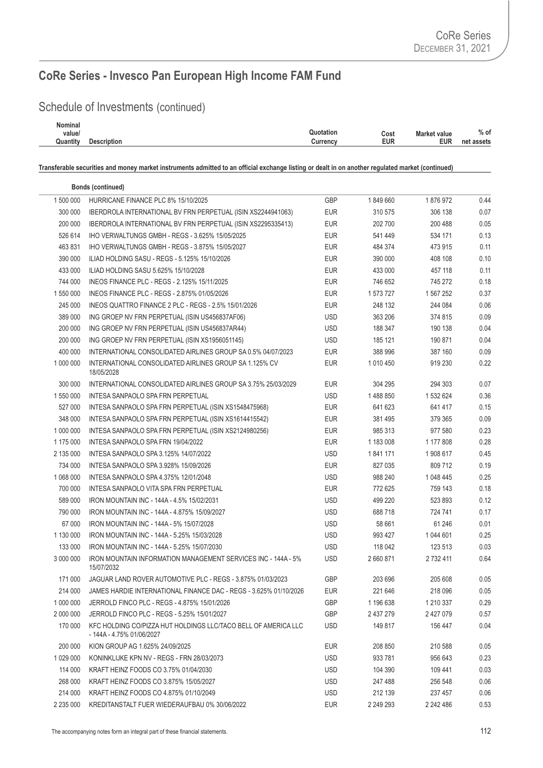# CoRe Series - Invesco Pan European High Income FAM Fund

## Schedule of Investments (continued)

| Nominal value/ Quantity | Description | Quotation Currency | Cost EUR | Market value EUR | % of net assets |
|---|---|---|---|---|---|
| | **Transferable securities and money market instruments admitted to an official exchange listing or dealt in on another regulated market (continued)** | | | | |
| | **Bonds (continued)** | | | | |
| 1 500 000 | HURRICANE FINANCE PLC 8% 15/10/2025 | GBP | 1 849 660 | 1 876 972 | 0.44 |
| 300 000 | IBERDROLA INTERNATIONAL BV FRN PERPETUAL (ISIN XS2244941063) | EUR | 310 575 | 306 138 | 0.07 |
| 200 000 | IBERDROLA INTERNATIONAL BV FRN PERPETUAL (ISIN XS2295335413) | EUR | 202 700 | 200 488 | 0.05 |
| 526 614 | IHO VERWALTUNGS GMBH - REGS - 3.625% 15/05/2025 | EUR | 541 449 | 534 171 | 0.13 |
| 463 831 | IHO VERWALTUNGS GMBH - REGS - 3.875% 15/05/2027 | EUR | 484 374 | 473 915 | 0.11 |
| 390 000 | ILIAD HOLDING SASU - REGS - 5.125% 15/10/2026 | EUR | 390 000 | 408 108 | 0.10 |
| 433 000 | ILIAD HOLDING SASU 5.625% 15/10/2028 | EUR | 433 000 | 457 118 | 0.11 |
| 744 000 | INEOS FINANCE PLC - REGS - 2.125% 15/11/2025 | EUR | 746 652 | 745 272 | 0.18 |
| 1 550 000 | INEOS FINANCE PLC - REGS - 2.875% 01/05/2026 | EUR | 1 573 727 | 1 567 252 | 0.37 |
| 245 000 | INEOS QUATTRO FINANCE 2 PLC - REGS - 2.5% 15/01/2026 | EUR | 248 132 | 244 084 | 0.06 |
| 389 000 | ING GROEP NV FRN PERPETUAL (ISIN US456837AF06) | USD | 363 206 | 374 815 | 0.09 |
| 200 000 | ING GROEP NV FRN PERPETUAL (ISIN US456837AR44) | USD | 188 347 | 190 138 | 0.04 |
| 200 000 | ING GROEP NV FRN PERPETUAL (ISIN XS1956051145) | USD | 185 121 | 190 871 | 0.04 |
| 400 000 | INTERNATIONAL CONSOLIDATED AIRLINES GROUP SA 0.5% 04/07/2023 | EUR | 388 996 | 387 160 | 0.09 |
| 1 000 000 | INTERNATIONAL CONSOLIDATED AIRLINES GROUP SA 1.125% CV 18/05/2028 | EUR | 1 010 450 | 919 230 | 0.22 |
| 300 000 | INTERNATIONAL CONSOLIDATED AIRLINES GROUP SA 3.75% 25/03/2029 | EUR | 304 295 | 294 303 | 0.07 |
| 1 550 000 | INTESA SANPAOLO SPA FRN PERPETUAL | USD | 1 488 850 | 1 532 624 | 0.36 |
| 527 000 | INTESA SANPAOLO SPA FRN PERPETUAL (ISIN XS1548475968) | EUR | 641 623 | 641 417 | 0.15 |
| 348 000 | INTESA SANPAOLO SPA FRN PERPETUAL (ISIN XS1614415542) | EUR | 381 495 | 379 365 | 0.09 |
| 1 000 000 | INTESA SANPAOLO SPA FRN PERPETUAL (ISIN XS2124980256) | EUR | 985 313 | 977 580 | 0.23 |
| 1 175 000 | INTESA SANPAOLO SPA FRN 19/04/2022 | EUR | 1 183 008 | 1 177 808 | 0.28 |
| 2 135 000 | INTESA SANPAOLO SPA 3.125% 14/07/2022 | USD | 1 841 171 | 1 908 617 | 0.45 |
| 734 000 | INTESA SANPAOLO SPA 3.928% 15/09/2026 | EUR | 827 035 | 809 712 | 0.19 |
| 1 068 000 | INTESA SANPAOLO SPA 4.375% 12/01/2048 | USD | 988 240 | 1 048 445 | 0.25 |
| 700 000 | INTESA SANPAOLO VITA SPA FRN PERPETUAL | EUR | 772 625 | 759 143 | 0.18 |
| 589 000 | IRON MOUNTAIN INC - 144A - 4.5% 15/02/2031 | USD | 499 220 | 523 893 | 0.12 |
| 790 000 | IRON MOUNTAIN INC - 144A - 4.875% 15/09/2027 | USD | 688 718 | 724 741 | 0.17 |
| 67 000 | IRON MOUNTAIN INC - 144A - 5% 15/07/2028 | USD | 58 661 | 61 246 | 0.01 |
| 1 130 000 | IRON MOUNTAIN INC - 144A - 5.25% 15/03/2028 | USD | 993 427 | 1 044 601 | 0.25 |
| 133 000 | IRON MOUNTAIN INC - 144A - 5.25% 15/07/2030 | USD | 118 042 | 123 513 | 0.03 |
| 3 000 000 | IRON MOUNTAIN INFORMATION MANAGEMENT SERVICES INC - 144A - 5% 15/07/2032 | USD | 2 660 871 | 2 732 411 | 0.64 |
| 171 000 | JAGUAR LAND ROVER AUTOMOTIVE PLC - REGS - 3.875% 01/03/2023 | GBP | 203 696 | 205 608 | 0.05 |
| 214 000 | JAMES HARDIE INTERNATIONAL FINANCE DAC - REGS - 3.625% 01/10/2026 | EUR | 221 646 | 218 096 | 0.05 |
| 1 000 000 | JERROLD FINCO PLC - REGS - 4.875% 15/01/2026 | GBP | 1 196 638 | 1 210 337 | 0.29 |
| 2 000 000 | JERROLD FINCO PLC - REGS - 5.25% 15/01/2027 | GBP | 2 437 279 | 2 427 079 | 0.57 |
| 170 000 | KFC HOLDING CO/PIZZA HUT HOLDINGS LLC/TACO BELL OF AMERICA LLC - 144A - 4.75% 01/06/2027 | USD | 149 817 | 156 447 | 0.04 |
| 200 000 | KION GROUP AG 1.625% 24/09/2025 | EUR | 208 850 | 210 588 | 0.05 |
| 1 029 000 | KONINKLIJKE KPN NV - REGS - FRN 28/03/2073 | USD | 933 781 | 956 643 | 0.23 |
| 114 000 | KRAFT HEINZ FOODS CO 3.75% 01/04/2030 | USD | 104 390 | 109 441 | 0.03 |
| 268 000 | KRAFT HEINZ FOODS CO 3.875% 15/05/2027 | USD | 247 488 | 256 548 | 0.06 |
| 214 000 | KRAFT HEINZ FOODS CO 4.875% 01/10/2049 | USD | 212 139 | 237 457 | 0.06 |
| 2 235 000 | KREDITANSTALT FUER WIEDERAUFBAU 0% 30/06/2022 | EUR | 2 249 293 | 2 242 486 | 0.53 |

The accompanying notes form an integral part of these financial statements.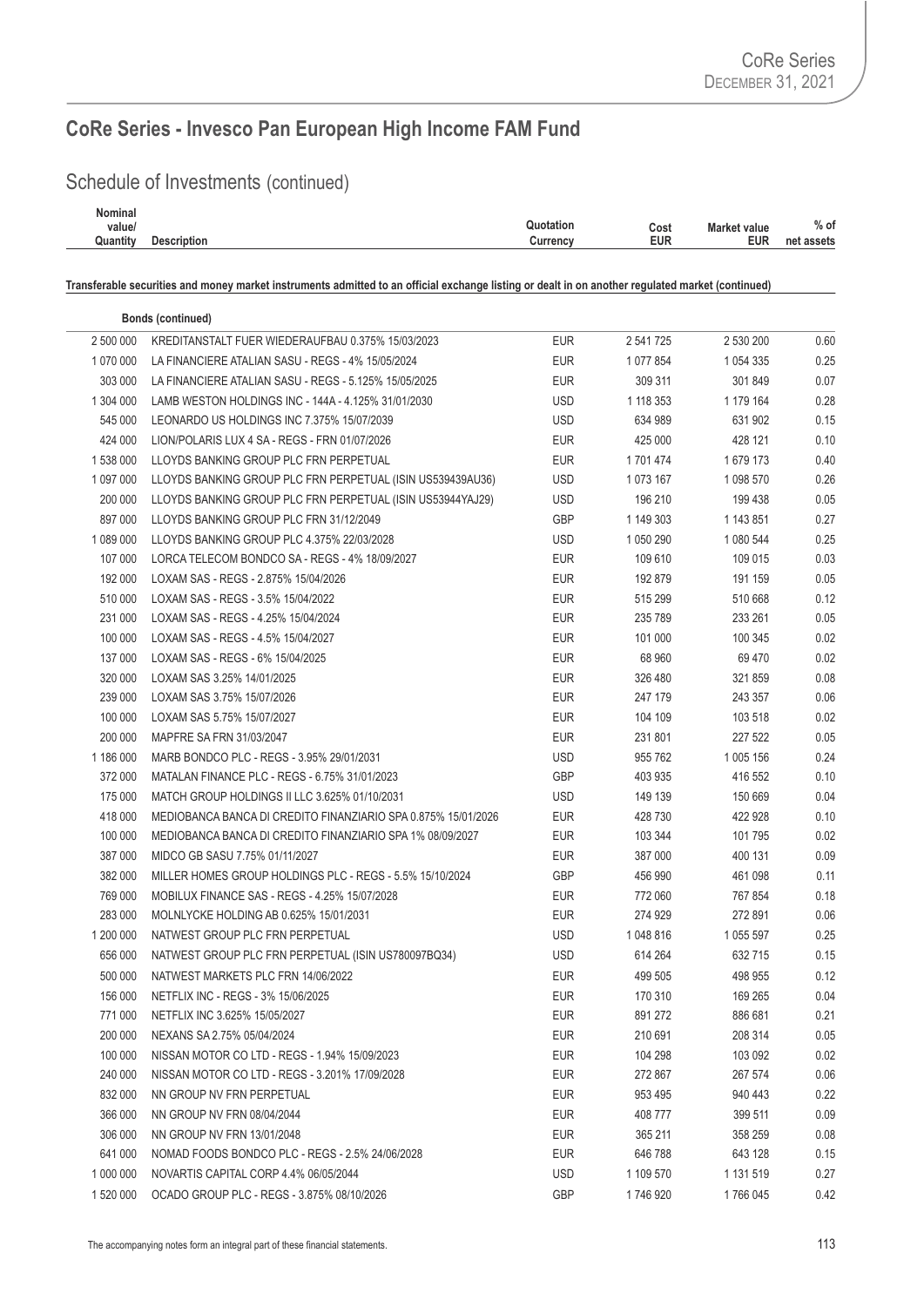## CoRe Series - Invesco Pan European High Income FAM Fund

### Schedule of Investments (continued)

| Nominal value/ Quantity | Description | Quotation Currency | Cost EUR | Market value EUR | % of net assets |
|---|---|---|---|---|---|
| | **Transferable securities and money market instruments admitted to an official exchange listing or dealt in on another regulated market (continued)** | | | | |
| | **Bonds (continued)** | | | | |
| 2 500 000 | KREDITANSTALT FUER WIEDERAUFBAU 0.375% 15/03/2023 | EUR | 2 541 725 | 2 530 200 | 0.60 |
| 1 070 000 | LA FINANCIERE ATALIAN SASU - REGS - 4% 15/05/2024 | EUR | 1 077 854 | 1 054 335 | 0.25 |
| 303 000 | LA FINANCIERE ATALIAN SASU - REGS - 5.125% 15/05/2025 | EUR | 309 311 | 301 849 | 0.07 |
| 1 304 000 | LAMB WESTON HOLDINGS INC - 144A - 4.125% 31/01/2030 | USD | 1 118 353 | 1 179 164 | 0.28 |
| 545 000 | LEONARDO US HOLDINGS INC 7.375% 15/07/2039 | USD | 634 989 | 631 902 | 0.15 |
| 424 000 | LION/POLARIS LUX 4 SA - REGS - FRN 01/07/2026 | EUR | 425 000 | 428 121 | 0.10 |
| 1 538 000 | LLOYDS BANKING GROUP PLC FRN PERPETUAL | EUR | 1 701 474 | 1 679 173 | 0.40 |
| 1 097 000 | LLOYDS BANKING GROUP PLC FRN PERPETUAL (ISIN US539439AU36) | USD | 1 073 167 | 1 098 570 | 0.26 |
| 200 000 | LLOYDS BANKING GROUP PLC FRN PERPETUAL (ISIN US53944YAJ29) | USD | 196 210 | 199 438 | 0.05 |
| 897 000 | LLOYDS BANKING GROUP PLC FRN 31/12/2049 | GBP | 1 149 303 | 1 143 851 | 0.27 |
| 1 089 000 | LLOYDS BANKING GROUP PLC 4.375% 22/03/2028 | USD | 1 050 290 | 1 080 544 | 0.25 |
| 107 000 | LORCA TELECOM BONDCO SA - REGS - 4% 18/09/2027 | EUR | 109 610 | 109 015 | 0.03 |
| 192 000 | LOXAM SAS - REGS - 2.875% 15/04/2026 | EUR | 192 879 | 191 159 | 0.05 |
| 510 000 | LOXAM SAS - REGS - 3.5% 15/04/2022 | EUR | 515 299 | 510 668 | 0.12 |
| 231 000 | LOXAM SAS - REGS - 4.25% 15/04/2024 | EUR | 235 789 | 233 261 | 0.05 |
| 100 000 | LOXAM SAS - REGS - 4.5% 15/04/2027 | EUR | 101 000 | 100 345 | 0.02 |
| 137 000 | LOXAM SAS - REGS - 6% 15/04/2025 | EUR | 68 960 | 69 470 | 0.02 |
| 320 000 | LOXAM SAS 3.25% 14/01/2025 | EUR | 326 480 | 321 859 | 0.08 |
| 239 000 | LOXAM SAS 3.75% 15/07/2026 | EUR | 247 179 | 243 357 | 0.06 |
| 100 000 | LOXAM SAS 5.75% 15/07/2027 | EUR | 104 109 | 103 518 | 0.02 |
| 200 000 | MAPFRE SA FRN 31/03/2047 | EUR | 231 801 | 227 522 | 0.05 |
| 1 186 000 | MARB BONDCO PLC - REGS - 3.95% 29/01/2031 | USD | 955 762 | 1 005 156 | 0.24 |
| 372 000 | MATALAN FINANCE PLC - REGS - 6.75% 31/01/2023 | GBP | 403 935 | 416 552 | 0.10 |
| 175 000 | MATCH GROUP HOLDINGS II LLC 3.625% 01/10/2031 | USD | 149 139 | 150 669 | 0.04 |
| 418 000 | MEDIOBANCA BANCA DI CREDITO FINANZIARIO SPA 0.875% 15/01/2026 | EUR | 428 730 | 422 928 | 0.10 |
| 100 000 | MEDIOBANCA BANCA DI CREDITO FINANZIARIO SPA 1% 08/09/2027 | EUR | 103 344 | 101 795 | 0.02 |
| 387 000 | MIDCO GB SASU 7.75% 01/11/2027 | EUR | 387 000 | 400 131 | 0.09 |
| 382 000 | MILLER HOMES GROUP HOLDINGS PLC - REGS - 5.5% 15/10/2024 | GBP | 456 990 | 461 098 | 0.11 |
| 769 000 | MOBILUX FINANCE SAS - REGS - 4.25% 15/07/2028 | EUR | 772 060 | 767 854 | 0.18 |
| 283 000 | MOLNLYCKE HOLDING AB 0.625% 15/01/2031 | EUR | 274 929 | 272 891 | 0.06 |
| 1 200 000 | NATWEST GROUP PLC FRN PERPETUAL | USD | 1 048 816 | 1 055 597 | 0.25 |
| 656 000 | NATWEST GROUP PLC FRN PERPETUAL (ISIN US780097BQ34) | USD | 614 264 | 632 715 | 0.15 |
| 500 000 | NATWEST MARKETS PLC FRN 14/06/2022 | EUR | 499 505 | 498 955 | 0.12 |
| 156 000 | NETFLIX INC - REGS - 3% 15/06/2025 | EUR | 170 310 | 169 265 | 0.04 |
| 771 000 | NETFLIX INC 3.625% 15/05/2027 | EUR | 891 272 | 886 681 | 0.21 |
| 200 000 | NEXANS SA 2.75% 05/04/2024 | EUR | 210 691 | 208 314 | 0.05 |
| 100 000 | NISSAN MOTOR CO LTD - REGS - 1.94% 15/09/2023 | EUR | 104 298 | 103 092 | 0.02 |
| 240 000 | NISSAN MOTOR CO LTD - REGS - 3.201% 17/09/2028 | EUR | 272 867 | 267 574 | 0.06 |
| 832 000 | NN GROUP NV FRN PERPETUAL | EUR | 953 495 | 940 443 | 0.22 |
| 366 000 | NN GROUP NV FRN 08/04/2044 | EUR | 408 777 | 399 511 | 0.09 |
| 306 000 | NN GROUP NV FRN 13/01/2048 | EUR | 365 211 | 358 259 | 0.08 |
| 641 000 | NOMAD FOODS BONDCO PLC - REGS - 2.5% 24/06/2028 | EUR | 646 788 | 643 128 | 0.15 |
| 1 000 000 | NOVARTIS CAPITAL CORP 4.4% 06/05/2044 | USD | 1 109 570 | 1 131 519 | 0.27 |
| 1 520 000 | OCADO GROUP PLC - REGS - 3.875% 08/10/2026 | GBP | 1 746 920 | 1 766 045 | 0.42 |

The accompanying notes form an integral part of these financial statements.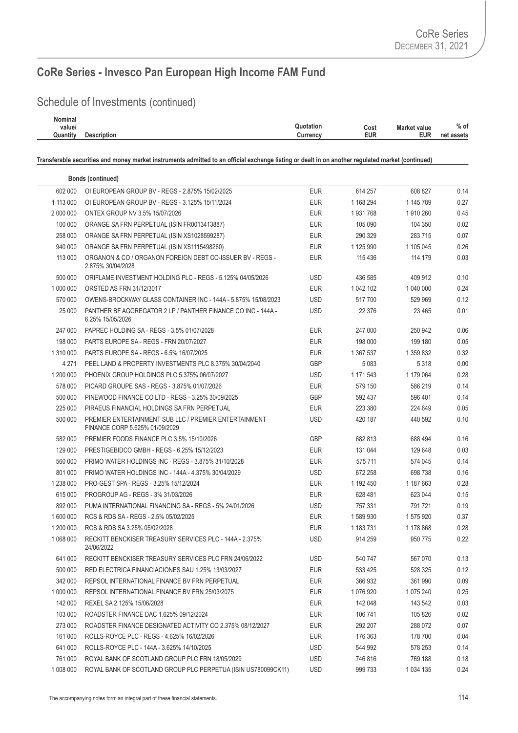## CoRe Series - Invesco Pan European High Income FAM Fund

### Schedule of Investments (continued)

| Nominal value/ Quantity | Description | Quotation Currency | Cost EUR | Market value EUR | % of net assets |
|---|---|---|---|---|---|
| | **Transferable securities and money market instruments admitted to an official exchange listing or dealt in on another regulated market (continued)** | | | | |
| | **Bonds (continued)** | | | | |
| 602 000 | OI EUROPEAN GROUP BV - REGS - 2.875% 15/02/2025 | EUR | 614 257 | 608 827 | 0.14 |
| 1 113 000 | OI EUROPEAN GROUP BV - REGS - 3.125% 15/11/2024 | EUR | 1 168 294 | 1 145 789 | 0.27 |
| 2 000 000 | ONTEX GROUP NV 3.5% 15/07/2026 | EUR | 1 931 768 | 1 910 260 | 0.45 |
| 100 000 | ORANGE SA FRN PERPETUAL (ISIN FR0013413887) | EUR | 105 090 | 104 350 | 0.02 |
| 258 000 | ORANGE SA FRN PERPETUAL (ISIN XS1028599287) | EUR | 290 329 | 283 715 | 0.07 |
| 940 000 | ORANGE SA FRN PERPETUAL (ISIN XS1115498260) | EUR | 1 125 990 | 1 105 045 | 0.26 |
| 113 000 | ORGANON & CO / ORGANON FOREIGN DEBT CO-ISSUER BV - REGS - 2.875% 30/04/2028 | EUR | 115 436 | 114 179 | 0.03 |
| 500 000 | ORIFLAME INVESTMENT HOLDING PLC - REGS - 5.125% 04/05/2026 | USD | 436 585 | 409 912 | 0.10 |
| 1 000 000 | ORSTED AS FRN 31/12/3017 | EUR | 1 042 102 | 1 040 000 | 0.24 |
| 570 000 | OWENS-BROCKWAY GLASS CONTAINER INC - 144A - 5.875% 15/08/2023 | USD | 517 700 | 529 969 | 0.12 |
| 25 000 | PANTHER BF AGGREGATOR 2 LP / PANTHER FINANCE CO INC - 144A - 6.25% 15/05/2026 | USD | 22 376 | 23 465 | 0.01 |
| 247 000 | PAPREC HOLDING SA - REGS - 3.5% 01/07/2028 | EUR | 247 000 | 250 942 | 0.06 |
| 198 000 | PARTS EUROPE SA - REGS - FRN 20/07/2027 | EUR | 198 000 | 199 180 | 0.05 |
| 1 310 000 | PARTS EUROPE SA - REGS - 6.5% 16/07/2025 | EUR | 1 367 537 | 1 359 832 | 0.32 |
| 4 271 | PEEL LAND & PROPERTY INVESTMENTS PLC 8.375% 30/04/2040 | GBP | 5 083 | 5 318 | 0.00 |
| 1 200 000 | PHOENIX GROUP HOLDINGS PLC 5.375% 06/07/2027 | USD | 1 171 543 | 1 179 064 | 0.28 |
| 578 000 | PICARD GROUPE SAS - REGS - 3.875% 01/07/2026 | EUR | 579 150 | 586 219 | 0.14 |
| 500 000 | PINEWOOD FINANCE CO LTD - REGS - 3.25% 30/09/2025 | GBP | 592 437 | 596 401 | 0.14 |
| 225 000 | PIRAEUS FINANCIAL HOLDINGS SA FRN PERPETUAL | EUR | 223 380 | 224 649 | 0.05 |
| 500 000 | PREMIER ENTERTAINMENT SUB LLC / PREMIER ENTERTAINMENT FINANCE CORP 5.625% 01/09/2029 | USD | 420 187 | 440 592 | 0.10 |
| 582 000 | PREMIER FOODS FINANCE PLC 3.5% 15/10/2026 | GBP | 682 813 | 688 494 | 0.16 |
| 129 000 | PRESTIGEBIDCO GMBH - REGS - 6.25% 15/12/2023 | EUR | 131 044 | 129 648 | 0.03 |
| 560 000 | PRIMO WATER HOLDINGS INC - REGS - 3.875% 31/10/2028 | EUR | 575 711 | 574 045 | 0.14 |
| 801 000 | PRIMO WATER HOLDINGS INC - 144A - 4.375% 30/04/2029 | USD | 672 258 | 698 738 | 0.16 |
| 1 238 000 | PRO-GEST SPA - REGS - 3.25% 15/12/2024 | EUR | 1 192 450 | 1 187 663 | 0.28 |
| 615 000 | PROGROUP AG - REGS - 3% 31/03/2026 | EUR | 628 481 | 623 044 | 0.15 |
| 892 000 | PUMA INTERNATIONAL FINANCING SA - REGS - 5% 24/01/2026 | USD | 757 331 | 791 721 | 0.19 |
| 1 600 000 | RCS & RDS SA - REGS - 2.5% 05/02/2025 | EUR | 1 589 930 | 1 575 920 | 0.37 |
| 1 200 000 | RCS & RDS SA 3.25% 05/02/2028 | EUR | 1 183 731 | 1 178 868 | 0.28 |
| 1 068 000 | RECKITT BENCKISER TREASURY SERVICES PLC - 144A - 2.375% 24/06/2022 | USD | 914 259 | 950 775 | 0.22 |
| 641 000 | RECKITT BENCKISER TREASURY SERVICES PLC FRN 24/06/2022 | USD | 540 747 | 567 070 | 0.13 |
| 500 000 | RED ELECTRICA FINANCIACIONES SAU 1.25% 13/03/2027 | EUR | 533 425 | 528 325 | 0.12 |
| 342 000 | REPSOL INTERNATIONAL FINANCE BV FRN PERPETUAL | EUR | 366 932 | 361 990 | 0.09 |
| 1 000 000 | REPSOL INTERNATIONAL FINANCE BV FRN 25/03/2075 | EUR | 1 076 920 | 1 075 240 | 0.25 |
| 142 000 | REXEL SA 2.125% 15/06/2028 | EUR | 142 048 | 143 542 | 0.03 |
| 103 000 | ROADSTER FINANCE DAC 1.625% 09/12/2024 | EUR | 106 741 | 105 826 | 0.02 |
| 273 000 | ROADSTER FINANCE DESIGNATED ACTIVITY CO 2.375% 08/12/2027 | EUR | 292 207 | 288 072 | 0.07 |
| 161 000 | ROLLS-ROYCE PLC - REGS - 4.625% 16/02/2026 | EUR | 176 363 | 178 700 | 0.04 |
| 641 000 | ROLLS-ROYCE PLC - 144A - 3.625% 14/10/2025 | USD | 544 992 | 578 253 | 0.14 |
| 761 000 | ROYAL BANK OF SCOTLAND GROUP PLC FRN 18/05/2029 | USD | 746 816 | 769 188 | 0.18 |
| 1 008 000 | ROYAL BANK OF SCOTLAND GROUP PLC PERPETUA (ISIN US780099CK11) | USD | 999 733 | 1 034 135 | 0.24 |

The accompanying notes form an integral part of these financial statements.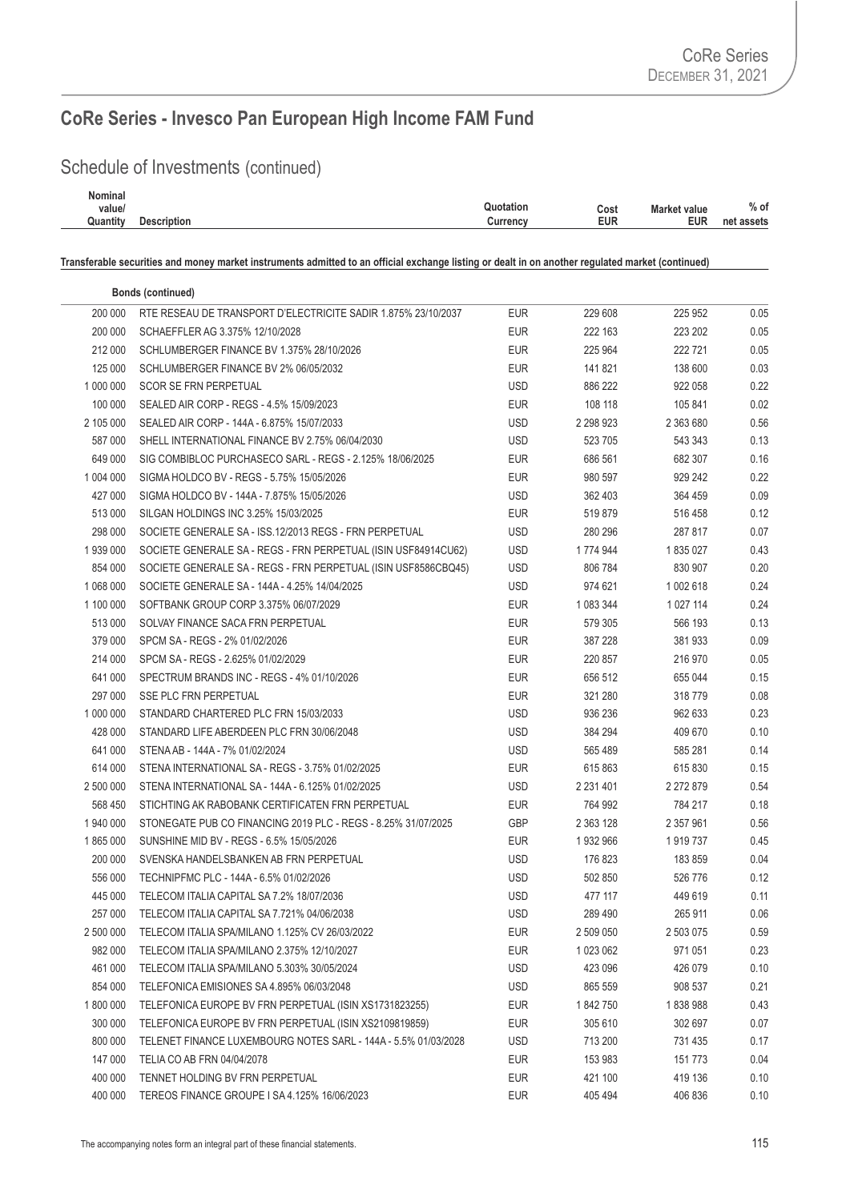## CoRe Series - Invesco Pan European High Income FAM Fund

### Schedule of Investments (continued)

| Nominal value/ Quantity | Description | Quotation Currency | Cost EUR | Market value EUR | % of net assets |
|---|---|---|---|---|---|

**Transferable securities and money market instruments admitted to an official exchange listing or dealt in on another regulated market (continued)**

| Nominal value/ Quantity | Description | Quotation Currency | Cost EUR | Market value EUR | % of net assets |
|---|---|---|---|---|---|
| | **Bonds (continued)** | | | | |
| 200 000 | RTE RESEAU DE TRANSPORT D'ELECTRICITE SADIR 1.875% 23/10/2037 | EUR | 229 608 | 225 952 | 0.05 |
| 200 000 | SCHAEFFLER AG 3.375% 12/10/2028 | EUR | 222 163 | 223 202 | 0.05 |
| 212 000 | SCHLUMBERGER FINANCE BV 1.375% 28/10/2026 | EUR | 225 964 | 222 721 | 0.05 |
| 125 000 | SCHLUMBERGER FINANCE BV 2% 06/05/2032 | EUR | 141 821 | 138 600 | 0.03 |
| 1 000 000 | SCOR SE FRN PERPETUAL | USD | 886 222 | 922 058 | 0.22 |
| 100 000 | SEALED AIR CORP - REGS - 4.5% 15/09/2023 | EUR | 108 118 | 105 841 | 0.02 |
| 2 105 000 | SEALED AIR CORP - 144A - 6.875% 15/07/2033 | USD | 2 298 923 | 2 363 680 | 0.56 |
| 587 000 | SHELL INTERNATIONAL FINANCE BV 2.75% 06/04/2030 | USD | 523 705 | 543 343 | 0.13 |
| 649 000 | SIG COMBIBLOC PURCHASECO SARL - REGS - 2.125% 18/06/2025 | EUR | 686 561 | 682 307 | 0.16 |
| 1 004 000 | SIGMA HOLDCO BV - REGS - 5.75% 15/05/2026 | EUR | 980 597 | 929 242 | 0.22 |
| 427 000 | SIGMA HOLDCO BV - 144A - 7.875% 15/05/2026 | USD | 362 403 | 364 459 | 0.09 |
| 513 000 | SILGAN HOLDINGS INC 3.25% 15/03/2025 | EUR | 519 879 | 516 458 | 0.12 |
| 298 000 | SOCIETE GENERALE SA - ISS.12/2013 REGS - FRN PERPETUAL | USD | 280 296 | 287 817 | 0.07 |
| 1 939 000 | SOCIETE GENERALE SA - REGS - FRN PERPETUAL (ISIN USF84914CU62) | USD | 1 774 944 | 1 835 027 | 0.43 |
| 854 000 | SOCIETE GENERALE SA - REGS - FRN PERPETUAL (ISIN USF8586CBQ45) | USD | 806 784 | 830 907 | 0.20 |
| 1 068 000 | SOCIETE GENERALE SA - 144A - 4.25% 14/04/2025 | USD | 974 621 | 1 002 618 | 0.24 |
| 1 100 000 | SOFTBANK GROUP CORP 3.375% 06/07/2029 | EUR | 1 083 344 | 1 027 114 | 0.24 |
| 513 000 | SOLVAY FINANCE SACA FRN PERPETUAL | EUR | 579 305 | 566 193 | 0.13 |
| 379 000 | SPCM SA - REGS - 2% 01/02/2026 | EUR | 387 228 | 381 933 | 0.09 |
| 214 000 | SPCM SA - REGS - 2.625% 01/02/2029 | EUR | 220 857 | 216 970 | 0.05 |
| 641 000 | SPECTRUM BRANDS INC - REGS - 4% 01/10/2026 | EUR | 656 512 | 655 044 | 0.15 |
| 297 000 | SSE PLC FRN PERPETUAL | EUR | 321 280 | 318 779 | 0.08 |
| 1 000 000 | STANDARD CHARTERED PLC FRN 15/03/2033 | USD | 936 236 | 962 633 | 0.23 |
| 428 000 | STANDARD LIFE ABERDEEN PLC FRN 30/06/2048 | USD | 384 294 | 409 670 | 0.10 |
| 641 000 | STENA AB - 144A - 7% 01/02/2024 | USD | 565 489 | 585 281 | 0.14 |
| 614 000 | STENA INTERNATIONAL SA - REGS - 3.75% 01/02/2025 | EUR | 615 863 | 615 830 | 0.15 |
| 2 500 000 | STENA INTERNATIONAL SA - 144A - 6.125% 01/02/2025 | USD | 2 231 401 | 2 272 879 | 0.54 |
| 568 450 | STICHTING AK RABOBANK CERTIFICATEN FRN PERPETUAL | EUR | 764 992 | 784 217 | 0.18 |
| 1 940 000 | STONEGATE PUB CO FINANCING 2019 PLC - REGS - 8.25% 31/07/2025 | GBP | 2 363 128 | 2 357 961 | 0.56 |
| 1 865 000 | SUNSHINE MID BV - REGS - 6.5% 15/05/2026 | EUR | 1 932 966 | 1 919 737 | 0.45 |
| 200 000 | SVENSKA HANDELSBANKEN AB FRN PERPETUAL | USD | 176 823 | 183 859 | 0.04 |
| 556 000 | TECHNIPFMC PLC - 144A - 6.5% 01/02/2026 | USD | 502 850 | 526 776 | 0.12 |
| 445 000 | TELECOM ITALIA CAPITAL SA 7.2% 18/07/2036 | USD | 477 117 | 449 619 | 0.11 |
| 257 000 | TELECOM ITALIA CAPITAL SA 7.721% 04/06/2038 | USD | 289 490 | 265 911 | 0.06 |
| 2 500 000 | TELECOM ITALIA SPA/MILANO 1.125% CV 26/03/2022 | EUR | 2 509 050 | 2 503 075 | 0.59 |
| 982 000 | TELECOM ITALIA SPA/MILANO 2.375% 12/10/2027 | EUR | 1 023 062 | 971 051 | 0.23 |
| 461 000 | TELECOM ITALIA SPA/MILANO 5.303% 30/05/2024 | USD | 423 096 | 426 079 | 0.10 |
| 854 000 | TELEFONICA EMISIONES SA 4.895% 06/03/2048 | USD | 865 559 | 908 537 | 0.21 |
| 1 800 000 | TELEFONICA EUROPE BV FRN PERPETUAL (ISIN XS1731823255) | EUR | 1 842 750 | 1 838 988 | 0.43 |
| 300 000 | TELEFONICA EUROPE BV FRN PERPETUAL (ISIN XS2109819859) | EUR | 305 610 | 302 697 | 0.07 |
| 800 000 | TELENET FINANCE LUXEMBOURG NOTES SARL - 144A - 5.5% 01/03/2028 | USD | 713 200 | 731 435 | 0.17 |
| 147 000 | TELIA CO AB FRN 04/04/2078 | EUR | 153 983 | 151 773 | 0.04 |
| 400 000 | TENNET HOLDING BV FRN PERPETUAL | EUR | 421 100 | 419 136 | 0.10 |
| 400 000 | TEREOS FINANCE GROUPE I SA 4.125% 16/06/2023 | EUR | 405 494 | 406 836 | 0.10 |

The accompanying notes form an integral part of these financial statements.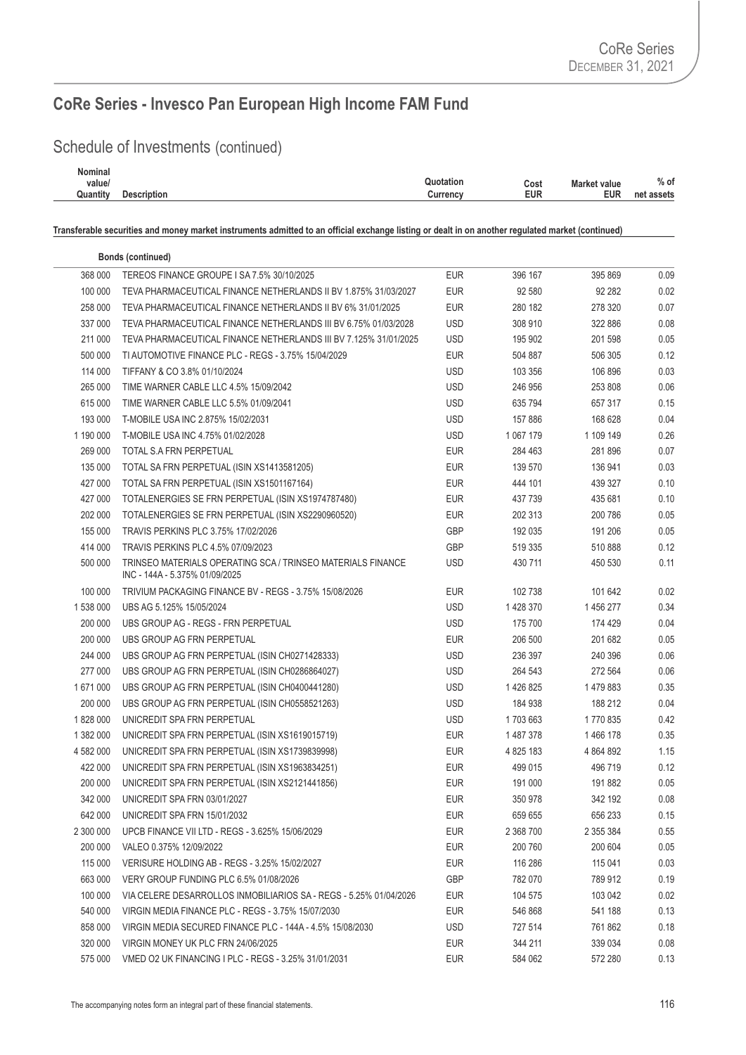## CoRe Series - Invesco Pan European High Income FAM Fund

### Schedule of Investments (continued)

| Nominal value/ Quantity | Description | Quotation Currency | Cost EUR | Market value EUR | % of net assets |
|---|---|---|---|---|---|
| | **Transferable securities and money market instruments admitted to an official exchange listing or dealt in on another regulated market (continued)** | | | | |
| | **Bonds (continued)** | | | | |
| 368 000 | TEREOS FINANCE GROUPE I SA 7.5% 30/10/2025 | EUR | 396 167 | 395 869 | 0.09 |
| 100 000 | TEVA PHARMACEUTICAL FINANCE NETHERLANDS II BV 1.875% 31/03/2027 | EUR | 92 580 | 92 282 | 0.02 |
| 258 000 | TEVA PHARMACEUTICAL FINANCE NETHERLANDS II BV 6% 31/01/2025 | EUR | 280 182 | 278 320 | 0.07 |
| 337 000 | TEVA PHARMACEUTICAL FINANCE NETHERLANDS III BV 6.75% 01/03/2028 | USD | 308 910 | 322 886 | 0.08 |
| 211 000 | TEVA PHARMACEUTICAL FINANCE NETHERLANDS III BV 7.125% 31/01/2025 | USD | 195 902 | 201 598 | 0.05 |
| 500 000 | TI AUTOMOTIVE FINANCE PLC - REGS - 3.75% 15/04/2029 | EUR | 504 887 | 506 305 | 0.12 |
| 114 000 | TIFFANY & CO 3.8% 01/10/2024 | USD | 103 356 | 106 896 | 0.03 |
| 265 000 | TIME WARNER CABLE LLC 4.5% 15/09/2042 | USD | 246 956 | 253 808 | 0.06 |
| 615 000 | TIME WARNER CABLE LLC 5.5% 01/09/2041 | USD | 635 794 | 657 317 | 0.15 |
| 193 000 | T-MOBILE USA INC 2.875% 15/02/2031 | USD | 157 886 | 168 628 | 0.04 |
| 1 190 000 | T-MOBILE USA INC 4.75% 01/02/2028 | USD | 1 067 179 | 1 109 149 | 0.26 |
| 269 000 | TOTAL S.A FRN PERPETUAL | EUR | 284 463 | 281 896 | 0.07 |
| 135 000 | TOTAL SA FRN PERPETUAL (ISIN XS1413581205) | EUR | 139 570 | 136 941 | 0.03 |
| 427 000 | TOTAL SA FRN PERPETUAL (ISIN XS1501167164) | EUR | 444 101 | 439 327 | 0.10 |
| 427 000 | TOTALENERGIES SE FRN PERPETUAL (ISIN XS1974787480) | EUR | 437 739 | 435 681 | 0.10 |
| 202 000 | TOTALENERGIES SE FRN PERPETUAL (ISIN XS2290960520) | EUR | 202 313 | 200 786 | 0.05 |
| 155 000 | TRAVIS PERKINS PLC 3.75% 17/02/2026 | GBP | 192 035 | 191 206 | 0.05 |
| 414 000 | TRAVIS PERKINS PLC 4.5% 07/09/2023 | GBP | 519 335 | 510 888 | 0.12 |
| 500 000 | TRINSEO MATERIALS OPERATING SCA / TRINSEO MATERIALS FINANCE INC - 144A - 5.375% 01/09/2025 | USD | 430 711 | 450 530 | 0.11 |
| 100 000 | TRIVIUM PACKAGING FINANCE BV - REGS - 3.75% 15/08/2026 | EUR | 102 738 | 101 642 | 0.02 |
| 1 538 000 | UBS AG 5.125% 15/05/2024 | USD | 1 428 370 | 1 456 277 | 0.34 |
| 200 000 | UBS GROUP AG - REGS - FRN PERPETUAL | USD | 175 700 | 174 429 | 0.04 |
| 200 000 | UBS GROUP AG FRN PERPETUAL | EUR | 206 500 | 201 682 | 0.05 |
| 244 000 | UBS GROUP AG FRN PERPETUAL (ISIN CH0271428333) | USD | 236 397 | 240 396 | 0.06 |
| 277 000 | UBS GROUP AG FRN PERPETUAL (ISIN CH0286864027) | USD | 264 543 | 272 564 | 0.06 |
| 1 671 000 | UBS GROUP AG FRN PERPETUAL (ISIN CH0400441280) | USD | 1 426 825 | 1 479 883 | 0.35 |
| 200 000 | UBS GROUP AG FRN PERPETUAL (ISIN CH0558521263) | USD | 184 938 | 188 212 | 0.04 |
| 1 828 000 | UNICREDIT SPA FRN PERPETUAL | USD | 1 703 663 | 1 770 835 | 0.42 |
| 1 382 000 | UNICREDIT SPA FRN PERPETUAL (ISIN XS1619015719) | EUR | 1 487 378 | 1 466 178 | 0.35 |
| 4 582 000 | UNICREDIT SPA FRN PERPETUAL (ISIN XS1739839998) | EUR | 4 825 183 | 4 864 892 | 1.15 |
| 422 000 | UNICREDIT SPA FRN PERPETUAL (ISIN XS1963834251) | EUR | 499 015 | 496 719 | 0.12 |
| 200 000 | UNICREDIT SPA FRN PERPETUAL (ISIN XS2121441856) | EUR | 191 000 | 191 882 | 0.05 |
| 342 000 | UNICREDIT SPA FRN 03/01/2027 | EUR | 350 978 | 342 192 | 0.08 |
| 642 000 | UNICREDIT SPA FRN 15/01/2032 | EUR | 659 655 | 656 233 | 0.15 |
| 2 300 000 | UPCB FINANCE VII LTD - REGS - 3.625% 15/06/2029 | EUR | 2 368 700 | 2 355 384 | 0.55 |
| 200 000 | VALEO 0.375% 12/09/2022 | EUR | 200 760 | 200 604 | 0.05 |
| 115 000 | VERISURE HOLDING AB - REGS - 3.25% 15/02/2027 | EUR | 116 286 | 115 041 | 0.03 |
| 663 000 | VERY GROUP FUNDING PLC 6.5% 01/08/2026 | GBP | 782 070 | 789 912 | 0.19 |
| 100 000 | VIA CELERE DESARROLLOS INMOBILIARIOS SA - REGS - 5.25% 01/04/2026 | EUR | 104 575 | 103 042 | 0.02 |
| 540 000 | VIRGIN MEDIA FINANCE PLC - REGS - 3.75% 15/07/2030 | EUR | 546 868 | 541 188 | 0.13 |
| 858 000 | VIRGIN MEDIA SECURED FINANCE PLC - 144A - 4.5% 15/08/2030 | USD | 727 514 | 761 862 | 0.18 |
| 320 000 | VIRGIN MONEY UK PLC FRN 24/06/2025 | EUR | 344 211 | 339 034 | 0.08 |
| 575 000 | VMED O2 UK FINANCING I PLC - REGS - 3.25% 31/01/2031 | EUR | 584 062 | 572 280 | 0.13 |

The accompanying notes form an integral part of these financial statements.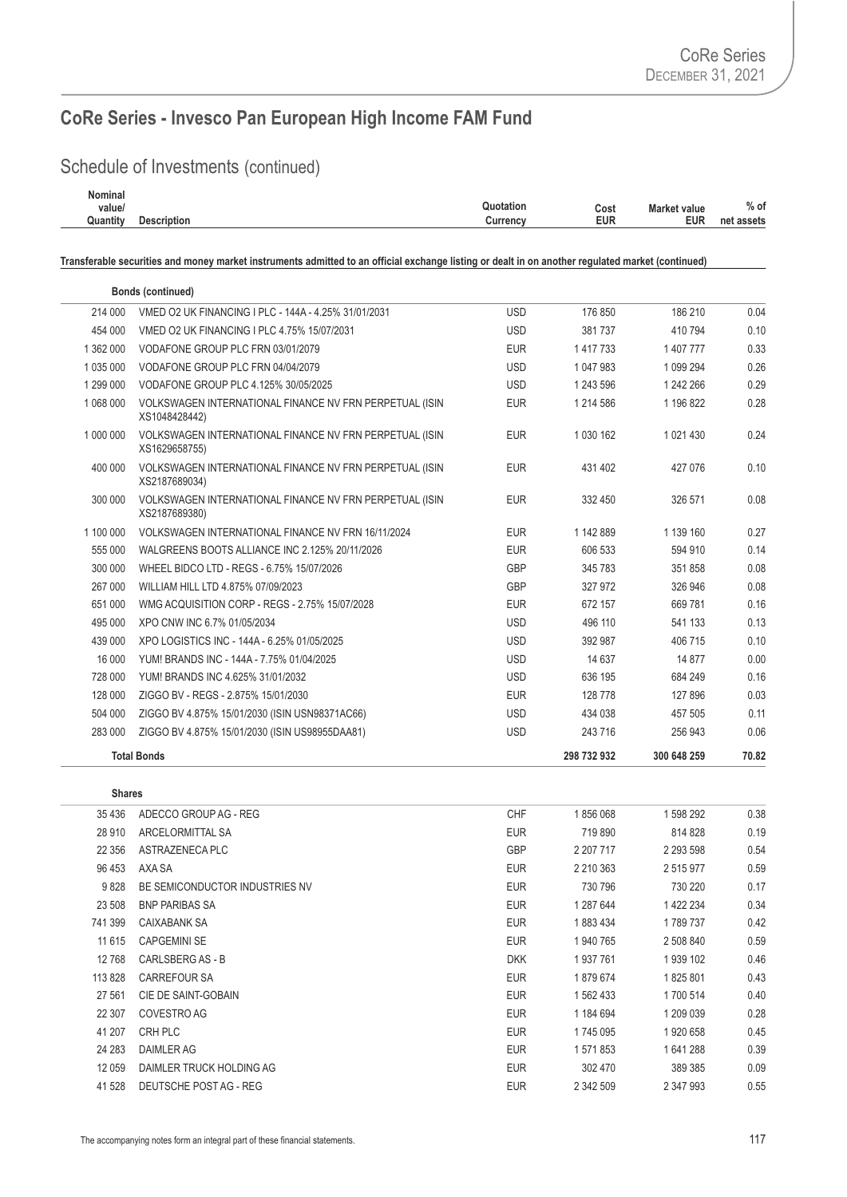## CoRe Series - Invesco Pan European High Income FAM Fund

## Schedule of Investments (continued)

| Nominal value/ Quantity | Description | Quotation Currency | Cost EUR | Market value EUR | % of net assets |
|---|---|---|---|---|---|
| **Transferable securities and money market instruments admitted to an official exchange listing or dealt in on another regulated market (continued)** | | | | | |
| | **Bonds (continued)** | | | | |
| 214 000 | VMED O2 UK FINANCING I PLC - 144A - 4.25% 31/01/2031 | USD | 176 850 | 186 210 | 0.04 |
| 454 000 | VMED O2 UK FINANCING I PLC 4.75% 15/07/2031 | USD | 381 737 | 410 794 | 0.10 |
| 1 362 000 | VODAFONE GROUP PLC FRN 03/01/2079 | EUR | 1 417 733 | 1 407 777 | 0.33 |
| 1 035 000 | VODAFONE GROUP PLC FRN 04/04/2079 | USD | 1 047 983 | 1 099 294 | 0.26 |
| 1 299 000 | VODAFONE GROUP PLC 4.125% 30/05/2025 | USD | 1 243 596 | 1 242 266 | 0.29 |
| 1 068 000 | VOLKSWAGEN INTERNATIONAL FINANCE NV FRN PERPETUAL (ISIN XS1048428442) | EUR | 1 214 586 | 1 196 822 | 0.28 |
| 1 000 000 | VOLKSWAGEN INTERNATIONAL FINANCE NV FRN PERPETUAL (ISIN XS1629658755) | EUR | 1 030 162 | 1 021 430 | 0.24 |
| 400 000 | VOLKSWAGEN INTERNATIONAL FINANCE NV FRN PERPETUAL (ISIN XS2187689034) | EUR | 431 402 | 427 076 | 0.10 |
| 300 000 | VOLKSWAGEN INTERNATIONAL FINANCE NV FRN PERPETUAL (ISIN XS2187689380) | EUR | 332 450 | 326 571 | 0.08 |
| 1 100 000 | VOLKSWAGEN INTERNATIONAL FINANCE NV FRN 16/11/2024 | EUR | 1 142 889 | 1 139 160 | 0.27 |
| 555 000 | WALGREENS BOOTS ALLIANCE INC 2.125% 20/11/2026 | EUR | 606 533 | 594 910 | 0.14 |
| 300 000 | WHEEL BIDCO LTD - REGS - 6.75% 15/07/2026 | GBP | 345 783 | 351 858 | 0.08 |
| 267 000 | WILLIAM HILL LTD 4.875% 07/09/2023 | GBP | 327 972 | 326 946 | 0.08 |
| 651 000 | WMG ACQUISITION CORP - REGS - 2.75% 15/07/2028 | EUR | 672 157 | 669 781 | 0.16 |
| 495 000 | XPO CNW INC 6.7% 01/05/2034 | USD | 496 110 | 541 133 | 0.13 |
| 439 000 | XPO LOGISTICS INC - 144A - 6.25% 01/05/2025 | USD | 392 987 | 406 715 | 0.10 |
| 16 000 | YUM! BRANDS INC - 144A - 7.75% 01/04/2025 | USD | 14 637 | 14 877 | 0.00 |
| 728 000 | YUM! BRANDS INC 4.625% 31/01/2032 | USD | 636 195 | 684 249 | 0.16 |
| 128 000 | ZIGGO BV - REGS - 2.875% 15/01/2030 | EUR | 128 778 | 127 896 | 0.03 |
| 504 000 | ZIGGO BV 4.875% 15/01/2030 (ISIN USN98371AC66) | USD | 434 038 | 457 505 | 0.11 |
| 283 000 | ZIGGO BV 4.875% 15/01/2030 (ISIN US98955DAA81) | USD | 243 716 | 256 943 | 0.06 |
| | **Total Bonds** | | **298 732 932** | **300 648 259** | **70.82** |
| | **Shares** | | | | |
| 35 436 | ADECCO GROUP AG - REG | CHF | 1 856 068 | 1 598 292 | 0.38 |
| 28 910 | ARCELORMITTAL SA | EUR | 719 890 | 814 828 | 0.19 |
| 22 356 | ASTRAZENECA PLC | GBP | 2 207 717 | 2 293 598 | 0.54 |
| 96 453 | AXA SA | EUR | 2 210 363 | 2 515 977 | 0.59 |
| 9 828 | BE SEMICONDUCTOR INDUSTRIES NV | EUR | 730 796 | 730 220 | 0.17 |
| 23 508 | BNP PARIBAS SA | EUR | 1 287 644 | 1 422 234 | 0.34 |
| 741 399 | CAIXABANK SA | EUR | 1 883 434 | 1 789 737 | 0.42 |
| 11 615 | CAPGEMINI SE | EUR | 1 940 765 | 2 508 840 | 0.59 |
| 12 768 | CARLSBERG AS - B | DKK | 1 937 761 | 1 939 102 | 0.46 |
| 113 828 | CARREFOUR SA | EUR | 1 879 674 | 1 825 801 | 0.43 |
| 27 561 | CIE DE SAINT-GOBAIN | EUR | 1 562 433 | 1 700 514 | 0.40 |
| 22 307 | COVESTRO AG | EUR | 1 184 694 | 1 209 039 | 0.28 |
| 41 207 | CRH PLC | EUR | 1 745 095 | 1 920 658 | 0.45 |
| 24 283 | DAIMLER AG | EUR | 1 571 853 | 1 641 288 | 0.39 |
| 12 059 | DAIMLER TRUCK HOLDING AG | EUR | 302 470 | 389 385 | 0.09 |
| 41 528 | DEUTSCHE POST AG - REG | EUR | 2 342 509 | 2 347 993 | 0.55 |

The accompanying notes form an integral part of these financial statements.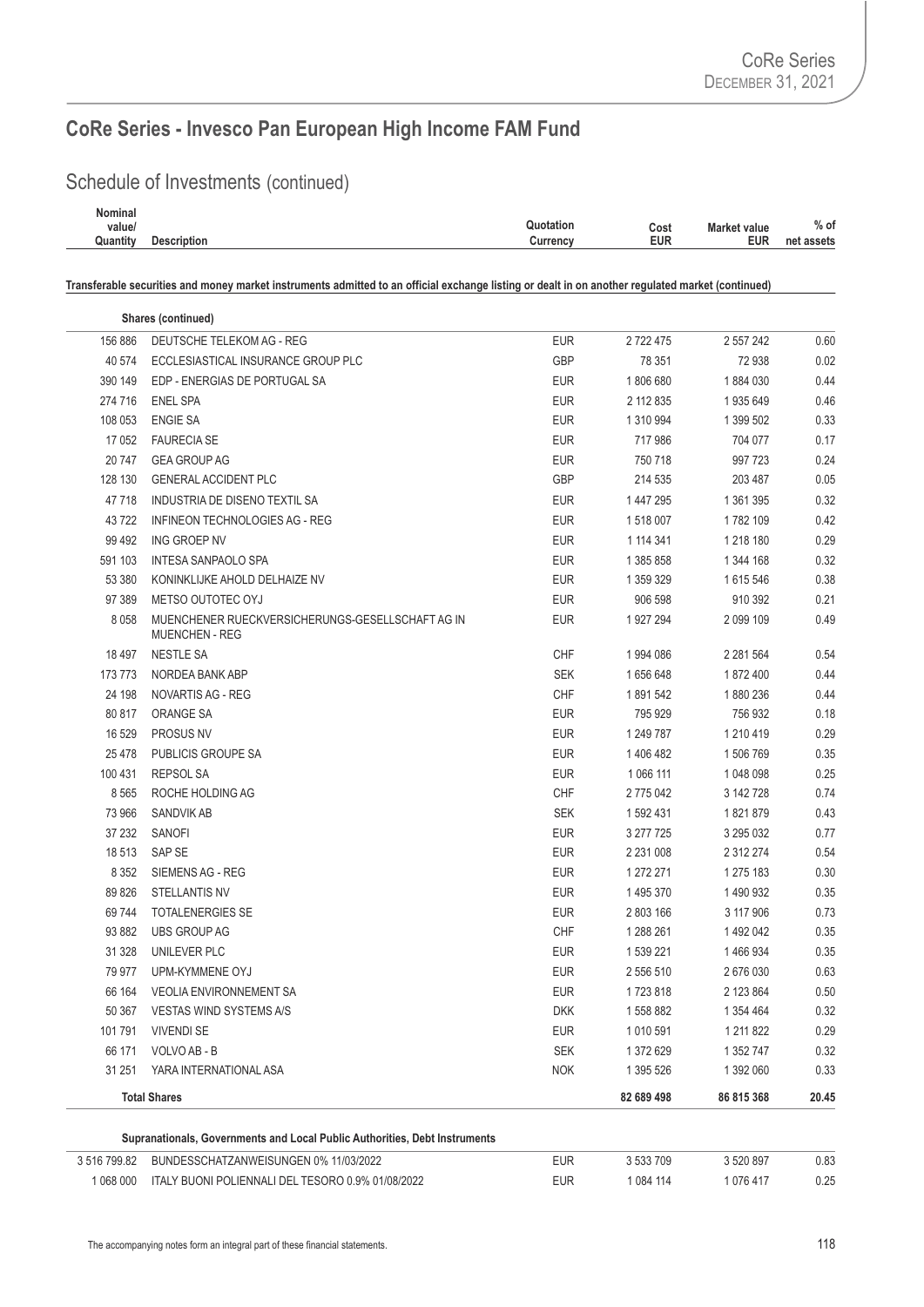## CoRe Series - Invesco Pan European High Income FAM Fund

### Schedule of Investments (continued)

| Nominal value/ Quantity | Description | Quotation Currency | Cost EUR | Market value EUR | % of net assets |
|---|---|---|---|---|---|
| | **Transferable securities and money market instruments admitted to an official exchange listing or dealt in on another regulated market (continued)** | | | | |
| | **Shares (continued)** | | | | |
| 156 886 | DEUTSCHE TELEKOM AG - REG | EUR | 2 722 475 | 2 557 242 | 0.60 |
| 40 574 | ECCLESIASTICAL INSURANCE GROUP PLC | GBP | 78 351 | 72 938 | 0.02 |
| 390 149 | EDP - ENERGIAS DE PORTUGAL SA | EUR | 1 806 680 | 1 884 030 | 0.44 |
| 274 716 | ENEL SPA | EUR | 2 112 835 | 1 935 649 | 0.46 |
| 108 053 | ENGIE SA | EUR | 1 310 994 | 1 399 502 | 0.33 |
| 17 052 | FAURECIA SE | EUR | 717 986 | 704 077 | 0.17 |
| 20 747 | GEA GROUP AG | EUR | 750 718 | 997 723 | 0.24 |
| 128 130 | GENERAL ACCIDENT PLC | GBP | 214 535 | 203 487 | 0.05 |
| 47 718 | INDUSTRIA DE DISENO TEXTIL SA | EUR | 1 447 295 | 1 361 395 | 0.32 |
| 43 722 | INFINEON TECHNOLOGIES AG - REG | EUR | 1 518 007 | 1 782 109 | 0.42 |
| 99 492 | ING GROEP NV | EUR | 1 114 341 | 1 218 180 | 0.29 |
| 591 103 | INTESA SANPAOLO SPA | EUR | 1 385 858 | 1 344 168 | 0.32 |
| 53 380 | KONINKLIJKE AHOLD DELHAIZE NV | EUR | 1 359 329 | 1 615 546 | 0.38 |
| 97 389 | METSO OUTOTEC OYJ | EUR | 906 598 | 910 392 | 0.21 |
| 8 058 | MUENCHENER RUECKVERSICHERUNGS-GESELLSCHAFT AG IN MUENCHEN - REG | EUR | 1 927 294 | 2 099 109 | 0.49 |
| 18 497 | NESTLE SA | CHF | 1 994 086 | 2 281 564 | 0.54 |
| 173 773 | NORDEA BANK ABP | SEK | 1 656 648 | 1 872 400 | 0.44 |
| 24 198 | NOVARTIS AG - REG | CHF | 1 891 542 | 1 880 236 | 0.44 |
| 80 817 | ORANGE SA | EUR | 795 929 | 756 932 | 0.18 |
| 16 529 | PROSUS NV | EUR | 1 249 787 | 1 210 419 | 0.29 |
| 25 478 | PUBLICIS GROUPE SA | EUR | 1 406 482 | 1 506 769 | 0.35 |
| 100 431 | REPSOL SA | EUR | 1 066 111 | 1 048 098 | 0.25 |
| 8 565 | ROCHE HOLDING AG | CHF | 2 775 042 | 3 142 728 | 0.74 |
| 73 966 | SANDVIK AB | SEK | 1 592 431 | 1 821 879 | 0.43 |
| 37 232 | SANOFI | EUR | 3 277 725 | 3 295 032 | 0.77 |
| 18 513 | SAP SE | EUR | 2 231 008 | 2 312 274 | 0.54 |
| 8 352 | SIEMENS AG - REG | EUR | 1 272 271 | 1 275 183 | 0.30 |
| 89 826 | STELLANTIS NV | EUR | 1 495 370 | 1 490 932 | 0.35 |
| 69 744 | TOTALENERGIES SE | EUR | 2 803 166 | 3 117 906 | 0.73 |
| 93 882 | UBS GROUP AG | CHF | 1 288 261 | 1 492 042 | 0.35 |
| 31 328 | UNILEVER PLC | EUR | 1 539 221 | 1 466 934 | 0.35 |
| 79 977 | UPM-KYMMENE OYJ | EUR | 2 556 510 | 2 676 030 | 0.63 |
| 66 164 | VEOLIA ENVIRONNEMENT SA | EUR | 1 723 818 | 2 123 864 | 0.50 |
| 50 367 | VESTAS WIND SYSTEMS A/S | DKK | 1 558 882 | 1 354 464 | 0.32 |
| 101 791 | VIVENDI SE | EUR | 1 010 591 | 1 211 822 | 0.29 |
| 66 171 | VOLVO AB - B | SEK | 1 372 629 | 1 352 747 | 0.32 |
| 31 251 | YARA INTERNATIONAL ASA | NOK | 1 395 526 | 1 392 060 | 0.33 |
| | **Total Shares** | | **82 689 498** | **86 815 368** | **20.45** |
| | **Supranationals, Governments and Local Public Authorities, Debt Instruments** | | | | |
| 3 516 799.82 | BUNDESSCHATZANWEISUNGEN 0% 11/03/2022 | EUR | 3 533 709 | 3 520 897 | 0.83 |
| 1 068 000 | ITALY BUONI POLIENNALI DEL TESORO 0.9% 01/08/2022 | EUR | 1 084 114 | 1 076 417 | 0.25 |

The accompanying notes form an integral part of these financial statements.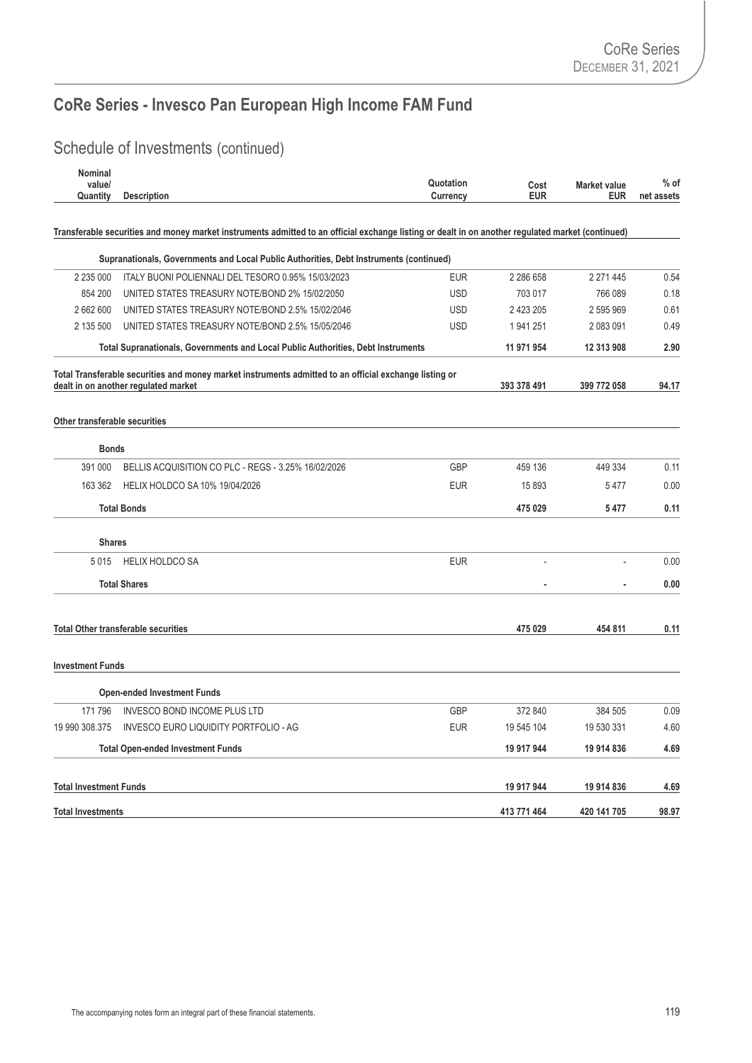# CoRe Series - Invesco Pan European High Income FAM Fund

## Schedule of Investments (continued)

| Nominal value/ Quantity | Description | Quotation Currency | Cost EUR | Market value EUR | % of net assets |
|---|---|---|---|---|---|
| | **Transferable securities and money market instruments admitted to an official exchange listing or dealt in on another regulated market (continued)** | | | | |
| | **Supranationals, Governments and Local Public Authorities, Debt Instruments (continued)** | | | | |
| 2 235 000 | ITALY BUONI POLIENNALI DEL TESORO 0.95% 15/03/2023 | EUR | 2 286 658 | 2 271 445 | 0.54 |
| 854 200 | UNITED STATES TREASURY NOTE/BOND 2% 15/02/2050 | USD | 703 017 | 766 089 | 0.18 |
| 2 662 600 | UNITED STATES TREASURY NOTE/BOND 2.5% 15/02/2046 | USD | 2 423 205 | 2 595 969 | 0.61 |
| 2 135 500 | UNITED STATES TREASURY NOTE/BOND 2.5% 15/05/2046 | USD | 1 941 251 | 2 083 091 | 0.49 |
| | **Total Supranationals, Governments and Local Public Authorities, Debt Instruments** | | **11 971 954** | **12 313 908** | **2.90** |
| | **Total Transferable securities and money market instruments admitted to an official exchange listing or dealt in on another regulated market** | | **393 378 491** | **399 772 058** | **94.17** |
| | **Other transferable securities** | | | | |
| | **Bonds** | | | | |
| 391 000 | BELLIS ACQUISITION CO PLC - REGS - 3.25% 16/02/2026 | GBP | 459 136 | 449 334 | 0.11 |
| 163 362 | HELIX HOLDCO SA 10% 19/04/2026 | EUR | 15 893 | 5 477 | 0.00 |
| | **Total Bonds** | | **475 029** | **5 477** | **0.11** |
| | **Shares** | | | | |
| 5 015 | HELIX HOLDCO SA | EUR | - | - | 0.00 |
| | **Total Shares** | | **-** | **-** | **0.00** |
| | **Total Other transferable securities** | | **475 029** | **454 811** | **0.11** |
| | **Investment Funds** | | | | |
| | **Open-ended Investment Funds** | | | | |
| 171 796 | INVESCO BOND INCOME PLUS LTD | GBP | 372 840 | 384 505 | 0.09 |
| 19 990 308.375 | INVESCO EURO LIQUIDITY PORTFOLIO - AG | EUR | 19 545 104 | 19 530 331 | 4.60 |
| | **Total Open-ended Investment Funds** | | **19 917 944** | **19 914 836** | **4.69** |
| | **Total Investment Funds** | | **19 917 944** | **19 914 836** | **4.69** |
| | **Total Investments** | | **413 771 464** | **420 141 705** | **98.97** |

The accompanying notes form an integral part of these financial statements.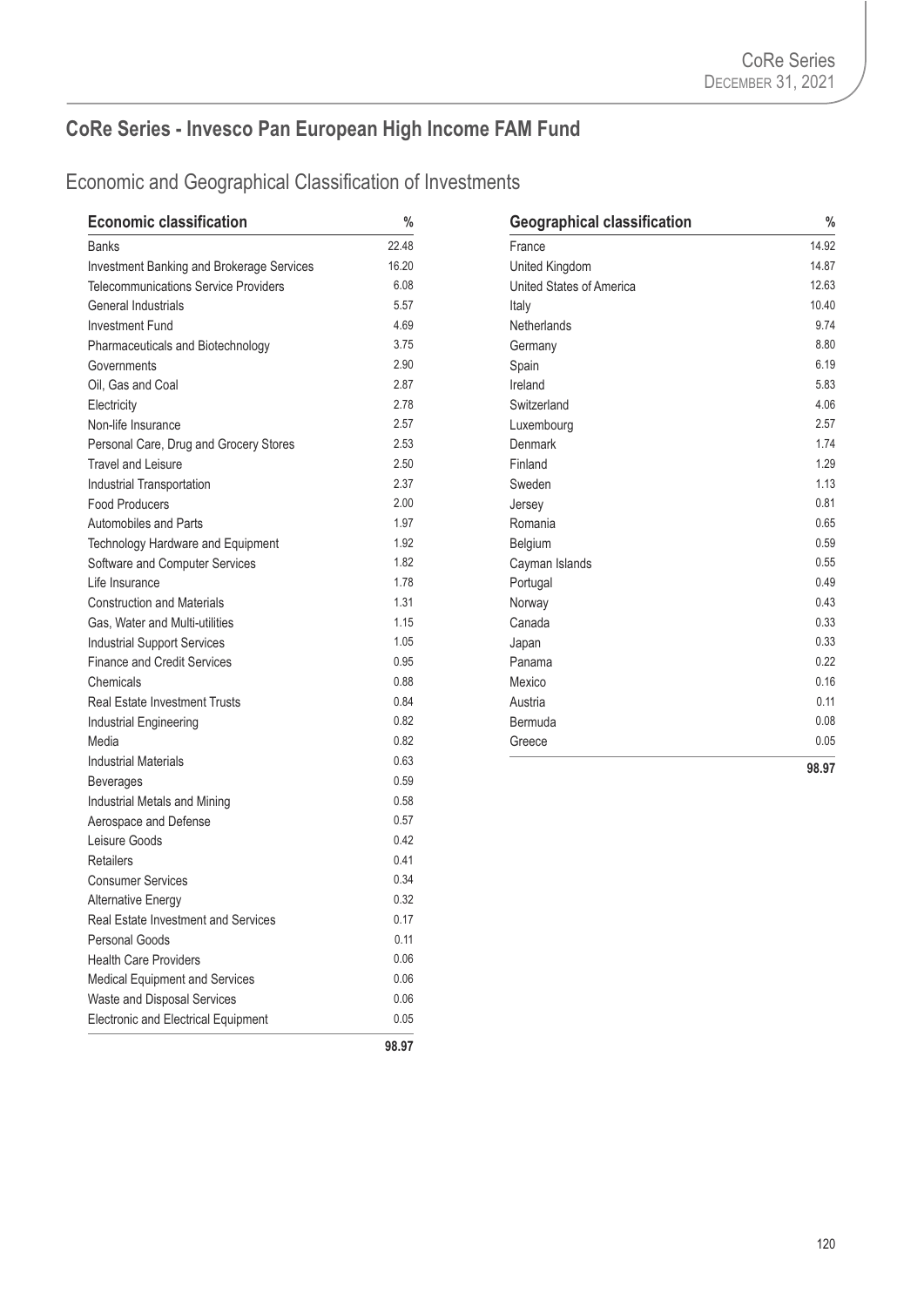## CoRe Series - Invesco Pan European High Income FAM Fund

### Economic and Geographical Classification of Investments

| Economic classification | % |
|---|---|
| Banks | 22.48 |
| Investment Banking and Brokerage Services | 16.20 |
| Telecommunications Service Providers | 6.08 |
| General Industrials | 5.57 |
| Investment Fund | 4.69 |
| Pharmaceuticals and Biotechnology | 3.75 |
| Governments | 2.90 |
| Oil, Gas and Coal | 2.87 |
| Electricity | 2.78 |
| Non-life Insurance | 2.57 |
| Personal Care, Drug and Grocery Stores | 2.53 |
| Travel and Leisure | 2.50 |
| Industrial Transportation | 2.37 |
| Food Producers | 2.00 |
| Automobiles and Parts | 1.97 |
| Technology Hardware and Equipment | 1.92 |
| Software and Computer Services | 1.82 |
| Life Insurance | 1.78 |
| Construction and Materials | 1.31 |
| Gas, Water and Multi-utilities | 1.15 |
| Industrial Support Services | 1.05 |
| Finance and Credit Services | 0.95 |
| Chemicals | 0.88 |
| Real Estate Investment Trusts | 0.84 |
| Industrial Engineering | 0.82 |
| Media | 0.82 |
| Industrial Materials | 0.63 |
| Beverages | 0.59 |
| Industrial Metals and Mining | 0.58 |
| Aerospace and Defense | 0.57 |
| Leisure Goods | 0.42 |
| Retailers | 0.41 |
| Consumer Services | 0.34 |
| Alternative Energy | 0.32 |
| Real Estate Investment and Services | 0.17 |
| Personal Goods | 0.11 |
| Health Care Providers | 0.06 |
| Medical Equipment and Services | 0.06 |
| Waste and Disposal Services | 0.06 |
| Electronic and Electrical Equipment | 0.05 |
| | **98.97** |

| Geographical classification | % |
|---|---|
| France | 14.92 |
| United Kingdom | 14.87 |
| United States of America | 12.63 |
| Italy | 10.40 |
| Netherlands | 9.74 |
| Germany | 8.80 |
| Spain | 6.19 |
| Ireland | 5.83 |
| Switzerland | 4.06 |
| Luxembourg | 2.57 |
| Denmark | 1.74 |
| Finland | 1.29 |
| Sweden | 1.13 |
| Jersey | 0.81 |
| Romania | 0.65 |
| Belgium | 0.59 |
| Cayman Islands | 0.55 |
| Portugal | 0.49 |
| Norway | 0.43 |
| Canada | 0.33 |
| Japan | 0.33 |
| Panama | 0.22 |
| Mexico | 0.16 |
| Austria | 0.11 |
| Bermuda | 0.08 |
| Greece | 0.05 |
| | **98.97** |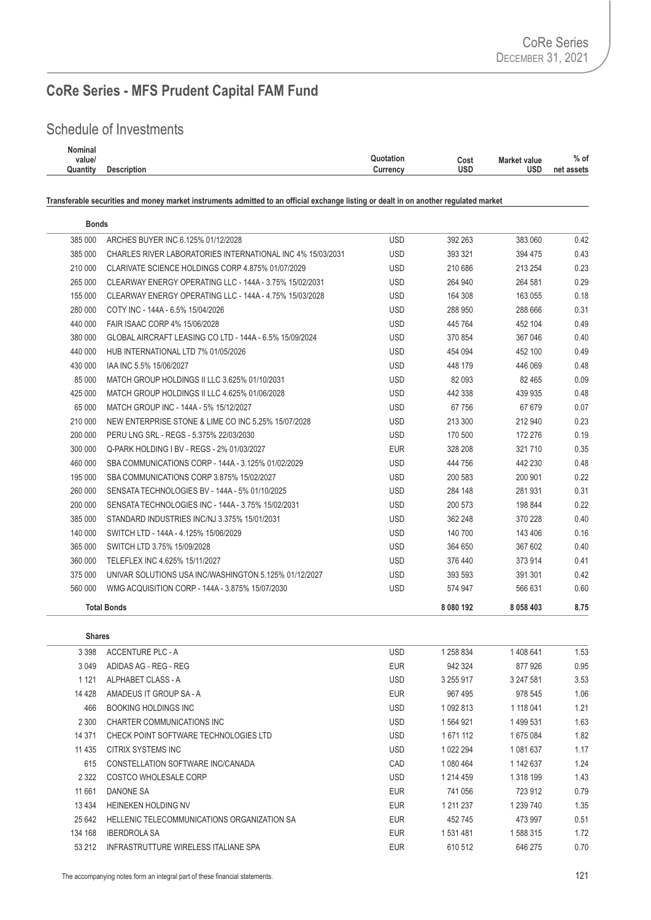# CoRe Series - MFS Prudent Capital FAM Fund

## Schedule of Investments

| Nominal value/ Quantity | Description | Quotation Currency | Cost USD | Market value USD | % of net assets |
|---|---|---|---|---|---|
| | **Transferable securities and money market instruments admitted to an official exchange listing or dealt in on another regulated market** | | | | |
| | **Bonds** | | | | |
| 385 000 | ARCHES BUYER INC 6.125% 01/12/2028 | USD | 392 263 | 383 060 | 0.42 |
| 385 000 | CHARLES RIVER LABORATORIES INTERNATIONAL INC 4% 15/03/2031 | USD | 393 321 | 394 475 | 0.43 |
| 210 000 | CLARIVATE SCIENCE HOLDINGS CORP 4.875% 01/07/2029 | USD | 210 686 | 213 254 | 0.23 |
| 265 000 | CLEARWAY ENERGY OPERATING LLC - 144A - 3.75% 15/02/2031 | USD | 264 940 | 264 581 | 0.29 |
| 155 000 | CLEARWAY ENERGY OPERATING LLC - 144A - 4.75% 15/03/2028 | USD | 164 308 | 163 055 | 0.18 |
| 280 000 | COTY INC - 144A - 6.5% 15/04/2026 | USD | 288 950 | 288 666 | 0.31 |
| 440 000 | FAIR ISAAC CORP 4% 15/06/2028 | USD | 445 764 | 452 104 | 0.49 |
| 380 000 | GLOBAL AIRCRAFT LEASING CO LTD - 144A - 6.5% 15/09/2024 | USD | 370 854 | 367 046 | 0.40 |
| 440 000 | HUB INTERNATIONAL LTD 7% 01/05/2026 | USD | 454 094 | 452 100 | 0.49 |
| 430 000 | IAA INC 5.5% 15/06/2027 | USD | 448 179 | 446 069 | 0.48 |
| 85 000 | MATCH GROUP HOLDINGS II LLC 3.625% 01/10/2031 | USD | 82 093 | 82 465 | 0.09 |
| 425 000 | MATCH GROUP HOLDINGS II LLC 4.625% 01/06/2028 | USD | 442 338 | 439 935 | 0.48 |
| 65 000 | MATCH GROUP INC - 144A - 5% 15/12/2027 | USD | 67 756 | 67 679 | 0.07 |
| 210 000 | NEW ENTERPRISE STONE & LIME CO INC 5.25% 15/07/2028 | USD | 213 300 | 212 940 | 0.23 |
| 200 000 | PERU LNG SRL - REGS - 5.375% 22/03/2030 | USD | 170 500 | 172 276 | 0.19 |
| 300 000 | Q-PARK HOLDING I BV - REGS - 2% 01/03/2027 | EUR | 328 208 | 321 710 | 0.35 |
| 460 000 | SBA COMMUNICATIONS CORP - 144A - 3.125% 01/02/2029 | USD | 444 756 | 442 230 | 0.48 |
| 195 000 | SBA COMMUNICATIONS CORP 3.875% 15/02/2027 | USD | 200 583 | 200 901 | 0.22 |
| 260 000 | SENSATA TECHNOLOGIES BV - 144A - 5% 01/10/2025 | USD | 284 148 | 281 931 | 0.31 |
| 200 000 | SENSATA TECHNOLOGIES INC - 144A - 3.75% 15/02/2031 | USD | 200 573 | 198 844 | 0.22 |
| 385 000 | STANDARD INDUSTRIES INC/NJ 3.375% 15/01/2031 | USD | 362 248 | 370 228 | 0.40 |
| 140 000 | SWITCH LTD - 144A - 4.125% 15/06/2029 | USD | 140 700 | 143 406 | 0.16 |
| 365 000 | SWITCH LTD 3.75% 15/09/2028 | USD | 364 650 | 367 602 | 0.40 |
| 360 000 | TELEFLEX INC 4.625% 15/11/2027 | USD | 376 440 | 373 914 | 0.41 |
| 375 000 | UNIVAR SOLUTIONS USA INC/WASHINGTON 5.125% 01/12/2027 | USD | 393 593 | 391 301 | 0.42 |
| 560 000 | WMG ACQUISITION CORP - 144A - 3.875% 15/07/2030 | USD | 574 947 | 566 631 | 0.60 |
| | **Total Bonds** | | **8 080 192** | **8 058 403** | **8.75** |
| | **Shares** | | | | |
| 3 398 | ACCENTURE PLC - A | USD | 1 258 834 | 1 408 641 | 1.53 |
| 3 049 | ADIDAS AG - REG - REG | EUR | 942 324 | 877 926 | 0.95 |
| 1 121 | ALPHABET CLASS - A | USD | 3 255 917 | 3 247 581 | 3.53 |
| 14 428 | AMADEUS IT GROUP SA - A | EUR | 967 495 | 978 545 | 1.06 |
| 466 | BOOKING HOLDINGS INC | USD | 1 092 813 | 1 118 041 | 1.21 |
| 2 300 | CHARTER COMMUNICATIONS INC | USD | 1 564 921 | 1 499 531 | 1.63 |
| 14 371 | CHECK POINT SOFTWARE TECHNOLOGIES LTD | USD | 1 671 112 | 1 675 084 | 1.82 |
| 11 435 | CITRIX SYSTEMS INC | USD | 1 022 294 | 1 081 637 | 1.17 |
| 615 | CONSTELLATION SOFTWARE INC/CANADA | CAD | 1 080 464 | 1 142 637 | 1.24 |
| 2 322 | COSTCO WHOLESALE CORP | USD | 1 214 459 | 1 318 199 | 1.43 |
| 11 661 | DANONE SA | EUR | 741 056 | 723 912 | 0.79 |
| 13 434 | HEINEKEN HOLDING NV | EUR | 1 211 237 | 1 239 740 | 1.35 |
| 25 642 | HELLENIC TELECOMMUNICATIONS ORGANIZATION SA | EUR | 452 745 | 473 997 | 0.51 |
| 134 168 | IBERDROLA SA | EUR | 1 531 481 | 1 588 315 | 1.72 |
| 53 212 | INFRASTRUTTURE WIRELESS ITALIANE SPA | EUR | 610 512 | 646 275 | 0.70 |

The accompanying notes form an integral part of these financial statements.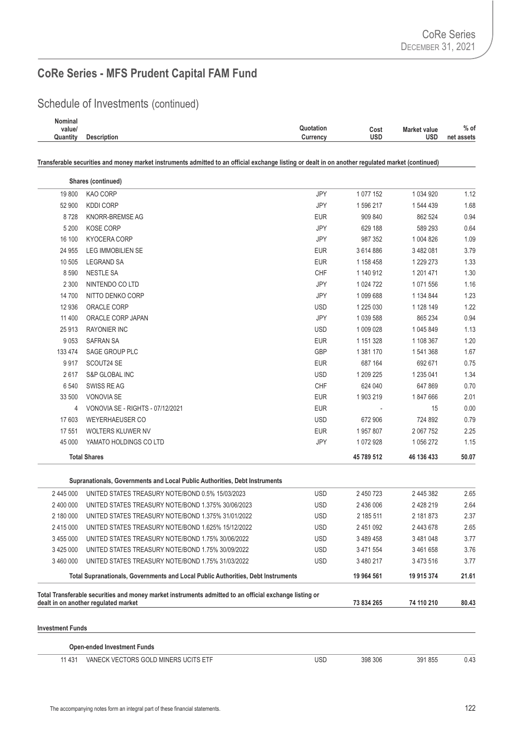## CoRe Series - MFS Prudent Capital FAM Fund

### Schedule of Investments (continued)

| Nominal value/ Quantity | Description | Quotation Currency | Cost USD | Market value USD | % of net assets |
|---|---|---|---|---|---|
| **Transferable securities and money market instruments admitted to an official exchange listing or dealt in on another regulated market (continued)** | | | | | |
| | **Shares (continued)** | | | | |
| 19 800 | KAO CORP | JPY | 1 077 152 | 1 034 920 | 1.12 |
| 52 900 | KDDI CORP | JPY | 1 596 217 | 1 544 439 | 1.68 |
| 8 728 | KNORR-BREMSE AG | EUR | 909 840 | 862 524 | 0.94 |
| 5 200 | KOSE CORP | JPY | 629 188 | 589 293 | 0.64 |
| 16 100 | KYOCERA CORP | JPY | 987 352 | 1 004 826 | 1.09 |
| 24 955 | LEG IMMOBILIEN SE | EUR | 3 614 886 | 3 482 081 | 3.79 |
| 10 505 | LEGRAND SA | EUR | 1 158 458 | 1 229 273 | 1.33 |
| 8 590 | NESTLE SA | CHF | 1 140 912 | 1 201 471 | 1.30 |
| 2 300 | NINTENDO CO LTD | JPY | 1 024 722 | 1 071 556 | 1.16 |
| 14 700 | NITTO DENKO CORP | JPY | 1 099 688 | 1 134 844 | 1.23 |
| 12 936 | ORACLE CORP | USD | 1 225 030 | 1 128 149 | 1.22 |
| 11 400 | ORACLE CORP JAPAN | JPY | 1 039 588 | 865 234 | 0.94 |
| 25 913 | RAYONIER INC | USD | 1 009 028 | 1 045 849 | 1.13 |
| 9 053 | SAFRAN SA | EUR | 1 151 328 | 1 108 367 | 1.20 |
| 133 474 | SAGE GROUP PLC | GBP | 1 381 170 | 1 541 368 | 1.67 |
| 9 917 | SCOUT24 SE | EUR | 687 164 | 692 671 | 0.75 |
| 2 617 | S&P GLOBAL INC | USD | 1 209 225 | 1 235 041 | 1.34 |
| 6 540 | SWISS RE AG | CHF | 624 040 | 647 869 | 0.70 |
| 33 500 | VONOVIA SE | EUR | 1 903 219 | 1 847 666 | 2.01 |
| 4 | VONOVIA SE - RIGHTS - 07/12/2021 | EUR | - | 15 | 0.00 |
| 17 603 | WEYERHAEUSER CO | USD | 672 906 | 724 892 | 0.79 |
| 17 551 | WOLTERS KLUWER NV | EUR | 1 957 807 | 2 067 752 | 2.25 |
| 45 000 | YAMATO HOLDINGS CO LTD | JPY | 1 072 928 | 1 056 272 | 1.15 |
| | **Total Shares** | | **45 789 512** | **46 136 433** | **50.07** |
| | **Supranationals, Governments and Local Public Authorities, Debt Instruments** | | | | |
| 2 445 000 | UNITED STATES TREASURY NOTE/BOND 0.5% 15/03/2023 | USD | 2 450 723 | 2 445 382 | 2.65 |
| 2 400 000 | UNITED STATES TREASURY NOTE/BOND 1.375% 30/06/2023 | USD | 2 436 006 | 2 428 219 | 2.64 |
| 2 180 000 | UNITED STATES TREASURY NOTE/BOND 1.375% 31/01/2022 | USD | 2 185 511 | 2 181 873 | 2.37 |
| 2 415 000 | UNITED STATES TREASURY NOTE/BOND 1.625% 15/12/2022 | USD | 2 451 092 | 2 443 678 | 2.65 |
| 3 455 000 | UNITED STATES TREASURY NOTE/BOND 1.75% 30/06/2022 | USD | 3 489 458 | 3 481 048 | 3.77 |
| 3 425 000 | UNITED STATES TREASURY NOTE/BOND 1.75% 30/09/2022 | USD | 3 471 554 | 3 461 658 | 3.76 |
| 3 460 000 | UNITED STATES TREASURY NOTE/BOND 1.75% 31/03/2022 | USD | 3 480 217 | 3 473 516 | 3.77 |
| | **Total Supranationals, Governments and Local Public Authorities, Debt Instruments** | | **19 964 561** | **19 915 374** | **21.61** |
| **Total Transferable securities and money market instruments admitted to an official exchange listing or dealt in on another regulated market** | | | **73 834 265** | **74 110 210** | **80.43** |
| **Investment Funds** | | | | | |
| | **Open-ended Investment Funds** | | | | |
| 11 431 | VANECK VECTORS GOLD MINERS UCITS ETF | USD | 398 306 | 391 855 | 0.43 |

The accompanying notes form an integral part of these financial statements.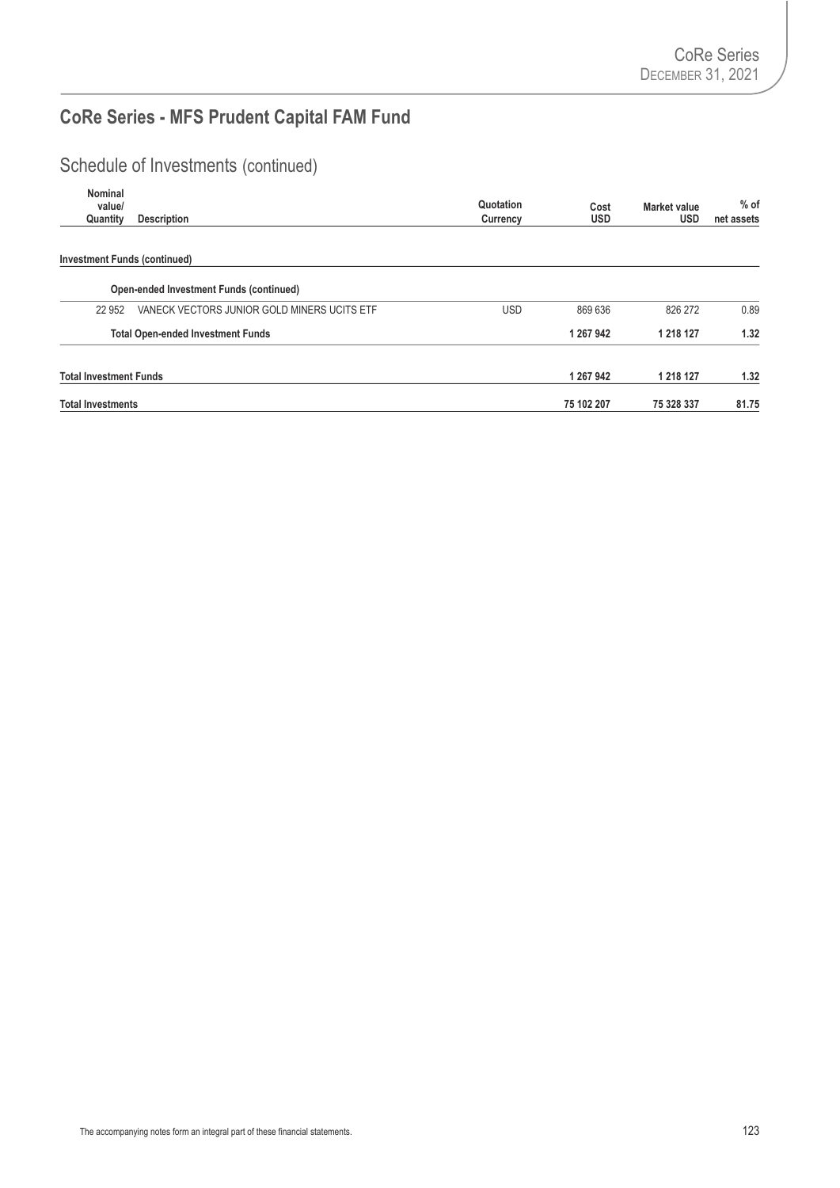# CoRe Series - MFS Prudent Capital FAM Fund

## Schedule of Investments (continued)

| Nominal value/ Quantity | Description | Quotation Currency | Cost USD | Market value USD | % of net assets |
|---|---|---|---|---|---|
| **Investment Funds (continued)** | | | | | |
| | **Open-ended Investment Funds (continued)** | | | | |
| 22 952 | VANECK VECTORS JUNIOR GOLD MINERS UCITS ETF | USD | 869 636 | 826 272 | 0.89 |
| | **Total Open-ended Investment Funds** | | **1 267 942** | **1 218 127** | **1.32** |
| **Total Investment Funds** | | | **1 267 942** | **1 218 127** | **1.32** |
| **Total Investments** | | | **75 102 207** | **75 328 337** | **81.75** |

The accompanying notes form an integral part of these financial statements.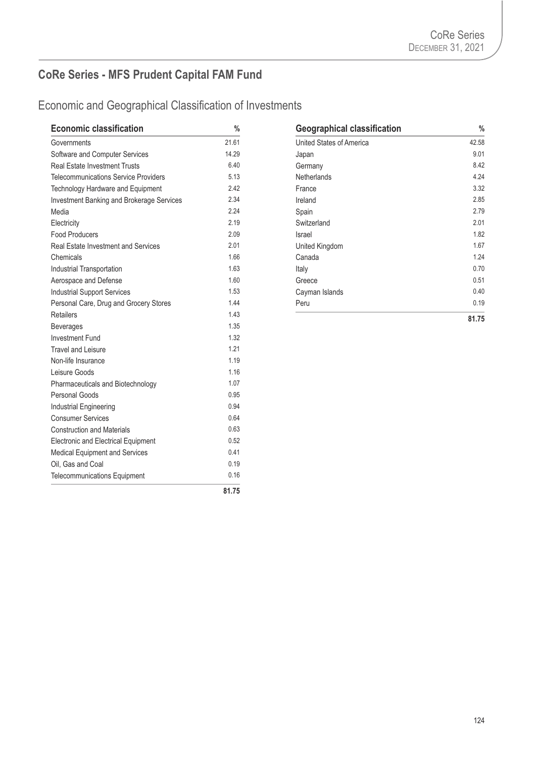## CoRe Series - MFS Prudent Capital FAM Fund

### Economic and Geographical Classification of Investments

| Economic classification | % |
|---|---|
| Governments | 21.61 |
| Software and Computer Services | 14.29 |
| Real Estate Investment Trusts | 6.40 |
| Telecommunications Service Providers | 5.13 |
| Technology Hardware and Equipment | 2.42 |
| Investment Banking and Brokerage Services | 2.34 |
| Media | 2.24 |
| Electricity | 2.19 |
| Food Producers | 2.09 |
| Real Estate Investment and Services | 2.01 |
| Chemicals | 1.66 |
| Industrial Transportation | 1.63 |
| Aerospace and Defense | 1.60 |
| Industrial Support Services | 1.53 |
| Personal Care, Drug and Grocery Stores | 1.44 |
| Retailers | 1.43 |
| Beverages | 1.35 |
| Investment Fund | 1.32 |
| Travel and Leisure | 1.21 |
| Non-life Insurance | 1.19 |
| Leisure Goods | 1.16 |
| Pharmaceuticals and Biotechnology | 1.07 |
| Personal Goods | 0.95 |
| Industrial Engineering | 0.94 |
| Consumer Services | 0.64 |
| Construction and Materials | 0.63 |
| Electronic and Electrical Equipment | 0.52 |
| Medical Equipment and Services | 0.41 |
| Oil, Gas and Coal | 0.19 |
| Telecommunications Equipment | 0.16 |
| | **81.75** |

| Geographical classification | % |
|---|---|
| United States of America | 42.58 |
| Japan | 9.01 |
| Germany | 8.42 |
| Netherlands | 4.24 |
| France | 3.32 |
| Ireland | 2.85 |
| Spain | 2.79 |
| Switzerland | 2.01 |
| Israel | 1.82 |
| United Kingdom | 1.67 |
| Canada | 1.24 |
| Italy | 0.70 |
| Greece | 0.51 |
| Cayman Islands | 0.40 |
| Peru | 0.19 |
| | **81.75** |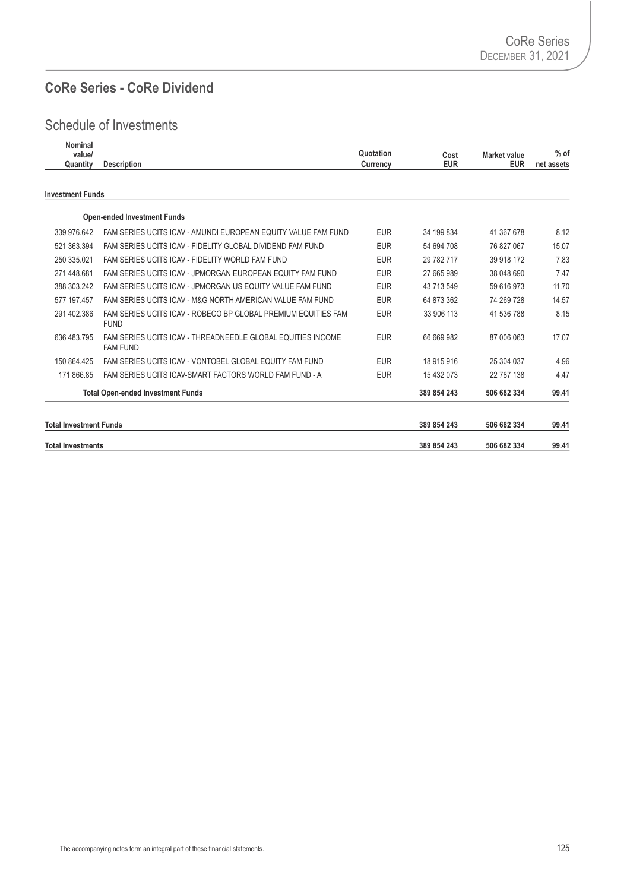## CoRe Series - CoRe Dividend

### Schedule of Investments

| Nominal value/ Quantity | Description | Quotation Currency | Cost EUR | Market value EUR | % of net assets |
|---|---|---|---|---|---|
| **Investment Funds** | | | | | |
| | **Open-ended Investment Funds** | | | | |
| 339 976.642 | FAM SERIES UCITS ICAV - AMUNDI EUROPEAN EQUITY VALUE FAM FUND | EUR | 34 199 834 | 41 367 678 | 8.12 |
| 521 363.394 | FAM SERIES UCITS ICAV - FIDELITY GLOBAL DIVIDEND FAM FUND | EUR | 54 694 708 | 76 827 067 | 15.07 |
| 250 335.021 | FAM SERIES UCITS ICAV - FIDELITY WORLD FAM FUND | EUR | 29 782 717 | 39 918 172 | 7.83 |
| 271 448.681 | FAM SERIES UCITS ICAV - JPMORGAN EUROPEAN EQUITY FAM FUND | EUR | 27 665 989 | 38 048 690 | 7.47 |
| 388 303.242 | FAM SERIES UCITS ICAV - JPMORGAN US EQUITY VALUE FAM FUND | EUR | 43 713 549 | 59 616 973 | 11.70 |
| 577 197.457 | FAM SERIES UCITS ICAV - M&G NORTH AMERICAN VALUE FAM FUND | EUR | 64 873 362 | 74 269 728 | 14.57 |
| 291 402.386 | FAM SERIES UCITS ICAV - ROBECO BP GLOBAL PREMIUM EQUITIES FAM FUND | EUR | 33 906 113 | 41 536 788 | 8.15 |
| 636 483.795 | FAM SERIES UCITS ICAV - THREADNEEDLE GLOBAL EQUITIES INCOME FAM FUND | EUR | 66 669 982 | 87 006 063 | 17.07 |
| 150 864.425 | FAM SERIES UCITS ICAV - VONTOBEL GLOBAL EQUITY FAM FUND | EUR | 18 915 916 | 25 304 037 | 4.96 |
| 171 866.85 | FAM SERIES UCITS ICAV-SMART FACTORS WORLD FAM FUND - A | EUR | 15 432 073 | 22 787 138 | 4.47 |
| | **Total Open-ended Investment Funds** | | **389 854 243** | **506 682 334** | **99.41** |
| **Total Investment Funds** | | | **389 854 243** | **506 682 334** | **99.41** |
| **Total Investments** | | | **389 854 243** | **506 682 334** | **99.41** |

The accompanying notes form an integral part of these financial statements.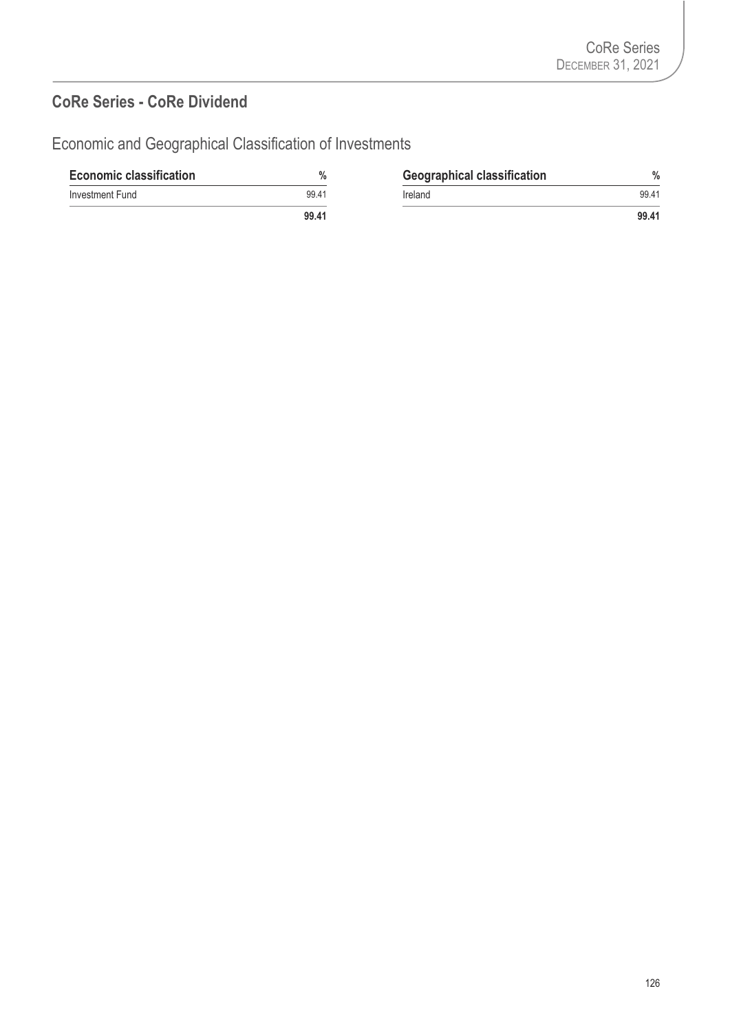## CoRe Series - CoRe Dividend

### Economic and Geographical Classification of Investments

| Economic classification | % |
|---|---|
| Investment Fund | 99.41 |
| | **99.41** |

| Geographical classification | % |
|---|---|
| Ireland | 99.41 |
| | **99.41** |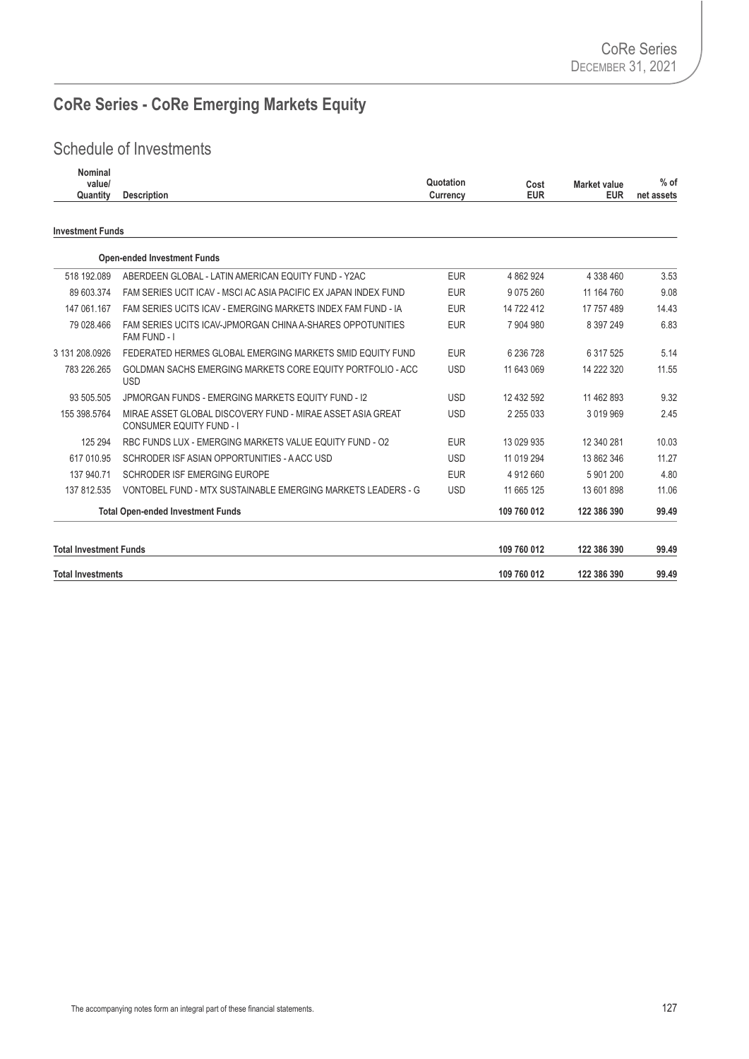# CoRe Series - CoRe Emerging Markets Equity

## Schedule of Investments

| Nominal value/ Quantity | Description | Quotation Currency | Cost EUR | Market value EUR | % of net assets |
|---|---|---|---|---|---|
| **Investment Funds** | | | | | |
| | **Open-ended Investment Funds** | | | | |
| 518 192.089 | ABERDEEN GLOBAL - LATIN AMERICAN EQUITY FUND - Y2AC | EUR | 4 862 924 | 4 338 460 | 3.53 |
| 89 603.374 | FAM SERIES UCIT ICAV - MSCI AC ASIA PACIFIC EX JAPAN INDEX FUND | EUR | 9 075 260 | 11 164 760 | 9.08 |
| 147 061.167 | FAM SERIES UCITS ICAV - EMERGING MARKETS INDEX FAM FUND - IA | EUR | 14 722 412 | 17 757 489 | 14.43 |
| 79 028.466 | FAM SERIES UCITS ICAV-JPMORGAN CHINA A-SHARES OPPOTUNITIES FAM FUND - I | EUR | 7 904 980 | 8 397 249 | 6.83 |
| 3 131 208.0926 | FEDERATED HERMES GLOBAL EMERGING MARKETS SMID EQUITY FUND | EUR | 6 236 728 | 6 317 525 | 5.14 |
| 783 226.265 | GOLDMAN SACHS EMERGING MARKETS CORE EQUITY PORTFOLIO - ACC USD | USD | 11 643 069 | 14 222 320 | 11.55 |
| 93 505.505 | JPMORGAN FUNDS - EMERGING MARKETS EQUITY FUND - I2 | USD | 12 432 592 | 11 462 893 | 9.32 |
| 155 398.5764 | MIRAE ASSET GLOBAL DISCOVERY FUND - MIRAE ASSET ASIA GREAT CONSUMER EQUITY FUND - I | USD | 2 255 033 | 3 019 969 | 2.45 |
| 125 294 | RBC FUNDS LUX - EMERGING MARKETS VALUE EQUITY FUND - O2 | EUR | 13 029 935 | 12 340 281 | 10.03 |
| 617 010.95 | SCHRODER ISF ASIAN OPPORTUNITIES - A ACC USD | USD | 11 019 294 | 13 862 346 | 11.27 |
| 137 940.71 | SCHRODER ISF EMERGING EUROPE | EUR | 4 912 660 | 5 901 200 | 4.80 |
| 137 812.535 | VONTOBEL FUND - MTX SUSTAINABLE EMERGING MARKETS LEADERS - G | USD | 11 665 125 | 13 601 898 | 11.06 |
| | **Total Open-ended Investment Funds** | | **109 760 012** | **122 386 390** | **99.49** |
| **Total Investment Funds** | | | **109 760 012** | **122 386 390** | **99.49** |
| **Total Investments** | | | **109 760 012** | **122 386 390** | **99.49** |

The accompanying notes form an integral part of these financial statements.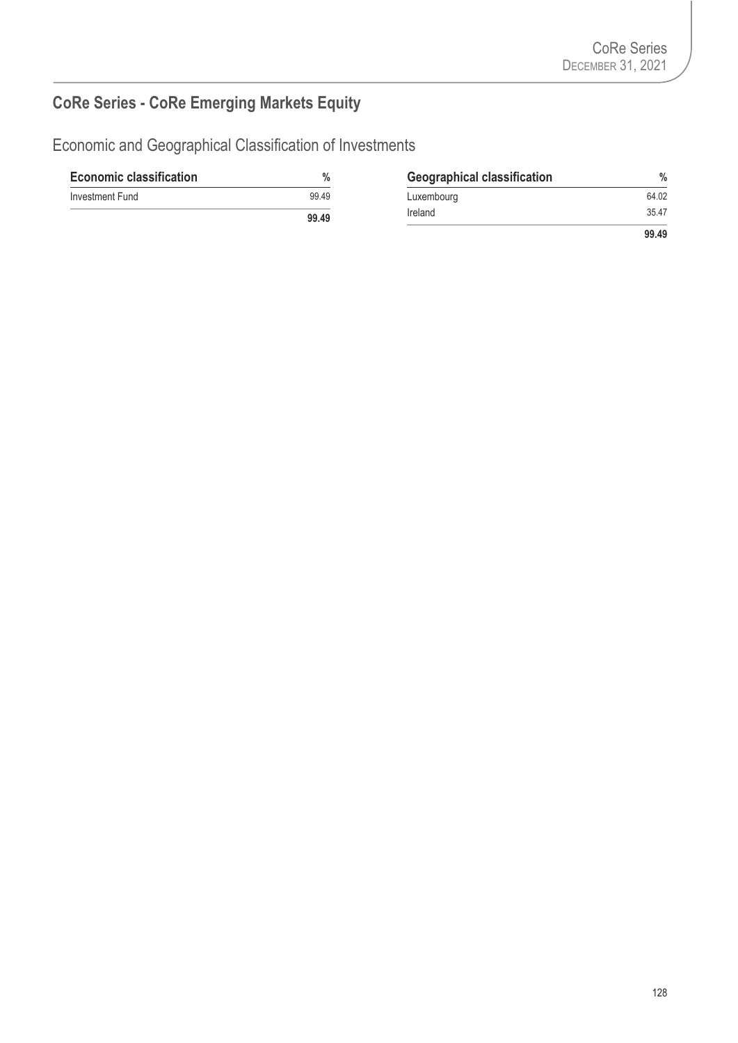## CoRe Series - CoRe Emerging Markets Equity

### Economic and Geographical Classification of Investments

| Economic classification | % |
|---|---|
| Investment Fund | 99.49 |
| | **99.49** |

| Geographical classification | % |
|---|---|
| Luxembourg | 64.02 |
| Ireland | 35.47 |
| | **99.49** |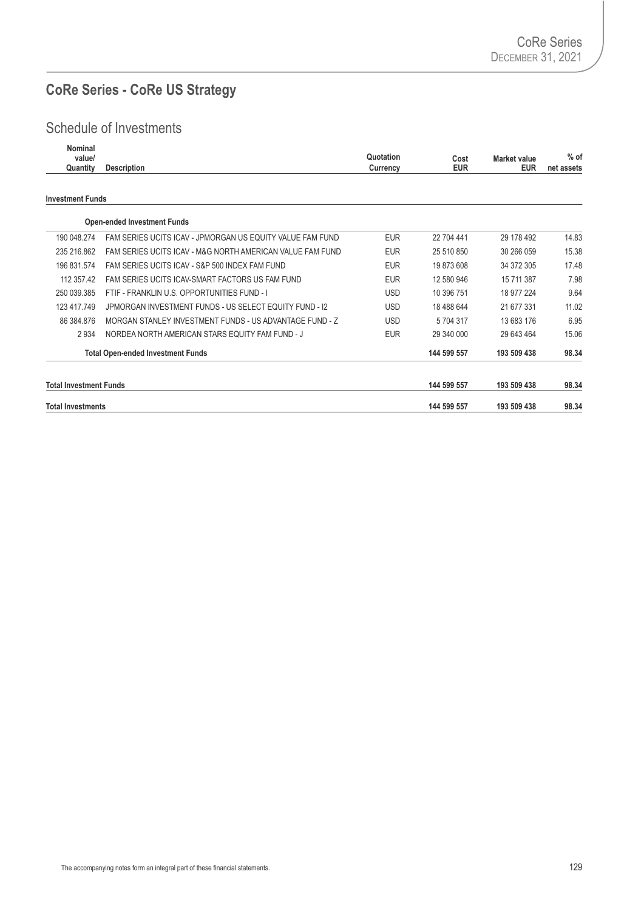# CoRe Series - CoRe US Strategy

## Schedule of Investments

| Nominal value/ Quantity | Description | Quotation Currency | Cost EUR | Market value EUR | % of net assets |
|---|---|---|---|---|---|
| **Investment Funds** | | | | | |
| | **Open-ended Investment Funds** | | | | |
| 190 048.274 | FAM SERIES UCITS ICAV - JPMORGAN US EQUITY VALUE FAM FUND | EUR | 22 704 441 | 29 178 492 | 14.83 |
| 235 216.862 | FAM SERIES UCITS ICAV - M&G NORTH AMERICAN VALUE FAM FUND | EUR | 25 510 850 | 30 266 059 | 15.38 |
| 196 831.574 | FAM SERIES UCITS ICAV - S&P 500 INDEX FAM FUND | EUR | 19 873 608 | 34 372 305 | 17.48 |
| 112 357.42 | FAM SERIES UCITS ICAV-SMART FACTORS US FAM FUND | EUR | 12 580 946 | 15 711 387 | 7.98 |
| 250 039.385 | FTIF - FRANKLIN U.S. OPPORTUNITIES FUND - I | USD | 10 396 751 | 18 977 224 | 9.64 |
| 123 417.749 | JPMORGAN INVESTMENT FUNDS - US SELECT EQUITY FUND - I2 | USD | 18 488 644 | 21 677 331 | 11.02 |
| 86 384.876 | MORGAN STANLEY INVESTMENT FUNDS - US ADVANTAGE FUND - Z | USD | 5 704 317 | 13 683 176 | 6.95 |
| 2 934 | NORDEA NORTH AMERICAN STARS EQUITY FAM FUND - J | EUR | 29 340 000 | 29 643 464 | 15.06 |
| | **Total Open-ended Investment Funds** | | **144 599 557** | **193 509 438** | **98.34** |
| **Total Investment Funds** | | | **144 599 557** | **193 509 438** | **98.34** |
| **Total Investments** | | | **144 599 557** | **193 509 438** | **98.34** |

The accompanying notes form an integral part of these financial statements.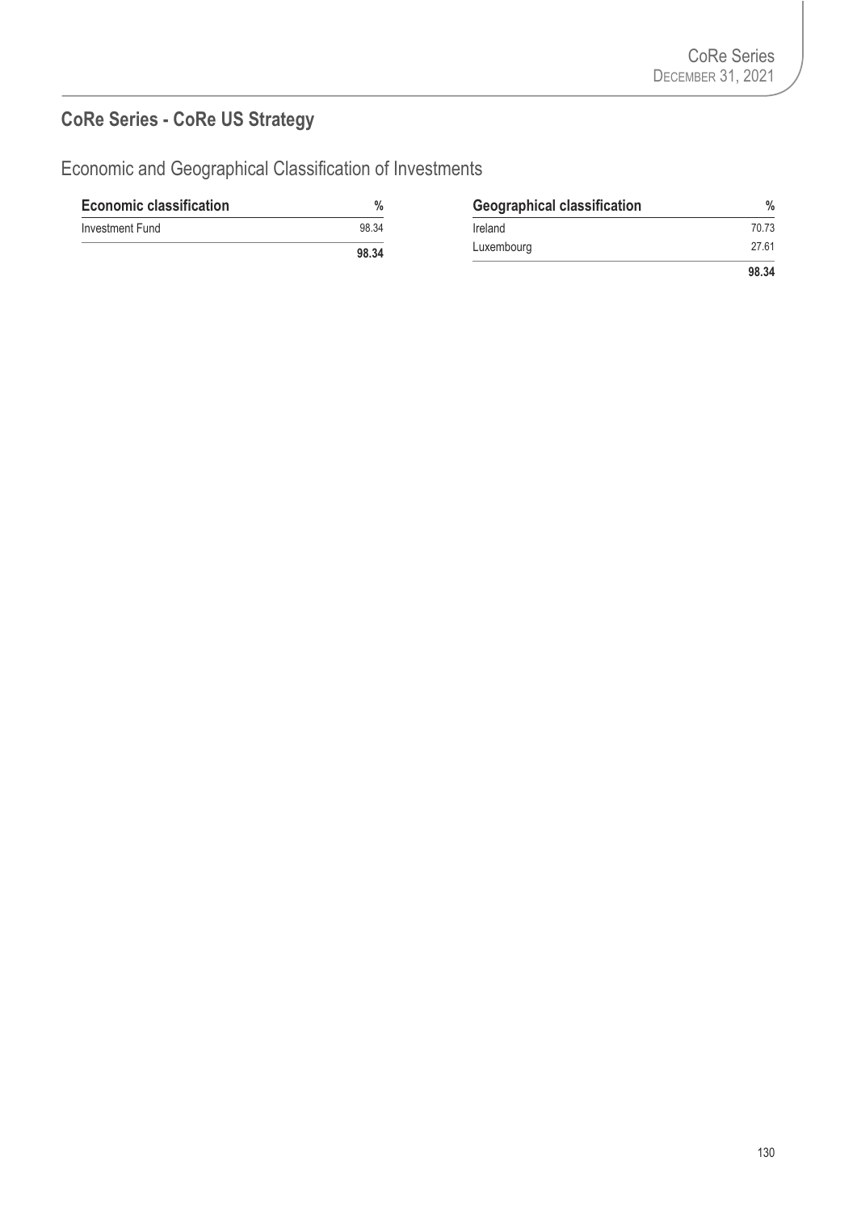## CoRe Series - CoRe US Strategy

### Economic and Geographical Classification of Investments

| Economic classification | % |
| --- | --- |
| Investment Fund | 98.34 |
| | **98.34** |

| Geographical classification | % |
| --- | --- |
| Ireland | 70.73 |
| Luxembourg | 27.61 |
| | **98.34** |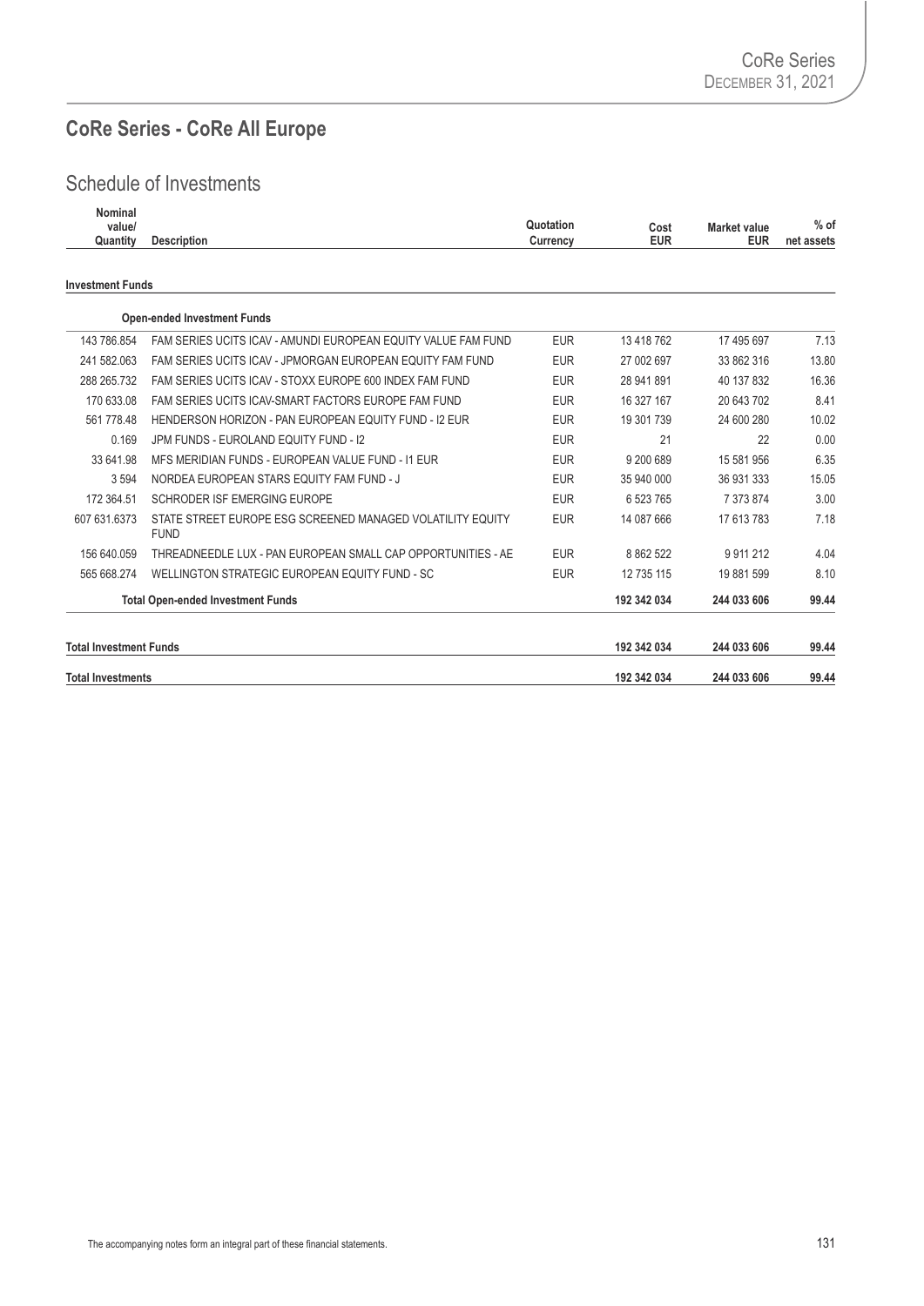# CoRe Series - CoRe All Europe

## Schedule of Investments

| Nominal value/ Quantity | Description | Quotation Currency | Cost EUR | Market value EUR | % of net assets |
|---|---|---|---|---|---|
| **Investment Funds** | | | | | |
| | **Open-ended Investment Funds** | | | | |
| 143 786.854 | FAM SERIES UCITS ICAV - AMUNDI EUROPEAN EQUITY VALUE FAM FUND | EUR | 13 418 762 | 17 495 697 | 7.13 |
| 241 582.063 | FAM SERIES UCITS ICAV - JPMORGAN EUROPEAN EQUITY FAM FUND | EUR | 27 002 697 | 33 862 316 | 13.80 |
| 288 265.732 | FAM SERIES UCITS ICAV - STOXX EUROPE 600 INDEX FAM FUND | EUR | 28 941 891 | 40 137 832 | 16.36 |
| 170 633.08 | FAM SERIES UCITS ICAV-SMART FACTORS EUROPE FAM FUND | EUR | 16 327 167 | 20 643 702 | 8.41 |
| 561 778.48 | HENDERSON HORIZON - PAN EUROPEAN EQUITY FUND - I2 EUR | EUR | 19 301 739 | 24 600 280 | 10.02 |
| 0.169 | JPM FUNDS - EUROLAND EQUITY FUND - I2 | EUR | 21 | 22 | 0.00 |
| 33 641.98 | MFS MERIDIAN FUNDS - EUROPEAN VALUE FUND - I1 EUR | EUR | 9 200 689 | 15 581 956 | 6.35 |
| 3 594 | NORDEA EUROPEAN STARS EQUITY FAM FUND - J | EUR | 35 940 000 | 36 931 333 | 15.05 |
| 172 364.51 | SCHRODER ISF EMERGING EUROPE | EUR | 6 523 765 | 7 373 874 | 3.00 |
| 607 631.6373 | STATE STREET EUROPE ESG SCREENED MANAGED VOLATILITY EQUITY FUND | EUR | 14 087 666 | 17 613 783 | 7.18 |
| 156 640.059 | THREADNEEDLE LUX - PAN EUROPEAN SMALL CAP OPPORTUNITIES - AE | EUR | 8 862 522 | 9 911 212 | 4.04 |
| 565 668.274 | WELLINGTON STRATEGIC EUROPEAN EQUITY FUND - SC | EUR | 12 735 115 | 19 881 599 | 8.10 |
| | **Total Open-ended Investment Funds** | | **192 342 034** | **244 033 606** | **99.44** |
| **Total Investment Funds** | | | **192 342 034** | **244 033 606** | **99.44** |
| **Total Investments** | | | **192 342 034** | **244 033 606** | **99.44** |

The accompanying notes form an integral part of these financial statements.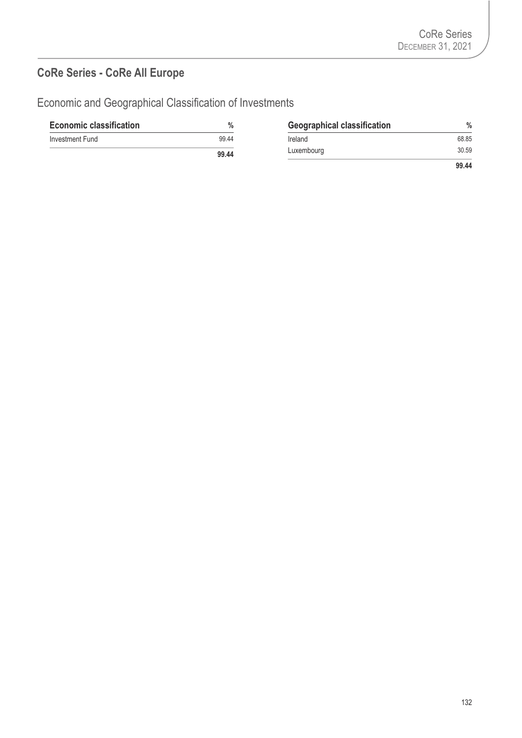## CoRe Series - CoRe All Europe

### Economic and Geographical Classification of Investments

| Economic classification | % |
|---|---|
| Investment Fund | 99.44 |
| | **99.44** |

| Geographical classification | % |
|---|---|
| Ireland | 68.85 |
| Luxembourg | 30.59 |
| | **99.44** |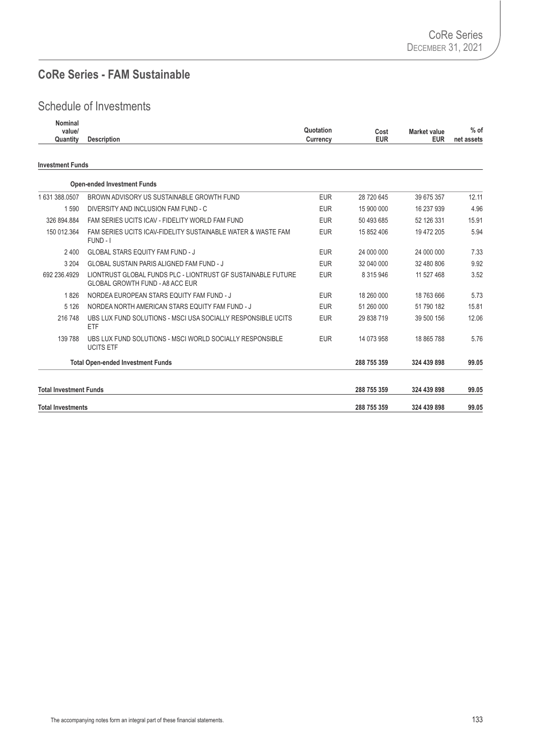## CoRe Series - FAM Sustainable

### Schedule of Investments

| Nominal value/ Quantity | Description | Quotation Currency | Cost EUR | Market value EUR | % of net assets |
|---|---|---|---|---|---|
| **Investment Funds** | | | | | |
| | **Open-ended Investment Funds** | | | | |
| 1 631 388.0507 | BROWN ADVISORY US SUSTAINABLE GROWTH FUND | EUR | 28 720 645 | 39 675 357 | 12.11 |
| 1 590 | DIVERSITY AND INCLUSION FAM FUND - C | EUR | 15 900 000 | 16 237 939 | 4.96 |
| 326 894.884 | FAM SERIES UCITS ICAV - FIDELITY WORLD FAM FUND | EUR | 50 493 685 | 52 126 331 | 15.91 |
| 150 012.364 | FAM SERIES UCITS ICAV-FIDELITY SUSTAINABLE WATER & WASTE FAM FUND - I | EUR | 15 852 406 | 19 472 205 | 5.94 |
| 2 400 | GLOBAL STARS EQUITY FAM FUND - J | EUR | 24 000 000 | 24 000 000 | 7.33 |
| 3 204 | GLOBAL SUSTAIN PARIS ALIGNED FAM FUND - J | EUR | 32 040 000 | 32 480 806 | 9.92 |
| 692 236.4929 | LIONTRUST GLOBAL FUNDS PLC - LIONTRUST GF SUSTAINABLE FUTURE GLOBAL GROWTH FUND - A8 ACC EUR | EUR | 8 315 946 | 11 527 468 | 3.52 |
| 1 826 | NORDEA EUROPEAN STARS EQUITY FAM FUND - J | EUR | 18 260 000 | 18 763 666 | 5.73 |
| 5 126 | NORDEA NORTH AMERICAN STARS EQUITY FAM FUND - J | EUR | 51 260 000 | 51 790 182 | 15.81 |
| 216 748 | UBS LUX FUND SOLUTIONS - MSCI USA SOCIALLY RESPONSIBLE UCITS ETF | EUR | 29 838 719 | 39 500 156 | 12.06 |
| 139 788 | UBS LUX FUND SOLUTIONS - MSCI WORLD SOCIALLY RESPONSIBLE UCITS ETF | EUR | 14 073 958 | 18 865 788 | 5.76 |
| | **Total Open-ended Investment Funds** | | **288 755 359** | **324 439 898** | **99.05** |
| **Total Investment Funds** | | | **288 755 359** | **324 439 898** | **99.05** |
| **Total Investments** | | | **288 755 359** | **324 439 898** | **99.05** |

The accompanying notes form an integral part of these financial statements.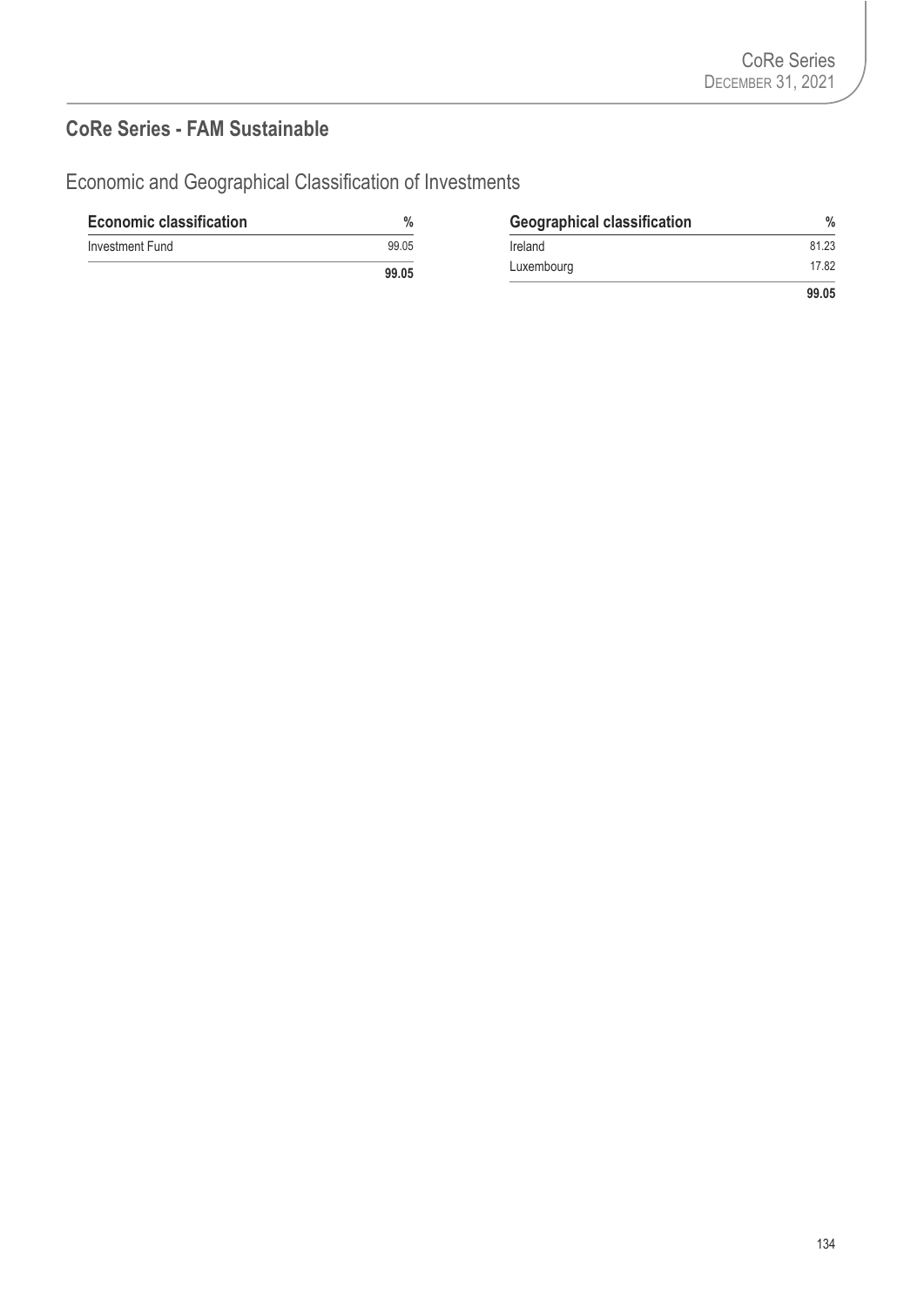## CoRe Series - FAM Sustainable

### Economic and Geographical Classification of Investments

| Economic classification | % |
|---|---|
| Investment Fund | 99.05 |
| | **99.05** |

| Geographical classification | % |
|---|---|
| Ireland | 81.23 |
| Luxembourg | 17.82 |
| | **99.05** |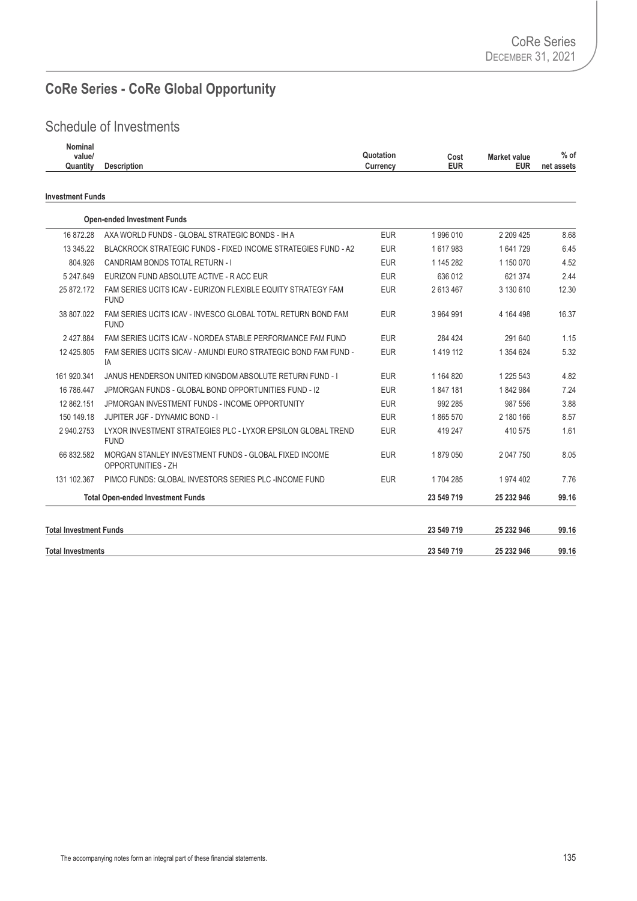# CoRe Series - CoRe Global Opportunity

## Schedule of Investments

| Nominal value/ Quantity | Description | Quotation Currency | Cost EUR | Market value EUR | % of net assets |
|---|---|---|---|---|---|
| **Investment Funds** | | | | | |
| | **Open-ended Investment Funds** | | | | |
| 16 872.28 | AXA WORLD FUNDS - GLOBAL STRATEGIC BONDS - IH A | EUR | 1 996 010 | 2 209 425 | 8.68 |
| 13 345.22 | BLACKROCK STRATEGIC FUNDS - FIXED INCOME STRATEGIES FUND - A2 | EUR | 1 617 983 | 1 641 729 | 6.45 |
| 804.926 | CANDRIAM BONDS TOTAL RETURN - I | EUR | 1 145 282 | 1 150 070 | 4.52 |
| 5 247.649 | EURIZON FUND ABSOLUTE ACTIVE - R ACC EUR | EUR | 636 012 | 621 374 | 2.44 |
| 25 872.172 | FAM SERIES UCITS ICAV - EURIZON FLEXIBLE EQUITY STRATEGY FAM FUND | EUR | 2 613 467 | 3 130 610 | 12.30 |
| 38 807.022 | FAM SERIES UCITS ICAV - INVESCO GLOBAL TOTAL RETURN BOND FAM FUND | EUR | 3 964 991 | 4 164 498 | 16.37 |
| 2 427.884 | FAM SERIES UCITS ICAV - NORDEA STABLE PERFORMANCE FAM FUND | EUR | 284 424 | 291 640 | 1.15 |
| 12 425.805 | FAM SERIES UCITS SICAV - AMUNDI EURO STRATEGIC BOND FAM FUND - IA | EUR | 1 419 112 | 1 354 624 | 5.32 |
| 161 920.341 | JANUS HENDERSON UNITED KINGDOM ABSOLUTE RETURN FUND - I | EUR | 1 164 820 | 1 225 543 | 4.82 |
| 16 786.447 | JPMORGAN FUNDS - GLOBAL BOND OPPORTUNITIES FUND - I2 | EUR | 1 847 181 | 1 842 984 | 7.24 |
| 12 862.151 | JPMORGAN INVESTMENT FUNDS - INCOME OPPORTUNITY | EUR | 992 285 | 987 556 | 3.88 |
| 150 149.18 | JUPITER JGF - DYNAMIC BOND - I | EUR | 1 865 570 | 2 180 166 | 8.57 |
| 2 940.2753 | LYXOR INVESTMENT STRATEGIES PLC - LYXOR EPSILON GLOBAL TREND FUND | EUR | 419 247 | 410 575 | 1.61 |
| 66 832.582 | MORGAN STANLEY INVESTMENT FUNDS - GLOBAL FIXED INCOME OPPORTUNITIES - ZH | EUR | 1 879 050 | 2 047 750 | 8.05 |
| 131 102.367 | PIMCO FUNDS: GLOBAL INVESTORS SERIES PLC -INCOME FUND | EUR | 1 704 285 | 1 974 402 | 7.76 |
| | **Total Open-ended Investment Funds** | | **23 549 719** | **25 232 946** | **99.16** |
| **Total Investment Funds** | | | **23 549 719** | **25 232 946** | **99.16** |
| **Total Investments** | | | **23 549 719** | **25 232 946** | **99.16** |

The accompanying notes form an integral part of these financial statements.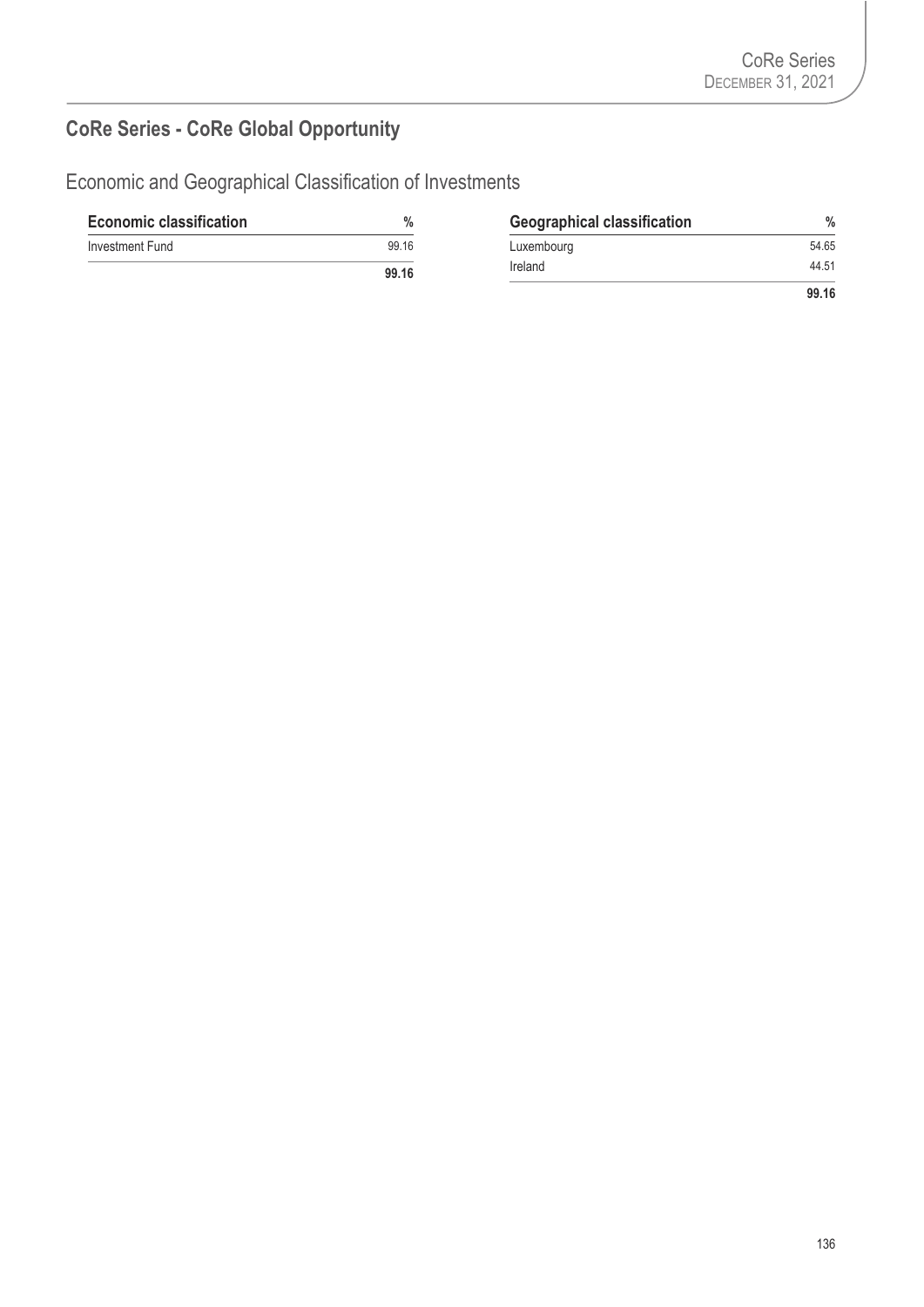## CoRe Series - CoRe Global Opportunity

### Economic and Geographical Classification of Investments

| Economic classification | % |
|---|---|
| Investment Fund | 99.16 |
| | **99.16** |

| Geographical classification | % |
|---|---|
| Luxembourg | 54.65 |
| Ireland | 44.51 |
| | **99.16** |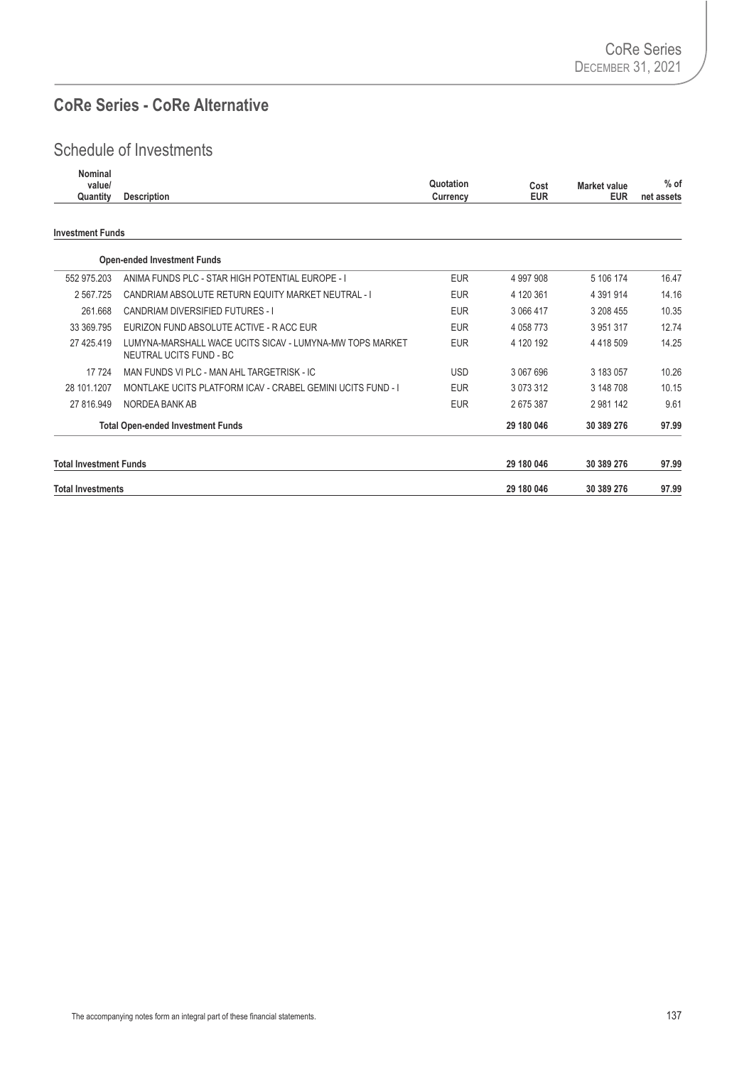## CoRe Series - CoRe Alternative

### Schedule of Investments

| Nominal value/ Quantity | Description | Quotation Currency | Cost EUR | Market value EUR | % of net assets |
|---|---|---|---|---|---|
| **Investment Funds** | | | | | |
| | **Open-ended Investment Funds** | | | | |
| 552 975.203 | ANIMA FUNDS PLC - STAR HIGH POTENTIAL EUROPE - I | EUR | 4 997 908 | 5 106 174 | 16.47 |
| 2 567.725 | CANDRIAM ABSOLUTE RETURN EQUITY MARKET NEUTRAL - I | EUR | 4 120 361 | 4 391 914 | 14.16 |
| 261.668 | CANDRIAM DIVERSIFIED FUTURES - I | EUR | 3 066 417 | 3 208 455 | 10.35 |
| 33 369.795 | EURIZON FUND ABSOLUTE ACTIVE - R ACC EUR | EUR | 4 058 773 | 3 951 317 | 12.74 |
| 27 425.419 | LUMYNA-MARSHALL WACE UCITS SICAV - LUMYNA-MW TOPS MARKET NEUTRAL UCITS FUND - BC | EUR | 4 120 192 | 4 418 509 | 14.25 |
| 17 724 | MAN FUNDS VI PLC - MAN AHL TARGETRISK - IC | USD | 3 067 696 | 3 183 057 | 10.26 |
| 28 101.1207 | MONTLAKE UCITS PLATFORM ICAV - CRABEL GEMINI UCITS FUND - I | EUR | 3 073 312 | 3 148 708 | 10.15 |
| 27 816.949 | NORDEA BANK AB | EUR | 2 675 387 | 2 981 142 | 9.61 |
| | **Total Open-ended Investment Funds** | | **29 180 046** | **30 389 276** | **97.99** |
| **Total Investment Funds** | | | **29 180 046** | **30 389 276** | **97.99** |
| **Total Investments** | | | **29 180 046** | **30 389 276** | **97.99** |

The accompanying notes form an integral part of these financial statements.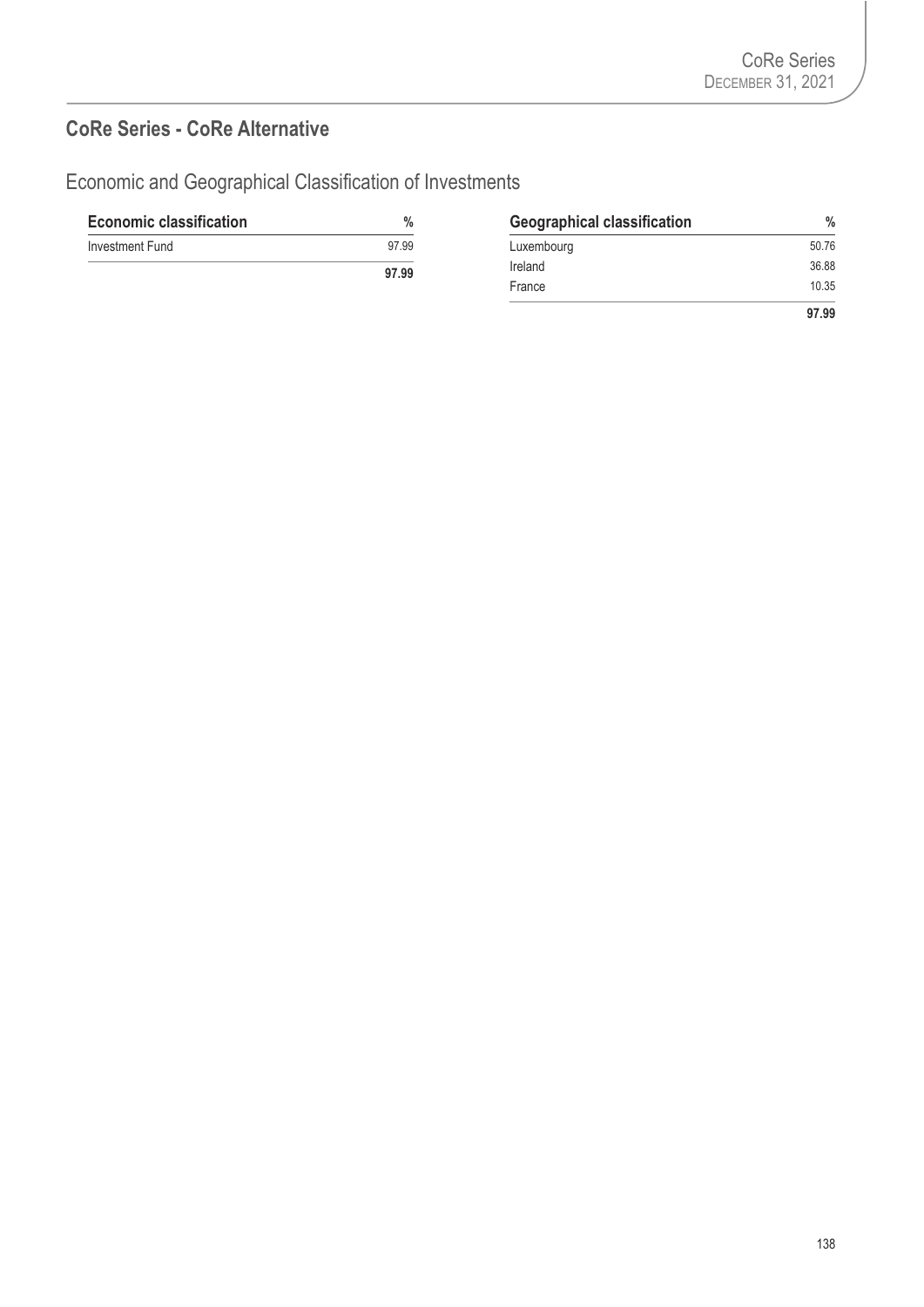## CoRe Series - CoRe Alternative

### Economic and Geographical Classification of Investments

| Economic classification | % |
|---|---|
| Investment Fund | 97.99 |
| | **97.99** |

| Geographical classification | % |
|---|---|
| Luxembourg | 50.76 |
| Ireland | 36.88 |
| France | 10.35 |
| | **97.99** |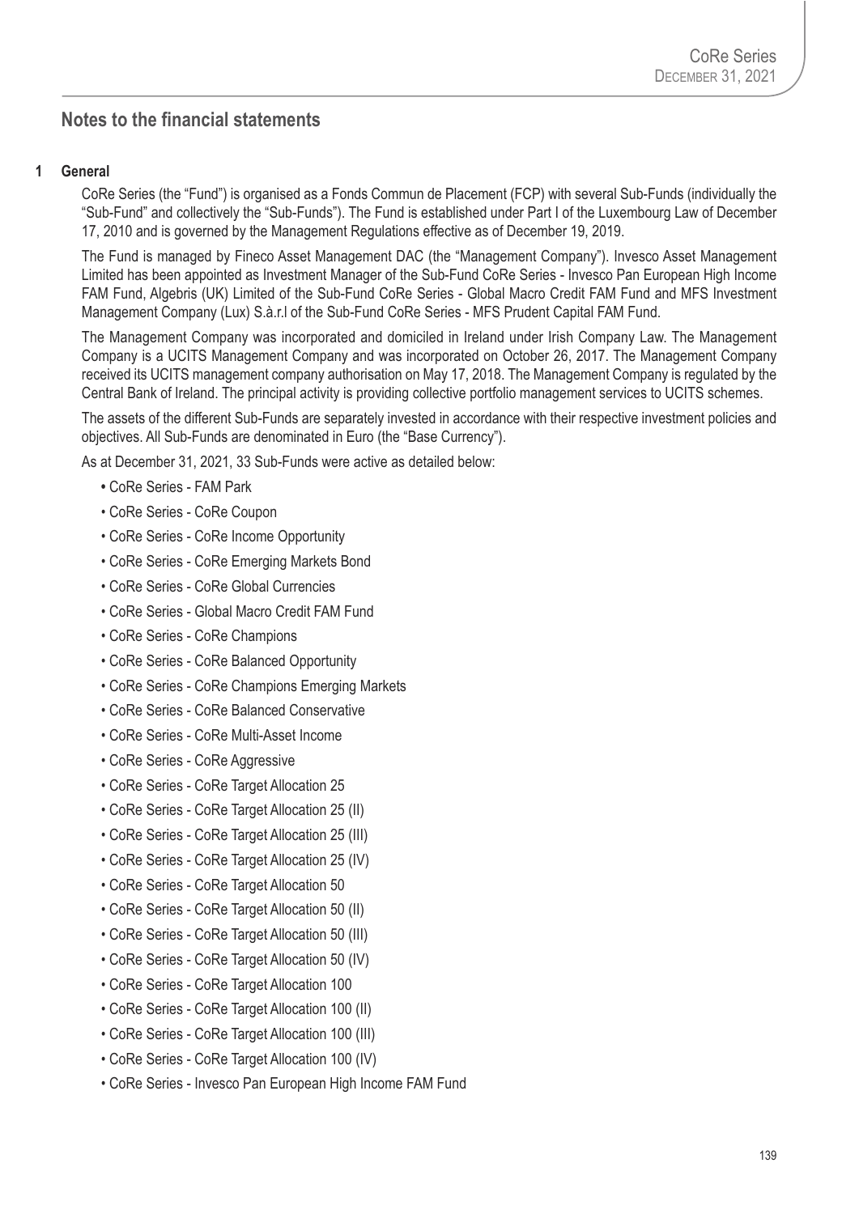## Notes to the financial statements

### 1 General

CoRe Series (the "Fund") is organised as a Fonds Commun de Placement (FCP) with several Sub-Funds (individually the "Sub-Fund" and collectively the "Sub-Funds"). The Fund is established under Part I of the Luxembourg Law of December 17, 2010 and is governed by the Management Regulations effective as of December 19, 2019.

The Fund is managed by Fineco Asset Management DAC (the "Management Company"). Invesco Asset Management Limited has been appointed as Investment Manager of the Sub-Fund CoRe Series - Invesco Pan European High Income FAM Fund, Algebris (UK) Limited of the Sub-Fund CoRe Series - Global Macro Credit FAM Fund and MFS Investment Management Company (Lux) S.à.r.l of the Sub-Fund CoRe Series - MFS Prudent Capital FAM Fund.

The Management Company was incorporated and domiciled in Ireland under Irish Company Law. The Management Company is a UCITS Management Company and was incorporated on October 26, 2017. The Management Company received its UCITS management company authorisation on May 17, 2018. The Management Company is regulated by the Central Bank of Ireland. The principal activity is providing collective portfolio management services to UCITS schemes.

The assets of the different Sub-Funds are separately invested in accordance with their respective investment policies and objectives. All Sub-Funds are denominated in Euro (the "Base Currency").

As at December 31, 2021, 33 Sub-Funds were active as detailed below:

- CoRe Series - FAM Park
- CoRe Series - CoRe Coupon
- CoRe Series - CoRe Income Opportunity
- CoRe Series - CoRe Emerging Markets Bond
- CoRe Series - CoRe Global Currencies
- CoRe Series - Global Macro Credit FAM Fund
- CoRe Series - CoRe Champions
- CoRe Series - CoRe Balanced Opportunity
- CoRe Series - CoRe Champions Emerging Markets
- CoRe Series - CoRe Balanced Conservative
- CoRe Series - CoRe Multi-Asset Income
- CoRe Series - CoRe Aggressive
- CoRe Series - CoRe Target Allocation 25
- CoRe Series - CoRe Target Allocation 25 (II)
- CoRe Series - CoRe Target Allocation 25 (III)
- CoRe Series - CoRe Target Allocation 25 (IV)
- CoRe Series - CoRe Target Allocation 50
- CoRe Series - CoRe Target Allocation 50 (II)
- CoRe Series - CoRe Target Allocation 50 (III)
- CoRe Series - CoRe Target Allocation 50 (IV)
- CoRe Series - CoRe Target Allocation 100
- CoRe Series - CoRe Target Allocation 100 (II)
- CoRe Series - CoRe Target Allocation 100 (III)
- CoRe Series - CoRe Target Allocation 100 (IV)
- CoRe Series - Invesco Pan European High Income FAM Fund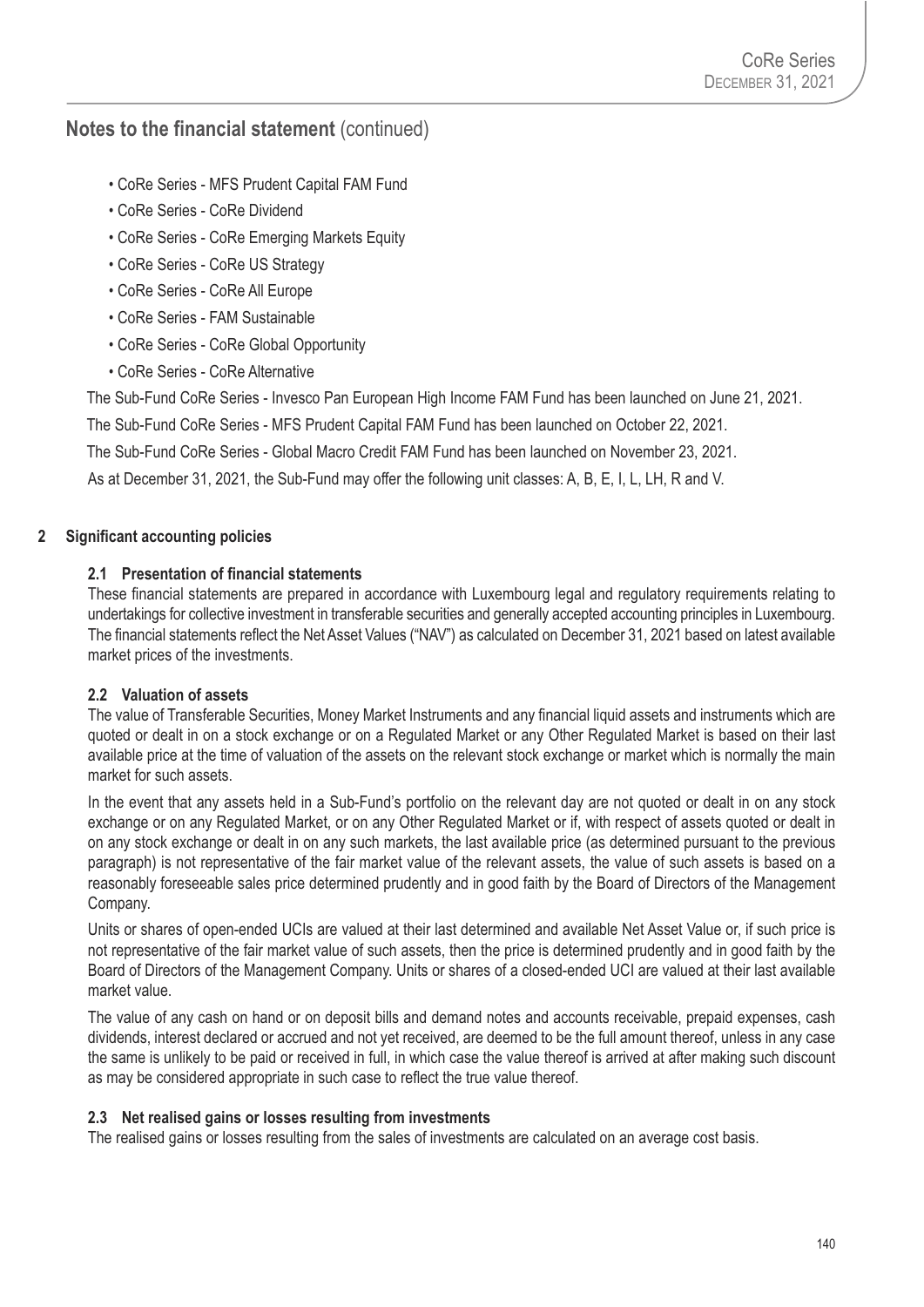## Notes to the financial statement (continued)

- CoRe Series - MFS Prudent Capital FAM Fund
- CoRe Series - CoRe Dividend
- CoRe Series - CoRe Emerging Markets Equity
- CoRe Series - CoRe US Strategy
- CoRe Series - CoRe All Europe
- CoRe Series - FAM Sustainable
- CoRe Series - CoRe Global Opportunity
- CoRe Series - CoRe Alternative

The Sub-Fund CoRe Series - Invesco Pan European High Income FAM Fund has been launched on June 21, 2021.

The Sub-Fund CoRe Series - MFS Prudent Capital FAM Fund has been launched on October 22, 2021.

The Sub-Fund CoRe Series - Global Macro Credit FAM Fund has been launched on November 23, 2021.

As at December 31, 2021, the Sub-Fund may offer the following unit classes: A, B, E, I, L, LH, R and V.

### 2 Significant accounting policies

#### 2.1 Presentation of financial statements

These financial statements are prepared in accordance with Luxembourg legal and regulatory requirements relating to undertakings for collective investment in transferable securities and generally accepted accounting principles in Luxembourg. The financial statements reflect the Net Asset Values ("NAV") as calculated on December 31, 2021 based on latest available market prices of the investments.

#### 2.2 Valuation of assets

The value of Transferable Securities, Money Market Instruments and any financial liquid assets and instruments which are quoted or dealt in on a stock exchange or on a Regulated Market or any Other Regulated Market is based on their last available price at the time of valuation of the assets on the relevant stock exchange or market which is normally the main market for such assets.

In the event that any assets held in a Sub-Fund's portfolio on the relevant day are not quoted or dealt in on any stock exchange or on any Regulated Market, or on any Other Regulated Market or if, with respect of assets quoted or dealt in on any stock exchange or dealt in on any such markets, the last available price (as determined pursuant to the previous paragraph) is not representative of the fair market value of the relevant assets, the value of such assets is based on a reasonably foreseeable sales price determined prudently and in good faith by the Board of Directors of the Management Company.

Units or shares of open-ended UCIs are valued at their last determined and available Net Asset Value or, if such price is not representative of the fair market value of such assets, then the price is determined prudently and in good faith by the Board of Directors of the Management Company. Units or shares of a closed-ended UCI are valued at their last available market value.

The value of any cash on hand or on deposit bills and demand notes and accounts receivable, prepaid expenses, cash dividends, interest declared or accrued and not yet received, are deemed to be the full amount thereof, unless in any case the same is unlikely to be paid or received in full, in which case the value thereof is arrived at after making such discount as may be considered appropriate in such case to reflect the true value thereof.

#### 2.3 Net realised gains or losses resulting from investments

The realised gains or losses resulting from the sales of investments are calculated on an average cost basis.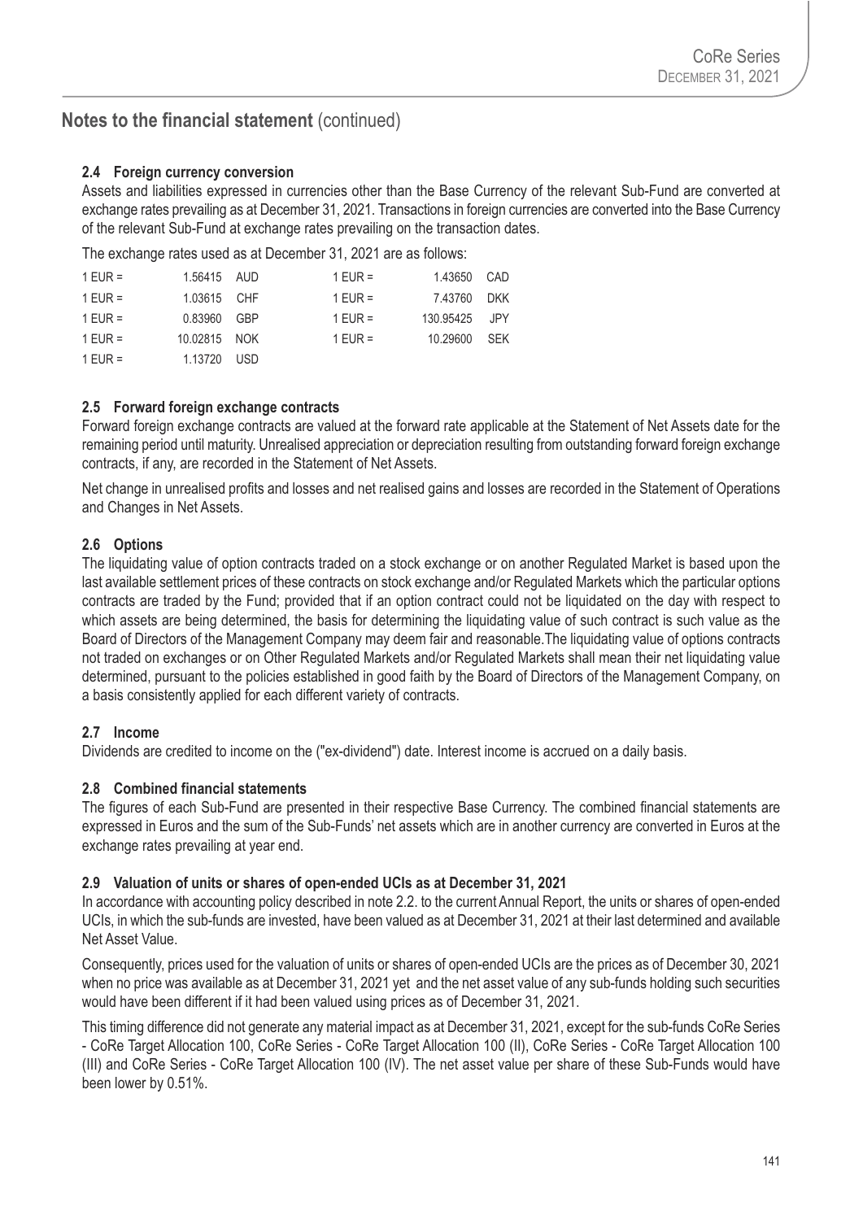## Notes to the financial statement (continued)

### 2.4 Foreign currency conversion

Assets and liabilities expressed in currencies other than the Base Currency of the relevant Sub-Fund are converted at exchange rates prevailing as at December 31, 2021. Transactions in foreign currencies are converted into the Base Currency of the relevant Sub-Fund at exchange rates prevailing on the transaction dates.

The exchange rates used as at December 31, 2021 are as follows:

| | | | | | |
|---|---|---|---|---|---|
| 1 EUR = | 1.56415 | AUD | 1 EUR = | 1.43650 | CAD |
| 1 EUR = | 1.03615 | CHF | 1 EUR = | 7.43760 | DKK |
| 1 EUR = | 0.83960 | GBP | 1 EUR = | 130.95425 | JPY |
| 1 EUR = | 10.02815 | NOK | 1 EUR = | 10.29600 | SEK |
| 1 EUR = | 1.13720 | USD | | | |

### 2.5 Forward foreign exchange contracts

Forward foreign exchange contracts are valued at the forward rate applicable at the Statement of Net Assets date for the remaining period until maturity. Unrealised appreciation or depreciation resulting from outstanding forward foreign exchange contracts, if any, are recorded in the Statement of Net Assets.

Net change in unrealised profits and losses and net realised gains and losses are recorded in the Statement of Operations and Changes in Net Assets.

### 2.6 Options

The liquidating value of option contracts traded on a stock exchange or on another Regulated Market is based upon the last available settlement prices of these contracts on stock exchange and/or Regulated Markets which the particular options contracts are traded by the Fund; provided that if an option contract could not be liquidated on the day with respect to which assets are being determined, the basis for determining the liquidating value of such contract is such value as the Board of Directors of the Management Company may deem fair and reasonable.The liquidating value of options contracts not traded on exchanges or on Other Regulated Markets and/or Regulated Markets shall mean their net liquidating value determined, pursuant to the policies established in good faith by the Board of Directors of the Management Company, on a basis consistently applied for each different variety of contracts.

### 2.7 Income

Dividends are credited to income on the ("ex-dividend") date. Interest income is accrued on a daily basis.

### 2.8 Combined financial statements

The figures of each Sub-Fund are presented in their respective Base Currency. The combined financial statements are expressed in Euros and the sum of the Sub-Funds' net assets which are in another currency are converted in Euros at the exchange rates prevailing at year end.

### 2.9 Valuation of units or shares of open-ended UCIs as at December 31, 2021

In accordance with accounting policy described in note 2.2. to the current Annual Report, the units or shares of open-ended UCIs, in which the sub-funds are invested, have been valued as at December 31, 2021 at their last determined and available Net Asset Value.

Consequently, prices used for the valuation of units or shares of open-ended UCIs are the prices as of December 30, 2021 when no price was available as at December 31, 2021 yet and the net asset value of any sub-funds holding such securities would have been different if it had been valued using prices as of December 31, 2021.

This timing difference did not generate any material impact as at December 31, 2021, except for the sub-funds CoRe Series - CoRe Target Allocation 100, CoRe Series - CoRe Target Allocation 100 (II), CoRe Series - CoRe Target Allocation 100 (III) and CoRe Series - CoRe Target Allocation 100 (IV). The net asset value per share of these Sub-Funds would have been lower by 0.51%.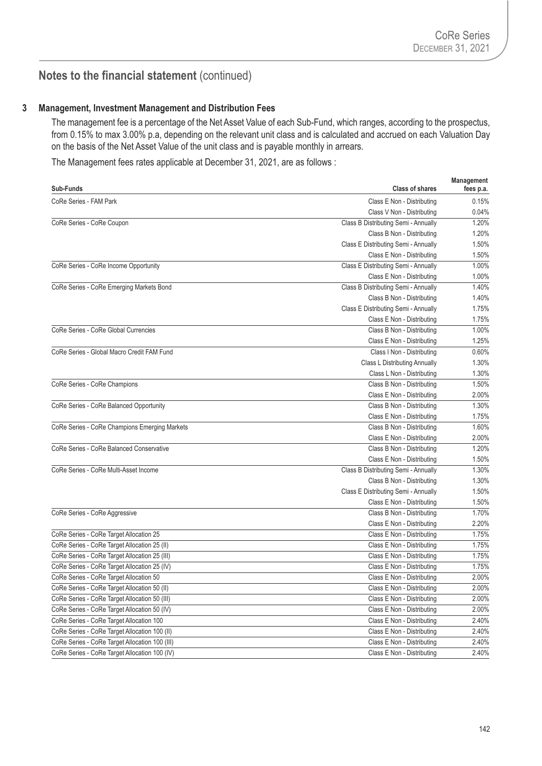## Notes to the financial statement (continued)

### 3 Management, Investment Management and Distribution Fees

The management fee is a percentage of the Net Asset Value of each Sub-Fund, which ranges, according to the prospectus, from 0.15% to max 3.00% p.a, depending on the relevant unit class and is calculated and accrued on each Valuation Day on the basis of the Net Asset Value of the unit class and is payable monthly in arrears.

The Management fees rates applicable at December 31, 2021, are as follows :

| Sub-Funds | Class of shares | Management fees p.a. |
|---|---|---|
| CoRe Series - FAM Park | Class E Non - Distributing | 0.15% |
| | Class V Non - Distributing | 0.04% |
| CoRe Series - CoRe Coupon | Class B Distributing Semi - Annually | 1.20% |
| | Class B Non - Distributing | 1.20% |
| | Class E Distributing Semi - Annually | 1.50% |
| | Class E Non - Distributing | 1.50% |
| CoRe Series - CoRe Income Opportunity | Class E Distributing Semi - Annually | 1.00% |
| | Class E Non - Distributing | 1.00% |
| CoRe Series - CoRe Emerging Markets Bond | Class B Distributing Semi - Annually | 1.40% |
| | Class B Non - Distributing | 1.40% |
| | Class E Distributing Semi - Annually | 1.75% |
| | Class E Non - Distributing | 1.75% |
| CoRe Series - CoRe Global Currencies | Class B Non - Distributing | 1.00% |
| | Class E Non - Distributing | 1.25% |
| CoRe Series - Global Macro Credit FAM Fund | Class I Non - Distributing | 0.60% |
| | Class L Distributing Annually | 1.30% |
| | Class L Non - Distributing | 1.30% |
| CoRe Series - CoRe Champions | Class B Non - Distributing | 1.50% |
| | Class E Non - Distributing | 2.00% |
| CoRe Series - CoRe Balanced Opportunity | Class B Non - Distributing | 1.30% |
| | Class E Non - Distributing | 1.75% |
| CoRe Series - CoRe Champions Emerging Markets | Class B Non - Distributing | 1.60% |
| | Class E Non - Distributing | 2.00% |
| CoRe Series - CoRe Balanced Conservative | Class B Non - Distributing | 1.20% |
| | Class E Non - Distributing | 1.50% |
| CoRe Series - CoRe Multi-Asset Income | Class B Distributing Semi - Annually | 1.30% |
| | Class B Non - Distributing | 1.30% |
| | Class E Distributing Semi - Annually | 1.50% |
| | Class E Non - Distributing | 1.50% |
| CoRe Series - CoRe Aggressive | Class B Non - Distributing | 1.70% |
| | Class E Non - Distributing | 2.20% |
| CoRe Series - CoRe Target Allocation 25 | Class E Non - Distributing | 1.75% |
| CoRe Series - CoRe Target Allocation 25 (II) | Class E Non - Distributing | 1.75% |
| CoRe Series - CoRe Target Allocation 25 (III) | Class E Non - Distributing | 1.75% |
| CoRe Series - CoRe Target Allocation 25 (IV) | Class E Non - Distributing | 1.75% |
| CoRe Series - CoRe Target Allocation 50 | Class E Non - Distributing | 2.00% |
| CoRe Series - CoRe Target Allocation 50 (II) | Class E Non - Distributing | 2.00% |
| CoRe Series - CoRe Target Allocation 50 (III) | Class E Non - Distributing | 2.00% |
| CoRe Series - CoRe Target Allocation 50 (IV) | Class E Non - Distributing | 2.00% |
| CoRe Series - CoRe Target Allocation 100 | Class E Non - Distributing | 2.40% |
| CoRe Series - CoRe Target Allocation 100 (II) | Class E Non - Distributing | 2.40% |
| CoRe Series - CoRe Target Allocation 100 (III) | Class E Non - Distributing | 2.40% |
| CoRe Series - CoRe Target Allocation 100 (IV) | Class E Non - Distributing | 2.40% |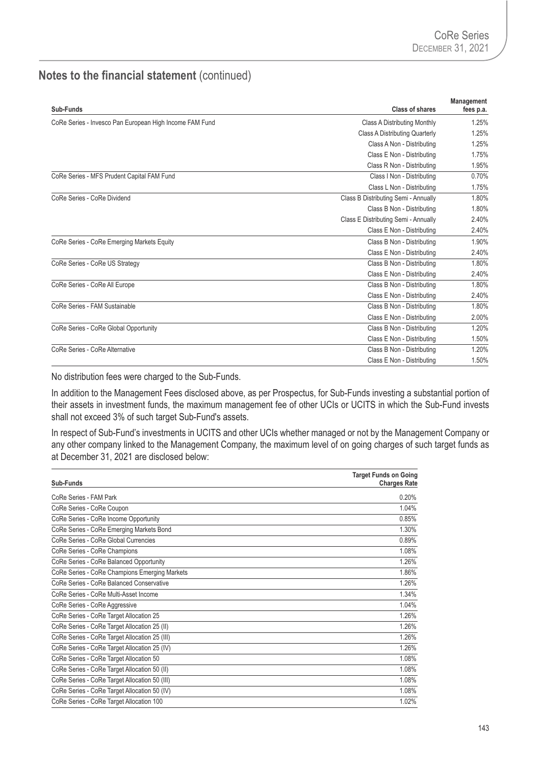## Notes to the financial statement (continued)

| Sub-Funds | Class of shares | Management fees p.a. |
|---|---|---|
| CoRe Series - Invesco Pan European High Income FAM Fund | Class A Distributing Monthly | 1.25% |
| | Class A Distributing Quarterly | 1.25% |
| | Class A Non - Distributing | 1.25% |
| | Class E Non - Distributing | 1.75% |
| | Class R Non - Distributing | 1.95% |
| CoRe Series - MFS Prudent Capital FAM Fund | Class I Non - Distributing | 0.70% |
| | Class L Non - Distributing | 1.75% |
| CoRe Series - CoRe Dividend | Class B Distributing Semi - Annually | 1.80% |
| | Class B Non - Distributing | 1.80% |
| | Class E Distributing Semi - Annually | 2.40% |
| | Class E Non - Distributing | 2.40% |
| CoRe Series - CoRe Emerging Markets Equity | Class B Non - Distributing | 1.90% |
| | Class E Non - Distributing | 2.40% |
| CoRe Series - CoRe US Strategy | Class B Non - Distributing | 1.80% |
| | Class E Non - Distributing | 2.40% |
| CoRe Series - CoRe All Europe | Class B Non - Distributing | 1.80% |
| | Class E Non - Distributing | 2.40% |
| CoRe Series - FAM Sustainable | Class B Non - Distributing | 1.80% |
| | Class E Non - Distributing | 2.00% |
| CoRe Series - CoRe Global Opportunity | Class B Non - Distributing | 1.20% |
| | Class E Non - Distributing | 1.50% |
| CoRe Series - CoRe Alternative | Class B Non - Distributing | 1.20% |
| | Class E Non - Distributing | 1.50% |

No distribution fees were charged to the Sub-Funds.

In addition to the Management Fees disclosed above, as per Prospectus, for Sub-Funds investing a substantial portion of their assets in investment funds, the maximum management fee of other UCIs or UCITS in which the Sub-Fund invests shall not exceed 3% of such target Sub-Fund's assets.

In respect of Sub-Fund's investments in UCITS and other UCIs whether managed or not by the Management Company or any other company linked to the Management Company, the maximum level of on going charges of such target funds as at December 31, 2021 are disclosed below:

| Sub-Funds | Target Funds on Going Charges Rate |
|---|---|
| CoRe Series - FAM Park | 0.20% |
| CoRe Series - CoRe Coupon | 1.04% |
| CoRe Series - CoRe Income Opportunity | 0.85% |
| CoRe Series - CoRe Emerging Markets Bond | 1.30% |
| CoRe Series - CoRe Global Currencies | 0.89% |
| CoRe Series - CoRe Champions | 1.08% |
| CoRe Series - CoRe Balanced Opportunity | 1.26% |
| CoRe Series - CoRe Champions Emerging Markets | 1.86% |
| CoRe Series - CoRe Balanced Conservative | 1.26% |
| CoRe Series - CoRe Multi-Asset Income | 1.34% |
| CoRe Series - CoRe Aggressive | 1.04% |
| CoRe Series - CoRe Target Allocation 25 | 1.26% |
| CoRe Series - CoRe Target Allocation 25 (II) | 1.26% |
| CoRe Series - CoRe Target Allocation 25 (III) | 1.26% |
| CoRe Series - CoRe Target Allocation 25 (IV) | 1.26% |
| CoRe Series - CoRe Target Allocation 50 | 1.08% |
| CoRe Series - CoRe Target Allocation 50 (II) | 1.08% |
| CoRe Series - CoRe Target Allocation 50 (III) | 1.08% |
| CoRe Series - CoRe Target Allocation 50 (IV) | 1.08% |
| CoRe Series - CoRe Target Allocation 100 | 1.02% |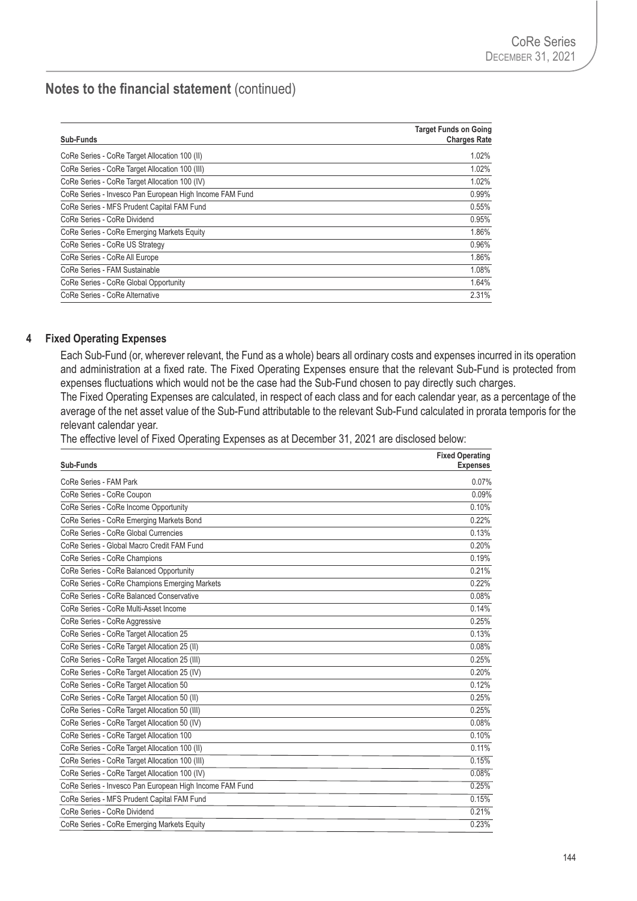## Notes to the financial statement (continued)

| Sub-Funds | Target Funds on Going Charges Rate |
|---|---|
| CoRe Series - CoRe Target Allocation 100 (II) | 1.02% |
| CoRe Series - CoRe Target Allocation 100 (III) | 1.02% |
| CoRe Series - CoRe Target Allocation 100 (IV) | 1.02% |
| CoRe Series - Invesco Pan European High Income FAM Fund | 0.99% |
| CoRe Series - MFS Prudent Capital FAM Fund | 0.55% |
| CoRe Series - CoRe Dividend | 0.95% |
| CoRe Series - CoRe Emerging Markets Equity | 1.86% |
| CoRe Series - CoRe US Strategy | 0.96% |
| CoRe Series - CoRe All Europe | 1.86% |
| CoRe Series - FAM Sustainable | 1.08% |
| CoRe Series - CoRe Global Opportunity | 1.64% |
| CoRe Series - CoRe Alternative | 2.31% |

### 4 Fixed Operating Expenses

Each Sub-Fund (or, wherever relevant, the Fund as a whole) bears all ordinary costs and expenses incurred in its operation and administration at a fixed rate. The Fixed Operating Expenses ensure that the relevant Sub-Fund is protected from expenses fluctuations which would not be the case had the Sub-Fund chosen to pay directly such charges.

The Fixed Operating Expenses are calculated, in respect of each class and for each calendar year, as a percentage of the average of the net asset value of the Sub-Fund attributable to the relevant Sub-Fund calculated in prorata temporis for the relevant calendar year.

The effective level of Fixed Operating Expenses as at December 31, 2021 are disclosed below:

| Sub-Funds | Fixed Operating Expenses |
|---|---|
| CoRe Series - FAM Park | 0.07% |
| CoRe Series - CoRe Coupon | 0.09% |
| CoRe Series - CoRe Income Opportunity | 0.10% |
| CoRe Series - CoRe Emerging Markets Bond | 0.22% |
| CoRe Series - CoRe Global Currencies | 0.13% |
| CoRe Series - Global Macro Credit FAM Fund | 0.20% |
| CoRe Series - CoRe Champions | 0.19% |
| CoRe Series - CoRe Balanced Opportunity | 0.21% |
| CoRe Series - CoRe Champions Emerging Markets | 0.22% |
| CoRe Series - CoRe Balanced Conservative | 0.08% |
| CoRe Series - CoRe Multi-Asset Income | 0.14% |
| CoRe Series - CoRe Aggressive | 0.25% |
| CoRe Series - CoRe Target Allocation 25 | 0.13% |
| CoRe Series - CoRe Target Allocation 25 (II) | 0.08% |
| CoRe Series - CoRe Target Allocation 25 (III) | 0.25% |
| CoRe Series - CoRe Target Allocation 25 (IV) | 0.20% |
| CoRe Series - CoRe Target Allocation 50 | 0.12% |
| CoRe Series - CoRe Target Allocation 50 (II) | 0.25% |
| CoRe Series - CoRe Target Allocation 50 (III) | 0.25% |
| CoRe Series - CoRe Target Allocation 50 (IV) | 0.08% |
| CoRe Series - CoRe Target Allocation 100 | 0.10% |
| CoRe Series - CoRe Target Allocation 100 (II) | 0.11% |
| CoRe Series - CoRe Target Allocation 100 (III) | 0.15% |
| CoRe Series - CoRe Target Allocation 100 (IV) | 0.08% |
| CoRe Series - Invesco Pan European High Income FAM Fund | 0.25% |
| CoRe Series - MFS Prudent Capital FAM Fund | 0.15% |
| CoRe Series - CoRe Dividend | 0.21% |
| CoRe Series - CoRe Emerging Markets Equity | 0.23% |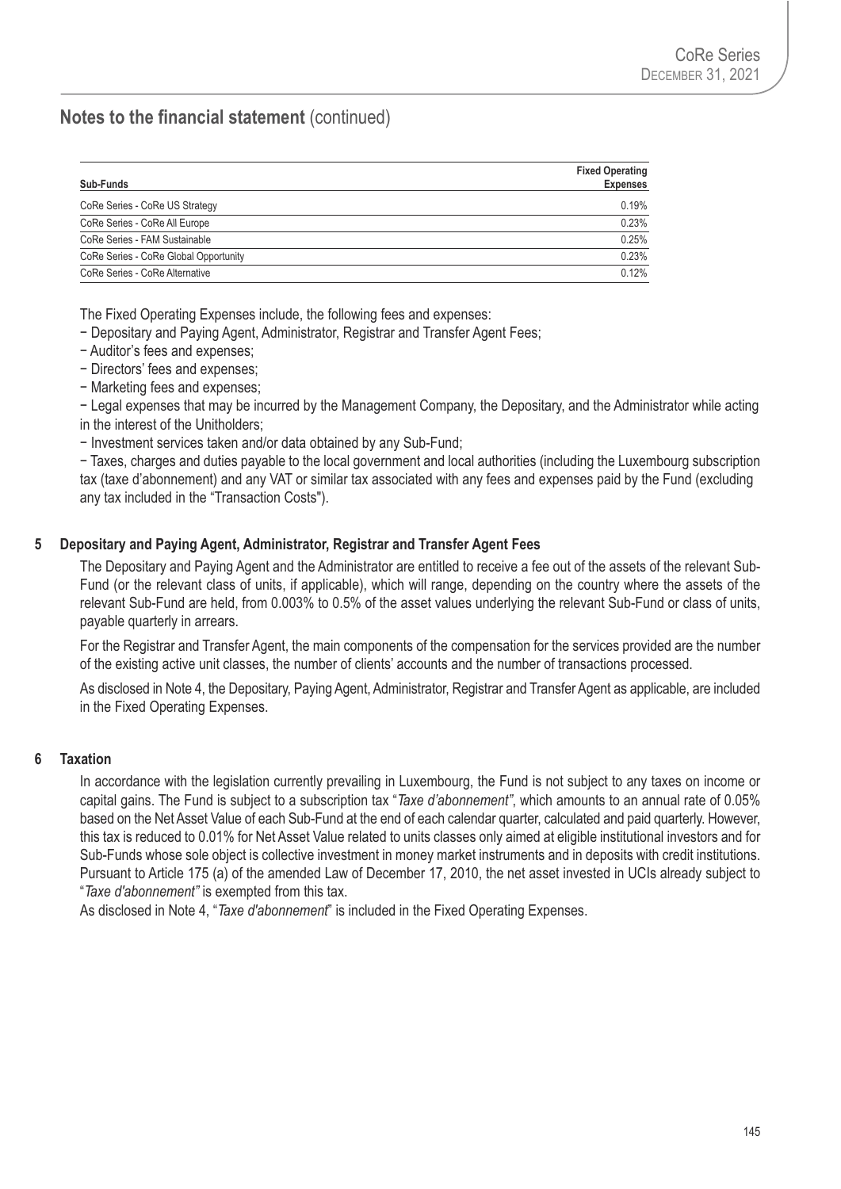## Notes to the financial statement (continued)

| Sub-Funds | Fixed Operating Expenses |
|---|---|
| CoRe Series - CoRe US Strategy | 0.19% |
| CoRe Series - CoRe All Europe | 0.23% |
| CoRe Series - FAM Sustainable | 0.25% |
| CoRe Series - CoRe Global Opportunity | 0.23% |
| CoRe Series - CoRe Alternative | 0.12% |

The Fixed Operating Expenses include, the following fees and expenses:

− Depositary and Paying Agent, Administrator, Registrar and Transfer Agent Fees;

− Auditor's fees and expenses;

− Directors' fees and expenses;

− Marketing fees and expenses;

− Legal expenses that may be incurred by the Management Company, the Depositary, and the Administrator while acting in the interest of the Unitholders;

− Investment services taken and/or data obtained by any Sub-Fund;

− Taxes, charges and duties payable to the local government and local authorities (including the Luxembourg subscription tax (taxe d'abonnement) and any VAT or similar tax associated with any fees and expenses paid by the Fund (excluding any tax included in the "Transaction Costs").

### 5 Depositary and Paying Agent, Administrator, Registrar and Transfer Agent Fees

The Depositary and Paying Agent and the Administrator are entitled to receive a fee out of the assets of the relevant Sub-Fund (or the relevant class of units, if applicable), which will range, depending on the country where the assets of the relevant Sub-Fund are held, from 0.003% to 0.5% of the asset values underlying the relevant Sub-Fund or class of units, payable quarterly in arrears.

For the Registrar and Transfer Agent, the main components of the compensation for the services provided are the number of the existing active unit classes, the number of clients' accounts and the number of transactions processed.

As disclosed in Note 4, the Depositary, Paying Agent, Administrator, Registrar and Transfer Agent as applicable, are included in the Fixed Operating Expenses.

### 6 Taxation

In accordance with the legislation currently prevailing in Luxembourg, the Fund is not subject to any taxes on income or capital gains. The Fund is subject to a subscription tax "*Taxe d'abonnement"*, which amounts to an annual rate of 0.05% based on the Net Asset Value of each Sub-Fund at the end of each calendar quarter, calculated and paid quarterly. However, this tax is reduced to 0.01% for Net Asset Value related to units classes only aimed at eligible institutional investors and for Sub-Funds whose sole object is collective investment in money market instruments and in deposits with credit institutions. Pursuant to Article 175 (a) of the amended Law of December 17, 2010, the net asset invested in UCIs already subject to "*Taxe d'abonnement"* is exempted from this tax.

As disclosed in Note 4, "*Taxe d'abonnement*" is included in the Fixed Operating Expenses.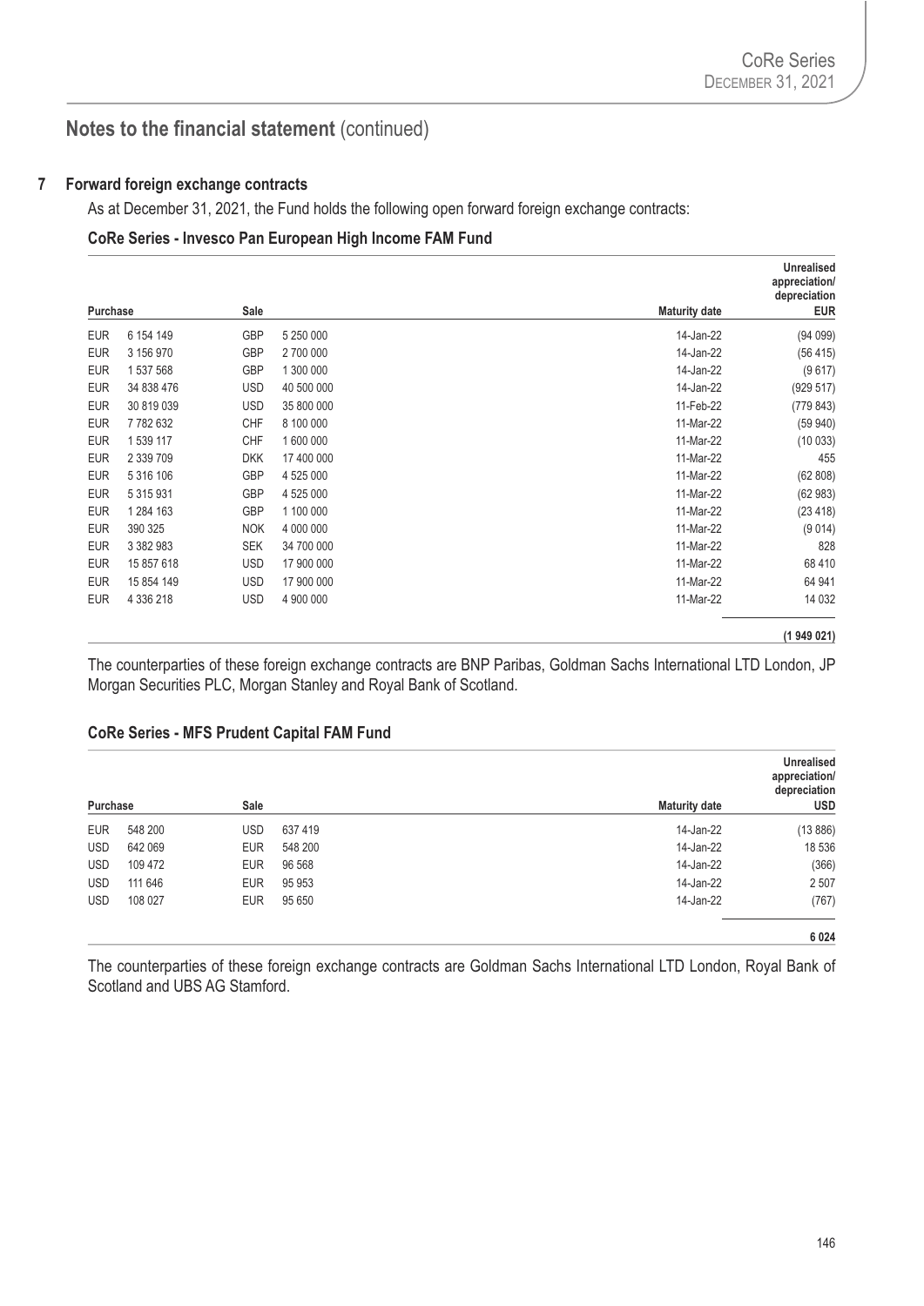## Notes to the financial statement (continued)

### 7 Forward foreign exchange contracts

As at December 31, 2021, the Fund holds the following open forward foreign exchange contracts:

**CoRe Series - Invesco Pan European High Income FAM Fund**

| Purchase | | Sale | | Maturity date | Unrealised appreciation/ depreciation EUR |
|---|---|---|---|---|---|
| EUR | 6 154 149 | GBP | 5 250 000 | 14-Jan-22 | (94 099) |
| EUR | 3 156 970 | GBP | 2 700 000 | 14-Jan-22 | (56 415) |
| EUR | 1 537 568 | GBP | 1 300 000 | 14-Jan-22 | (9 617) |
| EUR | 34 838 476 | USD | 40 500 000 | 14-Jan-22 | (929 517) |
| EUR | 30 819 039 | USD | 35 800 000 | 11-Feb-22 | (779 843) |
| EUR | 7 782 632 | CHF | 8 100 000 | 11-Mar-22 | (59 940) |
| EUR | 1 539 117 | CHF | 1 600 000 | 11-Mar-22 | (10 033) |
| EUR | 2 339 709 | DKK | 17 400 000 | 11-Mar-22 | 455 |
| EUR | 5 316 106 | GBP | 4 525 000 | 11-Mar-22 | (62 808) |
| EUR | 5 315 931 | GBP | 4 525 000 | 11-Mar-22 | (62 983) |
| EUR | 1 284 163 | GBP | 1 100 000 | 11-Mar-22 | (23 418) |
| EUR | 390 325 | NOK | 4 000 000 | 11-Mar-22 | (9 014) |
| EUR | 3 382 983 | SEK | 34 700 000 | 11-Mar-22 | 828 |
| EUR | 15 857 618 | USD | 17 900 000 | 11-Mar-22 | 68 410 |
| EUR | 15 854 149 | USD | 17 900 000 | 11-Mar-22 | 64 941 |
| EUR | 4 336 218 | USD | 4 900 000 | 11-Mar-22 | 14 032 |
| | | | | | **(1 949 021)** |

The counterparties of these foreign exchange contracts are BNP Paribas, Goldman Sachs International LTD London, JP Morgan Securities PLC, Morgan Stanley and Royal Bank of Scotland.

**CoRe Series - MFS Prudent Capital FAM Fund**

| Purchase | | Sale | | Maturity date | Unrealised appreciation/ depreciation USD |
|---|---|---|---|---|---|
| EUR | 548 200 | USD | 637 419 | 14-Jan-22 | (13 886) |
| USD | 642 069 | EUR | 548 200 | 14-Jan-22 | 18 536 |
| USD | 109 472 | EUR | 96 568 | 14-Jan-22 | (366) |
| USD | 111 646 | EUR | 95 953 | 14-Jan-22 | 2 507 |
| USD | 108 027 | EUR | 95 650 | 14-Jan-22 | (767) |
| | | | | | **6 024** |

The counterparties of these foreign exchange contracts are Goldman Sachs International LTD London, Royal Bank of Scotland and UBS AG Stamford.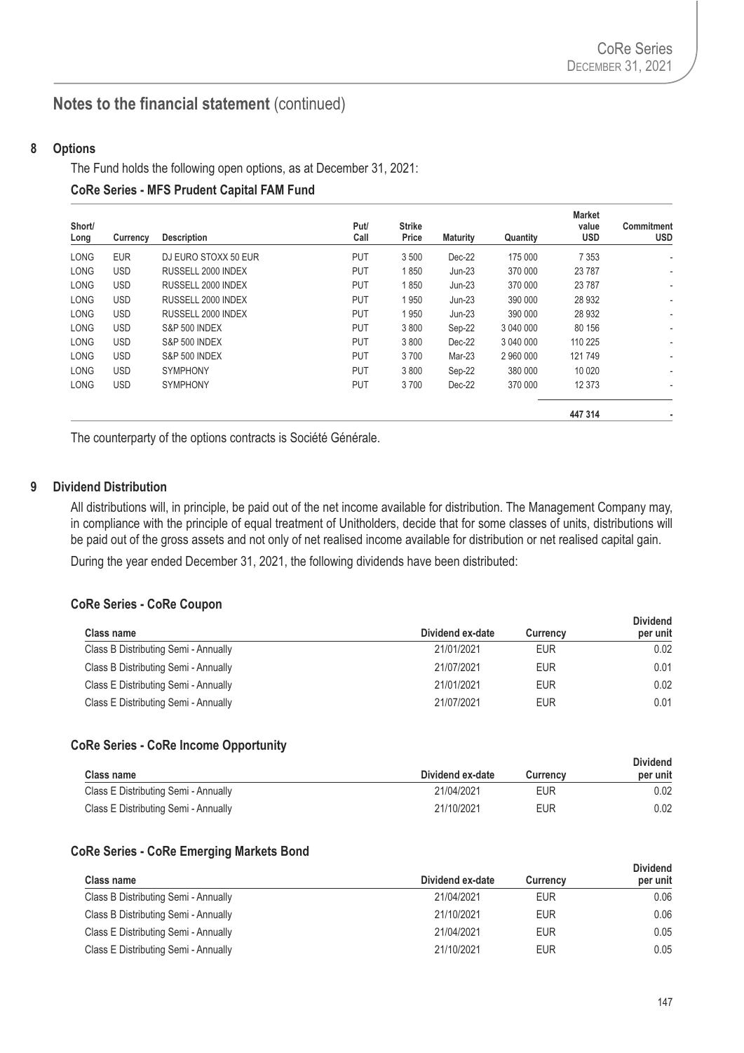## Notes to the financial statement (continued)

### 8 Options

The Fund holds the following open options, as at December 31, 2021:

**CoRe Series - MFS Prudent Capital FAM Fund**

| Short/ Long | Currency | Description | Put/ Call | Strike Price | Maturity | Quantity | Market value USD | Commitment USD |
|---|---|---|---|---|---|---|---|---|
| LONG | EUR | DJ EURO STOXX 50 EUR | PUT | 3 500 | Dec-22 | 175 000 | 7 353 | - |
| LONG | USD | RUSSELL 2000 INDEX | PUT | 1 850 | Jun-23 | 370 000 | 23 787 | - |
| LONG | USD | RUSSELL 2000 INDEX | PUT | 1 850 | Jun-23 | 370 000 | 23 787 | - |
| LONG | USD | RUSSELL 2000 INDEX | PUT | 1 950 | Jun-23 | 390 000 | 28 932 | - |
| LONG | USD | RUSSELL 2000 INDEX | PUT | 1 950 | Jun-23 | 390 000 | 28 932 | - |
| LONG | USD | S&P 500 INDEX | PUT | 3 800 | Sep-22 | 3 040 000 | 80 156 | - |
| LONG | USD | S&P 500 INDEX | PUT | 3 800 | Dec-22 | 3 040 000 | 110 225 | - |
| LONG | USD | S&P 500 INDEX | PUT | 3 700 | Mar-23 | 2 960 000 | 121 749 | - |
| LONG | USD | SYMPHONY | PUT | 3 800 | Sep-22 | 380 000 | 10 020 | - |
| LONG | USD | SYMPHONY | PUT | 3 700 | Dec-22 | 370 000 | 12 373 | - |
| | | | | | | | **447 314** | **-** |

The counterparty of the options contracts is Société Générale.

### 9 Dividend Distribution

All distributions will, in principle, be paid out of the net income available for distribution. The Management Company may, in compliance with the principle of equal treatment of Unitholders, decide that for some classes of units, distributions will be paid out of the gross assets and not only of net realised income available for distribution or net realised capital gain.

During the year ended December 31, 2021, the following dividends have been distributed:

**CoRe Series - CoRe Coupon**

| Class name | Dividend ex-date | Currency | Dividend per unit |
|---|---|---|---|
| Class B Distributing Semi - Annually | 21/01/2021 | EUR | 0.02 |
| Class B Distributing Semi - Annually | 21/07/2021 | EUR | 0.01 |
| Class E Distributing Semi - Annually | 21/01/2021 | EUR | 0.02 |
| Class E Distributing Semi - Annually | 21/07/2021 | EUR | 0.01 |

**CoRe Series - CoRe Income Opportunity**

| Class name | Dividend ex-date | Currency | Dividend per unit |
|---|---|---|---|
| Class E Distributing Semi - Annually | 21/04/2021 | EUR | 0.02 |
| Class E Distributing Semi - Annually | 21/10/2021 | EUR | 0.02 |

**CoRe Series - CoRe Emerging Markets Bond**

| Class name | Dividend ex-date | Currency | Dividend per unit |
|---|---|---|---|
| Class B Distributing Semi - Annually | 21/04/2021 | EUR | 0.06 |
| Class B Distributing Semi - Annually | 21/10/2021 | EUR | 0.06 |
| Class E Distributing Semi - Annually | 21/04/2021 | EUR | 0.05 |
| Class E Distributing Semi - Annually | 21/10/2021 | EUR | 0.05 |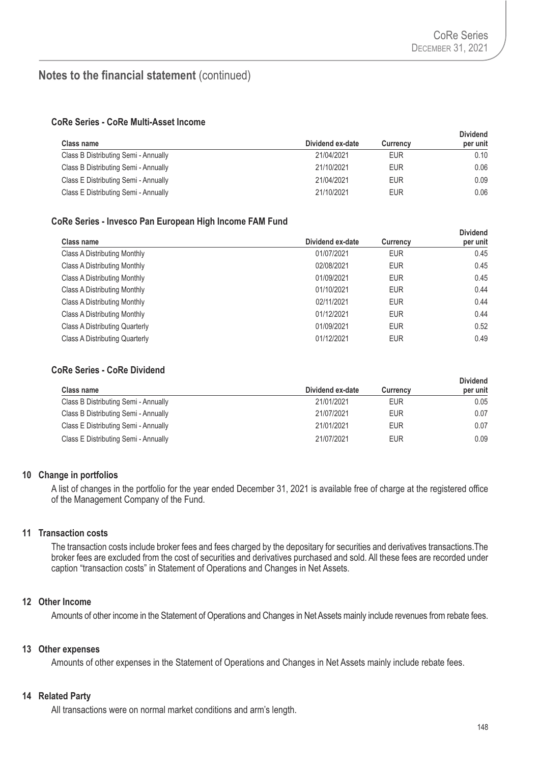## Notes to the financial statement (continued)

#### CoRe Series - CoRe Multi-Asset Income

| Class name | Dividend ex-date | Currency | Dividend per unit |
|---|---|---|---|
| Class B Distributing Semi - Annually | 21/04/2021 | EUR | 0.10 |
| Class B Distributing Semi - Annually | 21/10/2021 | EUR | 0.06 |
| Class E Distributing Semi - Annually | 21/04/2021 | EUR | 0.09 |
| Class E Distributing Semi - Annually | 21/10/2021 | EUR | 0.06 |

#### CoRe Series - Invesco Pan European High Income FAM Fund

| Class name | Dividend ex-date | Currency | Dividend per unit |
|---|---|---|---|
| Class A Distributing Monthly | 01/07/2021 | EUR | 0.45 |
| Class A Distributing Monthly | 02/08/2021 | EUR | 0.45 |
| Class A Distributing Monthly | 01/09/2021 | EUR | 0.45 |
| Class A Distributing Monthly | 01/10/2021 | EUR | 0.44 |
| Class A Distributing Monthly | 02/11/2021 | EUR | 0.44 |
| Class A Distributing Monthly | 01/12/2021 | EUR | 0.44 |
| Class A Distributing Quarterly | 01/09/2021 | EUR | 0.52 |
| Class A Distributing Quarterly | 01/12/2021 | EUR | 0.49 |

#### CoRe Series - CoRe Dividend

| Class name | Dividend ex-date | Currency | Dividend per unit |
|---|---|---|---|
| Class B Distributing Semi - Annually | 21/01/2021 | EUR | 0.05 |
| Class B Distributing Semi - Annually | 21/07/2021 | EUR | 0.07 |
| Class E Distributing Semi - Annually | 21/01/2021 | EUR | 0.07 |
| Class E Distributing Semi - Annually | 21/07/2021 | EUR | 0.09 |

### 10 Change in portfolios

A list of changes in the portfolio for the year ended December 31, 2021 is available free of charge at the registered office of the Management Company of the Fund.

### 11 Transaction costs

The transaction costs include broker fees and fees charged by the depositary for securities and derivatives transactions.The broker fees are excluded from the cost of securities and derivatives purchased and sold. All these fees are recorded under caption "transaction costs" in Statement of Operations and Changes in Net Assets.

### 12 Other Income

Amounts of other income in the Statement of Operations and Changes in Net Assets mainly include revenues from rebate fees.

### 13 Other expenses

Amounts of other expenses in the Statement of Operations and Changes in Net Assets mainly include rebate fees.

### 14 Related Party

All transactions were on normal market conditions and arm's length.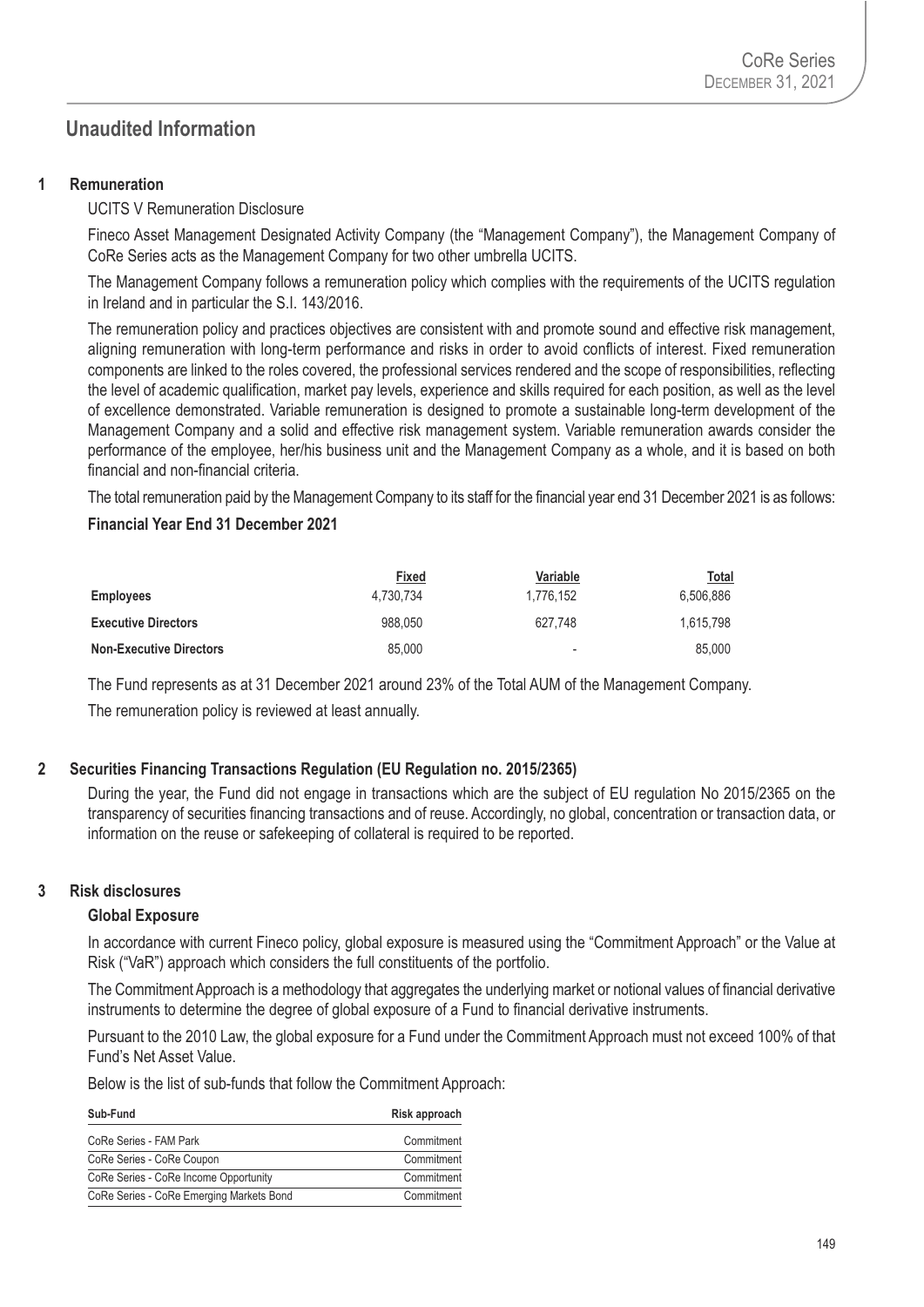# Unaudited Information

## 1 Remuneration

UCITS V Remuneration Disclosure

Fineco Asset Management Designated Activity Company (the "Management Company"), the Management Company of CoRe Series acts as the Management Company for two other umbrella UCITS.

The Management Company follows a remuneration policy which complies with the requirements of the UCITS regulation in Ireland and in particular the S.I. 143/2016.

The remuneration policy and practices objectives are consistent with and promote sound and effective risk management, aligning remuneration with long-term performance and risks in order to avoid conflicts of interest. Fixed remuneration components are linked to the roles covered, the professional services rendered and the scope of responsibilities, reflecting the level of academic qualification, market pay levels, experience and skills required for each position, as well as the level of excellence demonstrated. Variable remuneration is designed to promote a sustainable long-term development of the Management Company and a solid and effective risk management system. Variable remuneration awards consider the performance of the employee, her/his business unit and the Management Company as a whole, and it is based on both financial and non-financial criteria.

The total remuneration paid by the Management Company to its staff for the financial year end 31 December 2021 is as follows:

**Financial Year End 31 December 2021**

| | Fixed | Variable | Total |
|---|---|---|---|
| **Employees** | 4,730,734 | 1,776,152 | 6,506,886 |
| **Executive Directors** | 988,050 | 627,748 | 1,615,798 |
| **Non-Executive Directors** | 85,000 | - | 85,000 |

The Fund represents as at 31 December 2021 around 23% of the Total AUM of the Management Company.

The remuneration policy is reviewed at least annually.

## 2 Securities Financing Transactions Regulation (EU Regulation no. 2015/2365)

During the year, the Fund did not engage in transactions which are the subject of EU regulation No 2015/2365 on the transparency of securities financing transactions and of reuse. Accordingly, no global, concentration or transaction data, or information on the reuse or safekeeping of collateral is required to be reported.

## 3 Risk disclosures

### Global Exposure

In accordance with current Fineco policy, global exposure is measured using the "Commitment Approach" or the Value at Risk ("VaR") approach which considers the full constituents of the portfolio.

The Commitment Approach is a methodology that aggregates the underlying market or notional values of financial derivative instruments to determine the degree of global exposure of a Fund to financial derivative instruments.

Pursuant to the 2010 Law, the global exposure for a Fund under the Commitment Approach must not exceed 100% of that Fund's Net Asset Value.

Below is the list of sub-funds that follow the Commitment Approach:

| Sub-Fund | Risk approach |
|---|---|
| CoRe Series - FAM Park | Commitment |
| CoRe Series - CoRe Coupon | Commitment |
| CoRe Series - CoRe Income Opportunity | Commitment |
| CoRe Series - CoRe Emerging Markets Bond | Commitment |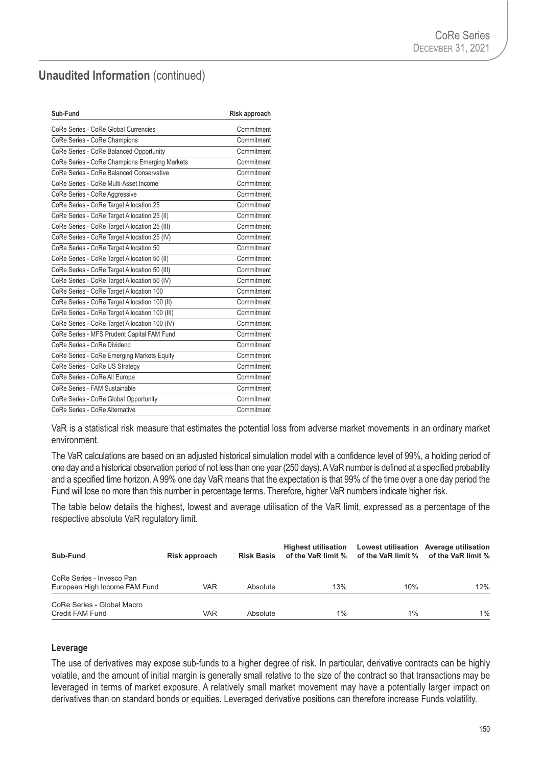## Unaudited Information (continued)

| Sub-Fund | Risk approach |
|---|---|
| CoRe Series - CoRe Global Currencies | Commitment |
| CoRe Series - CoRe Champions | Commitment |
| CoRe Series - CoRe Balanced Opportunity | Commitment |
| CoRe Series - CoRe Champions Emerging Markets | Commitment |
| CoRe Series - CoRe Balanced Conservative | Commitment |
| CoRe Series - CoRe Multi-Asset Income | Commitment |
| CoRe Series - CoRe Aggressive | Commitment |
| CoRe Series - CoRe Target Allocation 25 | Commitment |
| CoRe Series - CoRe Target Allocation 25 (II) | Commitment |
| CoRe Series - CoRe Target Allocation 25 (III) | Commitment |
| CoRe Series - CoRe Target Allocation 25 (IV) | Commitment |
| CoRe Series - CoRe Target Allocation 50 | Commitment |
| CoRe Series - CoRe Target Allocation 50 (II) | Commitment |
| CoRe Series - CoRe Target Allocation 50 (III) | Commitment |
| CoRe Series - CoRe Target Allocation 50 (IV) | Commitment |
| CoRe Series - CoRe Target Allocation 100 | Commitment |
| CoRe Series - CoRe Target Allocation 100 (II) | Commitment |
| CoRe Series - CoRe Target Allocation 100 (III) | Commitment |
| CoRe Series - CoRe Target Allocation 100 (IV) | Commitment |
| CoRe Series - MFS Prudent Capital FAM Fund | Commitment |
| CoRe Series - CoRe Dividend | Commitment |
| CoRe Series - CoRe Emerging Markets Equity | Commitment |
| CoRe Series - CoRe US Strategy | Commitment |
| CoRe Series - CoRe All Europe | Commitment |
| CoRe Series - FAM Sustainable | Commitment |
| CoRe Series - CoRe Global Opportunity | Commitment |
| CoRe Series - CoRe Alternative | Commitment |

VaR is a statistical risk measure that estimates the potential loss from adverse market movements in an ordinary market environment.

The VaR calculations are based on an adjusted historical simulation model with a confidence level of 99%, a holding period of one day and a historical observation period of not less than one year (250 days). A VaR number is defined at a specified probability and a specified time horizon. A 99% one day VaR means that the expectation is that 99% of the time over a one day period the Fund will lose no more than this number in percentage terms. Therefore, higher VaR numbers indicate higher risk.

The table below details the highest, lowest and average utilisation of the VaR limit, expressed as a percentage of the respective absolute VaR regulatory limit.

| Sub-Fund | Risk approach | Risk Basis | Highest utilisation of the VaR limit % | Lowest utilisation of the VaR limit % | Average utilisation of the VaR limit % |
|---|---|---|---|---|---|
| CoRe Series - Invesco Pan European High Income FAM Fund | VAR | Absolute | 13% | 10% | 12% |
| CoRe Series - Global Macro Credit FAM Fund | VAR | Absolute | 1% | 1% | 1% |

### Leverage

The use of derivatives may expose sub-funds to a higher degree of risk. In particular, derivative contracts can be highly volatile, and the amount of initial margin is generally small relative to the size of the contract so that transactions may be leveraged in terms of market exposure. A relatively small market movement may have a potentially larger impact on derivatives than on standard bonds or equities. Leveraged derivative positions can therefore increase Funds volatility.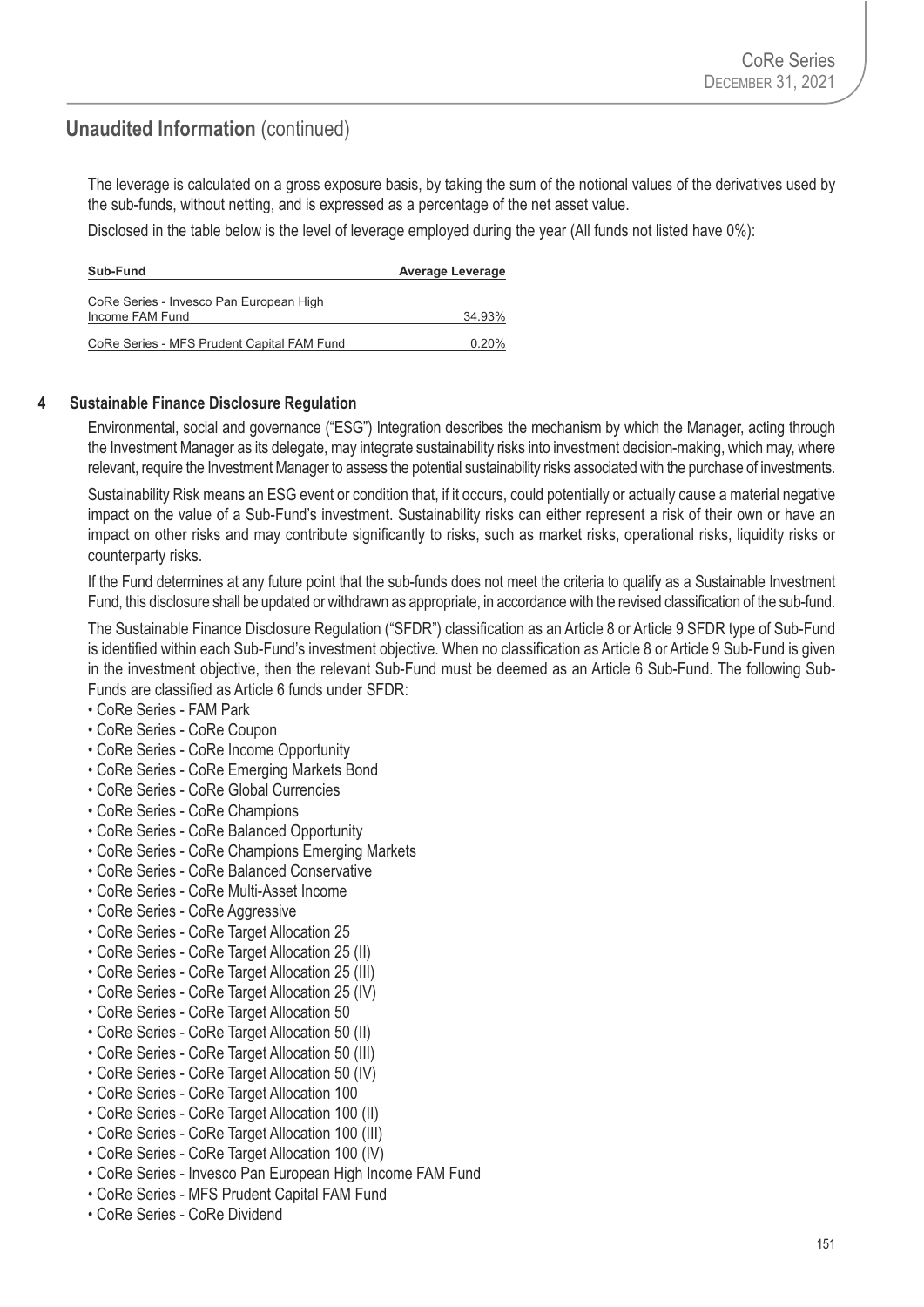## Unaudited Information (continued)

The leverage is calculated on a gross exposure basis, by taking the sum of the notional values of the derivatives used by the sub-funds, without netting, and is expressed as a percentage of the net asset value.

Disclosed in the table below is the level of leverage employed during the year (All funds not listed have 0%):

| Sub-Fund | Average Leverage |
|---|---|
| CoRe Series - Invesco Pan European High Income FAM Fund | 34.93% |
| CoRe Series - MFS Prudent Capital FAM Fund | 0.20% |

### 4 Sustainable Finance Disclosure Regulation

Environmental, social and governance ("ESG") Integration describes the mechanism by which the Manager, acting through the Investment Manager as its delegate, may integrate sustainability risks into investment decision-making, which may, where relevant, require the Investment Manager to assess the potential sustainability risks associated with the purchase of investments.

Sustainability Risk means an ESG event or condition that, if it occurs, could potentially or actually cause a material negative impact on the value of a Sub-Fund's investment. Sustainability risks can either represent a risk of their own or have an impact on other risks and may contribute significantly to risks, such as market risks, operational risks, liquidity risks or counterparty risks.

If the Fund determines at any future point that the sub-funds does not meet the criteria to qualify as a Sustainable Investment Fund, this disclosure shall be updated or withdrawn as appropriate, in accordance with the revised classification of the sub-fund.

The Sustainable Finance Disclosure Regulation ("SFDR") classification as an Article 8 or Article 9 SFDR type of Sub-Fund is identified within each Sub-Fund's investment objective. When no classification as Article 8 or Article 9 Sub-Fund is given in the investment objective, then the relevant Sub-Fund must be deemed as an Article 6 Sub-Fund. The following Sub-Funds are classified as Article 6 funds under SFDR:

- CoRe Series - FAM Park
- CoRe Series - CoRe Coupon
- CoRe Series - CoRe Income Opportunity
- CoRe Series - CoRe Emerging Markets Bond
- CoRe Series - CoRe Global Currencies
- CoRe Series - CoRe Champions
- CoRe Series - CoRe Balanced Opportunity
- CoRe Series - CoRe Champions Emerging Markets
- CoRe Series - CoRe Balanced Conservative
- CoRe Series - CoRe Multi-Asset Income
- CoRe Series - CoRe Aggressive
- CoRe Series - CoRe Target Allocation 25
- CoRe Series - CoRe Target Allocation 25 (II)
- CoRe Series - CoRe Target Allocation 25 (III)
- CoRe Series - CoRe Target Allocation 25 (IV)
- CoRe Series - CoRe Target Allocation 50
- CoRe Series - CoRe Target Allocation 50 (II)
- CoRe Series - CoRe Target Allocation 50 (III)
- CoRe Series - CoRe Target Allocation 50 (IV)
- CoRe Series - CoRe Target Allocation 100
- CoRe Series - CoRe Target Allocation 100 (II)
- CoRe Series - CoRe Target Allocation 100 (III)
- CoRe Series - CoRe Target Allocation 100 (IV)
- CoRe Series - Invesco Pan European High Income FAM Fund
- CoRe Series - MFS Prudent Capital FAM Fund
- CoRe Series - CoRe Dividend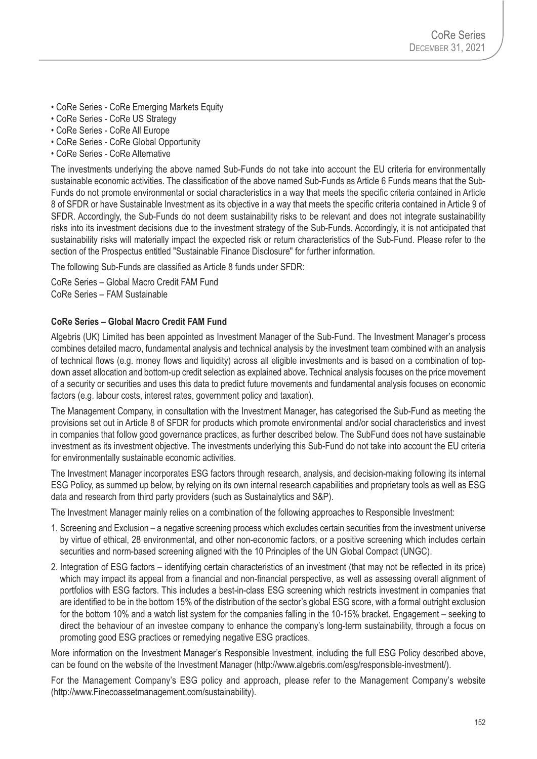- CoRe Series - CoRe Emerging Markets Equity
- CoRe Series - CoRe US Strategy
- CoRe Series - CoRe All Europe
- CoRe Series - CoRe Global Opportunity
- CoRe Series - CoRe Alternative

The investments underlying the above named Sub-Funds do not take into account the EU criteria for environmentally sustainable economic activities. The classification of the above named Sub-Funds as Article 6 Funds means that the Sub-Funds do not promote environmental or social characteristics in a way that meets the specific criteria contained in Article 8 of SFDR or have Sustainable Investment as its objective in a way that meets the specific criteria contained in Article 9 of SFDR. Accordingly, the Sub-Funds do not deem sustainability risks to be relevant and does not integrate sustainability risks into its investment decisions due to the investment strategy of the Sub-Funds. Accordingly, it is not anticipated that sustainability risks will materially impact the expected risk or return characteristics of the Sub-Fund. Please refer to the section of the Prospectus entitled "Sustainable Finance Disclosure" for further information.

The following Sub-Funds are classified as Article 8 funds under SFDR:

CoRe Series – Global Macro Credit FAM Fund
CoRe Series – FAM Sustainable

**CoRe Series – Global Macro Credit FAM Fund**

Algebris (UK) Limited has been appointed as Investment Manager of the Sub-Fund. The Investment Manager's process combines detailed macro, fundamental analysis and technical analysis by the investment team combined with an analysis of technical flows (e.g. money flows and liquidity) across all eligible investments and is based on a combination of top-down asset allocation and bottom-up credit selection as explained above. Technical analysis focuses on the price movement of a security or securities and uses this data to predict future movements and fundamental analysis focuses on economic factors (e.g. labour costs, interest rates, government policy and taxation).

The Management Company, in consultation with the Investment Manager, has categorised the Sub-Fund as meeting the provisions set out in Article 8 of SFDR for products which promote environmental and/or social characteristics and invest in companies that follow good governance practices, as further described below. The SubFund does not have sustainable investment as its investment objective. The investments underlying this Sub-Fund do not take into account the EU criteria for environmentally sustainable economic activities.

The Investment Manager incorporates ESG factors through research, analysis, and decision-making following its internal ESG Policy, as summed up below, by relying on its own internal research capabilities and proprietary tools as well as ESG data and research from third party providers (such as Sustainalytics and S&P).

The Investment Manager mainly relies on a combination of the following approaches to Responsible Investment:

1. Screening and Exclusion – a negative screening process which excludes certain securities from the investment universe by virtue of ethical, 28 environmental, and other non-economic factors, or a positive screening which includes certain securities and norm-based screening aligned with the 10 Principles of the UN Global Compact (UNGC).
2. Integration of ESG factors – identifying certain characteristics of an investment (that may not be reflected in its price) which may impact its appeal from a financial and non-financial perspective, as well as assessing overall alignment of portfolios with ESG factors. This includes a best-in-class ESG screening which restricts investment in companies that are identified to be in the bottom 15% of the distribution of the sector's global ESG score, with a formal outright exclusion for the bottom 10% and a watch list system for the companies falling in the 10-15% bracket. Engagement – seeking to direct the behaviour of an investee company to enhance the company's long-term sustainability, through a focus on promoting good ESG practices or remedying negative ESG practices.

More information on the Investment Manager's Responsible Investment, including the full ESG Policy described above, can be found on the website of the Investment Manager (http://www.algebris.com/esg/responsible-investment/).

For the Management Company's ESG policy and approach, please refer to the Management Company's website (http://www.Finecoassetmanagement.com/sustainability).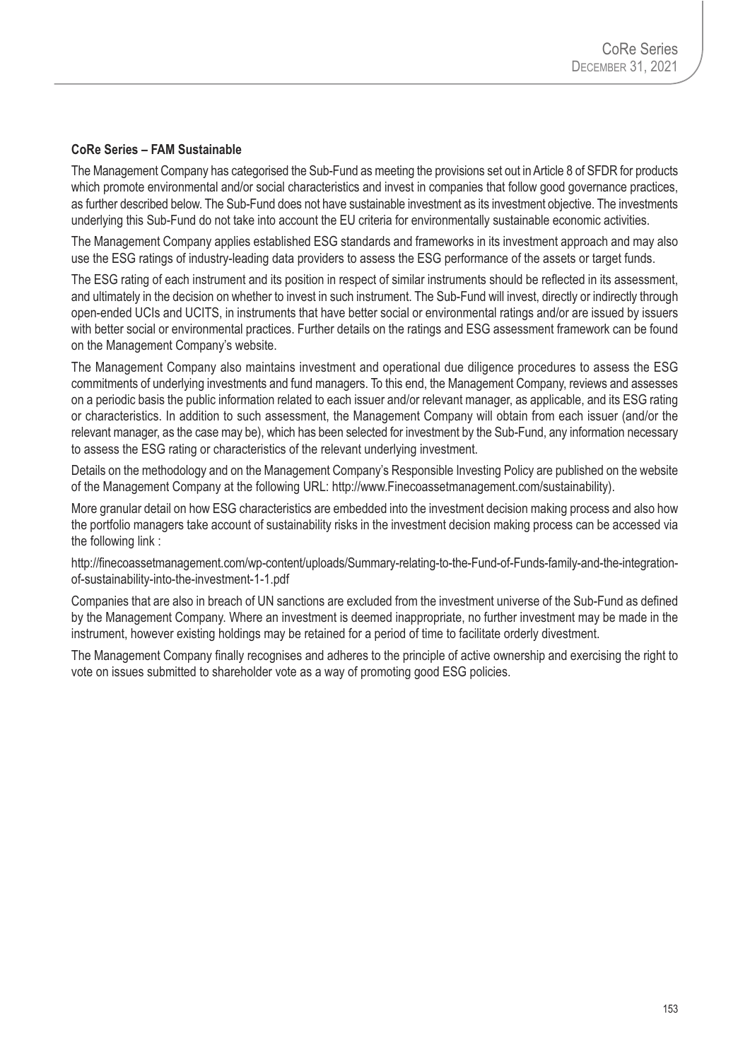**CoRe Series – FAM Sustainable**

The Management Company has categorised the Sub-Fund as meeting the provisions set out in Article 8 of SFDR for products which promote environmental and/or social characteristics and invest in companies that follow good governance practices, as further described below. The Sub-Fund does not have sustainable investment as its investment objective. The investments underlying this Sub-Fund do not take into account the EU criteria for environmentally sustainable economic activities.

The Management Company applies established ESG standards and frameworks in its investment approach and may also use the ESG ratings of industry-leading data providers to assess the ESG performance of the assets or target funds.

The ESG rating of each instrument and its position in respect of similar instruments should be reflected in its assessment, and ultimately in the decision on whether to invest in such instrument. The Sub-Fund will invest, directly or indirectly through open-ended UCIs and UCITS, in instruments that have better social or environmental ratings and/or are issued by issuers with better social or environmental practices. Further details on the ratings and ESG assessment framework can be found on the Management Company's website.

The Management Company also maintains investment and operational due diligence procedures to assess the ESG commitments of underlying investments and fund managers. To this end, the Management Company, reviews and assesses on a periodic basis the public information related to each issuer and/or relevant manager, as applicable, and its ESG rating or characteristics. In addition to such assessment, the Management Company will obtain from each issuer (and/or the relevant manager, as the case may be), which has been selected for investment by the Sub-Fund, any information necessary to assess the ESG rating or characteristics of the relevant underlying investment.

Details on the methodology and on the Management Company's Responsible Investing Policy are published on the website of the Management Company at the following URL: http://www.Finecoassetmanagement.com/sustainability).

More granular detail on how ESG characteristics are embedded into the investment decision making process and also how the portfolio managers take account of sustainability risks in the investment decision making process can be accessed via the following link :

http://finecoassetmanagement.com/wp-content/uploads/Summary-relating-to-the-Fund-of-Funds-family-and-the-integration-of-sustainability-into-the-investment-1-1.pdf

Companies that are also in breach of UN sanctions are excluded from the investment universe of the Sub-Fund as defined by the Management Company. Where an investment is deemed inappropriate, no further investment may be made in the instrument, however existing holdings may be retained for a period of time to facilitate orderly divestment.

The Management Company finally recognises and adheres to the principle of active ownership and exercising the right to vote on issues submitted to shareholder vote as a way of promoting good ESG policies.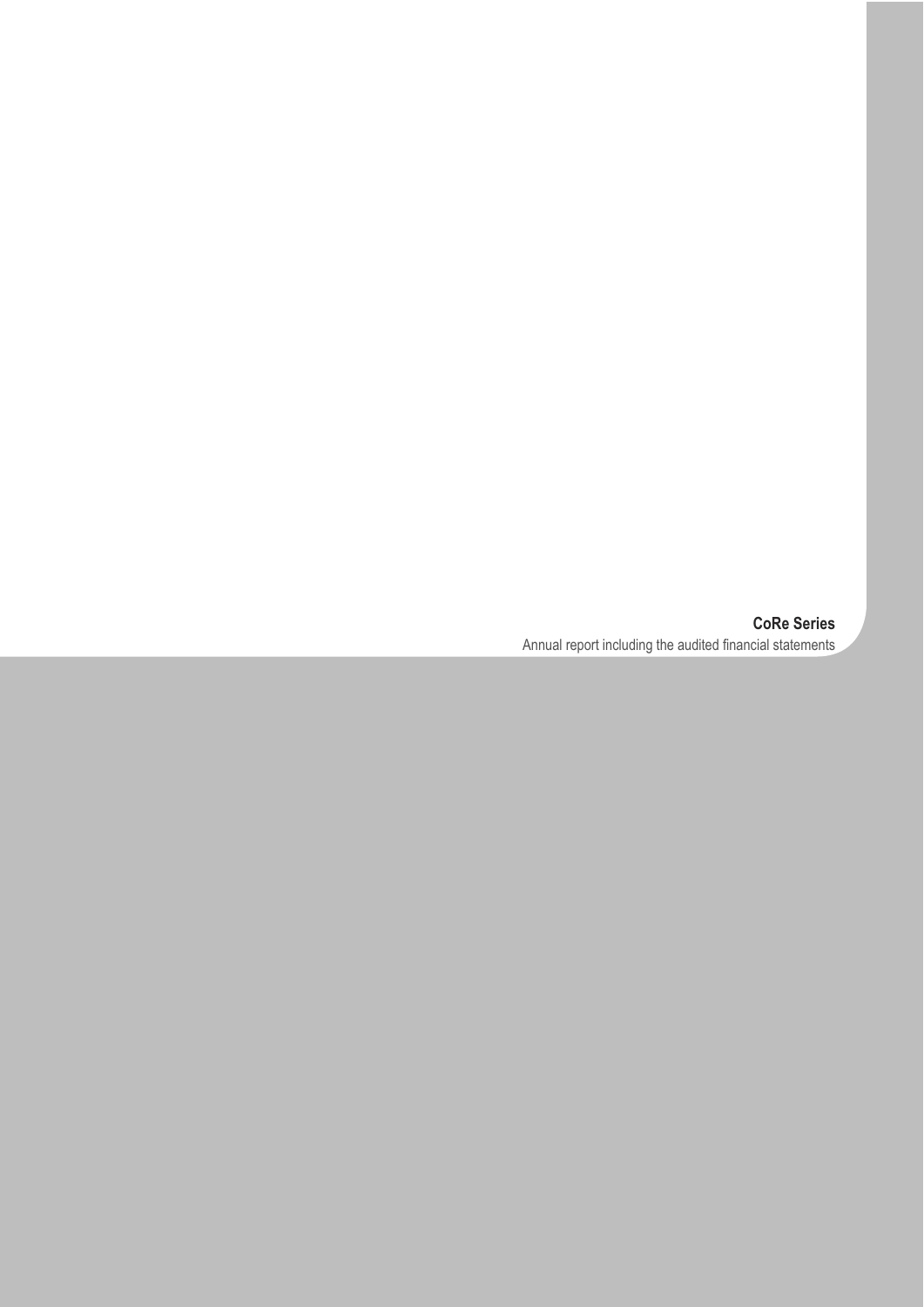**CoRe Series**

Annual report including the audited financial statements